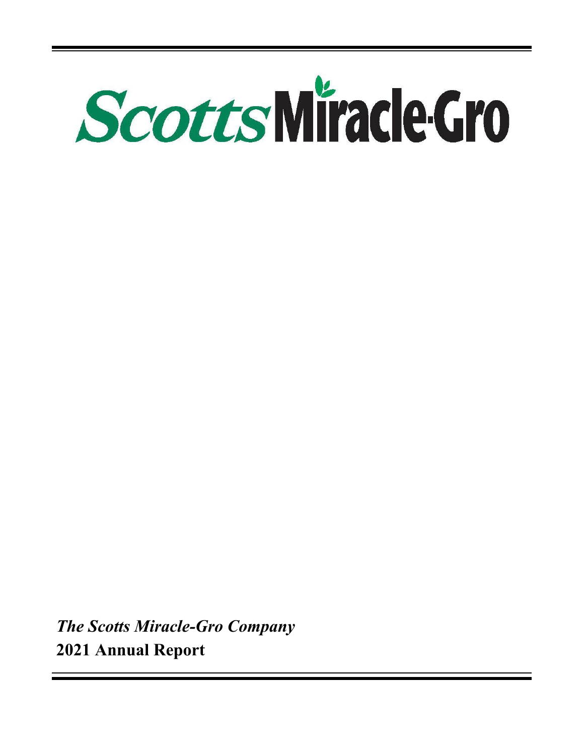# ScottsMiracle-Gro

*The Scotts Miracle-Gro Company*

**2021 Annual Report**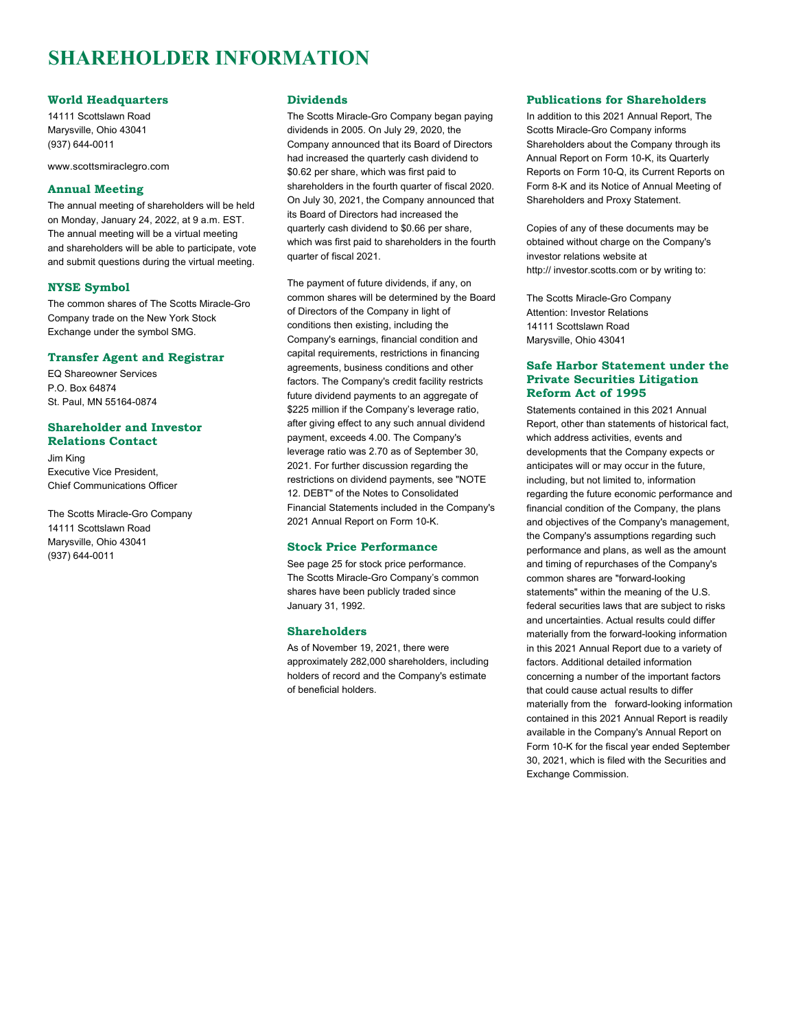# SHAREHOLDER INFORMATION

## World Headquarters

14111 Scottslawn Road
Marysville, Ohio 43041
(937) 644-0011

www.scottsmiraclegro.com

## Annual Meeting

The annual meeting of shareholders will be held on Monday, January 24, 2022, at 9 a.m. EST. The annual meeting will be a virtual meeting and shareholders will be able to participate, vote and submit questions during the virtual meeting.

## NYSE Symbol

The common shares of The Scotts Miracle-Gro Company trade on the New York Stock Exchange under the symbol SMG.

## Transfer Agent and Registrar

EQ Shareowner Services
P.O. Box 64874
St. Paul, MN 55164-0874

## Shareholder and Investor Relations Contact

Jim King
Executive Vice President,
Chief Communications Officer

The Scotts Miracle-Gro Company
14111 Scottslawn Road
Marysville, Ohio 43041
(937) 644-0011

## Dividends

The Scotts Miracle-Gro Company began paying dividends in 2005. On July 29, 2020, the Company announced that its Board of Directors had increased the quarterly cash dividend to $0.62 per share, which was first paid to shareholders in the fourth quarter of fiscal 2020. On July 30, 2021, the Company announced that its Board of Directors had increased the quarterly cash dividend to $0.66 per share, which was first paid to shareholders in the fourth quarter of fiscal 2021.

The payment of future dividends, if any, on common shares will be determined by the Board of Directors of the Company in light of conditions then existing, including the Company's earnings, financial condition and capital requirements, restrictions in financing agreements, business conditions and other factors. The Company's credit facility restricts future dividend payments to an aggregate of $225 million if the Company's leverage ratio, after giving effect to any such annual dividend payment, exceeds 4.00. The Company's leverage ratio was 2.70 as of September 30, 2021. For further discussion regarding the restrictions on dividend payments, see "NOTE 12. DEBT" of the Notes to Consolidated Financial Statements included in the Company's 2021 Annual Report on Form 10-K.

## Stock Price Performance

See page 25 for stock price performance. The Scotts Miracle-Gro Company's common shares have been publicly traded since January 31, 1992.

## Shareholders

As of November 19, 2021, there were approximately 282,000 shareholders, including holders of record and the Company's estimate of beneficial holders.

## Publications for Shareholders

In addition to this 2021 Annual Report, The Scotts Miracle-Gro Company informs Shareholders about the Company through its Annual Report on Form 10-K, its Quarterly Reports on Form 10-Q, its Current Reports on Form 8-K and its Notice of Annual Meeting of Shareholders and Proxy Statement.

Copies of any of these documents may be obtained without charge on the Company's investor relations website at http:// investor.scotts.com or by writing to:

The Scotts Miracle-Gro Company
Attention: Investor Relations
14111 Scottslawn Road
Marysville, Ohio 43041

## Safe Harbor Statement under the Private Securities Litigation Reform Act of 1995

Statements contained in this 2021 Annual Report, other than statements of historical fact, which address activities, events and developments that the Company expects or anticipates will or may occur in the future, including, but not limited to, information regarding the future economic performance and financial condition of the Company, the plans and objectives of the Company's management, the Company's assumptions regarding such performance and plans, as well as the amount and timing of repurchases of the Company's common shares are "forward-looking statements" within the meaning of the U.S. federal securities laws that are subject to risks and uncertainties. Actual results could differ materially from the forward-looking information in this 2021 Annual Report due to a variety of factors. Additional detailed information concerning a number of the important factors that could cause actual results to differ materially from the forward-looking information contained in this 2021 Annual Report is readily available in the Company's Annual Report on Form 10-K for the fiscal year ended September 30, 2021, which is filed with the Securities and Exchange Commission.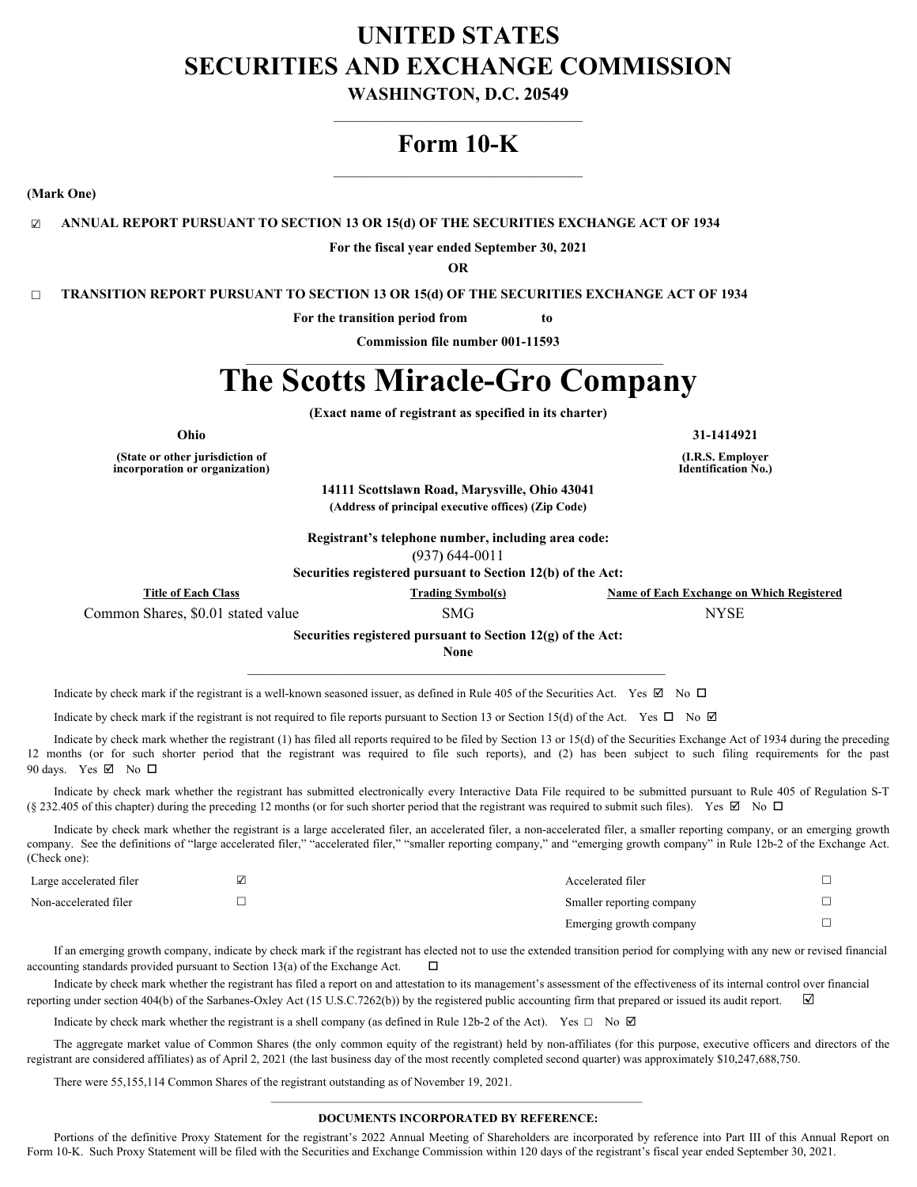# UNITED STATES
# SECURITIES AND EXCHANGE COMMISSION

**WASHINGTON, D.C. 20549**

## Form 10-K

**(Mark One)**

☑ **ANNUAL REPORT PURSUANT TO SECTION 13 OR 15(d) OF THE SECURITIES EXCHANGE ACT OF 1934**

**For the fiscal year ended September 30, 2021**

**OR**

☐ **TRANSITION REPORT PURSUANT TO SECTION 13 OR 15(d) OF THE SECURITIES EXCHANGE ACT OF 1934**

**For the transition period from to**

**Commission file number 001-11593**

# The Scotts Miracle-Gro Company

**(Exact name of registrant as specified in its charter)**

| | |
|---|---|
| **Ohio** | **31-1414921** |
| **(State or other jurisdiction of incorporation or organization)** | **(I.R.S. Employer Identification No.)** |

**14111 Scottslawn Road, Marysville, Ohio 43041**
**(Address of principal executive offices) (Zip Code)**

**Registrant's telephone number, including area code:**
(937) 644-0011

**Securities registered pursuant to Section 12(b) of the Act:**

| Title of Each Class | Trading Symbol(s) | Name of Each Exchange on Which Registered |
|---|---|---|
| Common Shares, $0.01 stated value | SMG | NYSE |

**Securities registered pursuant to Section 12(g) of the Act:**
**None**

Indicate by check mark if the registrant is a well-known seasoned issuer, as defined in Rule 405 of the Securities Act. Yes ☑ No ☐

Indicate by check mark if the registrant is not required to file reports pursuant to Section 13 or Section 15(d) of the Act. Yes ☐ No ☑

Indicate by check mark whether the registrant (1) has filed all reports required to be filed by Section 13 or 15(d) of the Securities Exchange Act of 1934 during the preceding 12 months (or for such shorter period that the registrant was required to file such reports), and (2) has been subject to such filing requirements for the past 90 days. Yes ☑ No ☐

Indicate by check mark whether the registrant has submitted electronically every Interactive Data File required to be submitted pursuant to Rule 405 of Regulation S-T (§ 232.405 of this chapter) during the preceding 12 months (or for such shorter period that the registrant was required to submit such files). Yes ☑ No ☐

Indicate by check mark whether the registrant is a large accelerated filer, an accelerated filer, a non-accelerated filer, a smaller reporting company, or an emerging growth company. See the definitions of "large accelerated filer," "accelerated filer," "smaller reporting company," and "emerging growth company" in Rule 12b-2 of the Exchange Act. (Check one):

| | | | |
|---|---|---|---|
| Large accelerated filer | ☑ | Accelerated filer | ☐ |
| Non-accelerated filer | ☐ | Smaller reporting company | ☐ |
| | | Emerging growth company | ☐ |

If an emerging growth company, indicate by check mark if the registrant has elected not to use the extended transition period for complying with any new or revised financial accounting standards provided pursuant to Section 13(a) of the Exchange Act. ☐

Indicate by check mark whether the registrant has filed a report on and attestation to its management's assessment of the effectiveness of its internal control over financial reporting under section 404(b) of the Sarbanes-Oxley Act (15 U.S.C.7262(b)) by the registered public accounting firm that prepared or issued its audit report. ☑

Indicate by check mark whether the registrant is a shell company (as defined in Rule 12b-2 of the Act). Yes ☐ No ☑

The aggregate market value of Common Shares (the only common equity of the registrant) held by non-affiliates (for this purpose, executive officers and directors of the registrant are considered affiliates) as of April 2, 2021 (the last business day of the most recently completed second quarter) was approximately $10,247,688,750.

There were 55,155,114 Common Shares of the registrant outstanding as of November 19, 2021.

**DOCUMENTS INCORPORATED BY REFERENCE:**

Portions of the definitive Proxy Statement for the registrant's 2022 Annual Meeting of Shareholders are incorporated by reference into Part III of this Annual Report on Form 10-K. Such Proxy Statement will be filed with the Securities and Exchange Commission within 120 days of the registrant's fiscal year ended September 30, 2021.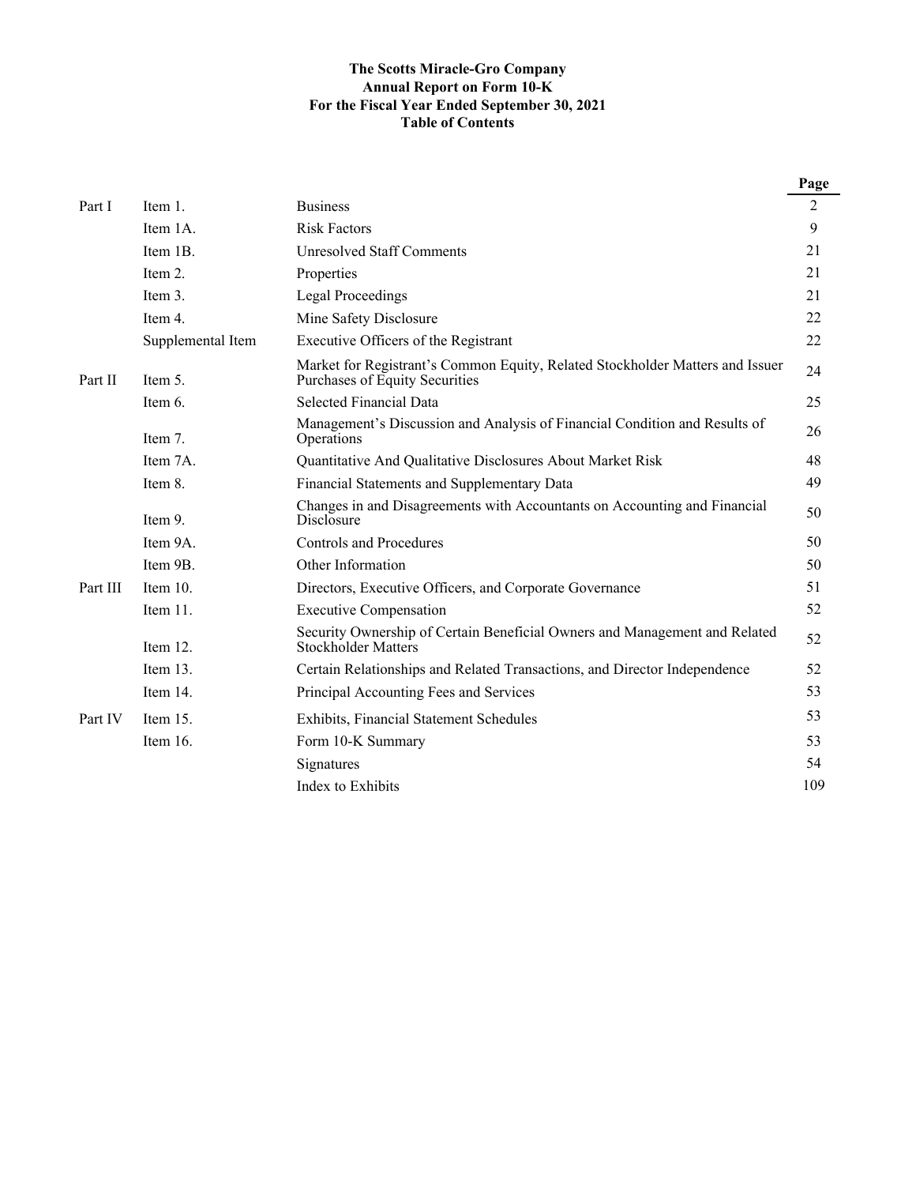**The Scotts Miracle-Gro Company**
**Annual Report on Form 10-K**
**For the Fiscal Year Ended September 30, 2021**
**Table of Contents**

| | | | Page |
|---|---|---|---|
| Part I | Item 1. | Business | 2 |
| | Item 1A. | Risk Factors | 9 |
| | Item 1B. | Unresolved Staff Comments | 21 |
| | Item 2. | Properties | 21 |
| | Item 3. | Legal Proceedings | 21 |
| | Item 4. | Mine Safety Disclosure | 22 |
| | Supplemental Item | Executive Officers of the Registrant | 22 |
| Part II | Item 5. | Market for Registrant's Common Equity, Related Stockholder Matters and Issuer Purchases of Equity Securities | 24 |
| | Item 6. | Selected Financial Data | 25 |
| | Item 7. | Management's Discussion and Analysis of Financial Condition and Results of Operations | 26 |
| | Item 7A. | Quantitative And Qualitative Disclosures About Market Risk | 48 |
| | Item 8. | Financial Statements and Supplementary Data | 49 |
| | Item 9. | Changes in and Disagreements with Accountants on Accounting and Financial Disclosure | 50 |
| | Item 9A. | Controls and Procedures | 50 |
| | Item 9B. | Other Information | 50 |
| Part III | Item 10. | Directors, Executive Officers, and Corporate Governance | 51 |
| | Item 11. | Executive Compensation | 52 |
| | Item 12. | Security Ownership of Certain Beneficial Owners and Management and Related Stockholder Matters | 52 |
| | Item 13. | Certain Relationships and Related Transactions, and Director Independence | 52 |
| | Item 14. | Principal Accounting Fees and Services | 53 |
| Part IV | Item 15. | Exhibits, Financial Statement Schedules | 53 |
| | Item 16. | Form 10-K Summary | 53 |
| | | Signatures | 54 |
| | | Index to Exhibits | 109 |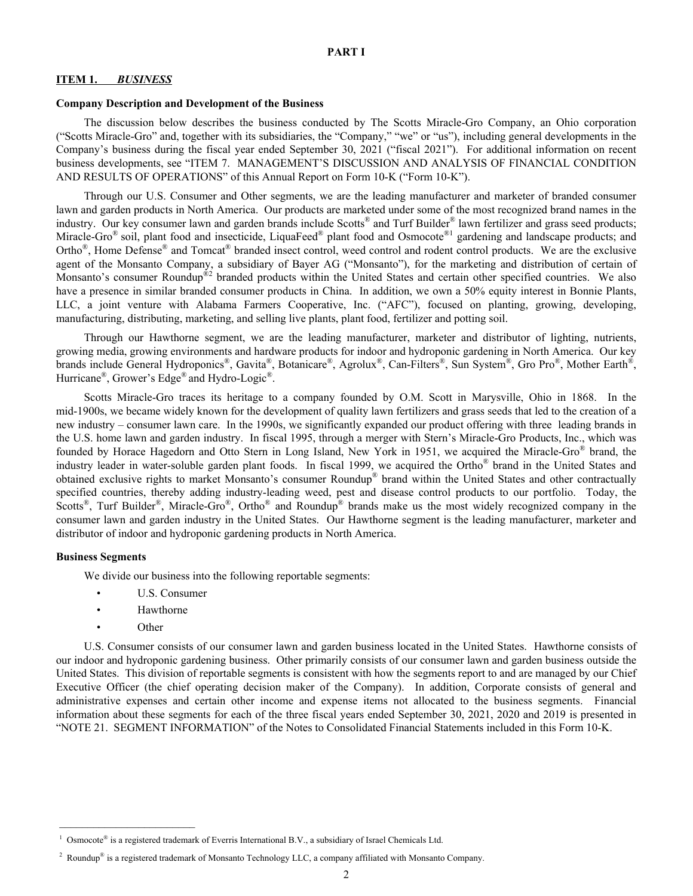# PART I

## ITEM 1. *BUSINESS*

### Company Description and Development of the Business

The discussion below describes the business conducted by The Scotts Miracle-Gro Company, an Ohio corporation ("Scotts Miracle-Gro" and, together with its subsidiaries, the "Company," "we" or "us"), including general developments in the Company's business during the fiscal year ended September 30, 2021 ("fiscal 2021"). For additional information on recent business developments, see "ITEM 7. MANAGEMENT'S DISCUSSION AND ANALYSIS OF FINANCIAL CONDITION AND RESULTS OF OPERATIONS" of this Annual Report on Form 10-K ("Form 10-K").

Through our U.S. Consumer and Other segments, we are the leading manufacturer and marketer of branded consumer lawn and garden products in North America. Our products are marketed under some of the most recognized brand names in the industry. Our key consumer lawn and garden brands include Scotts® and Turf Builder® lawn fertilizer and grass seed products; Miracle-Gro® soil, plant food and insecticide, LiquaFeed® plant food and Osmocote®[1] gardening and landscape products; and Ortho®, Home Defense® and Tomcat® branded insect control, weed control and rodent control products. We are the exclusive agent of the Monsanto Company, a subsidiary of Bayer AG ("Monsanto"), for the marketing and distribution of certain of Monsanto's consumer Roundup®[2] branded products within the United States and certain other specified countries. We also have a presence in similar branded consumer products in China. In addition, we own a 50% equity interest in Bonnie Plants, LLC, a joint venture with Alabama Farmers Cooperative, Inc. ("AFC"), focused on planting, growing, developing, manufacturing, distributing, marketing, and selling live plants, plant food, fertilizer and potting soil.

Through our Hawthorne segment, we are the leading manufacturer, marketer and distributor of lighting, nutrients, growing media, growing environments and hardware products for indoor and hydroponic gardening in North America. Our key brands include General Hydroponics®, Gavita®, Botanicare®, Agrolux®, Can-Filters®, Sun System®, Gro Pro®, Mother Earth®, Hurricane®, Grower's Edge® and Hydro-Logic®.

Scotts Miracle-Gro traces its heritage to a company founded by O.M. Scott in Marysville, Ohio in 1868. In the mid-1900s, we became widely known for the development of quality lawn fertilizers and grass seeds that led to the creation of a new industry – consumer lawn care. In the 1990s, we significantly expanded our product offering with three leading brands in the U.S. home lawn and garden industry. In fiscal 1995, through a merger with Stern's Miracle-Gro Products, Inc., which was founded by Horace Hagedorn and Otto Stern in Long Island, New York in 1951, we acquired the Miracle-Gro® brand, the industry leader in water-soluble garden plant foods. In fiscal 1999, we acquired the Ortho® brand in the United States and obtained exclusive rights to market Monsanto's consumer Roundup® brand within the United States and other contractually specified countries, thereby adding industry-leading weed, pest and disease control products to our portfolio. Today, the Scotts®, Turf Builder®, Miracle-Gro®, Ortho® and Roundup® brands make us the most widely recognized company in the consumer lawn and garden industry in the United States. Our Hawthorne segment is the leading manufacturer, marketer and distributor of indoor and hydroponic gardening products in North America.

### Business Segments

We divide our business into the following reportable segments:

- U.S. Consumer
- Hawthorne
- Other

U.S. Consumer consists of our consumer lawn and garden business located in the United States. Hawthorne consists of our indoor and hydroponic gardening business. Other primarily consists of our consumer lawn and garden business outside the United States. This division of reportable segments is consistent with how the segments report to and are managed by our Chief Executive Officer (the chief operating decision maker of the Company). In addition, Corporate consists of general and administrative expenses and certain other income and expense items not allocated to the business segments. Financial information about these segments for each of the three fiscal years ended September 30, 2021, 2020 and 2019 is presented in "NOTE 21. SEGMENT INFORMATION" of the Notes to Consolidated Financial Statements included in this Form 10-K.

---

[1] Osmocote® is a registered trademark of Everris International B.V., a subsidiary of Israel Chemicals Ltd.

[2] Roundup® is a registered trademark of Monsanto Technology LLC, a company affiliated with Monsanto Company.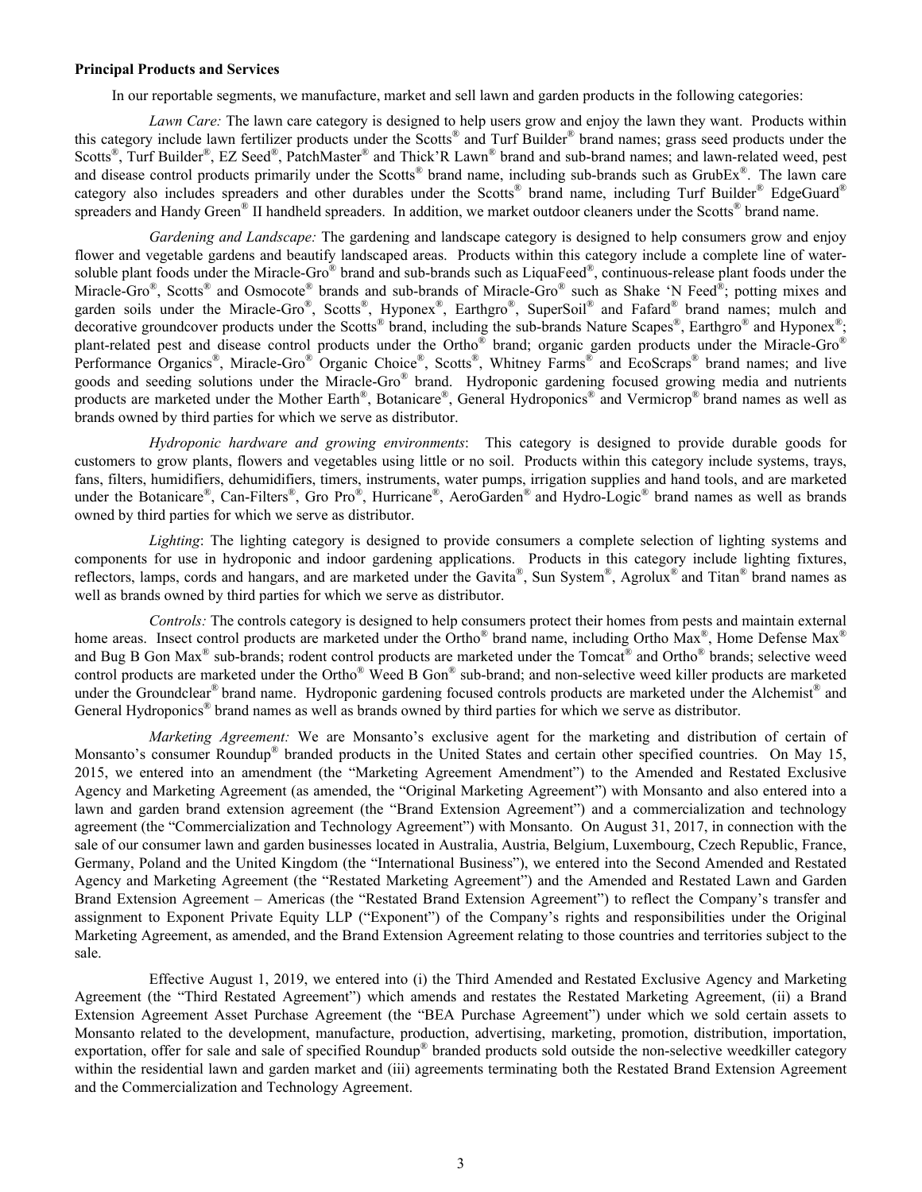**Principal Products and Services**

In our reportable segments, we manufacture, market and sell lawn and garden products in the following categories:

*Lawn Care:* The lawn care category is designed to help users grow and enjoy the lawn they want. Products within this category include lawn fertilizer products under the Scotts® and Turf Builder® brand names; grass seed products under the Scotts®, Turf Builder®, EZ Seed®, PatchMaster® and Thick'R Lawn® brand and sub-brand names; and lawn-related weed, pest and disease control products primarily under the Scotts® brand name, including sub-brands such as GrubEx®. The lawn care category also includes spreaders and other durables under the Scotts® brand name, including Turf Builder® EdgeGuard® spreaders and Handy Green® II handheld spreaders. In addition, we market outdoor cleaners under the Scotts® brand name.

*Gardening and Landscape:* The gardening and landscape category is designed to help consumers grow and enjoy flower and vegetable gardens and beautify landscaped areas. Products within this category include a complete line of water-soluble plant foods under the Miracle-Gro® brand and sub-brands such as LiquaFeed®, continuous-release plant foods under the Miracle-Gro®, Scotts® and Osmocote® brands and sub-brands of Miracle-Gro® such as Shake 'N Feed®; potting mixes and garden soils under the Miracle-Gro®, Scotts®, Hyponex®, Earthgro®, SuperSoil® and Fafard® brand names; mulch and decorative groundcover products under the Scotts® brand, including the sub-brands Nature Scapes®, Earthgro® and Hyponex®; plant-related pest and disease control products under the Ortho® brand; organic garden products under the Miracle-Gro® Performance Organics®, Miracle-Gro® Organic Choice®, Scotts®, Whitney Farms® and EcoScraps® brand names; and live goods and seeding solutions under the Miracle-Gro® brand. Hydroponic gardening focused growing media and nutrients products are marketed under the Mother Earth®, Botanicare®, General Hydroponics® and Vermicrop® brand names as well as brands owned by third parties for which we serve as distributor.

*Hydroponic hardware and growing environments*: This category is designed to provide durable goods for customers to grow plants, flowers and vegetables using little or no soil. Products within this category include systems, trays, fans, filters, humidifiers, dehumidifiers, timers, instruments, water pumps, irrigation supplies and hand tools, and are marketed under the Botanicare®, Can-Filters®, Gro Pro®, Hurricane®, AeroGarden® and Hydro-Logic® brand names as well as brands owned by third parties for which we serve as distributor.

*Lighting*: The lighting category is designed to provide consumers a complete selection of lighting systems and components for use in hydroponic and indoor gardening applications. Products in this category include lighting fixtures, reflectors, lamps, cords and hangars, and are marketed under the Gavita®, Sun System®, Agrolux® and Titan® brand names as well as brands owned by third parties for which we serve as distributor.

*Controls:* The controls category is designed to help consumers protect their homes from pests and maintain external home areas. Insect control products are marketed under the Ortho® brand name, including Ortho Max®, Home Defense Max® and Bug B Gon Max® sub-brands; rodent control products are marketed under the Tomcat® and Ortho® brands; selective weed control products are marketed under the Ortho® Weed B Gon® sub-brand; and non-selective weed killer products are marketed under the Groundclear® brand name. Hydroponic gardening focused controls products are marketed under the Alchemist® and General Hydroponics® brand names as well as brands owned by third parties for which we serve as distributor.

*Marketing Agreement:* We are Monsanto's exclusive agent for the marketing and distribution of certain of Monsanto's consumer Roundup® branded products in the United States and certain other specified countries. On May 15, 2015, we entered into an amendment (the "Marketing Agreement Amendment") to the Amended and Restated Exclusive Agency and Marketing Agreement (as amended, the "Original Marketing Agreement") with Monsanto and also entered into a lawn and garden brand extension agreement (the "Brand Extension Agreement") and a commercialization and technology agreement (the "Commercialization and Technology Agreement") with Monsanto. On August 31, 2017, in connection with the sale of our consumer lawn and garden businesses located in Australia, Austria, Belgium, Luxembourg, Czech Republic, France, Germany, Poland and the United Kingdom (the "International Business"), we entered into the Second Amended and Restated Agency and Marketing Agreement (the "Restated Marketing Agreement") and the Amended and Restated Lawn and Garden Brand Extension Agreement – Americas (the "Restated Brand Extension Agreement") to reflect the Company's transfer and assignment to Exponent Private Equity LLP ("Exponent") of the Company's rights and responsibilities under the Original Marketing Agreement, as amended, and the Brand Extension Agreement relating to those countries and territories subject to the sale.

Effective August 1, 2019, we entered into (i) the Third Amended and Restated Exclusive Agency and Marketing Agreement (the "Third Restated Agreement") which amends and restates the Restated Marketing Agreement, (ii) a Brand Extension Agreement Asset Purchase Agreement (the "BEA Purchase Agreement") under which we sold certain assets to Monsanto related to the development, manufacture, production, advertising, marketing, promotion, distribution, importation, exportation, offer for sale and sale of specified Roundup® branded products sold outside the non-selective weedkiller category within the residential lawn and garden market and (iii) agreements terminating both the Restated Brand Extension Agreement and the Commercialization and Technology Agreement.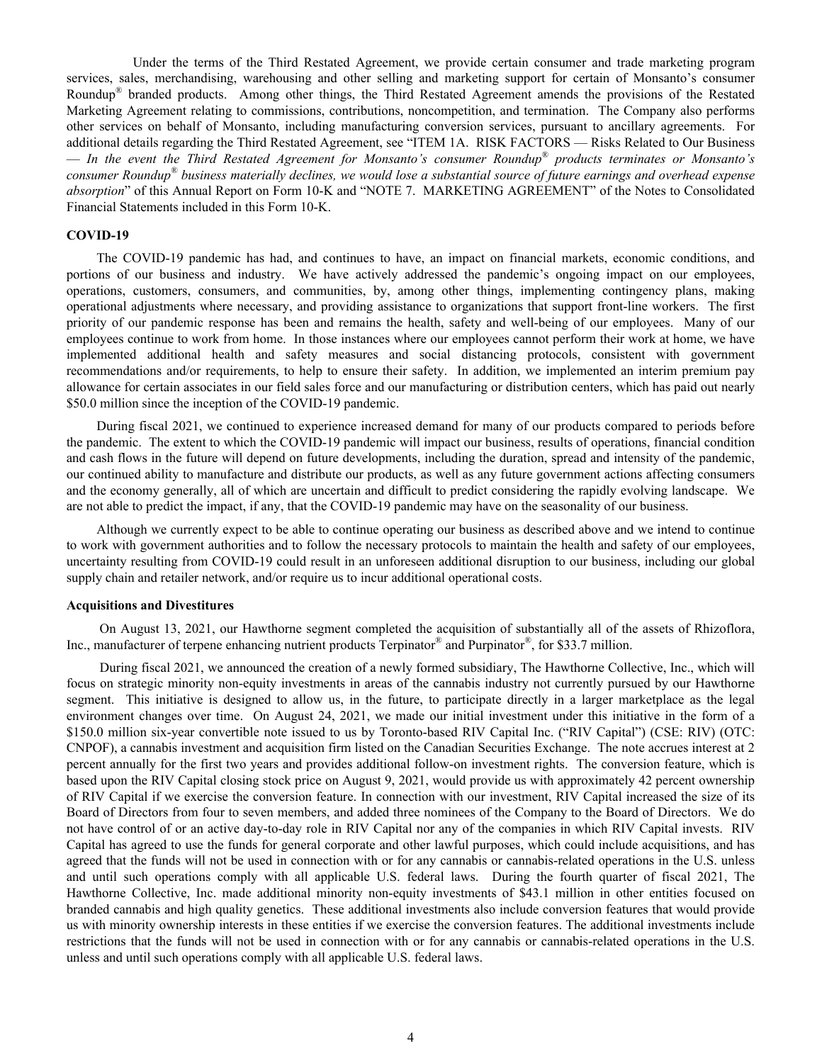Under the terms of the Third Restated Agreement, we provide certain consumer and trade marketing program services, sales, merchandising, warehousing and other selling and marketing support for certain of Monsanto's consumer Roundup® branded products. Among other things, the Third Restated Agreement amends the provisions of the Restated Marketing Agreement relating to commissions, contributions, noncompetition, and termination. The Company also performs other services on behalf of Monsanto, including manufacturing conversion services, pursuant to ancillary agreements. For additional details regarding the Third Restated Agreement, see "ITEM 1A. RISK FACTORS — Risks Related to Our Business — *In the event the Third Restated Agreement for Monsanto's consumer Roundup® products terminates or Monsanto's consumer Roundup® business materially declines, we would lose a substantial source of future earnings and overhead expense absorption*" of this Annual Report on Form 10-K and "NOTE 7. MARKETING AGREEMENT" of the Notes to Consolidated Financial Statements included in this Form 10-K.

**COVID-19**

The COVID-19 pandemic has had, and continues to have, an impact on financial markets, economic conditions, and portions of our business and industry. We have actively addressed the pandemic's ongoing impact on our employees, operations, customers, consumers, and communities, by, among other things, implementing contingency plans, making operational adjustments where necessary, and providing assistance to organizations that support front-line workers. The first priority of our pandemic response has been and remains the health, safety and well-being of our employees. Many of our employees continue to work from home. In those instances where our employees cannot perform their work at home, we have implemented additional health and safety measures and social distancing protocols, consistent with government recommendations and/or requirements, to help to ensure their safety. In addition, we implemented an interim premium pay allowance for certain associates in our field sales force and our manufacturing or distribution centers, which has paid out nearly $50.0 million since the inception of the COVID-19 pandemic.

During fiscal 2021, we continued to experience increased demand for many of our products compared to periods before the pandemic. The extent to which the COVID-19 pandemic will impact our business, results of operations, financial condition and cash flows in the future will depend on future developments, including the duration, spread and intensity of the pandemic, our continued ability to manufacture and distribute our products, as well as any future government actions affecting consumers and the economy generally, all of which are uncertain and difficult to predict considering the rapidly evolving landscape. We are not able to predict the impact, if any, that the COVID-19 pandemic may have on the seasonality of our business.

Although we currently expect to be able to continue operating our business as described above and we intend to continue to work with government authorities and to follow the necessary protocols to maintain the health and safety of our employees, uncertainty resulting from COVID-19 could result in an unforeseen additional disruption to our business, including our global supply chain and retailer network, and/or require us to incur additional operational costs.

**Acquisitions and Divestitures**

On August 13, 2021, our Hawthorne segment completed the acquisition of substantially all of the assets of Rhizoflora, Inc., manufacturer of terpene enhancing nutrient products Terpinator® and Purpinator®, for $33.7 million.

During fiscal 2021, we announced the creation of a newly formed subsidiary, The Hawthorne Collective, Inc., which will focus on strategic minority non-equity investments in areas of the cannabis industry not currently pursued by our Hawthorne segment. This initiative is designed to allow us, in the future, to participate directly in a larger marketplace as the legal environment changes over time. On August 24, 2021, we made our initial investment under this initiative in the form of a $150.0 million six-year convertible note issued to us by Toronto-based RIV Capital Inc. ("RIV Capital") (CSE: RIV) (OTC: CNPOF), a cannabis investment and acquisition firm listed on the Canadian Securities Exchange. The note accrues interest at 2 percent annually for the first two years and provides additional follow-on investment rights. The conversion feature, which is based upon the RIV Capital closing stock price on August 9, 2021, would provide us with approximately 42 percent ownership of RIV Capital if we exercise the conversion feature. In connection with our investment, RIV Capital increased the size of its Board of Directors from four to seven members, and added three nominees of the Company to the Board of Directors. We do not have control of or an active day-to-day role in RIV Capital nor any of the companies in which RIV Capital invests. RIV Capital has agreed to use the funds for general corporate and other lawful purposes, which could include acquisitions, and has agreed that the funds will not be used in connection with or for any cannabis or cannabis-related operations in the U.S. unless and until such operations comply with all applicable U.S. federal laws. During the fourth quarter of fiscal 2021, The Hawthorne Collective, Inc. made additional minority non-equity investments of $43.1 million in other entities focused on branded cannabis and high quality genetics. These additional investments also include conversion features that would provide us with minority ownership interests in these entities if we exercise the conversion features. The additional investments include restrictions that the funds will not be used in connection with or for any cannabis or cannabis-related operations in the U.S. unless and until such operations comply with all applicable U.S. federal laws.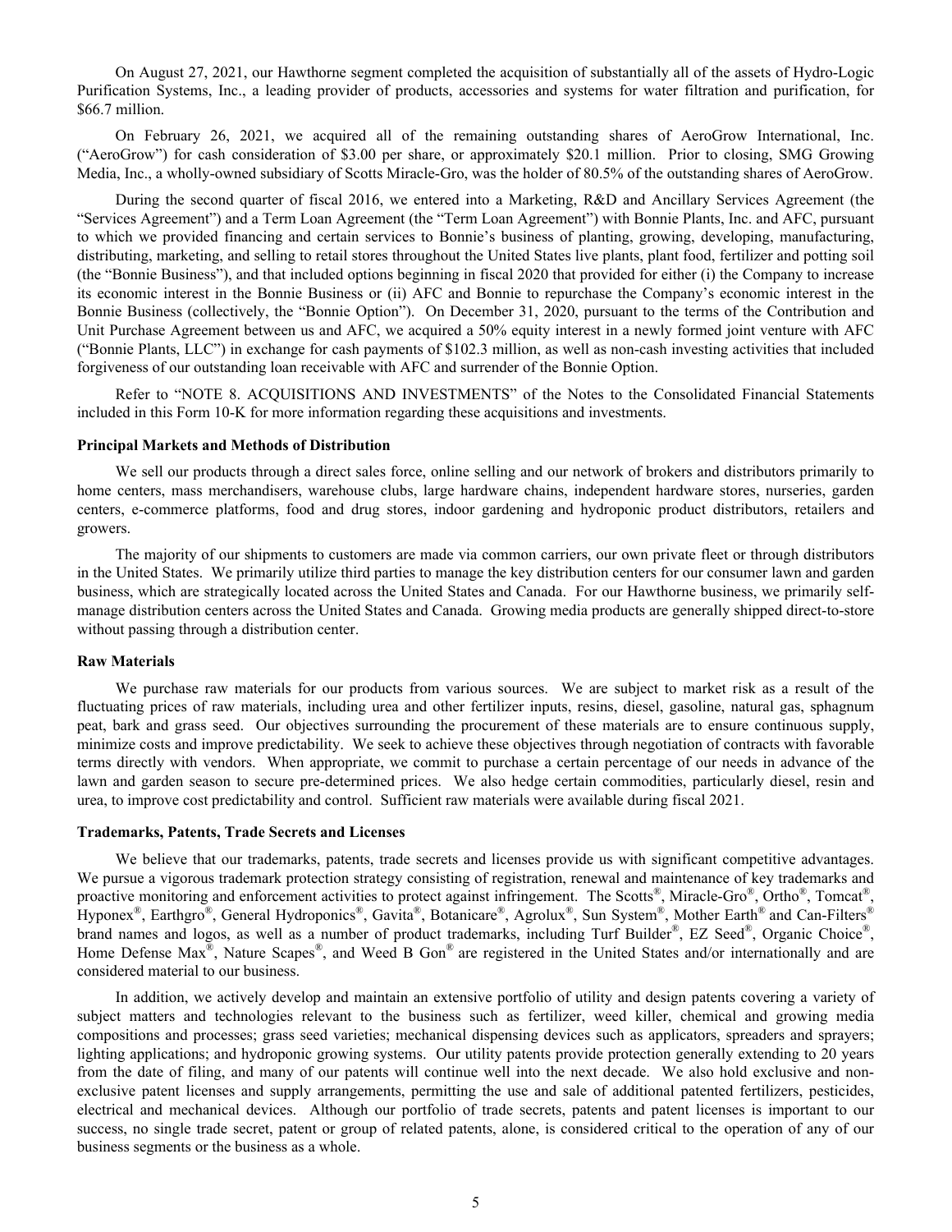On August 27, 2021, our Hawthorne segment completed the acquisition of substantially all of the assets of Hydro-Logic Purification Systems, Inc., a leading provider of products, accessories and systems for water filtration and purification, for $66.7 million.

On February 26, 2021, we acquired all of the remaining outstanding shares of AeroGrow International, Inc. ("AeroGrow") for cash consideration of $3.00 per share, or approximately $20.1 million. Prior to closing, SMG Growing Media, Inc., a wholly-owned subsidiary of Scotts Miracle-Gro, was the holder of 80.5% of the outstanding shares of AeroGrow.

During the second quarter of fiscal 2016, we entered into a Marketing, R&D and Ancillary Services Agreement (the "Services Agreement") and a Term Loan Agreement (the "Term Loan Agreement") with Bonnie Plants, Inc. and AFC, pursuant to which we provided financing and certain services to Bonnie's business of planting, growing, developing, manufacturing, distributing, marketing, and selling to retail stores throughout the United States live plants, plant food, fertilizer and potting soil (the "Bonnie Business"), and that included options beginning in fiscal 2020 that provided for either (i) the Company to increase its economic interest in the Bonnie Business or (ii) AFC and Bonnie to repurchase the Company's economic interest in the Bonnie Business (collectively, the "Bonnie Option"). On December 31, 2020, pursuant to the terms of the Contribution and Unit Purchase Agreement between us and AFC, we acquired a 50% equity interest in a newly formed joint venture with AFC ("Bonnie Plants, LLC") in exchange for cash payments of $102.3 million, as well as non-cash investing activities that included forgiveness of our outstanding loan receivable with AFC and surrender of the Bonnie Option.

Refer to "NOTE 8. ACQUISITIONS AND INVESTMENTS" of the Notes to the Consolidated Financial Statements included in this Form 10-K for more information regarding these acquisitions and investments.

**Principal Markets and Methods of Distribution**

We sell our products through a direct sales force, online selling and our network of brokers and distributors primarily to home centers, mass merchandisers, warehouse clubs, large hardware chains, independent hardware stores, nurseries, garden centers, e-commerce platforms, food and drug stores, indoor gardening and hydroponic product distributors, retailers and growers.

The majority of our shipments to customers are made via common carriers, our own private fleet or through distributors in the United States. We primarily utilize third parties to manage the key distribution centers for our consumer lawn and garden business, which are strategically located across the United States and Canada. For our Hawthorne business, we primarily self-manage distribution centers across the United States and Canada. Growing media products are generally shipped direct-to-store without passing through a distribution center.

**Raw Materials**

We purchase raw materials for our products from various sources. We are subject to market risk as a result of the fluctuating prices of raw materials, including urea and other fertilizer inputs, resins, diesel, gasoline, natural gas, sphagnum peat, bark and grass seed. Our objectives surrounding the procurement of these materials are to ensure continuous supply, minimize costs and improve predictability. We seek to achieve these objectives through negotiation of contracts with favorable terms directly with vendors. When appropriate, we commit to purchase a certain percentage of our needs in advance of the lawn and garden season to secure pre-determined prices. We also hedge certain commodities, particularly diesel, resin and urea, to improve cost predictability and control. Sufficient raw materials were available during fiscal 2021.

**Trademarks, Patents, Trade Secrets and Licenses**

We believe that our trademarks, patents, trade secrets and licenses provide us with significant competitive advantages. We pursue a vigorous trademark protection strategy consisting of registration, renewal and maintenance of key trademarks and proactive monitoring and enforcement activities to protect against infringement. The Scotts®, Miracle-Gro®, Ortho®, Tomcat®, Hyponex®, Earthgro®, General Hydroponics®, Gavita®, Botanicare®, Agrolux®, Sun System®, Mother Earth® and Can-Filters® brand names and logos, as well as a number of product trademarks, including Turf Builder®, EZ Seed®, Organic Choice®, Home Defense Max®, Nature Scapes®, and Weed B Gon® are registered in the United States and/or internationally and are considered material to our business.

In addition, we actively develop and maintain an extensive portfolio of utility and design patents covering a variety of subject matters and technologies relevant to the business such as fertilizer, weed killer, chemical and growing media compositions and processes; grass seed varieties; mechanical dispensing devices such as applicators, spreaders and sprayers; lighting applications; and hydroponic growing systems. Our utility patents provide protection generally extending to 20 years from the date of filing, and many of our patents will continue well into the next decade. We also hold exclusive and non-exclusive patent licenses and supply arrangements, permitting the use and sale of additional patented fertilizers, pesticides, electrical and mechanical devices. Although our portfolio of trade secrets, patents and patent licenses is important to our success, no single trade secret, patent or group of related patents, alone, is considered critical to the operation of any of our business segments or the business as a whole.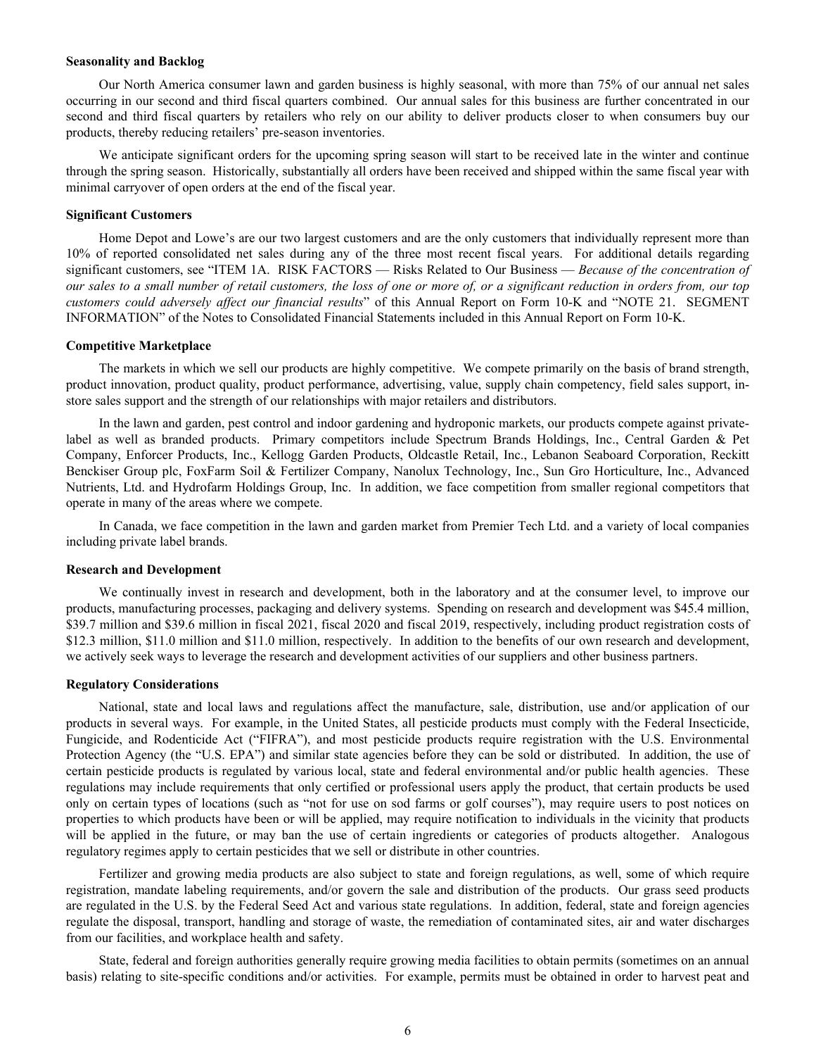**Seasonality and Backlog**

Our North America consumer lawn and garden business is highly seasonal, with more than 75% of our annual net sales occurring in our second and third fiscal quarters combined. Our annual sales for this business are further concentrated in our second and third fiscal quarters by retailers who rely on our ability to deliver products closer to when consumers buy our products, thereby reducing retailers' pre-season inventories.

We anticipate significant orders for the upcoming spring season will start to be received late in the winter and continue through the spring season. Historically, substantially all orders have been received and shipped within the same fiscal year with minimal carryover of open orders at the end of the fiscal year.

**Significant Customers**

Home Depot and Lowe's are our two largest customers and are the only customers that individually represent more than 10% of reported consolidated net sales during any of the three most recent fiscal years. For additional details regarding significant customers, see "ITEM 1A. RISK FACTORS — Risks Related to Our Business — *Because of the concentration of our sales to a small number of retail customers, the loss of one or more of, or a significant reduction in orders from, our top customers could adversely affect our financial results*" of this Annual Report on Form 10-K and "NOTE 21. SEGMENT INFORMATION" of the Notes to Consolidated Financial Statements included in this Annual Report on Form 10-K.

**Competitive Marketplace**

The markets in which we sell our products are highly competitive. We compete primarily on the basis of brand strength, product innovation, product quality, product performance, advertising, value, supply chain competency, field sales support, in-store sales support and the strength of our relationships with major retailers and distributors.

In the lawn and garden, pest control and indoor gardening and hydroponic markets, our products compete against private-label as well as branded products. Primary competitors include Spectrum Brands Holdings, Inc., Central Garden & Pet Company, Enforcer Products, Inc., Kellogg Garden Products, Oldcastle Retail, Inc., Lebanon Seaboard Corporation, Reckitt Benckiser Group plc, FoxFarm Soil & Fertilizer Company, Nanolux Technology, Inc., Sun Gro Horticulture, Inc., Advanced Nutrients, Ltd. and Hydrofarm Holdings Group, Inc. In addition, we face competition from smaller regional competitors that operate in many of the areas where we compete.

In Canada, we face competition in the lawn and garden market from Premier Tech Ltd. and a variety of local companies including private label brands.

**Research and Development**

We continually invest in research and development, both in the laboratory and at the consumer level, to improve our products, manufacturing processes, packaging and delivery systems. Spending on research and development was $45.4 million, $39.7 million and $39.6 million in fiscal 2021, fiscal 2020 and fiscal 2019, respectively, including product registration costs of $12.3 million, $11.0 million and $11.0 million, respectively. In addition to the benefits of our own research and development, we actively seek ways to leverage the research and development activities of our suppliers and other business partners.

**Regulatory Considerations**

National, state and local laws and regulations affect the manufacture, sale, distribution, use and/or application of our products in several ways. For example, in the United States, all pesticide products must comply with the Federal Insecticide, Fungicide, and Rodenticide Act ("FIFRA"), and most pesticide products require registration with the U.S. Environmental Protection Agency (the "U.S. EPA") and similar state agencies before they can be sold or distributed. In addition, the use of certain pesticide products is regulated by various local, state and federal environmental and/or public health agencies. These regulations may include requirements that only certified or professional users apply the product, that certain products be used only on certain types of locations (such as "not for use on sod farms or golf courses"), may require users to post notices on properties to which products have been or will be applied, may require notification to individuals in the vicinity that products will be applied in the future, or may ban the use of certain ingredients or categories of products altogether. Analogous regulatory regimes apply to certain pesticides that we sell or distribute in other countries.

Fertilizer and growing media products are also subject to state and foreign regulations, as well, some of which require registration, mandate labeling requirements, and/or govern the sale and distribution of the products. Our grass seed products are regulated in the U.S. by the Federal Seed Act and various state regulations. In addition, federal, state and foreign agencies regulate the disposal, transport, handling and storage of waste, the remediation of contaminated sites, air and water discharges from our facilities, and workplace health and safety.

State, federal and foreign authorities generally require growing media facilities to obtain permits (sometimes on an annual basis) relating to site-specific conditions and/or activities. For example, permits must be obtained in order to harvest peat and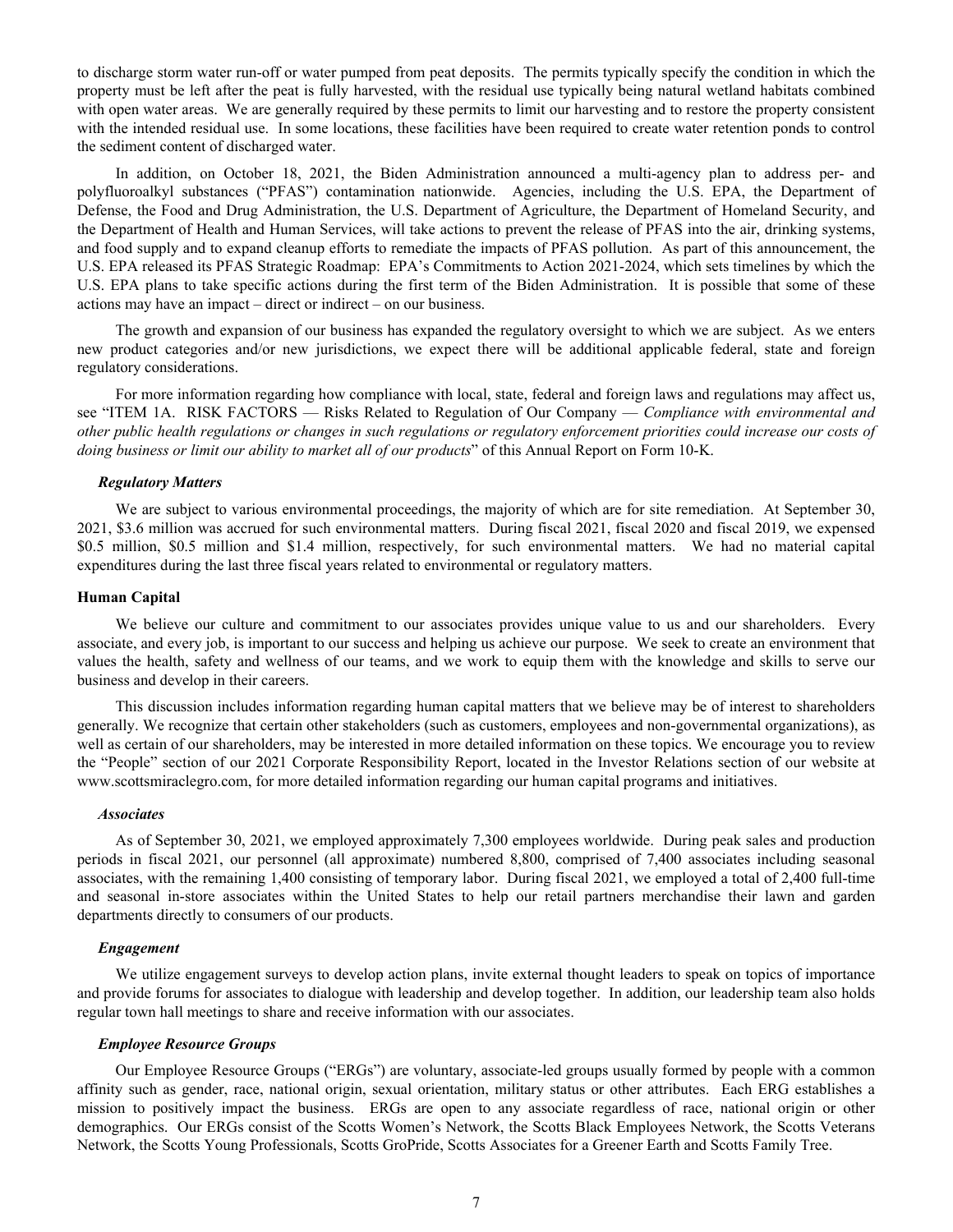to discharge storm water run-off or water pumped from peat deposits. The permits typically specify the condition in which the property must be left after the peat is fully harvested, with the residual use typically being natural wetland habitats combined with open water areas. We are generally required by these permits to limit our harvesting and to restore the property consistent with the intended residual use. In some locations, these facilities have been required to create water retention ponds to control the sediment content of discharged water.

In addition, on October 18, 2021, the Biden Administration announced a multi-agency plan to address per- and polyfluoroalkyl substances ("PFAS") contamination nationwide. Agencies, including the U.S. EPA, the Department of Defense, the Food and Drug Administration, the U.S. Department of Agriculture, the Department of Homeland Security, and the Department of Health and Human Services, will take actions to prevent the release of PFAS into the air, drinking systems, and food supply and to expand cleanup efforts to remediate the impacts of PFAS pollution. As part of this announcement, the U.S. EPA released its PFAS Strategic Roadmap: EPA's Commitments to Action 2021-2024, which sets timelines by which the U.S. EPA plans to take specific actions during the first term of the Biden Administration. It is possible that some of these actions may have an impact – direct or indirect – on our business.

The growth and expansion of our business has expanded the regulatory oversight to which we are subject. As we enters new product categories and/or new jurisdictions, we expect there will be additional applicable federal, state and foreign regulatory considerations.

For more information regarding how compliance with local, state, federal and foreign laws and regulations may affect us, see "ITEM 1A. RISK FACTORS — Risks Related to Regulation of Our Company — *Compliance with environmental and other public health regulations or changes in such regulations or regulatory enforcement priorities could increase our costs of doing business or limit our ability to market all of our products*" of this Annual Report on Form 10-K.

### *Regulatory Matters*

We are subject to various environmental proceedings, the majority of which are for site remediation. At September 30, 2021, \$3.6 million was accrued for such environmental matters. During fiscal 2021, fiscal 2020 and fiscal 2019, we expensed \$0.5 million, \$0.5 million and \$1.4 million, respectively, for such environmental matters. We had no material capital expenditures during the last three fiscal years related to environmental or regulatory matters.

## Human Capital

We believe our culture and commitment to our associates provides unique value to us and our shareholders. Every associate, and every job, is important to our success and helping us achieve our purpose. We seek to create an environment that values the health, safety and wellness of our teams, and we work to equip them with the knowledge and skills to serve our business and develop in their careers.

This discussion includes information regarding human capital matters that we believe may be of interest to shareholders generally. We recognize that certain other stakeholders (such as customers, employees and non-governmental organizations), as well as certain of our shareholders, may be interested in more detailed information on these topics. We encourage you to review the "People" section of our 2021 Corporate Responsibility Report, located in the Investor Relations section of our website at www.scottsmiraclegro.com, for more detailed information regarding our human capital programs and initiatives.

### *Associates*

As of September 30, 2021, we employed approximately 7,300 employees worldwide. During peak sales and production periods in fiscal 2021, our personnel (all approximate) numbered 8,800, comprised of 7,400 associates including seasonal associates, with the remaining 1,400 consisting of temporary labor. During fiscal 2021, we employed a total of 2,400 full-time and seasonal in-store associates within the United States to help our retail partners merchandise their lawn and garden departments directly to consumers of our products.

### *Engagement*

We utilize engagement surveys to develop action plans, invite external thought leaders to speak on topics of importance and provide forums for associates to dialogue with leadership and develop together. In addition, our leadership team also holds regular town hall meetings to share and receive information with our associates.

### *Employee Resource Groups*

Our Employee Resource Groups ("ERGs") are voluntary, associate-led groups usually formed by people with a common affinity such as gender, race, national origin, sexual orientation, military status or other attributes. Each ERG establishes a mission to positively impact the business. ERGs are open to any associate regardless of race, national origin or other demographics. Our ERGs consist of the Scotts Women's Network, the Scotts Black Employees Network, the Scotts Veterans Network, the Scotts Young Professionals, Scotts GroPride, Scotts Associates for a Greener Earth and Scotts Family Tree.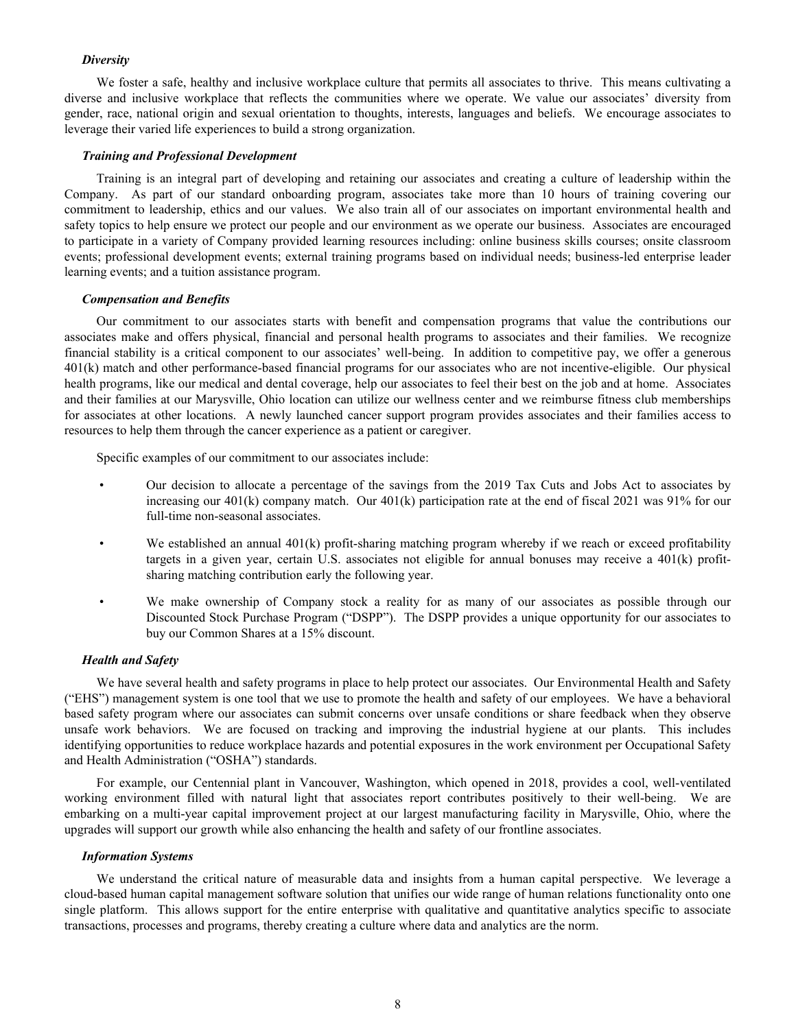### *Diversity*

We foster a safe, healthy and inclusive workplace culture that permits all associates to thrive. This means cultivating a diverse and inclusive workplace that reflects the communities where we operate. We value our associates' diversity from gender, race, national origin and sexual orientation to thoughts, interests, languages and beliefs. We encourage associates to leverage their varied life experiences to build a strong organization.

### *Training and Professional Development*

Training is an integral part of developing and retaining our associates and creating a culture of leadership within the Company. As part of our standard onboarding program, associates take more than 10 hours of training covering our commitment to leadership, ethics and our values. We also train all of our associates on important environmental health and safety topics to help ensure we protect our people and our environment as we operate our business. Associates are encouraged to participate in a variety of Company provided learning resources including: online business skills courses; onsite classroom events; professional development events; external training programs based on individual needs; business-led enterprise leader learning events; and a tuition assistance program.

### *Compensation and Benefits*

Our commitment to our associates starts with benefit and compensation programs that value the contributions our associates make and offers physical, financial and personal health programs to associates and their families. We recognize financial stability is a critical component to our associates' well-being. In addition to competitive pay, we offer a generous 401(k) match and other performance-based financial programs for our associates who are not incentive-eligible. Our physical health programs, like our medical and dental coverage, help our associates to feel their best on the job and at home. Associates and their families at our Marysville, Ohio location can utilize our wellness center and we reimburse fitness club memberships for associates at other locations. A newly launched cancer support program provides associates and their families access to resources to help them through the cancer experience as a patient or caregiver.

Specific examples of our commitment to our associates include:

- Our decision to allocate a percentage of the savings from the 2019 Tax Cuts and Jobs Act to associates by increasing our 401(k) company match. Our 401(k) participation rate at the end of fiscal 2021 was 91% for our full-time non-seasonal associates.
- We established an annual 401(k) profit-sharing matching program whereby if we reach or exceed profitability targets in a given year, certain U.S. associates not eligible for annual bonuses may receive a 401(k) profit-sharing matching contribution early the following year.
- We make ownership of Company stock a reality for as many of our associates as possible through our Discounted Stock Purchase Program ("DSPP"). The DSPP provides a unique opportunity for our associates to buy our Common Shares at a 15% discount.

### *Health and Safety*

We have several health and safety programs in place to help protect our associates. Our Environmental Health and Safety ("EHS") management system is one tool that we use to promote the health and safety of our employees. We have a behavioral based safety program where our associates can submit concerns over unsafe conditions or share feedback when they observe unsafe work behaviors. We are focused on tracking and improving the industrial hygiene at our plants. This includes identifying opportunities to reduce workplace hazards and potential exposures in the work environment per Occupational Safety and Health Administration ("OSHA") standards.

For example, our Centennial plant in Vancouver, Washington, which opened in 2018, provides a cool, well-ventilated working environment filled with natural light that associates report contributes positively to their well-being. We are embarking on a multi-year capital improvement project at our largest manufacturing facility in Marysville, Ohio, where the upgrades will support our growth while also enhancing the health and safety of our frontline associates.

### *Information Systems*

We understand the critical nature of measurable data and insights from a human capital perspective. We leverage a cloud-based human capital management software solution that unifies our wide range of human relations functionality onto one single platform. This allows support for the entire enterprise with qualitative and quantitative analytics specific to associate transactions, processes and programs, thereby creating a culture where data and analytics are the norm.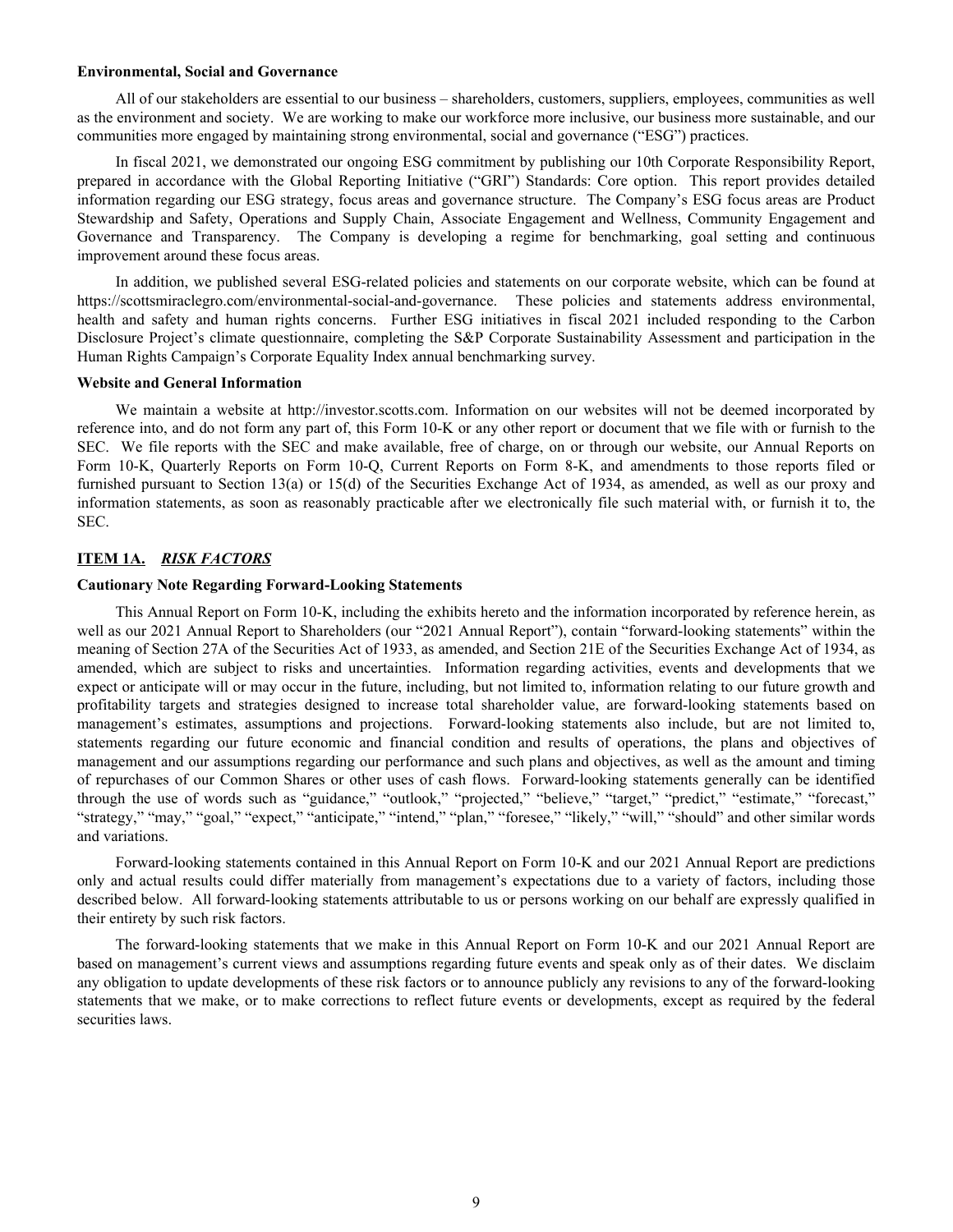**Environmental, Social and Governance**

All of our stakeholders are essential to our business – shareholders, customers, suppliers, employees, communities as well as the environment and society. We are working to make our workforce more inclusive, our business more sustainable, and our communities more engaged by maintaining strong environmental, social and governance ("ESG") practices.

In fiscal 2021, we demonstrated our ongoing ESG commitment by publishing our 10th Corporate Responsibility Report, prepared in accordance with the Global Reporting Initiative ("GRI") Standards: Core option. This report provides detailed information regarding our ESG strategy, focus areas and governance structure. The Company's ESG focus areas are Product Stewardship and Safety, Operations and Supply Chain, Associate Engagement and Wellness, Community Engagement and Governance and Transparency. The Company is developing a regime for benchmarking, goal setting and continuous improvement around these focus areas.

In addition, we published several ESG-related policies and statements on our corporate website, which can be found at https://scottsmiraclegro.com/environmental-social-and-governance. These policies and statements address environmental, health and safety and human rights concerns. Further ESG initiatives in fiscal 2021 included responding to the Carbon Disclosure Project's climate questionnaire, completing the S&P Corporate Sustainability Assessment and participation in the Human Rights Campaign's Corporate Equality Index annual benchmarking survey.

**Website and General Information**

We maintain a website at http://investor.scotts.com. Information on our websites will not be deemed incorporated by reference into, and do not form any part of, this Form 10-K or any other report or document that we file with or furnish to the SEC. We file reports with the SEC and make available, free of charge, on or through our website, our Annual Reports on Form 10-K, Quarterly Reports on Form 10-Q, Current Reports on Form 8-K, and amendments to those reports filed or furnished pursuant to Section 13(a) or 15(d) of the Securities Exchange Act of 1934, as amended, as well as our proxy and information statements, as soon as reasonably practicable after we electronically file such material with, or furnish it to, the SEC.

## ITEM 1A. *RISK FACTORS*

**Cautionary Note Regarding Forward-Looking Statements**

This Annual Report on Form 10-K, including the exhibits hereto and the information incorporated by reference herein, as well as our 2021 Annual Report to Shareholders (our "2021 Annual Report"), contain "forward-looking statements" within the meaning of Section 27A of the Securities Act of 1933, as amended, and Section 21E of the Securities Exchange Act of 1934, as amended, which are subject to risks and uncertainties. Information regarding activities, events and developments that we expect or anticipate will or may occur in the future, including, but not limited to, information relating to our future growth and profitability targets and strategies designed to increase total shareholder value, are forward-looking statements based on management's estimates, assumptions and projections. Forward-looking statements also include, but are not limited to, statements regarding our future economic and financial condition and results of operations, the plans and objectives of management and our assumptions regarding our performance and such plans and objectives, as well as the amount and timing of repurchases of our Common Shares or other uses of cash flows. Forward-looking statements generally can be identified through the use of words such as "guidance," "outlook," "projected," "believe," "target," "predict," "estimate," "forecast," "strategy," "may," "goal," "expect," "anticipate," "intend," "plan," "foresee," "likely," "will," "should" and other similar words and variations.

Forward-looking statements contained in this Annual Report on Form 10-K and our 2021 Annual Report are predictions only and actual results could differ materially from management's expectations due to a variety of factors, including those described below. All forward-looking statements attributable to us or persons working on our behalf are expressly qualified in their entirety by such risk factors.

The forward-looking statements that we make in this Annual Report on Form 10-K and our 2021 Annual Report are based on management's current views and assumptions regarding future events and speak only as of their dates. We disclaim any obligation to update developments of these risk factors or to announce publicly any revisions to any of the forward-looking statements that we make, or to make corrections to reflect future events or developments, except as required by the federal securities laws.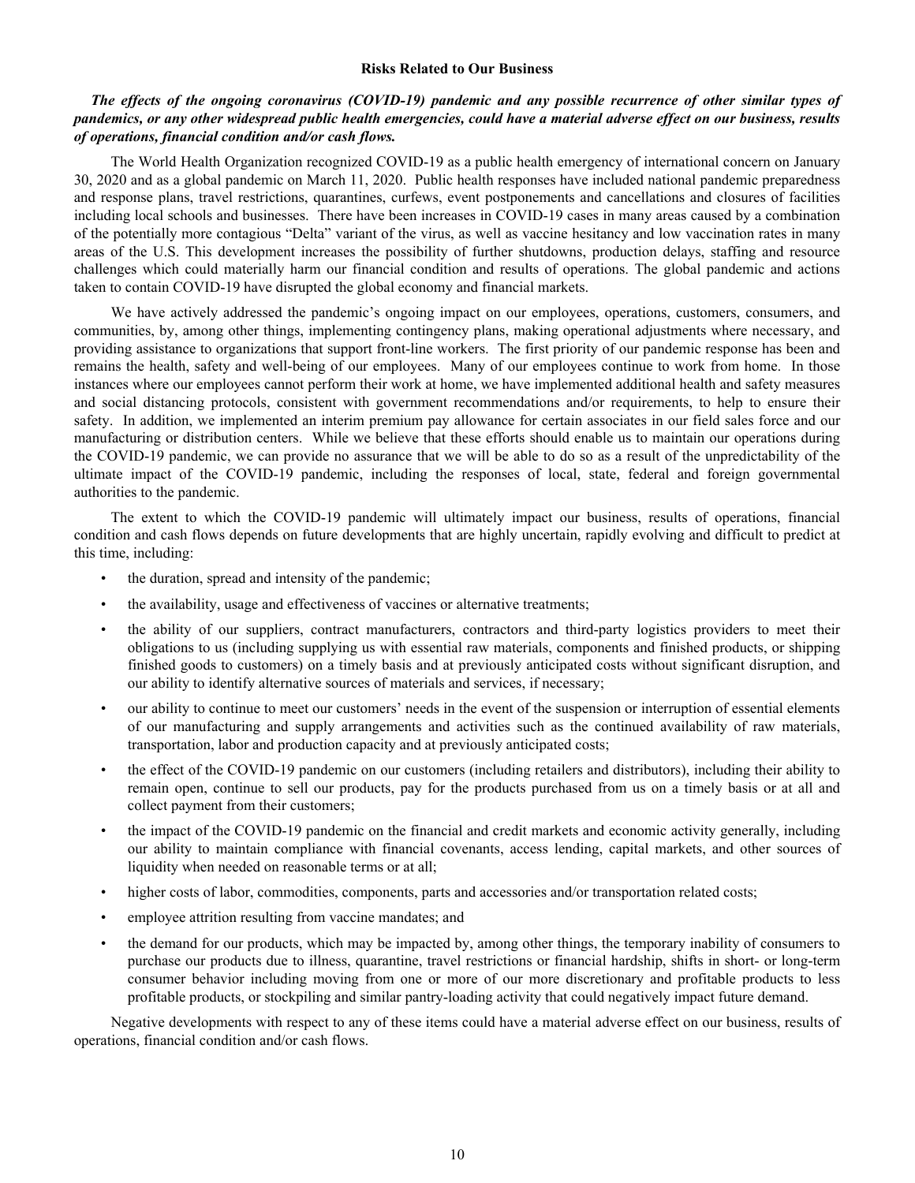## Risks Related to Our Business

***The effects of the ongoing coronavirus (COVID-19) pandemic and any possible recurrence of other similar types of pandemics, or any other widespread public health emergencies, could have a material adverse effect on our business, results of operations, financial condition and/or cash flows.***

The World Health Organization recognized COVID-19 as a public health emergency of international concern on January 30, 2020 and as a global pandemic on March 11, 2020. Public health responses have included national pandemic preparedness and response plans, travel restrictions, quarantines, curfews, event postponements and cancellations and closures of facilities including local schools and businesses. There have been increases in COVID-19 cases in many areas caused by a combination of the potentially more contagious "Delta" variant of the virus, as well as vaccine hesitancy and low vaccination rates in many areas of the U.S. This development increases the possibility of further shutdowns, production delays, staffing and resource challenges which could materially harm our financial condition and results of operations. The global pandemic and actions taken to contain COVID-19 have disrupted the global economy and financial markets.

We have actively addressed the pandemic's ongoing impact on our employees, operations, customers, consumers, and communities, by, among other things, implementing contingency plans, making operational adjustments where necessary, and providing assistance to organizations that support front-line workers. The first priority of our pandemic response has been and remains the health, safety and well-being of our employees. Many of our employees continue to work from home. In those instances where our employees cannot perform their work at home, we have implemented additional health and safety measures and social distancing protocols, consistent with government recommendations and/or requirements, to help to ensure their safety. In addition, we implemented an interim premium pay allowance for certain associates in our field sales force and our manufacturing or distribution centers. While we believe that these efforts should enable us to maintain our operations during the COVID-19 pandemic, we can provide no assurance that we will be able to do so as a result of the unpredictability of the ultimate impact of the COVID-19 pandemic, including the responses of local, state, federal and foreign governmental authorities to the pandemic.

The extent to which the COVID-19 pandemic will ultimately impact our business, results of operations, financial condition and cash flows depends on future developments that are highly uncertain, rapidly evolving and difficult to predict at this time, including:

- the duration, spread and intensity of the pandemic;
- the availability, usage and effectiveness of vaccines or alternative treatments;
- the ability of our suppliers, contract manufacturers, contractors and third-party logistics providers to meet their obligations to us (including supplying us with essential raw materials, components and finished products, or shipping finished goods to customers) on a timely basis and at previously anticipated costs without significant disruption, and our ability to identify alternative sources of materials and services, if necessary;
- our ability to continue to meet our customers' needs in the event of the suspension or interruption of essential elements of our manufacturing and supply arrangements and activities such as the continued availability of raw materials, transportation, labor and production capacity and at previously anticipated costs;
- the effect of the COVID-19 pandemic on our customers (including retailers and distributors), including their ability to remain open, continue to sell our products, pay for the products purchased from us on a timely basis or at all and collect payment from their customers;
- the impact of the COVID-19 pandemic on the financial and credit markets and economic activity generally, including our ability to maintain compliance with financial covenants, access lending, capital markets, and other sources of liquidity when needed on reasonable terms or at all;
- higher costs of labor, commodities, components, parts and accessories and/or transportation related costs;
- employee attrition resulting from vaccine mandates; and
- the demand for our products, which may be impacted by, among other things, the temporary inability of consumers to purchase our products due to illness, quarantine, travel restrictions or financial hardship, shifts in short- or long-term consumer behavior including moving from one or more of our more discretionary and profitable products to less profitable products, or stockpiling and similar pantry-loading activity that could negatively impact future demand.

Negative developments with respect to any of these items could have a material adverse effect on our business, results of operations, financial condition and/or cash flows.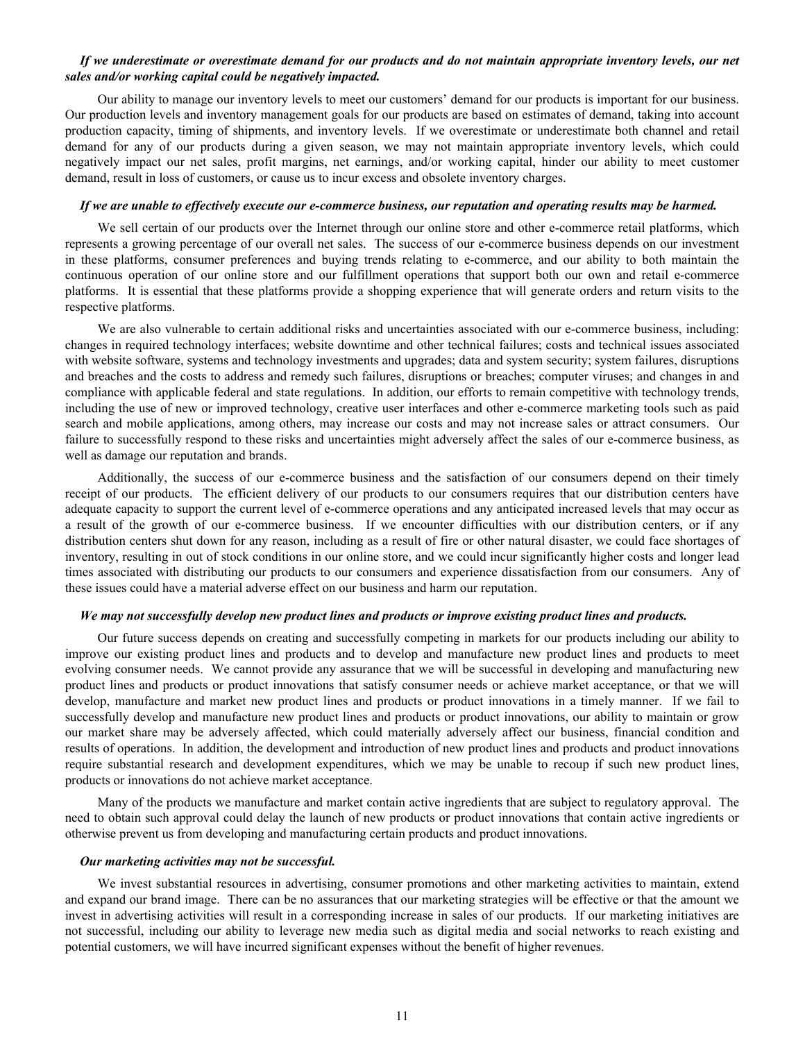***If we underestimate or overestimate demand for our products and do not maintain appropriate inventory levels, our net sales and/or working capital could be negatively impacted.***

Our ability to manage our inventory levels to meet our customers' demand for our products is important for our business. Our production levels and inventory management goals for our products are based on estimates of demand, taking into account production capacity, timing of shipments, and inventory levels. If we overestimate or underestimate both channel and retail demand for any of our products during a given season, we may not maintain appropriate inventory levels, which could negatively impact our net sales, profit margins, net earnings, and/or working capital, hinder our ability to meet customer demand, result in loss of customers, or cause us to incur excess and obsolete inventory charges.

***If we are unable to effectively execute our e-commerce business, our reputation and operating results may be harmed.***

We sell certain of our products over the Internet through our online store and other e-commerce retail platforms, which represents a growing percentage of our overall net sales. The success of our e-commerce business depends on our investment in these platforms, consumer preferences and buying trends relating to e-commerce, and our ability to both maintain the continuous operation of our online store and our fulfillment operations that support both our own and retail e-commerce platforms. It is essential that these platforms provide a shopping experience that will generate orders and return visits to the respective platforms.

We are also vulnerable to certain additional risks and uncertainties associated with our e-commerce business, including: changes in required technology interfaces; website downtime and other technical failures; costs and technical issues associated with website software, systems and technology investments and upgrades; data and system security; system failures, disruptions and breaches and the costs to address and remedy such failures, disruptions or breaches; computer viruses; and changes in and compliance with applicable federal and state regulations. In addition, our efforts to remain competitive with technology trends, including the use of new or improved technology, creative user interfaces and other e-commerce marketing tools such as paid search and mobile applications, among others, may increase our costs and may not increase sales or attract consumers. Our failure to successfully respond to these risks and uncertainties might adversely affect the sales of our e-commerce business, as well as damage our reputation and brands.

Additionally, the success of our e-commerce business and the satisfaction of our consumers depend on their timely receipt of our products. The efficient delivery of our products to our consumers requires that our distribution centers have adequate capacity to support the current level of e-commerce operations and any anticipated increased levels that may occur as a result of the growth of our e-commerce business. If we encounter difficulties with our distribution centers, or if any distribution centers shut down for any reason, including as a result of fire or other natural disaster, we could face shortages of inventory, resulting in out of stock conditions in our online store, and we could incur significantly higher costs and longer lead times associated with distributing our products to our consumers and experience dissatisfaction from our consumers. Any of these issues could have a material adverse effect on our business and harm our reputation.

***We may not successfully develop new product lines and products or improve existing product lines and products.***

Our future success depends on creating and successfully competing in markets for our products including our ability to improve our existing product lines and products and to develop and manufacture new product lines and products to meet evolving consumer needs. We cannot provide any assurance that we will be successful in developing and manufacturing new product lines and products or product innovations that satisfy consumer needs or achieve market acceptance, or that we will develop, manufacture and market new product lines and products or product innovations in a timely manner. If we fail to successfully develop and manufacture new product lines and products or product innovations, our ability to maintain or grow our market share may be adversely affected, which could materially adversely affect our business, financial condition and results of operations. In addition, the development and introduction of new product lines and products and product innovations require substantial research and development expenditures, which we may be unable to recoup if such new product lines, products or innovations do not achieve market acceptance.

Many of the products we manufacture and market contain active ingredients that are subject to regulatory approval. The need to obtain such approval could delay the launch of new products or product innovations that contain active ingredients or otherwise prevent us from developing and manufacturing certain products and product innovations.

***Our marketing activities may not be successful.***

We invest substantial resources in advertising, consumer promotions and other marketing activities to maintain, extend and expand our brand image. There can be no assurances that our marketing strategies will be effective or that the amount we invest in advertising activities will result in a corresponding increase in sales of our products. If our marketing initiatives are not successful, including our ability to leverage new media such as digital media and social networks to reach existing and potential customers, we will have incurred significant expenses without the benefit of higher revenues.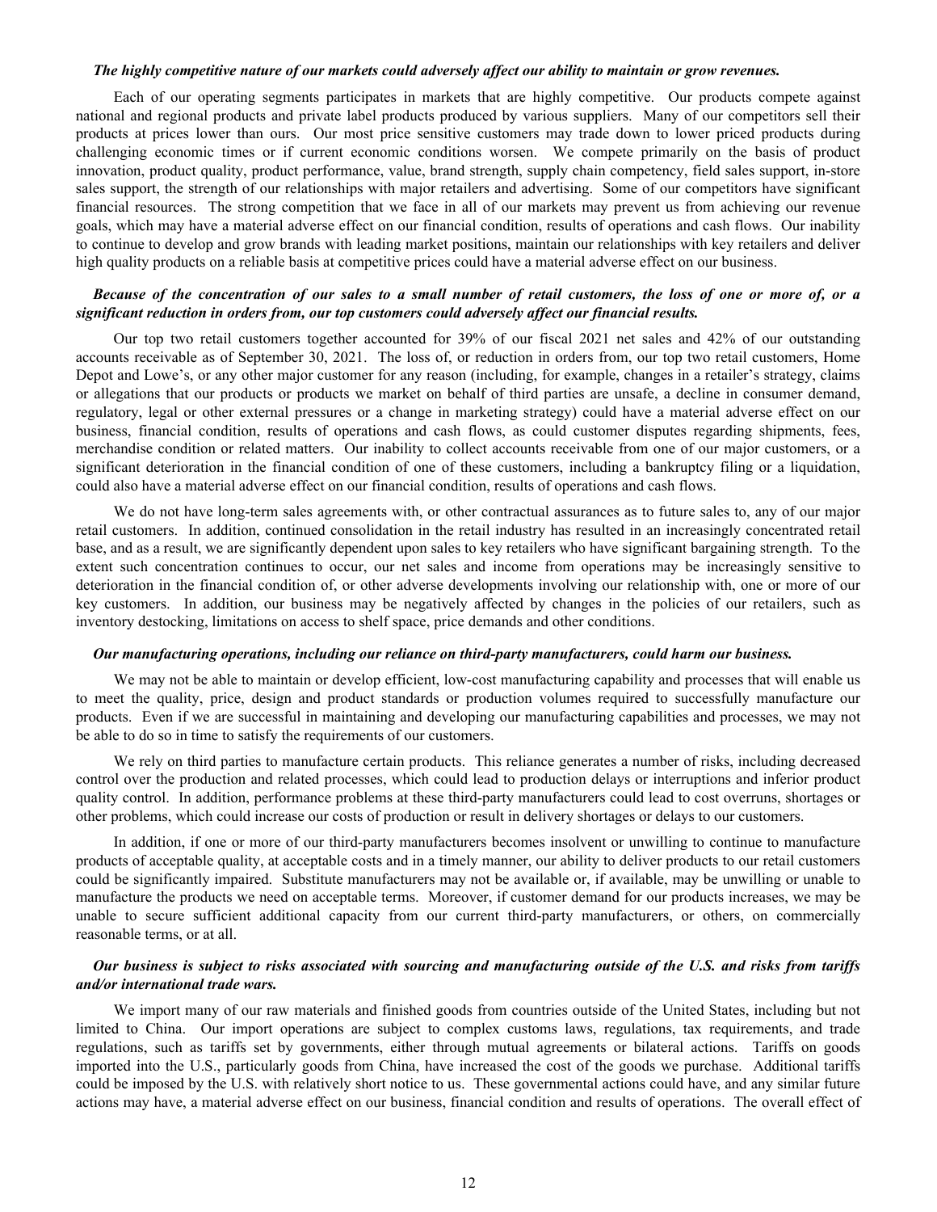***The highly competitive nature of our markets could adversely affect our ability to maintain or grow revenues.***

Each of our operating segments participates in markets that are highly competitive. Our products compete against national and regional products and private label products produced by various suppliers. Many of our competitors sell their products at prices lower than ours. Our most price sensitive customers may trade down to lower priced products during challenging economic times or if current economic conditions worsen. We compete primarily on the basis of product innovation, product quality, product performance, value, brand strength, supply chain competency, field sales support, in-store sales support, the strength of our relationships with major retailers and advertising. Some of our competitors have significant financial resources. The strong competition that we face in all of our markets may prevent us from achieving our revenue goals, which may have a material adverse effect on our financial condition, results of operations and cash flows. Our inability to continue to develop and grow brands with leading market positions, maintain our relationships with key retailers and deliver high quality products on a reliable basis at competitive prices could have a material adverse effect on our business.

***Because of the concentration of our sales to a small number of retail customers, the loss of one or more of, or a significant reduction in orders from, our top customers could adversely affect our financial results.***

Our top two retail customers together accounted for 39% of our fiscal 2021 net sales and 42% of our outstanding accounts receivable as of September 30, 2021. The loss of, or reduction in orders from, our top two retail customers, Home Depot and Lowe's, or any other major customer for any reason (including, for example, changes in a retailer's strategy, claims or allegations that our products or products we market on behalf of third parties are unsafe, a decline in consumer demand, regulatory, legal or other external pressures or a change in marketing strategy) could have a material adverse effect on our business, financial condition, results of operations and cash flows, as could customer disputes regarding shipments, fees, merchandise condition or related matters. Our inability to collect accounts receivable from one of our major customers, or a significant deterioration in the financial condition of one of these customers, including a bankruptcy filing or a liquidation, could also have a material adverse effect on our financial condition, results of operations and cash flows.

We do not have long-term sales agreements with, or other contractual assurances as to future sales to, any of our major retail customers. In addition, continued consolidation in the retail industry has resulted in an increasingly concentrated retail base, and as a result, we are significantly dependent upon sales to key retailers who have significant bargaining strength. To the extent such concentration continues to occur, our net sales and income from operations may be increasingly sensitive to deterioration in the financial condition of, or other adverse developments involving our relationship with, one or more of our key customers. In addition, our business may be negatively affected by changes in the policies of our retailers, such as inventory destocking, limitations on access to shelf space, price demands and other conditions.

***Our manufacturing operations, including our reliance on third-party manufacturers, could harm our business.***

We may not be able to maintain or develop efficient, low-cost manufacturing capability and processes that will enable us to meet the quality, price, design and product standards or production volumes required to successfully manufacture our products. Even if we are successful in maintaining and developing our manufacturing capabilities and processes, we may not be able to do so in time to satisfy the requirements of our customers.

We rely on third parties to manufacture certain products. This reliance generates a number of risks, including decreased control over the production and related processes, which could lead to production delays or interruptions and inferior product quality control. In addition, performance problems at these third-party manufacturers could lead to cost overruns, shortages or other problems, which could increase our costs of production or result in delivery shortages or delays to our customers.

In addition, if one or more of our third-party manufacturers becomes insolvent or unwilling to continue to manufacture products of acceptable quality, at acceptable costs and in a timely manner, our ability to deliver products to our retail customers could be significantly impaired. Substitute manufacturers may not be available or, if available, may be unwilling or unable to manufacture the products we need on acceptable terms. Moreover, if customer demand for our products increases, we may be unable to secure sufficient additional capacity from our current third-party manufacturers, or others, on commercially reasonable terms, or at all.

***Our business is subject to risks associated with sourcing and manufacturing outside of the U.S. and risks from tariffs and/or international trade wars.***

We import many of our raw materials and finished goods from countries outside of the United States, including but not limited to China. Our import operations are subject to complex customs laws, regulations, tax requirements, and trade regulations, such as tariffs set by governments, either through mutual agreements or bilateral actions. Tariffs on goods imported into the U.S., particularly goods from China, have increased the cost of the goods we purchase. Additional tariffs could be imposed by the U.S. with relatively short notice to us. These governmental actions could have, and any similar future actions may have, a material adverse effect on our business, financial condition and results of operations. The overall effect of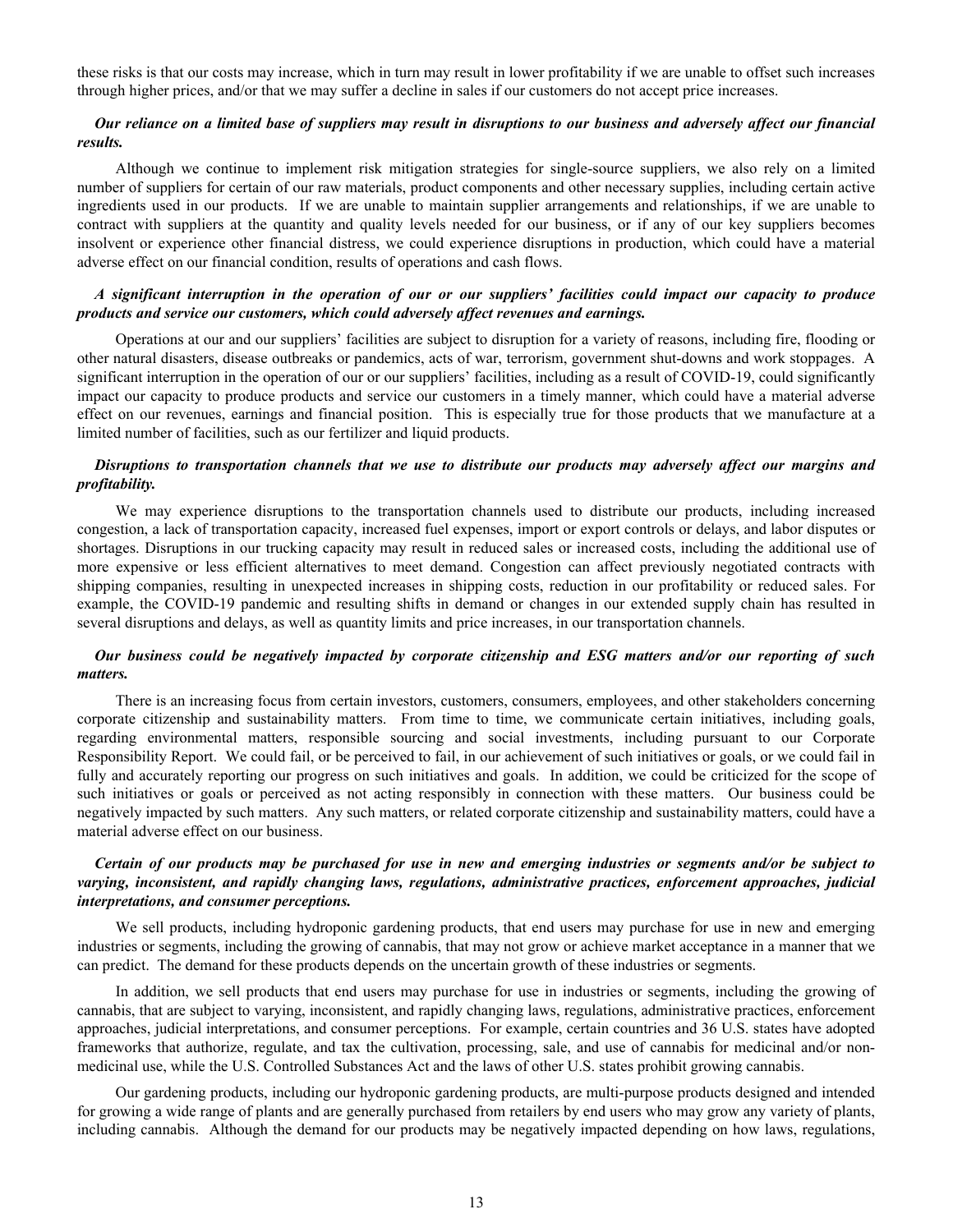these risks is that our costs may increase, which in turn may result in lower profitability if we are unable to offset such increases through higher prices, and/or that we may suffer a decline in sales if our customers do not accept price increases.

***Our reliance on a limited base of suppliers may result in disruptions to our business and adversely affect our financial results.***

Although we continue to implement risk mitigation strategies for single-source suppliers, we also rely on a limited number of suppliers for certain of our raw materials, product components and other necessary supplies, including certain active ingredients used in our products. If we are unable to maintain supplier arrangements and relationships, if we are unable to contract with suppliers at the quantity and quality levels needed for our business, or if any of our key suppliers becomes insolvent or experience other financial distress, we could experience disruptions in production, which could have a material adverse effect on our financial condition, results of operations and cash flows.

***A significant interruption in the operation of our or our suppliers' facilities could impact our capacity to produce products and service our customers, which could adversely affect revenues and earnings.***

Operations at our and our suppliers' facilities are subject to disruption for a variety of reasons, including fire, flooding or other natural disasters, disease outbreaks or pandemics, acts of war, terrorism, government shut-downs and work stoppages. A significant interruption in the operation of our or our suppliers' facilities, including as a result of COVID-19, could significantly impact our capacity to produce products and service our customers in a timely manner, which could have a material adverse effect on our revenues, earnings and financial position. This is especially true for those products that we manufacture at a limited number of facilities, such as our fertilizer and liquid products.

***Disruptions to transportation channels that we use to distribute our products may adversely affect our margins and profitability.***

We may experience disruptions to the transportation channels used to distribute our products, including increased congestion, a lack of transportation capacity, increased fuel expenses, import or export controls or delays, and labor disputes or shortages. Disruptions in our trucking capacity may result in reduced sales or increased costs, including the additional use of more expensive or less efficient alternatives to meet demand. Congestion can affect previously negotiated contracts with shipping companies, resulting in unexpected increases in shipping costs, reduction in our profitability or reduced sales. For example, the COVID-19 pandemic and resulting shifts in demand or changes in our extended supply chain has resulted in several disruptions and delays, as well as quantity limits and price increases, in our transportation channels.

***Our business could be negatively impacted by corporate citizenship and ESG matters and/or our reporting of such matters.***

There is an increasing focus from certain investors, customers, consumers, employees, and other stakeholders concerning corporate citizenship and sustainability matters. From time to time, we communicate certain initiatives, including goals, regarding environmental matters, responsible sourcing and social investments, including pursuant to our Corporate Responsibility Report. We could fail, or be perceived to fail, in our achievement of such initiatives or goals, or we could fail in fully and accurately reporting our progress on such initiatives and goals. In addition, we could be criticized for the scope of such initiatives or goals or perceived as not acting responsibly in connection with these matters. Our business could be negatively impacted by such matters. Any such matters, or related corporate citizenship and sustainability matters, could have a material adverse effect on our business.

***Certain of our products may be purchased for use in new and emerging industries or segments and/or be subject to varying, inconsistent, and rapidly changing laws, regulations, administrative practices, enforcement approaches, judicial interpretations, and consumer perceptions.***

We sell products, including hydroponic gardening products, that end users may purchase for use in new and emerging industries or segments, including the growing of cannabis, that may not grow or achieve market acceptance in a manner that we can predict. The demand for these products depends on the uncertain growth of these industries or segments.

In addition, we sell products that end users may purchase for use in industries or segments, including the growing of cannabis, that are subject to varying, inconsistent, and rapidly changing laws, regulations, administrative practices, enforcement approaches, judicial interpretations, and consumer perceptions. For example, certain countries and 36 U.S. states have adopted frameworks that authorize, regulate, and tax the cultivation, processing, sale, and use of cannabis for medicinal and/or non-medicinal use, while the U.S. Controlled Substances Act and the laws of other U.S. states prohibit growing cannabis.

Our gardening products, including our hydroponic gardening products, are multi-purpose products designed and intended for growing a wide range of plants and are generally purchased from retailers by end users who may grow any variety of plants, including cannabis. Although the demand for our products may be negatively impacted depending on how laws, regulations,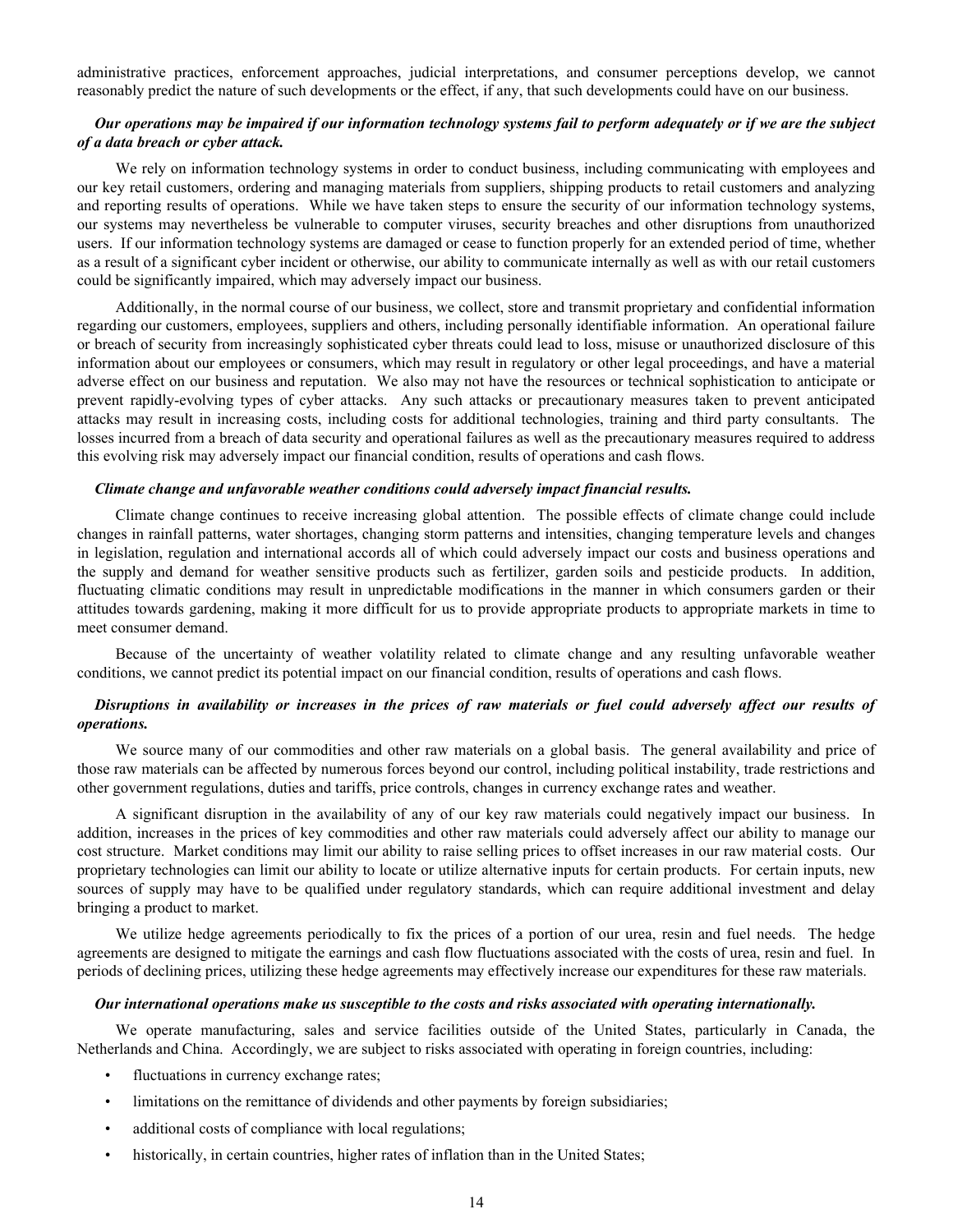administrative practices, enforcement approaches, judicial interpretations, and consumer perceptions develop, we cannot reasonably predict the nature of such developments or the effect, if any, that such developments could have on our business.

***Our operations may be impaired if our information technology systems fail to perform adequately or if we are the subject of a data breach or cyber attack.***

We rely on information technology systems in order to conduct business, including communicating with employees and our key retail customers, ordering and managing materials from suppliers, shipping products to retail customers and analyzing and reporting results of operations. While we have taken steps to ensure the security of our information technology systems, our systems may nevertheless be vulnerable to computer viruses, security breaches and other disruptions from unauthorized users. If our information technology systems are damaged or cease to function properly for an extended period of time, whether as a result of a significant cyber incident or otherwise, our ability to communicate internally as well as with our retail customers could be significantly impaired, which may adversely impact our business.

Additionally, in the normal course of our business, we collect, store and transmit proprietary and confidential information regarding our customers, employees, suppliers and others, including personally identifiable information. An operational failure or breach of security from increasingly sophisticated cyber threats could lead to loss, misuse or unauthorized disclosure of this information about our employees or consumers, which may result in regulatory or other legal proceedings, and have a material adverse effect on our business and reputation. We also may not have the resources or technical sophistication to anticipate or prevent rapidly-evolving types of cyber attacks. Any such attacks or precautionary measures taken to prevent anticipated attacks may result in increasing costs, including costs for additional technologies, training and third party consultants. The losses incurred from a breach of data security and operational failures as well as the precautionary measures required to address this evolving risk may adversely impact our financial condition, results of operations and cash flows.

***Climate change and unfavorable weather conditions could adversely impact financial results.***

Climate change continues to receive increasing global attention. The possible effects of climate change could include changes in rainfall patterns, water shortages, changing storm patterns and intensities, changing temperature levels and changes in legislation, regulation and international accords all of which could adversely impact our costs and business operations and the supply and demand for weather sensitive products such as fertilizer, garden soils and pesticide products. In addition, fluctuating climatic conditions may result in unpredictable modifications in the manner in which consumers garden or their attitudes towards gardening, making it more difficult for us to provide appropriate products to appropriate markets in time to meet consumer demand.

Because of the uncertainty of weather volatility related to climate change and any resulting unfavorable weather conditions, we cannot predict its potential impact on our financial condition, results of operations and cash flows.

***Disruptions in availability or increases in the prices of raw materials or fuel could adversely affect our results of operations.***

We source many of our commodities and other raw materials on a global basis. The general availability and price of those raw materials can be affected by numerous forces beyond our control, including political instability, trade restrictions and other government regulations, duties and tariffs, price controls, changes in currency exchange rates and weather.

A significant disruption in the availability of any of our key raw materials could negatively impact our business. In addition, increases in the prices of key commodities and other raw materials could adversely affect our ability to manage our cost structure. Market conditions may limit our ability to raise selling prices to offset increases in our raw material costs. Our proprietary technologies can limit our ability to locate or utilize alternative inputs for certain products. For certain inputs, new sources of supply may have to be qualified under regulatory standards, which can require additional investment and delay bringing a product to market.

We utilize hedge agreements periodically to fix the prices of a portion of our urea, resin and fuel needs. The hedge agreements are designed to mitigate the earnings and cash flow fluctuations associated with the costs of urea, resin and fuel. In periods of declining prices, utilizing these hedge agreements may effectively increase our expenditures for these raw materials.

***Our international operations make us susceptible to the costs and risks associated with operating internationally.***

We operate manufacturing, sales and service facilities outside of the United States, particularly in Canada, the Netherlands and China. Accordingly, we are subject to risks associated with operating in foreign countries, including:

- fluctuations in currency exchange rates;
- limitations on the remittance of dividends and other payments by foreign subsidiaries;
- additional costs of compliance with local regulations;
- historically, in certain countries, higher rates of inflation than in the United States;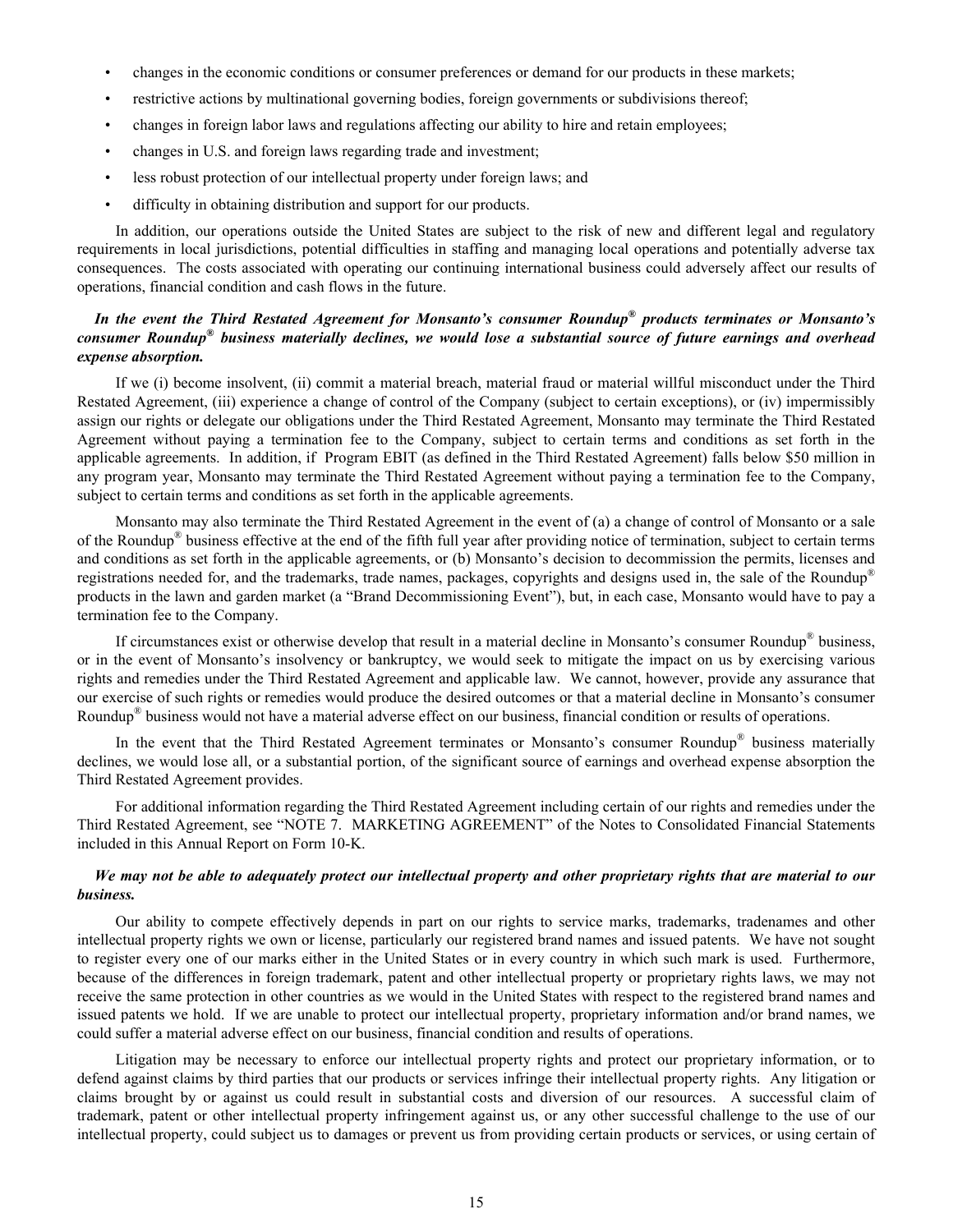- changes in the economic conditions or consumer preferences or demand for our products in these markets;
- restrictive actions by multinational governing bodies, foreign governments or subdivisions thereof;
- changes in foreign labor laws and regulations affecting our ability to hire and retain employees;
- changes in U.S. and foreign laws regarding trade and investment;
- less robust protection of our intellectual property under foreign laws; and
- difficulty in obtaining distribution and support for our products.

In addition, our operations outside the United States are subject to the risk of new and different legal and regulatory requirements in local jurisdictions, potential difficulties in staffing and managing local operations and potentially adverse tax consequences. The costs associated with operating our continuing international business could adversely affect our results of operations, financial condition and cash flows in the future.

***In the event the Third Restated Agreement for Monsanto's consumer Roundup® products terminates or Monsanto's consumer Roundup® business materially declines, we would lose a substantial source of future earnings and overhead expense absorption.***

If we (i) become insolvent, (ii) commit a material breach, material fraud or material willful misconduct under the Third Restated Agreement, (iii) experience a change of control of the Company (subject to certain exceptions), or (iv) impermissibly assign our rights or delegate our obligations under the Third Restated Agreement, Monsanto may terminate the Third Restated Agreement without paying a termination fee to the Company, subject to certain terms and conditions as set forth in the applicable agreements. In addition, if Program EBIT (as defined in the Third Restated Agreement) falls below $50 million in any program year, Monsanto may terminate the Third Restated Agreement without paying a termination fee to the Company, subject to certain terms and conditions as set forth in the applicable agreements.

Monsanto may also terminate the Third Restated Agreement in the event of (a) a change of control of Monsanto or a sale of the Roundup® business effective at the end of the fifth full year after providing notice of termination, subject to certain terms and conditions as set forth in the applicable agreements, or (b) Monsanto's decision to decommission the permits, licenses and registrations needed for, and the trademarks, trade names, packages, copyrights and designs used in, the sale of the Roundup® products in the lawn and garden market (a "Brand Decommissioning Event"), but, in each case, Monsanto would have to pay a termination fee to the Company.

If circumstances exist or otherwise develop that result in a material decline in Monsanto's consumer Roundup® business, or in the event of Monsanto's insolvency or bankruptcy, we would seek to mitigate the impact on us by exercising various rights and remedies under the Third Restated Agreement and applicable law. We cannot, however, provide any assurance that our exercise of such rights or remedies would produce the desired outcomes or that a material decline in Monsanto's consumer Roundup® business would not have a material adverse effect on our business, financial condition or results of operations.

In the event that the Third Restated Agreement terminates or Monsanto's consumer Roundup® business materially declines, we would lose all, or a substantial portion, of the significant source of earnings and overhead expense absorption the Third Restated Agreement provides.

For additional information regarding the Third Restated Agreement including certain of our rights and remedies under the Third Restated Agreement, see "NOTE 7. MARKETING AGREEMENT" of the Notes to Consolidated Financial Statements included in this Annual Report on Form 10-K.

***We may not be able to adequately protect our intellectual property and other proprietary rights that are material to our business.***

Our ability to compete effectively depends in part on our rights to service marks, trademarks, tradenames and other intellectual property rights we own or license, particularly our registered brand names and issued patents. We have not sought to register every one of our marks either in the United States or in every country in which such mark is used. Furthermore, because of the differences in foreign trademark, patent and other intellectual property or proprietary rights laws, we may not receive the same protection in other countries as we would in the United States with respect to the registered brand names and issued patents we hold. If we are unable to protect our intellectual property, proprietary information and/or brand names, we could suffer a material adverse effect on our business, financial condition and results of operations.

Litigation may be necessary to enforce our intellectual property rights and protect our proprietary information, or to defend against claims by third parties that our products or services infringe their intellectual property rights. Any litigation or claims brought by or against us could result in substantial costs and diversion of our resources. A successful claim of trademark, patent or other intellectual property infringement against us, or any other successful challenge to the use of our intellectual property, could subject us to damages or prevent us from providing certain products or services, or using certain of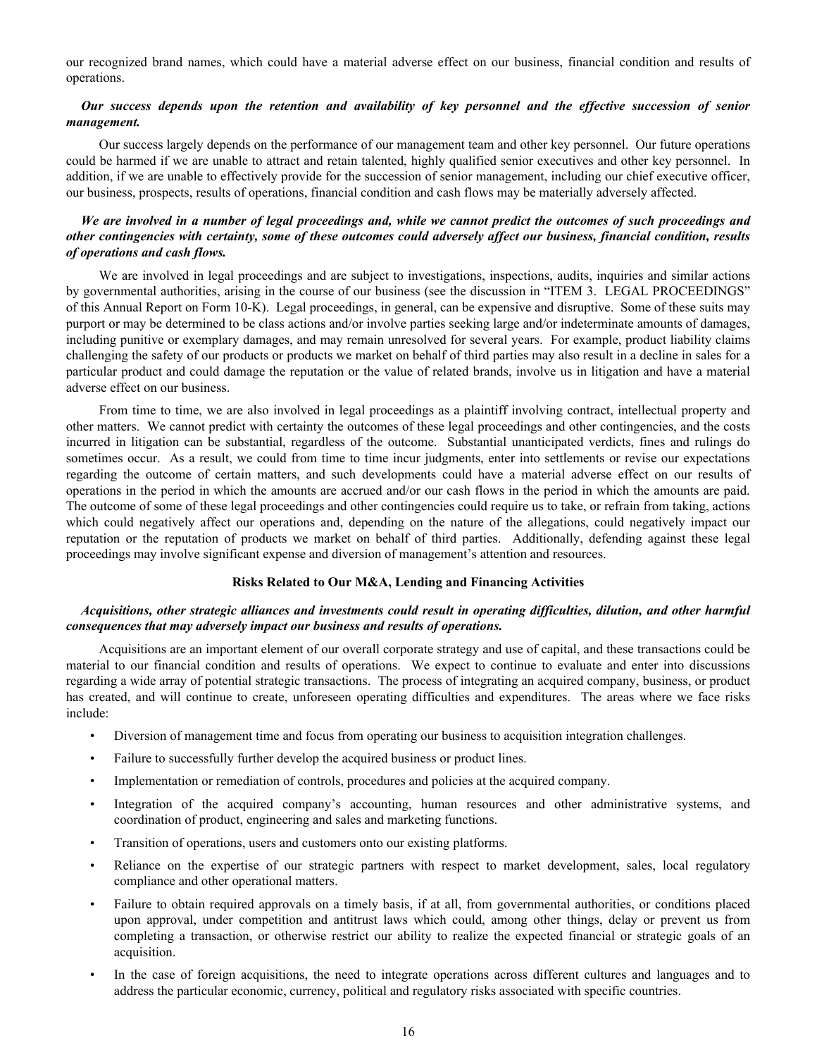our recognized brand names, which could have a material adverse effect on our business, financial condition and results of operations.

***Our success depends upon the retention and availability of key personnel and the effective succession of senior management.***

Our success largely depends on the performance of our management team and other key personnel. Our future operations could be harmed if we are unable to attract and retain talented, highly qualified senior executives and other key personnel. In addition, if we are unable to effectively provide for the succession of senior management, including our chief executive officer, our business, prospects, results of operations, financial condition and cash flows may be materially adversely affected.

***We are involved in a number of legal proceedings and, while we cannot predict the outcomes of such proceedings and other contingencies with certainty, some of these outcomes could adversely affect our business, financial condition, results of operations and cash flows.***

We are involved in legal proceedings and are subject to investigations, inspections, audits, inquiries and similar actions by governmental authorities, arising in the course of our business (see the discussion in "ITEM 3. LEGAL PROCEEDINGS" of this Annual Report on Form 10-K). Legal proceedings, in general, can be expensive and disruptive. Some of these suits may purport or may be determined to be class actions and/or involve parties seeking large and/or indeterminate amounts of damages, including punitive or exemplary damages, and may remain unresolved for several years. For example, product liability claims challenging the safety of our products or products we market on behalf of third parties may also result in a decline in sales for a particular product and could damage the reputation or the value of related brands, involve us in litigation and have a material adverse effect on our business.

From time to time, we are also involved in legal proceedings as a plaintiff involving contract, intellectual property and other matters. We cannot predict with certainty the outcomes of these legal proceedings and other contingencies, and the costs incurred in litigation can be substantial, regardless of the outcome. Substantial unanticipated verdicts, fines and rulings do sometimes occur. As a result, we could from time to time incur judgments, enter into settlements or revise our expectations regarding the outcome of certain matters, and such developments could have a material adverse effect on our results of operations in the period in which the amounts are accrued and/or our cash flows in the period in which the amounts are paid. The outcome of some of these legal proceedings and other contingencies could require us to take, or refrain from taking, actions which could negatively affect our operations and, depending on the nature of the allegations, could negatively impact our reputation or the reputation of products we market on behalf of third parties. Additionally, defending against these legal proceedings may involve significant expense and diversion of management's attention and resources.

**Risks Related to Our M&A, Lending and Financing Activities**

***Acquisitions, other strategic alliances and investments could result in operating difficulties, dilution, and other harmful consequences that may adversely impact our business and results of operations.***

Acquisitions are an important element of our overall corporate strategy and use of capital, and these transactions could be material to our financial condition and results of operations. We expect to continue to evaluate and enter into discussions regarding a wide array of potential strategic transactions. The process of integrating an acquired company, business, or product has created, and will continue to create, unforeseen operating difficulties and expenditures. The areas where we face risks include:

- Diversion of management time and focus from operating our business to acquisition integration challenges.
- Failure to successfully further develop the acquired business or product lines.
- Implementation or remediation of controls, procedures and policies at the acquired company.
- Integration of the acquired company's accounting, human resources and other administrative systems, and coordination of product, engineering and sales and marketing functions.
- Transition of operations, users and customers onto our existing platforms.
- Reliance on the expertise of our strategic partners with respect to market development, sales, local regulatory compliance and other operational matters.
- Failure to obtain required approvals on a timely basis, if at all, from governmental authorities, or conditions placed upon approval, under competition and antitrust laws which could, among other things, delay or prevent us from completing a transaction, or otherwise restrict our ability to realize the expected financial or strategic goals of an acquisition.
- In the case of foreign acquisitions, the need to integrate operations across different cultures and languages and to address the particular economic, currency, political and regulatory risks associated with specific countries.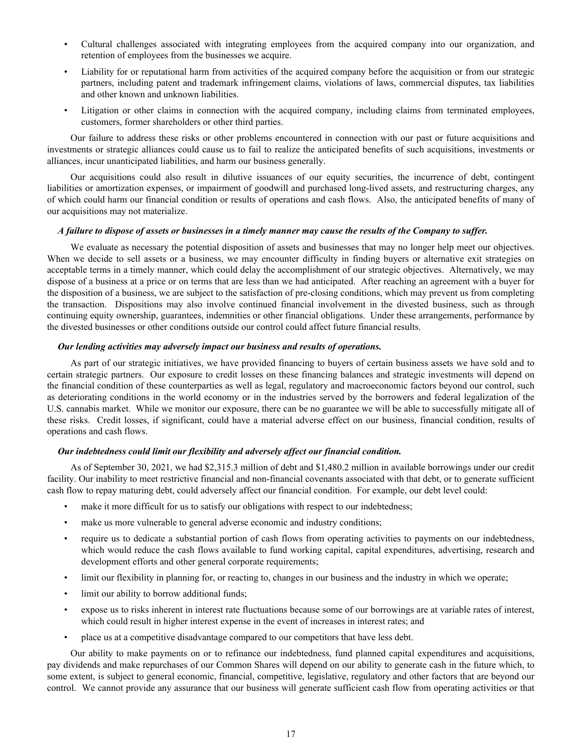- Cultural challenges associated with integrating employees from the acquired company into our organization, and retention of employees from the businesses we acquire.
- Liability for or reputational harm from activities of the acquired company before the acquisition or from our strategic partners, including patent and trademark infringement claims, violations of laws, commercial disputes, tax liabilities and other known and unknown liabilities.
- Litigation or other claims in connection with the acquired company, including claims from terminated employees, customers, former shareholders or other third parties.

Our failure to address these risks or other problems encountered in connection with our past or future acquisitions and investments or strategic alliances could cause us to fail to realize the anticipated benefits of such acquisitions, investments or alliances, incur unanticipated liabilities, and harm our business generally.

Our acquisitions could also result in dilutive issuances of our equity securities, the incurrence of debt, contingent liabilities or amortization expenses, or impairment of goodwill and purchased long-lived assets, and restructuring charges, any of which could harm our financial condition or results of operations and cash flows. Also, the anticipated benefits of many of our acquisitions may not materialize.

***A failure to dispose of assets or businesses in a timely manner may cause the results of the Company to suffer.***

We evaluate as necessary the potential disposition of assets and businesses that may no longer help meet our objectives. When we decide to sell assets or a business, we may encounter difficulty in finding buyers or alternative exit strategies on acceptable terms in a timely manner, which could delay the accomplishment of our strategic objectives. Alternatively, we may dispose of a business at a price or on terms that are less than we had anticipated. After reaching an agreement with a buyer for the disposition of a business, we are subject to the satisfaction of pre-closing conditions, which may prevent us from completing the transaction. Dispositions may also involve continued financial involvement in the divested business, such as through continuing equity ownership, guarantees, indemnities or other financial obligations. Under these arrangements, performance by the divested businesses or other conditions outside our control could affect future financial results.

***Our lending activities may adversely impact our business and results of operations.***

As part of our strategic initiatives, we have provided financing to buyers of certain business assets we have sold and to certain strategic partners. Our exposure to credit losses on these financing balances and strategic investments will depend on the financial condition of these counterparties as well as legal, regulatory and macroeconomic factors beyond our control, such as deteriorating conditions in the world economy or in the industries served by the borrowers and federal legalization of the U.S. cannabis market. While we monitor our exposure, there can be no guarantee we will be able to successfully mitigate all of these risks. Credit losses, if significant, could have a material adverse effect on our business, financial condition, results of operations and cash flows.

***Our indebtedness could limit our flexibility and adversely affect our financial condition.***

As of September 30, 2021, we had $2,315.3 million of debt and $1,480.2 million in available borrowings under our credit facility. Our inability to meet restrictive financial and non-financial covenants associated with that debt, or to generate sufficient cash flow to repay maturing debt, could adversely affect our financial condition. For example, our debt level could:

- make it more difficult for us to satisfy our obligations with respect to our indebtedness;
- make us more vulnerable to general adverse economic and industry conditions;
- require us to dedicate a substantial portion of cash flows from operating activities to payments on our indebtedness, which would reduce the cash flows available to fund working capital, capital expenditures, advertising, research and development efforts and other general corporate requirements;
- limit our flexibility in planning for, or reacting to, changes in our business and the industry in which we operate;
- limit our ability to borrow additional funds;
- expose us to risks inherent in interest rate fluctuations because some of our borrowings are at variable rates of interest, which could result in higher interest expense in the event of increases in interest rates; and
- place us at a competitive disadvantage compared to our competitors that have less debt.

Our ability to make payments on or to refinance our indebtedness, fund planned capital expenditures and acquisitions, pay dividends and make repurchases of our Common Shares will depend on our ability to generate cash in the future which, to some extent, is subject to general economic, financial, competitive, legislative, regulatory and other factors that are beyond our control. We cannot provide any assurance that our business will generate sufficient cash flow from operating activities or that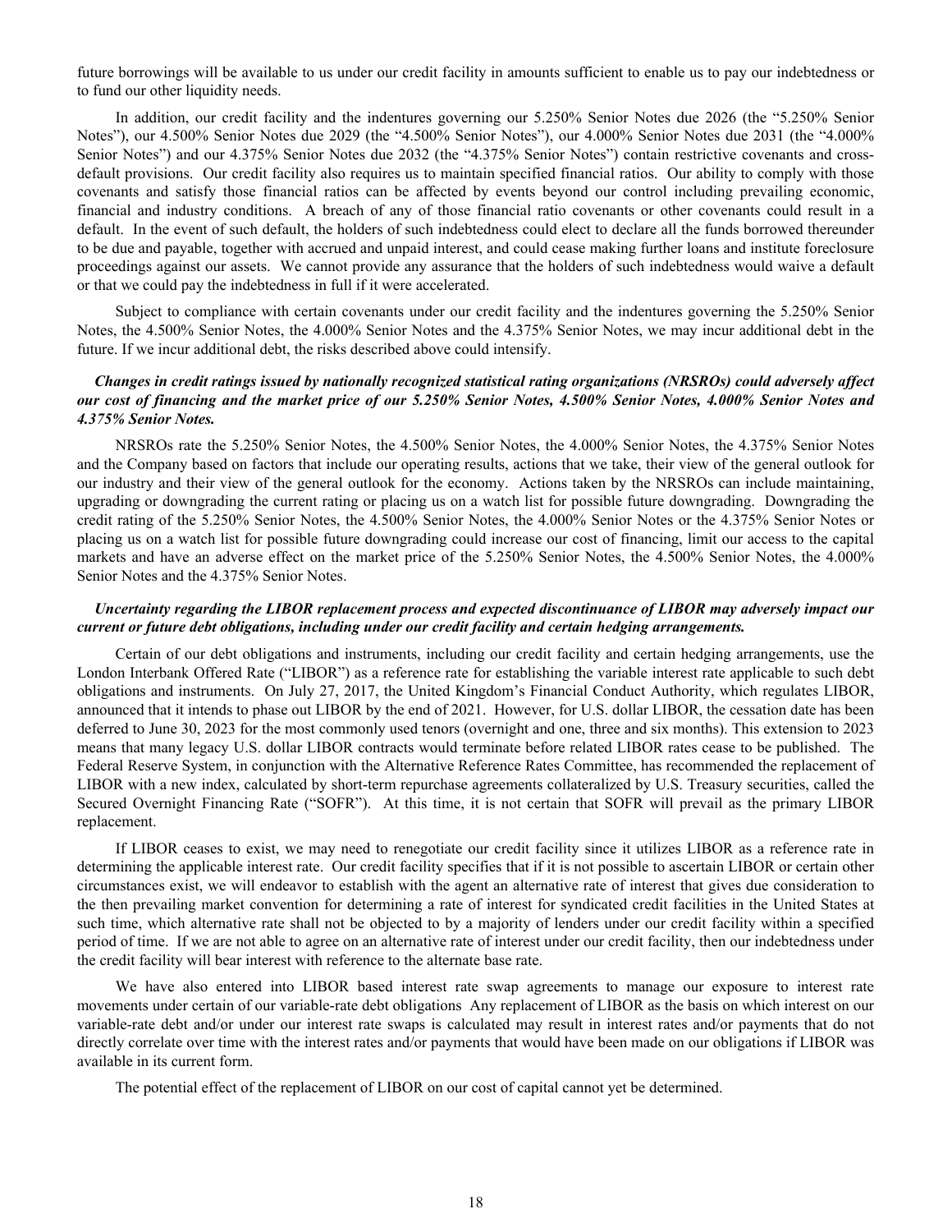future borrowings will be available to us under our credit facility in amounts sufficient to enable us to pay our indebtedness or to fund our other liquidity needs.

In addition, our credit facility and the indentures governing our 5.250% Senior Notes due 2026 (the "5.250% Senior Notes"), our 4.500% Senior Notes due 2029 (the "4.500% Senior Notes"), our 4.000% Senior Notes due 2031 (the "4.000% Senior Notes") and our 4.375% Senior Notes due 2032 (the "4.375% Senior Notes") contain restrictive covenants and cross-default provisions. Our credit facility also requires us to maintain specified financial ratios. Our ability to comply with those covenants and satisfy those financial ratios can be affected by events beyond our control including prevailing economic, financial and industry conditions. A breach of any of those financial ratio covenants or other covenants could result in a default. In the event of such default, the holders of such indebtedness could elect to declare all the funds borrowed thereunder to be due and payable, together with accrued and unpaid interest, and could cease making further loans and institute foreclosure proceedings against our assets. We cannot provide any assurance that the holders of such indebtedness would waive a default or that we could pay the indebtedness in full if it were accelerated.

Subject to compliance with certain covenants under our credit facility and the indentures governing the 5.250% Senior Notes, the 4.500% Senior Notes, the 4.000% Senior Notes and the 4.375% Senior Notes, we may incur additional debt in the future. If we incur additional debt, the risks described above could intensify.

***Changes in credit ratings issued by nationally recognized statistical rating organizations (NRSROs) could adversely affect our cost of financing and the market price of our 5.250% Senior Notes, 4.500% Senior Notes, 4.000% Senior Notes and 4.375% Senior Notes.***

NRSROs rate the 5.250% Senior Notes, the 4.500% Senior Notes, the 4.000% Senior Notes, the 4.375% Senior Notes and the Company based on factors that include our operating results, actions that we take, their view of the general outlook for our industry and their view of the general outlook for the economy. Actions taken by the NRSROs can include maintaining, upgrading or downgrading the current rating or placing us on a watch list for possible future downgrading. Downgrading the credit rating of the 5.250% Senior Notes, the 4.500% Senior Notes, the 4.000% Senior Notes or the 4.375% Senior Notes or placing us on a watch list for possible future downgrading could increase our cost of financing, limit our access to the capital markets and have an adverse effect on the market price of the 5.250% Senior Notes, the 4.500% Senior Notes, the 4.000% Senior Notes and the 4.375% Senior Notes.

***Uncertainty regarding the LIBOR replacement process and expected discontinuance of LIBOR may adversely impact our current or future debt obligations, including under our credit facility and certain hedging arrangements.***

Certain of our debt obligations and instruments, including our credit facility and certain hedging arrangements, use the London Interbank Offered Rate ("LIBOR") as a reference rate for establishing the variable interest rate applicable to such debt obligations and instruments. On July 27, 2017, the United Kingdom's Financial Conduct Authority, which regulates LIBOR, announced that it intends to phase out LIBOR by the end of 2021. However, for U.S. dollar LIBOR, the cessation date has been deferred to June 30, 2023 for the most commonly used tenors (overnight and one, three and six months). This extension to 2023 means that many legacy U.S. dollar LIBOR contracts would terminate before related LIBOR rates cease to be published. The Federal Reserve System, in conjunction with the Alternative Reference Rates Committee, has recommended the replacement of LIBOR with a new index, calculated by short-term repurchase agreements collateralized by U.S. Treasury securities, called the Secured Overnight Financing Rate ("SOFR"). At this time, it is not certain that SOFR will prevail as the primary LIBOR replacement.

If LIBOR ceases to exist, we may need to renegotiate our credit facility since it utilizes LIBOR as a reference rate in determining the applicable interest rate. Our credit facility specifies that if it is not possible to ascertain LIBOR or certain other circumstances exist, we will endeavor to establish with the agent an alternative rate of interest that gives due consideration to the then prevailing market convention for determining a rate of interest for syndicated credit facilities in the United States at such time, which alternative rate shall not be objected to by a majority of lenders under our credit facility within a specified period of time. If we are not able to agree on an alternative rate of interest under our credit facility, then our indebtedness under the credit facility will bear interest with reference to the alternate base rate.

We have also entered into LIBOR based interest rate swap agreements to manage our exposure to interest rate movements under certain of our variable-rate debt obligations Any replacement of LIBOR as the basis on which interest on our variable-rate debt and/or under our interest rate swaps is calculated may result in interest rates and/or payments that do not directly correlate over time with the interest rates and/or payments that would have been made on our obligations if LIBOR was available in its current form.

The potential effect of the replacement of LIBOR on our cost of capital cannot yet be determined.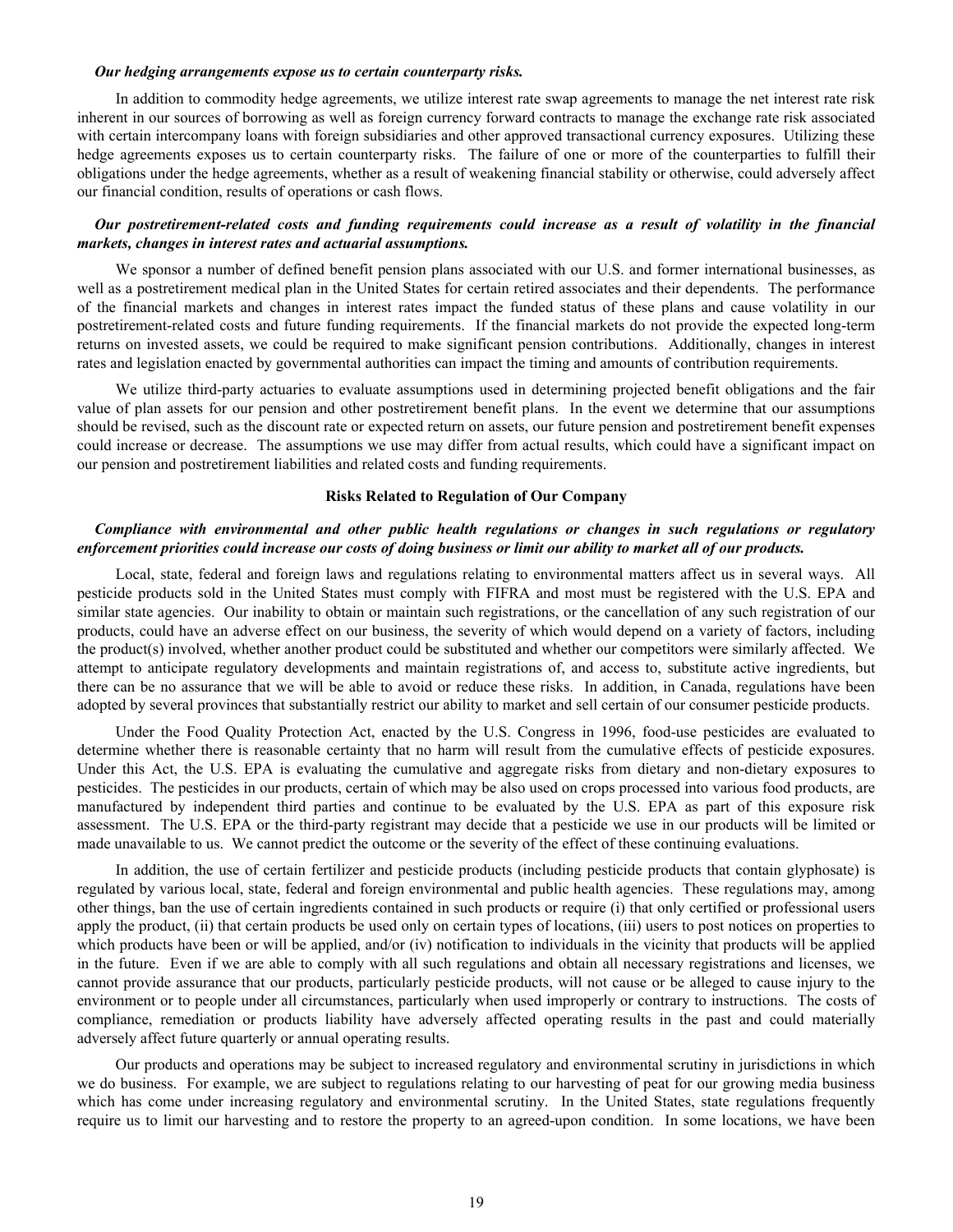***Our hedging arrangements expose us to certain counterparty risks.***

In addition to commodity hedge agreements, we utilize interest rate swap agreements to manage the net interest rate risk inherent in our sources of borrowing as well as foreign currency forward contracts to manage the exchange rate risk associated with certain intercompany loans with foreign subsidiaries and other approved transactional currency exposures. Utilizing these hedge agreements exposes us to certain counterparty risks. The failure of one or more of the counterparties to fulfill their obligations under the hedge agreements, whether as a result of weakening financial stability or otherwise, could adversely affect our financial condition, results of operations or cash flows.

***Our postretirement-related costs and funding requirements could increase as a result of volatility in the financial markets, changes in interest rates and actuarial assumptions.***

We sponsor a number of defined benefit pension plans associated with our U.S. and former international businesses, as well as a postretirement medical plan in the United States for certain retired associates and their dependents. The performance of the financial markets and changes in interest rates impact the funded status of these plans and cause volatility in our postretirement-related costs and future funding requirements. If the financial markets do not provide the expected long-term returns on invested assets, we could be required to make significant pension contributions. Additionally, changes in interest rates and legislation enacted by governmental authorities can impact the timing and amounts of contribution requirements.

We utilize third-party actuaries to evaluate assumptions used in determining projected benefit obligations and the fair value of plan assets for our pension and other postretirement benefit plans. In the event we determine that our assumptions should be revised, such as the discount rate or expected return on assets, our future pension and postretirement benefit expenses could increase or decrease. The assumptions we use may differ from actual results, which could have a significant impact on our pension and postretirement liabilities and related costs and funding requirements.

**Risks Related to Regulation of Our Company**

***Compliance with environmental and other public health regulations or changes in such regulations or regulatory enforcement priorities could increase our costs of doing business or limit our ability to market all of our products.***

Local, state, federal and foreign laws and regulations relating to environmental matters affect us in several ways. All pesticide products sold in the United States must comply with FIFRA and most must be registered with the U.S. EPA and similar state agencies. Our inability to obtain or maintain such registrations, or the cancellation of any such registration of our products, could have an adverse effect on our business, the severity of which would depend on a variety of factors, including the product(s) involved, whether another product could be substituted and whether our competitors were similarly affected. We attempt to anticipate regulatory developments and maintain registrations of, and access to, substitute active ingredients, but there can be no assurance that we will be able to avoid or reduce these risks. In addition, in Canada, regulations have been adopted by several provinces that substantially restrict our ability to market and sell certain of our consumer pesticide products.

Under the Food Quality Protection Act, enacted by the U.S. Congress in 1996, food-use pesticides are evaluated to determine whether there is reasonable certainty that no harm will result from the cumulative effects of pesticide exposures. Under this Act, the U.S. EPA is evaluating the cumulative and aggregate risks from dietary and non-dietary exposures to pesticides. The pesticides in our products, certain of which may be also used on crops processed into various food products, are manufactured by independent third parties and continue to be evaluated by the U.S. EPA as part of this exposure risk assessment. The U.S. EPA or the third-party registrant may decide that a pesticide we use in our products will be limited or made unavailable to us. We cannot predict the outcome or the severity of the effect of these continuing evaluations.

In addition, the use of certain fertilizer and pesticide products (including pesticide products that contain glyphosate) is regulated by various local, state, federal and foreign environmental and public health agencies. These regulations may, among other things, ban the use of certain ingredients contained in such products or require (i) that only certified or professional users apply the product, (ii) that certain products be used only on certain types of locations, (iii) users to post notices on properties to which products have been or will be applied, and/or (iv) notification to individuals in the vicinity that products will be applied in the future. Even if we are able to comply with all such regulations and obtain all necessary registrations and licenses, we cannot provide assurance that our products, particularly pesticide products, will not cause or be alleged to cause injury to the environment or to people under all circumstances, particularly when used improperly or contrary to instructions. The costs of compliance, remediation or products liability have adversely affected operating results in the past and could materially adversely affect future quarterly or annual operating results.

Our products and operations may be subject to increased regulatory and environmental scrutiny in jurisdictions in which we do business. For example, we are subject to regulations relating to our harvesting of peat for our growing media business which has come under increasing regulatory and environmental scrutiny. In the United States, state regulations frequently require us to limit our harvesting and to restore the property to an agreed-upon condition. In some locations, we have been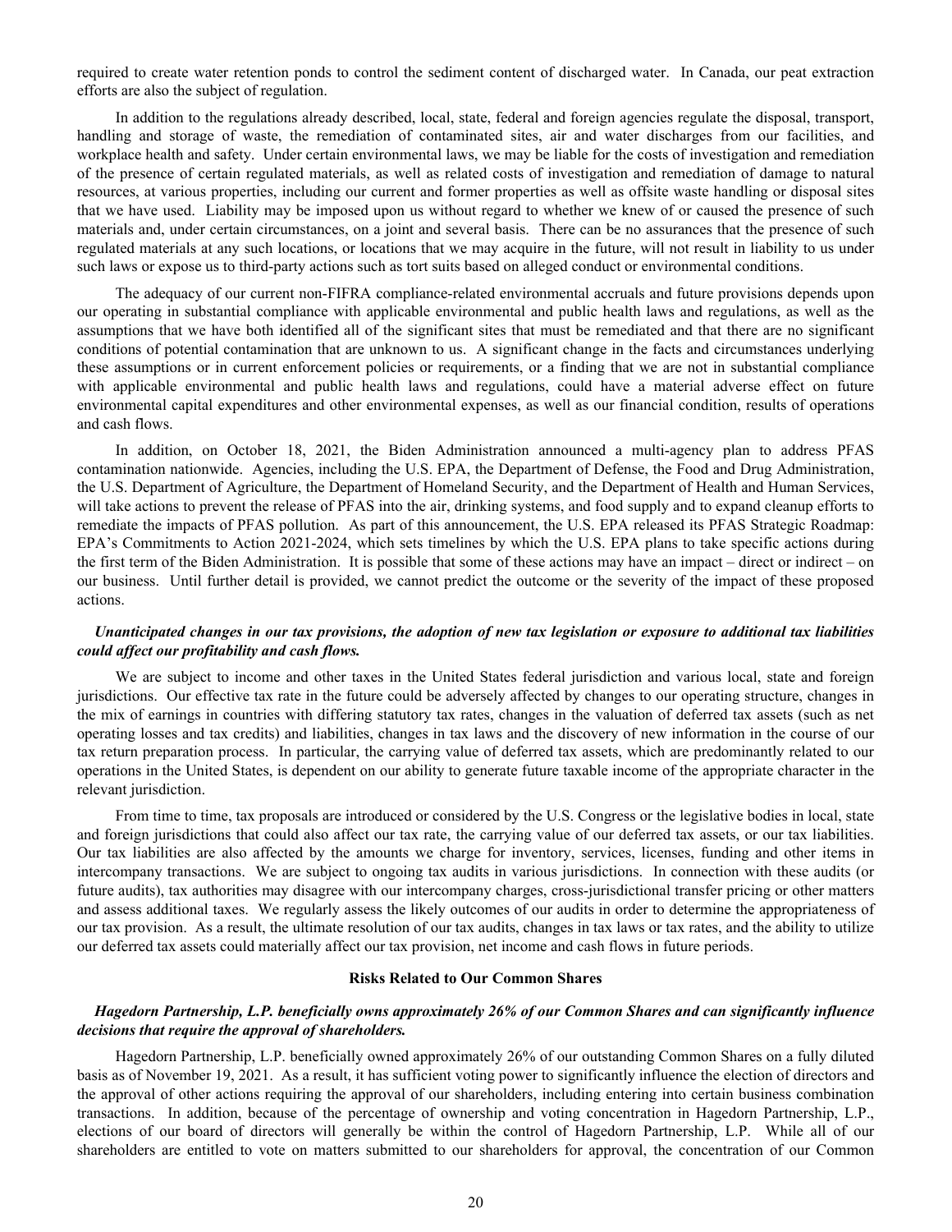required to create water retention ponds to control the sediment content of discharged water. In Canada, our peat extraction efforts are also the subject of regulation.

In addition to the regulations already described, local, state, federal and foreign agencies regulate the disposal, transport, handling and storage of waste, the remediation of contaminated sites, air and water discharges from our facilities, and workplace health and safety. Under certain environmental laws, we may be liable for the costs of investigation and remediation of the presence of certain regulated materials, as well as related costs of investigation and remediation of damage to natural resources, at various properties, including our current and former properties as well as offsite waste handling or disposal sites that we have used. Liability may be imposed upon us without regard to whether we knew of or caused the presence of such materials and, under certain circumstances, on a joint and several basis. There can be no assurances that the presence of such regulated materials at any such locations, or locations that we may acquire in the future, will not result in liability to us under such laws or expose us to third-party actions such as tort suits based on alleged conduct or environmental conditions.

The adequacy of our current non-FIFRA compliance-related environmental accruals and future provisions depends upon our operating in substantial compliance with applicable environmental and public health laws and regulations, as well as the assumptions that we have both identified all of the significant sites that must be remediated and that there are no significant conditions of potential contamination that are unknown to us. A significant change in the facts and circumstances underlying these assumptions or in current enforcement policies or requirements, or a finding that we are not in substantial compliance with applicable environmental and public health laws and regulations, could have a material adverse effect on future environmental capital expenditures and other environmental expenses, as well as our financial condition, results of operations and cash flows.

In addition, on October 18, 2021, the Biden Administration announced a multi-agency plan to address PFAS contamination nationwide. Agencies, including the U.S. EPA, the Department of Defense, the Food and Drug Administration, the U.S. Department of Agriculture, the Department of Homeland Security, and the Department of Health and Human Services, will take actions to prevent the release of PFAS into the air, drinking systems, and food supply and to expand cleanup efforts to remediate the impacts of PFAS pollution. As part of this announcement, the U.S. EPA released its PFAS Strategic Roadmap: EPA's Commitments to Action 2021-2024, which sets timelines by which the U.S. EPA plans to take specific actions during the first term of the Biden Administration. It is possible that some of these actions may have an impact – direct or indirect – on our business. Until further detail is provided, we cannot predict the outcome or the severity of the impact of these proposed actions.

***Unanticipated changes in our tax provisions, the adoption of new tax legislation or exposure to additional tax liabilities could affect our profitability and cash flows.***

We are subject to income and other taxes in the United States federal jurisdiction and various local, state and foreign jurisdictions. Our effective tax rate in the future could be adversely affected by changes to our operating structure, changes in the mix of earnings in countries with differing statutory tax rates, changes in the valuation of deferred tax assets (such as net operating losses and tax credits) and liabilities, changes in tax laws and the discovery of new information in the course of our tax return preparation process. In particular, the carrying value of deferred tax assets, which are predominantly related to our operations in the United States, is dependent on our ability to generate future taxable income of the appropriate character in the relevant jurisdiction.

From time to time, tax proposals are introduced or considered by the U.S. Congress or the legislative bodies in local, state and foreign jurisdictions that could also affect our tax rate, the carrying value of our deferred tax assets, or our tax liabilities. Our tax liabilities are also affected by the amounts we charge for inventory, services, licenses, funding and other items in intercompany transactions. We are subject to ongoing tax audits in various jurisdictions. In connection with these audits (or future audits), tax authorities may disagree with our intercompany charges, cross-jurisdictional transfer pricing or other matters and assess additional taxes. We regularly assess the likely outcomes of our audits in order to determine the appropriateness of our tax provision. As a result, the ultimate resolution of our tax audits, changes in tax laws or tax rates, and the ability to utilize our deferred tax assets could materially affect our tax provision, net income and cash flows in future periods.

**Risks Related to Our Common Shares**

***Hagedorn Partnership, L.P. beneficially owns approximately 26% of our Common Shares and can significantly influence decisions that require the approval of shareholders.***

Hagedorn Partnership, L.P. beneficially owned approximately 26% of our outstanding Common Shares on a fully diluted basis as of November 19, 2021. As a result, it has sufficient voting power to significantly influence the election of directors and the approval of other actions requiring the approval of our shareholders, including entering into certain business combination transactions. In addition, because of the percentage of ownership and voting concentration in Hagedorn Partnership, L.P., elections of our board of directors will generally be within the control of Hagedorn Partnership, L.P. While all of our shareholders are entitled to vote on matters submitted to our shareholders for approval, the concentration of our Common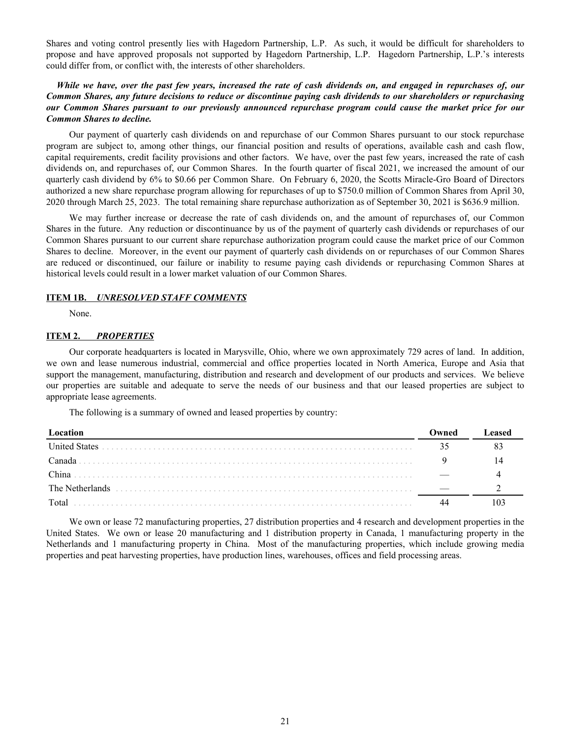Shares and voting control presently lies with Hagedorn Partnership, L.P. As such, it would be difficult for shareholders to propose and have approved proposals not supported by Hagedorn Partnership, L.P. Hagedorn Partnership, L.P.'s interests could differ from, or conflict with, the interests of other shareholders.

***While we have, over the past few years, increased the rate of cash dividends on, and engaged in repurchases of, our Common Shares, any future decisions to reduce or discontinue paying cash dividends to our shareholders or repurchasing our Common Shares pursuant to our previously announced repurchase program could cause the market price for our Common Shares to decline.***

Our payment of quarterly cash dividends on and repurchase of our Common Shares pursuant to our stock repurchase program are subject to, among other things, our financial position and results of operations, available cash and cash flow, capital requirements, credit facility provisions and other factors. We have, over the past few years, increased the rate of cash dividends on, and repurchases of, our Common Shares. In the fourth quarter of fiscal 2021, we increased the amount of our quarterly cash dividend by 6% to $0.66 per Common Share. On February 6, 2020, the Scotts Miracle-Gro Board of Directors authorized a new share repurchase program allowing for repurchases of up to $750.0 million of Common Shares from April 30, 2020 through March 25, 2023. The total remaining share repurchase authorization as of September 30, 2021 is $636.9 million.

We may further increase or decrease the rate of cash dividends on, and the amount of repurchases of, our Common Shares in the future. Any reduction or discontinuance by us of the payment of quarterly cash dividends or repurchases of our Common Shares pursuant to our current share repurchase authorization program could cause the market price of our Common Shares to decline. Moreover, in the event our payment of quarterly cash dividends on or repurchases of our Common Shares are reduced or discontinued, our failure or inability to resume paying cash dividends or repurchasing Common Shares at historical levels could result in a lower market valuation of our Common Shares.

## ITEM 1B. *UNRESOLVED STAFF COMMENTS*

None.

## ITEM 2. *PROPERTIES*

Our corporate headquarters is located in Marysville, Ohio, where we own approximately 729 acres of land. In addition, we own and lease numerous industrial, commercial and office properties located in North America, Europe and Asia that support the management, manufacturing, distribution and research and development of our products and services. We believe our properties are suitable and adequate to serve the needs of our business and that our leased properties are subject to appropriate lease agreements.

The following is a summary of owned and leased properties by country:

| Location | Owned | Leased |
|---|---|---|
| United States | 35 | 83 |
| Canada | 9 | 14 |
| China | — | 4 |
| The Netherlands | — | 2 |
| Total | 44 | 103 |

We own or lease 72 manufacturing properties, 27 distribution properties and 4 research and development properties in the United States. We own or lease 20 manufacturing and 1 distribution property in Canada, 1 manufacturing property in the Netherlands and 1 manufacturing property in China. Most of the manufacturing properties, which include growing media properties and peat harvesting properties, have production lines, warehouses, offices and field processing areas.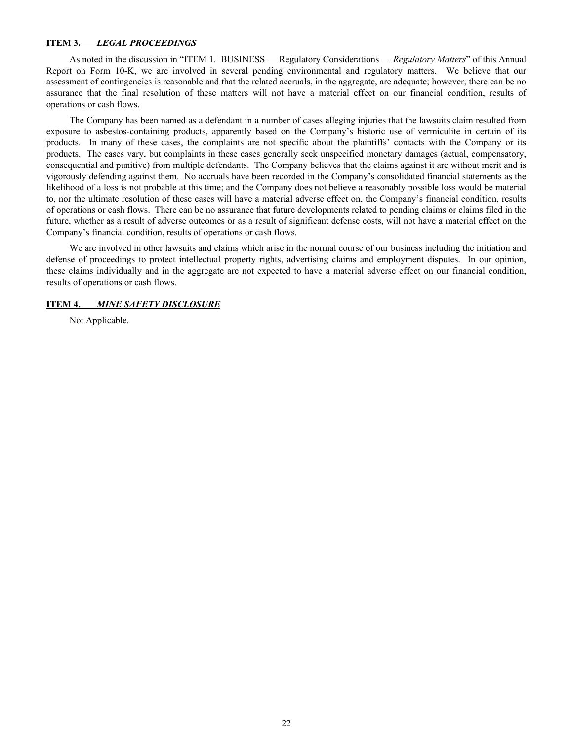## ITEM 3. *LEGAL PROCEEDINGS*

As noted in the discussion in "ITEM 1. BUSINESS — Regulatory Considerations — *Regulatory Matters*" of this Annual Report on Form 10-K, we are involved in several pending environmental and regulatory matters. We believe that our assessment of contingencies is reasonable and that the related accruals, in the aggregate, are adequate; however, there can be no assurance that the final resolution of these matters will not have a material effect on our financial condition, results of operations or cash flows.

The Company has been named as a defendant in a number of cases alleging injuries that the lawsuits claim resulted from exposure to asbestos-containing products, apparently based on the Company's historic use of vermiculite in certain of its products. In many of these cases, the complaints are not specific about the plaintiffs' contacts with the Company or its products. The cases vary, but complaints in these cases generally seek unspecified monetary damages (actual, compensatory, consequential and punitive) from multiple defendants. The Company believes that the claims against it are without merit and is vigorously defending against them. No accruals have been recorded in the Company's consolidated financial statements as the likelihood of a loss is not probable at this time; and the Company does not believe a reasonably possible loss would be material to, nor the ultimate resolution of these cases will have a material adverse effect on, the Company's financial condition, results of operations or cash flows. There can be no assurance that future developments related to pending claims or claims filed in the future, whether as a result of adverse outcomes or as a result of significant defense costs, will not have a material effect on the Company's financial condition, results of operations or cash flows.

We are involved in other lawsuits and claims which arise in the normal course of our business including the initiation and defense of proceedings to protect intellectual property rights, advertising claims and employment disputes. In our opinion, these claims individually and in the aggregate are not expected to have a material adverse effect on our financial condition, results of operations or cash flows.

## ITEM 4. *MINE SAFETY DISCLOSURE*

Not Applicable.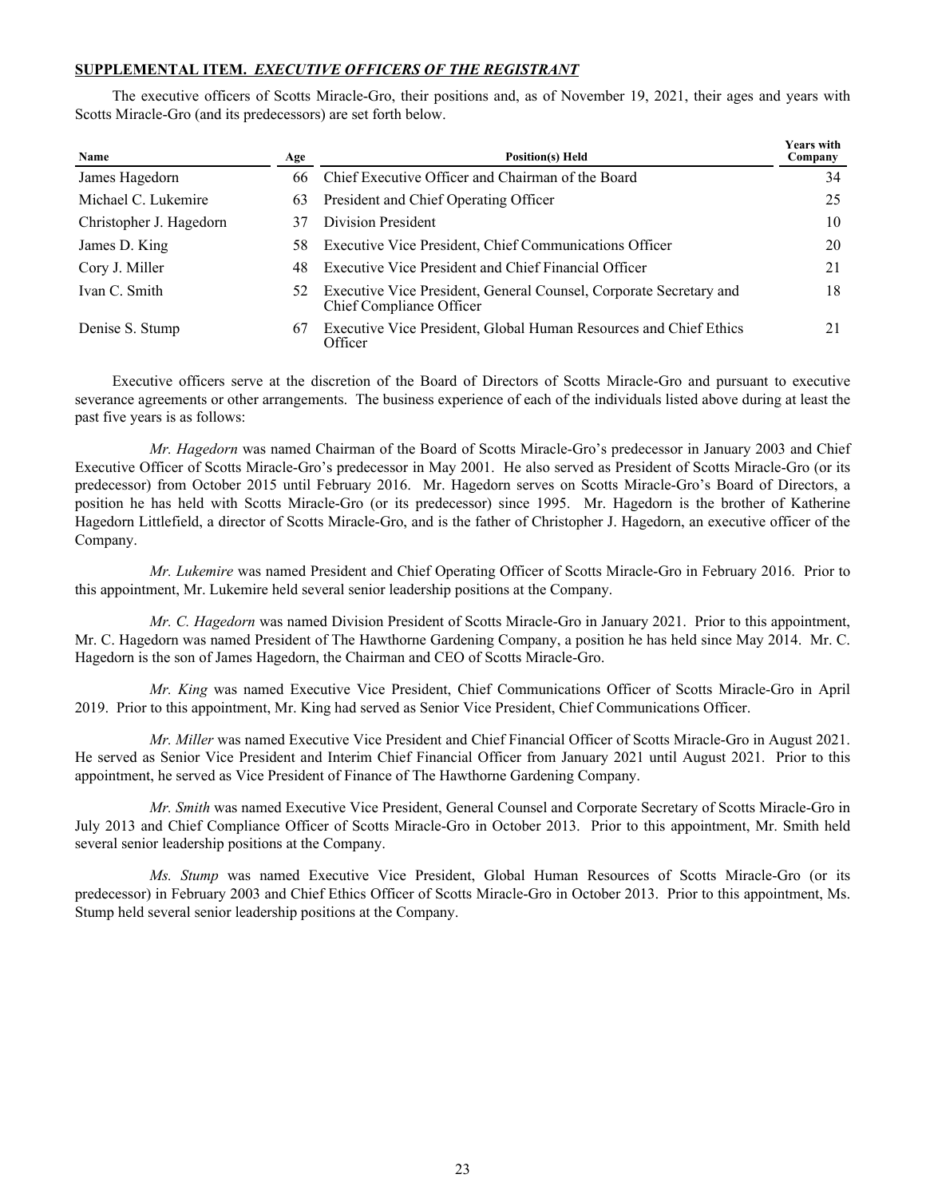**SUPPLEMENTAL ITEM.** ***EXECUTIVE OFFICERS OF THE REGISTRANT***

The executive officers of Scotts Miracle-Gro, their positions and, as of November 19, 2021, their ages and years with Scotts Miracle-Gro (and its predecessors) are set forth below.

| Name | Age | Position(s) Held | Years with Company |
|---|---|---|---|
| James Hagedorn | 66 | Chief Executive Officer and Chairman of the Board | 34 |
| Michael C. Lukemire | 63 | President and Chief Operating Officer | 25 |
| Christopher J. Hagedorn | 37 | Division President | 10 |
| James D. King | 58 | Executive Vice President, Chief Communications Officer | 20 |
| Cory J. Miller | 48 | Executive Vice President and Chief Financial Officer | 21 |
| Ivan C. Smith | 52 | Executive Vice President, General Counsel, Corporate Secretary and Chief Compliance Officer | 18 |
| Denise S. Stump | 67 | Executive Vice President, Global Human Resources and Chief Ethics Officer | 21 |

Executive officers serve at the discretion of the Board of Directors of Scotts Miracle-Gro and pursuant to executive severance agreements or other arrangements. The business experience of each of the individuals listed above during at least the past five years is as follows:

*Mr. Hagedorn* was named Chairman of the Board of Scotts Miracle-Gro's predecessor in January 2003 and Chief Executive Officer of Scotts Miracle-Gro's predecessor in May 2001. He also served as President of Scotts Miracle-Gro (or its predecessor) from October 2015 until February 2016. Mr. Hagedorn serves on Scotts Miracle-Gro's Board of Directors, a position he has held with Scotts Miracle-Gro (or its predecessor) since 1995. Mr. Hagedorn is the brother of Katherine Hagedorn Littlefield, a director of Scotts Miracle-Gro, and is the father of Christopher J. Hagedorn, an executive officer of the Company.

*Mr. Lukemire* was named President and Chief Operating Officer of Scotts Miracle-Gro in February 2016. Prior to this appointment, Mr. Lukemire held several senior leadership positions at the Company.

*Mr. C. Hagedorn* was named Division President of Scotts Miracle-Gro in January 2021. Prior to this appointment, Mr. C. Hagedorn was named President of The Hawthorne Gardening Company, a position he has held since May 2014. Mr. C. Hagedorn is the son of James Hagedorn, the Chairman and CEO of Scotts Miracle-Gro.

*Mr. King* was named Executive Vice President, Chief Communications Officer of Scotts Miracle-Gro in April 2019. Prior to this appointment, Mr. King had served as Senior Vice President, Chief Communications Officer.

*Mr. Miller* was named Executive Vice President and Chief Financial Officer of Scotts Miracle-Gro in August 2021. He served as Senior Vice President and Interim Chief Financial Officer from January 2021 until August 2021. Prior to this appointment, he served as Vice President of Finance of The Hawthorne Gardening Company.

*Mr. Smith* was named Executive Vice President, General Counsel and Corporate Secretary of Scotts Miracle-Gro in July 2013 and Chief Compliance Officer of Scotts Miracle-Gro in October 2013. Prior to this appointment, Mr. Smith held several senior leadership positions at the Company.

*Ms. Stump* was named Executive Vice President, Global Human Resources of Scotts Miracle-Gro (or its predecessor) in February 2003 and Chief Ethics Officer of Scotts Miracle-Gro in October 2013. Prior to this appointment, Ms. Stump held several senior leadership positions at the Company.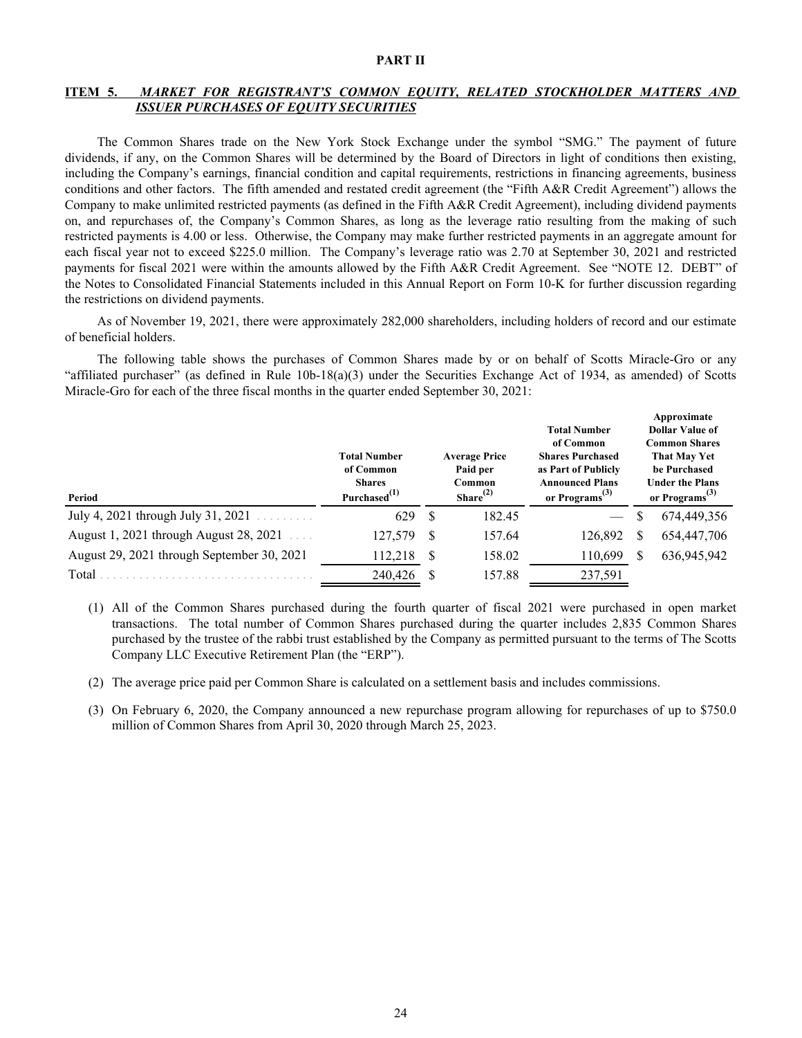# PART II

## ITEM 5. *MARKET FOR REGISTRANT'S COMMON EQUITY, RELATED STOCKHOLDER MATTERS AND ISSUER PURCHASES OF EQUITY SECURITIES*

The Common Shares trade on the New York Stock Exchange under the symbol "SMG." The payment of future dividends, if any, on the Common Shares will be determined by the Board of Directors in light of conditions then existing, including the Company's earnings, financial condition and capital requirements, restrictions in financing agreements, business conditions and other factors. The fifth amended and restated credit agreement (the "Fifth A&R Credit Agreement") allows the Company to make unlimited restricted payments (as defined in the Fifth A&R Credit Agreement), including dividend payments on, and repurchases of, the Company's Common Shares, as long as the leverage ratio resulting from the making of such restricted payments is 4.00 or less. Otherwise, the Company may make further restricted payments in an aggregate amount for each fiscal year not to exceed $225.0 million. The Company's leverage ratio was 2.70 at September 30, 2021 and restricted payments for fiscal 2021 were within the amounts allowed by the Fifth A&R Credit Agreement. See "NOTE 12. DEBT" of the Notes to Consolidated Financial Statements included in this Annual Report on Form 10-K for further discussion regarding the restrictions on dividend payments.

As of November 19, 2021, there were approximately 282,000 shareholders, including holders of record and our estimate of beneficial holders.

The following table shows the purchases of Common Shares made by or on behalf of Scotts Miracle-Gro or any "affiliated purchaser" (as defined in Rule 10b-18(a)(3) under the Securities Exchange Act of 1934, as amended) of Scotts Miracle-Gro for each of the three fiscal months in the quarter ended September 30, 2021:

| Period | Total Number of Common Shares Purchased[(1)] | Average Price Paid per Common Share[(2)] | Total Number of Common Shares Purchased as Part of Publicly Announced Plans or Programs[(3)] | Approximate Dollar Value of Common Shares That May Yet be Purchased Under the Plans or Programs[(3)] |
|---|---|---|---|---|
| July 4, 2021 through July 31, 2021 | 629 | $ 182.45 | — | $ 674,449,356 |
| August 1, 2021 through August 28, 2021 | 127,579 | $ 157.64 | 126,892 | $ 654,447,706 |
| August 29, 2021 through September 30, 2021 | 112,218 | $ 158.02 | 110,699 | $ 636,945,942 |
| Total | 240,426 | $ 157.88 | 237,591 | |

(1) All of the Common Shares purchased during the fourth quarter of fiscal 2021 were purchased in open market transactions. The total number of Common Shares purchased during the quarter includes 2,835 Common Shares purchased by the trustee of the rabbi trust established by the Company as permitted pursuant to the terms of The Scotts Company LLC Executive Retirement Plan (the "ERP").

(2) The average price paid per Common Share is calculated on a settlement basis and includes commissions.

(3) On February 6, 2020, the Company announced a new repurchase program allowing for repurchases of up to $750.0 million of Common Shares from April 30, 2020 through March 25, 2023.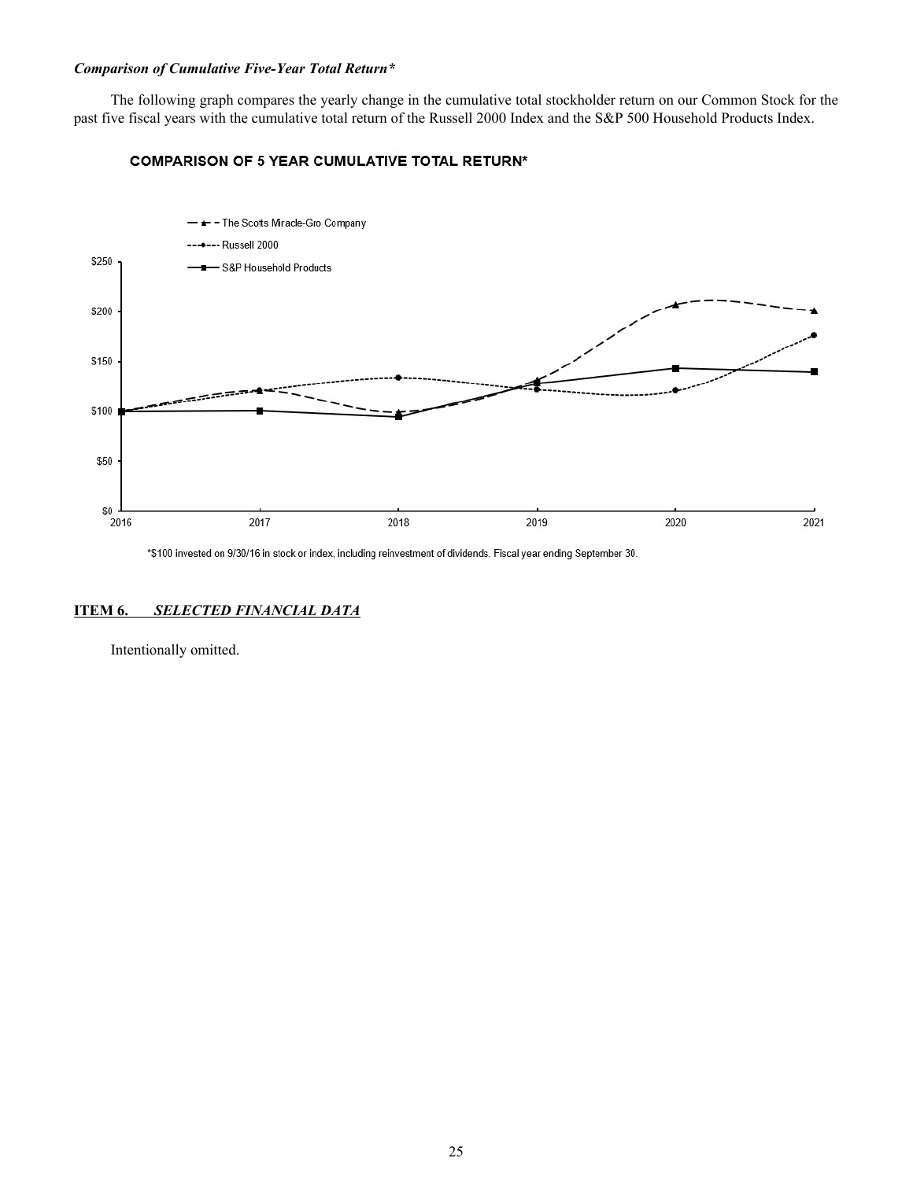***Comparison of Cumulative Five-Year Total Return****

The following graph compares the yearly change in the cumulative total stockholder return on our Common Stock for the past five fiscal years with the cumulative total return of the Russell 2000 Index and the S&P 500 Household Products Index.

**COMPARISON OF 5 YEAR CUMULATIVE TOTAL RETURN***

*$100 invested on 9/30/16 in stock or index, including reinvestment of dividends. Fiscal year ending September 30.

**ITEM 6.** ***SELECTED FINANCIAL DATA***

Intentionally omitted.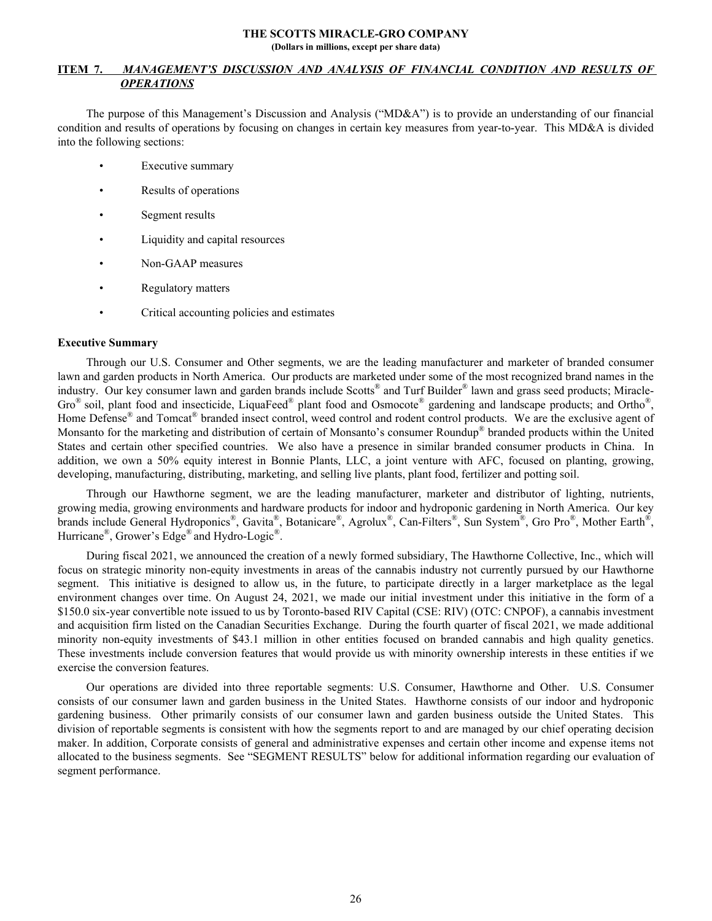## ITEM 7. *MANAGEMENT'S DISCUSSION AND ANALYSIS OF FINANCIAL CONDITION AND RESULTS OF OPERATIONS*

The purpose of this Management's Discussion and Analysis ("MD&A") is to provide an understanding of our financial condition and results of operations by focusing on changes in certain key measures from year-to-year. This MD&A is divided into the following sections:

- Executive summary
- Results of operations
- Segment results
- Liquidity and capital resources
- Non-GAAP measures
- Regulatory matters
- Critical accounting policies and estimates

### Executive Summary

Through our U.S. Consumer and Other segments, we are the leading manufacturer and marketer of branded consumer lawn and garden products in North America. Our products are marketed under some of the most recognized brand names in the industry. Our key consumer lawn and garden brands include Scotts® and Turf Builder® lawn and grass seed products; Miracle-Gro® soil, plant food and insecticide, LiquaFeed® plant food and Osmocote® gardening and landscape products; and Ortho®, Home Defense® and Tomcat® branded insect control, weed control and rodent control products. We are the exclusive agent of Monsanto for the marketing and distribution of certain of Monsanto's consumer Roundup® branded products within the United States and certain other specified countries. We also have a presence in similar branded consumer products in China. In addition, we own a 50% equity interest in Bonnie Plants, LLC, a joint venture with AFC, focused on planting, growing, developing, manufacturing, distributing, marketing, and selling live plants, plant food, fertilizer and potting soil.

Through our Hawthorne segment, we are the leading manufacturer, marketer and distributor of lighting, nutrients, growing media, growing environments and hardware products for indoor and hydroponic gardening in North America. Our key brands include General Hydroponics®, Gavita®, Botanicare®, Agrolux®, Can-Filters®, Sun System®, Gro Pro®, Mother Earth®, Hurricane®, Grower's Edge® and Hydro-Logic®.

During fiscal 2021, we announced the creation of a newly formed subsidiary, The Hawthorne Collective, Inc., which will focus on strategic minority non-equity investments in areas of the cannabis industry not currently pursued by our Hawthorne segment. This initiative is designed to allow us, in the future, to participate directly in a larger marketplace as the legal environment changes over time. On August 24, 2021, we made our initial investment under this initiative in the form of a $150.0 six-year convertible note issued to us by Toronto-based RIV Capital (CSE: RIV) (OTC: CNPOF), a cannabis investment and acquisition firm listed on the Canadian Securities Exchange. During the fourth quarter of fiscal 2021, we made additional minority non-equity investments of $43.1 million in other entities focused on branded cannabis and high quality genetics. These investments include conversion features that would provide us with minority ownership interests in these entities if we exercise the conversion features.

Our operations are divided into three reportable segments: U.S. Consumer, Hawthorne and Other. U.S. Consumer consists of our consumer lawn and garden business in the United States. Hawthorne consists of our indoor and hydroponic gardening business. Other primarily consists of our consumer lawn and garden business outside the United States. This division of reportable segments is consistent with how the segments report to and are managed by our chief operating decision maker. In addition, Corporate consists of general and administrative expenses and certain other income and expense items not allocated to the business segments. See "SEGMENT RESULTS" below for additional information regarding our evaluation of segment performance.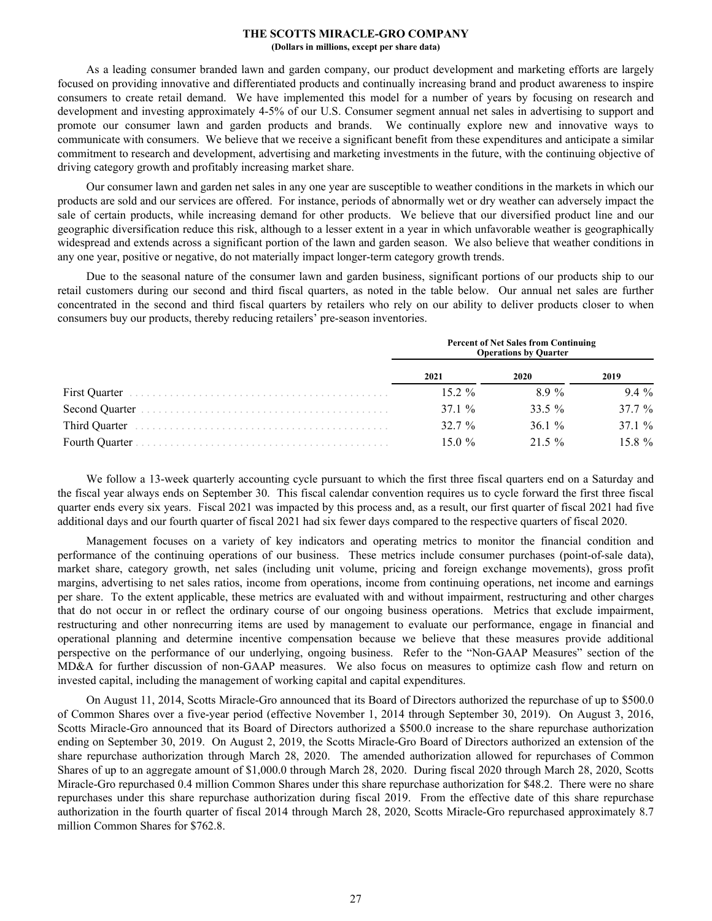As a leading consumer branded lawn and garden company, our product development and marketing efforts are largely focused on providing innovative and differentiated products and continually increasing brand and product awareness to inspire consumers to create retail demand. We have implemented this model for a number of years by focusing on research and development and investing approximately 4-5% of our U.S. Consumer segment annual net sales in advertising to support and promote our consumer lawn and garden products and brands. We continually explore new and innovative ways to communicate with consumers. We believe that we receive a significant benefit from these expenditures and anticipate a similar commitment to research and development, advertising and marketing investments in the future, with the continuing objective of driving category growth and profitably increasing market share.

Our consumer lawn and garden net sales in any one year are susceptible to weather conditions in the markets in which our products are sold and our services are offered. For instance, periods of abnormally wet or dry weather can adversely impact the sale of certain products, while increasing demand for other products. We believe that our diversified product line and our geographic diversification reduce this risk, although to a lesser extent in a year in which unfavorable weather is geographically widespread and extends across a significant portion of the lawn and garden season. We also believe that weather conditions in any one year, positive or negative, do not materially impact longer-term category growth trends.

Due to the seasonal nature of the consumer lawn and garden business, significant portions of our products ship to our retail customers during our second and third fiscal quarters, as noted in the table below. Our annual net sales are further concentrated in the second and third fiscal quarters by retailers who rely on our ability to deliver products closer to when consumers buy our products, thereby reducing retailers' pre-season inventories.

| | Percent of Net Sales from Continuing Operations by Quarter | | |
|---|---|---|---|
| | 2021 | 2020 | 2019 |
| First Quarter | 15.2 % | 8.9 % | 9.4 % |
| Second Quarter | 37.1 % | 33.5 % | 37.7 % |
| Third Quarter | 32.7 % | 36.1 % | 37.1 % |
| Fourth Quarter | 15.0 % | 21.5 % | 15.8 % |

We follow a 13-week quarterly accounting cycle pursuant to which the first three fiscal quarters end on a Saturday and the fiscal year always ends on September 30. This fiscal calendar convention requires us to cycle forward the first three fiscal quarter ends every six years. Fiscal 2021 was impacted by this process and, as a result, our first quarter of fiscal 2021 had five additional days and our fourth quarter of fiscal 2021 had six fewer days compared to the respective quarters of fiscal 2020.

Management focuses on a variety of key indicators and operating metrics to monitor the financial condition and performance of the continuing operations of our business. These metrics include consumer purchases (point-of-sale data), market share, category growth, net sales (including unit volume, pricing and foreign exchange movements), gross profit margins, advertising to net sales ratios, income from operations, income from continuing operations, net income and earnings per share. To the extent applicable, these metrics are evaluated with and without impairment, restructuring and other charges that do not occur in or reflect the ordinary course of our ongoing business operations. Metrics that exclude impairment, restructuring and other nonrecurring items are used by management to evaluate our performance, engage in financial and operational planning and determine incentive compensation because we believe that these measures provide additional perspective on the performance of our underlying, ongoing business. Refer to the "Non-GAAP Measures" section of the MD&A for further discussion of non-GAAP measures. We also focus on measures to optimize cash flow and return on invested capital, including the management of working capital and capital expenditures.

On August 11, 2014, Scotts Miracle-Gro announced that its Board of Directors authorized the repurchase of up to $500.0 of Common Shares over a five-year period (effective November 1, 2014 through September 30, 2019). On August 3, 2016, Scotts Miracle-Gro announced that its Board of Directors authorized a $500.0 increase to the share repurchase authorization ending on September 30, 2019. On August 2, 2019, the Scotts Miracle-Gro Board of Directors authorized an extension of the share repurchase authorization through March 28, 2020. The amended authorization allowed for repurchases of Common Shares of up to an aggregate amount of $1,000.0 through March 28, 2020. During fiscal 2020 through March 28, 2020, Scotts Miracle-Gro repurchased 0.4 million Common Shares under this share repurchase authorization for $48.2. There were no share repurchases under this share repurchase authorization during fiscal 2019. From the effective date of this share repurchase authorization in the fourth quarter of fiscal 2014 through March 28, 2020, Scotts Miracle-Gro repurchased approximately 8.7 million Common Shares for $762.8.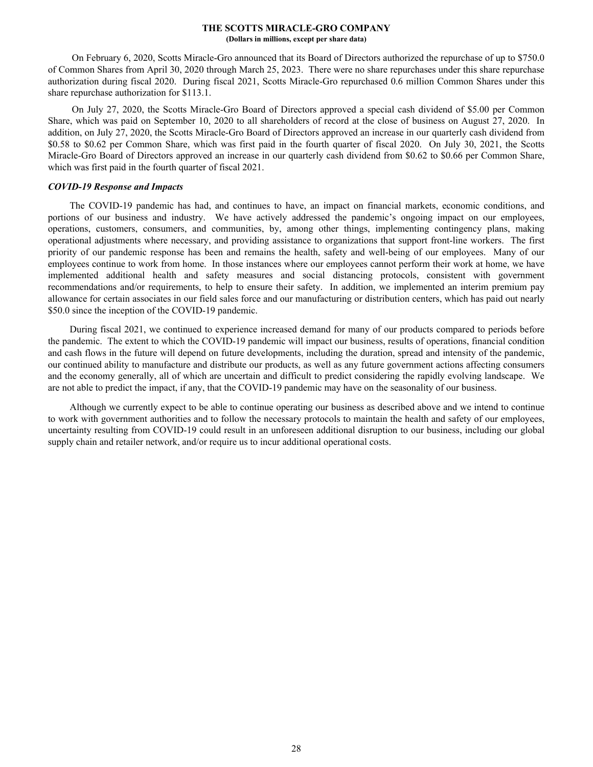On February 6, 2020, Scotts Miracle-Gro announced that its Board of Directors authorized the repurchase of up to $750.0 of Common Shares from April 30, 2020 through March 25, 2023. There were no share repurchases under this share repurchase authorization during fiscal 2020. During fiscal 2021, Scotts Miracle-Gro repurchased 0.6 million Common Shares under this share repurchase authorization for $113.1.

On July 27, 2020, the Scotts Miracle-Gro Board of Directors approved a special cash dividend of $5.00 per Common Share, which was paid on September 10, 2020 to all shareholders of record at the close of business on August 27, 2020. In addition, on July 27, 2020, the Scotts Miracle-Gro Board of Directors approved an increase in our quarterly cash dividend from $0.58 to $0.62 per Common Share, which was first paid in the fourth quarter of fiscal 2020. On July 30, 2021, the Scotts Miracle-Gro Board of Directors approved an increase in our quarterly cash dividend from $0.62 to $0.66 per Common Share, which was first paid in the fourth quarter of fiscal 2021.

***COVID-19 Response and Impacts***

The COVID-19 pandemic has had, and continues to have, an impact on financial markets, economic conditions, and portions of our business and industry. We have actively addressed the pandemic's ongoing impact on our employees, operations, customers, consumers, and communities, by, among other things, implementing contingency plans, making operational adjustments where necessary, and providing assistance to organizations that support front-line workers. The first priority of our pandemic response has been and remains the health, safety and well-being of our employees. Many of our employees continue to work from home. In those instances where our employees cannot perform their work at home, we have implemented additional health and safety measures and social distancing protocols, consistent with government recommendations and/or requirements, to help to ensure their safety. In addition, we implemented an interim premium pay allowance for certain associates in our field sales force and our manufacturing or distribution centers, which has paid out nearly $50.0 since the inception of the COVID-19 pandemic.

During fiscal 2021, we continued to experience increased demand for many of our products compared to periods before the pandemic. The extent to which the COVID-19 pandemic will impact our business, results of operations, financial condition and cash flows in the future will depend on future developments, including the duration, spread and intensity of the pandemic, our continued ability to manufacture and distribute our products, as well as any future government actions affecting consumers and the economy generally, all of which are uncertain and difficult to predict considering the rapidly evolving landscape. We are not able to predict the impact, if any, that the COVID-19 pandemic may have on the seasonality of our business.

Although we currently expect to be able to continue operating our business as described above and we intend to continue to work with government authorities and to follow the necessary protocols to maintain the health and safety of our employees, uncertainty resulting from COVID-19 could result in an unforeseen additional disruption to our business, including our global supply chain and retailer network, and/or require us to incur additional operational costs.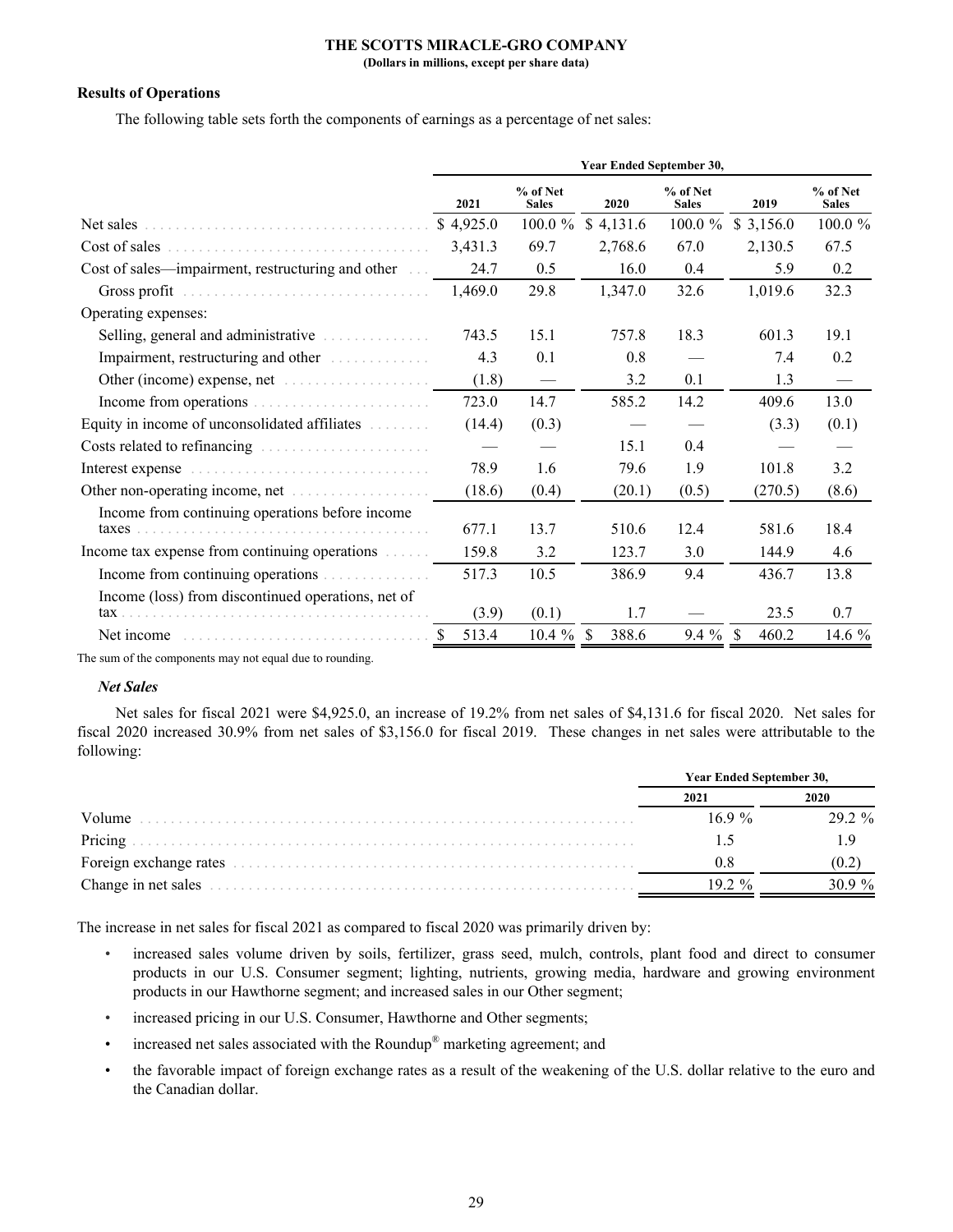THE SCOTTS MIRACLE-GRO COMPANY
(Dollars in millions, except per share data)

### Results of Operations

The following table sets forth the components of earnings as a percentage of net sales:

| | Year Ended September 30, | | | | | |
|---|---|---|---|---|---|---|
| | 2021 | % of Net Sales | 2020 | % of Net Sales | 2019 | % of Net Sales |
| Net sales | $ 4,925.0 | 100.0 % | $ 4,131.6 | 100.0 % | $ 3,156.0 | 100.0 % |
| Cost of sales | 3,431.3 | 69.7 | 2,768.6 | 67.0 | 2,130.5 | 67.5 |
| Cost of sales—impairment, restructuring and other | 24.7 | 0.5 | 16.0 | 0.4 | 5.9 | 0.2 |
| Gross profit | 1,469.0 | 29.8 | 1,347.0 | 32.6 | 1,019.6 | 32.3 |
| Operating expenses: | | | | | | |
| Selling, general and administrative | 743.5 | 15.1 | 757.8 | 18.3 | 601.3 | 19.1 |
| Impairment, restructuring and other | 4.3 | 0.1 | 0.8 | — | 7.4 | 0.2 |
| Other (income) expense, net | (1.8) | — | 3.2 | 0.1 | 1.3 | — |
| Income from operations | 723.0 | 14.7 | 585.2 | 14.2 | 409.6 | 13.0 |
| Equity in income of unconsolidated affiliates | (14.4) | (0.3) | — | — | (3.3) | (0.1) |
| Costs related to refinancing | — | — | 15.1 | 0.4 | — | — |
| Interest expense | 78.9 | 1.6 | 79.6 | 1.9 | 101.8 | 3.2 |
| Other non-operating income, net | (18.6) | (0.4) | (20.1) | (0.5) | (270.5) | (8.6) |
| Income from continuing operations before income taxes | 677.1 | 13.7 | 510.6 | 12.4 | 581.6 | 18.4 |
| Income tax expense from continuing operations | 159.8 | 3.2 | 123.7 | 3.0 | 144.9 | 4.6 |
| Income from continuing operations | 517.3 | 10.5 | 386.9 | 9.4 | 436.7 | 13.8 |
| Income (loss) from discontinued operations, net of tax | (3.9) | (0.1) | 1.7 | — | 23.5 | 0.7 |
| Net income | $ 513.4 | 10.4 % | $ 388.6 | 9.4 % | $ 460.2 | 14.6 % |

The sum of the components may not equal due to rounding.

#### *Net Sales*

Net sales for fiscal 2021 were $4,925.0, an increase of 19.2% from net sales of $4,131.6 for fiscal 2020. Net sales for fiscal 2020 increased 30.9% from net sales of $3,156.0 for fiscal 2019. These changes in net sales were attributable to the following:

| | Year Ended September 30, | |
|---|---|---|
| | 2021 | 2020 |
| Volume | 16.9 % | 29.2 % |
| Pricing | 1.5 | 1.9 |
| Foreign exchange rates | 0.8 | (0.2) |
| Change in net sales | 19.2 % | 30.9 % |

The increase in net sales for fiscal 2021 as compared to fiscal 2020 was primarily driven by:

- increased sales volume driven by soils, fertilizer, grass seed, mulch, controls, plant food and direct to consumer products in our U.S. Consumer segment; lighting, nutrients, growing media, hardware and growing environment products in our Hawthorne segment; and increased sales in our Other segment;
- increased pricing in our U.S. Consumer, Hawthorne and Other segments;
- increased net sales associated with the Roundup® marketing agreement; and
- the favorable impact of foreign exchange rates as a result of the weakening of the U.S. dollar relative to the euro and the Canadian dollar.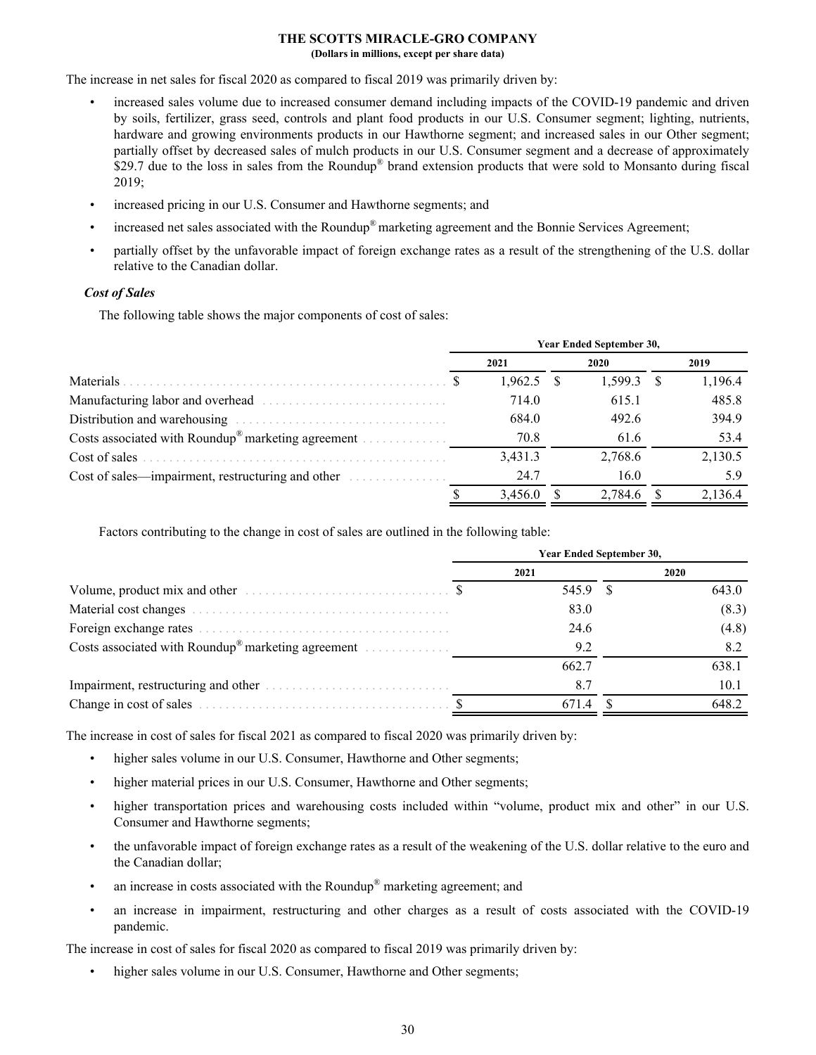The increase in net sales for fiscal 2020 as compared to fiscal 2019 was primarily driven by:

- increased sales volume due to increased consumer demand including impacts of the COVID-19 pandemic and driven by soils, fertilizer, grass seed, controls and plant food products in our U.S. Consumer segment; lighting, nutrients, hardware and growing environments products in our Hawthorne segment; and increased sales in our Other segment; partially offset by decreased sales of mulch products in our U.S. Consumer segment and a decrease of approximately $29.7 due to the loss in sales from the Roundup® brand extension products that were sold to Monsanto during fiscal 2019;
- increased pricing in our U.S. Consumer and Hawthorne segments; and
- increased net sales associated with the Roundup® marketing agreement and the Bonnie Services Agreement;
- partially offset by the unfavorable impact of foreign exchange rates as a result of the strengthening of the U.S. dollar relative to the Canadian dollar.

***Cost of Sales***

The following table shows the major components of cost of sales:

| | Year Ended September 30, | | |
|---|---|---|---|
| | 2021 | 2020 | 2019 |
| Materials | $ 1,962.5 | $ 1,599.3 | $ 1,196.4 |
| Manufacturing labor and overhead | 714.0 | 615.1 | 485.8 |
| Distribution and warehousing | 684.0 | 492.6 | 394.9 |
| Costs associated with Roundup® marketing agreement | 70.8 | 61.6 | 53.4 |
| Cost of sales | 3,431.3 | 2,768.6 | 2,130.5 |
| Cost of sales—impairment, restructuring and other | 24.7 | 16.0 | 5.9 |
| | $ 3,456.0 | $ 2,784.6 | $ 2,136.4 |

Factors contributing to the change in cost of sales are outlined in the following table:

| | Year Ended September 30, | |
|---|---|---|
| | 2021 | 2020 |
| Volume, product mix and other | $ 545.9 | $ 643.0 |
| Material cost changes | 83.0 | (8.3) |
| Foreign exchange rates | 24.6 | (4.8) |
| Costs associated with Roundup® marketing agreement | 9.2 | 8.2 |
| | 662.7 | 638.1 |
| Impairment, restructuring and other | 8.7 | 10.1 |
| Change in cost of sales | $ 671.4 | $ 648.2 |

The increase in cost of sales for fiscal 2021 as compared to fiscal 2020 was primarily driven by:

- higher sales volume in our U.S. Consumer, Hawthorne and Other segments;
- higher material prices in our U.S. Consumer, Hawthorne and Other segments;
- higher transportation prices and warehousing costs included within "volume, product mix and other" in our U.S. Consumer and Hawthorne segments;
- the unfavorable impact of foreign exchange rates as a result of the weakening of the U.S. dollar relative to the euro and the Canadian dollar;
- an increase in costs associated with the Roundup® marketing agreement; and
- an increase in impairment, restructuring and other charges as a result of costs associated with the COVID-19 pandemic.

The increase in cost of sales for fiscal 2020 as compared to fiscal 2019 was primarily driven by:

- higher sales volume in our U.S. Consumer, Hawthorne and Other segments;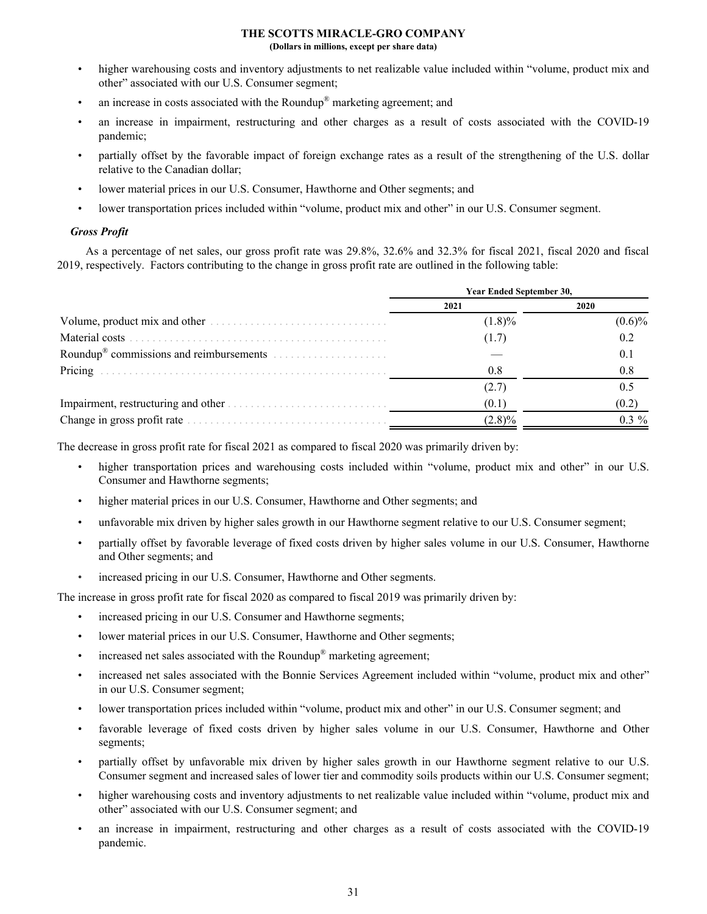- higher warehousing costs and inventory adjustments to net realizable value included within "volume, product mix and other" associated with our U.S. Consumer segment;
- an increase in costs associated with the Roundup® marketing agreement; and
- an increase in impairment, restructuring and other charges as a result of costs associated with the COVID-19 pandemic;
- partially offset by the favorable impact of foreign exchange rates as a result of the strengthening of the U.S. dollar relative to the Canadian dollar;
- lower material prices in our U.S. Consumer, Hawthorne and Other segments; and
- lower transportation prices included within "volume, product mix and other" in our U.S. Consumer segment.

***Gross Profit***

As a percentage of net sales, our gross profit rate was 29.8%, 32.6% and 32.3% for fiscal 2021, fiscal 2020 and fiscal 2019, respectively. Factors contributing to the change in gross profit rate are outlined in the following table:

| | Year Ended September 30, | |
|---|---|---|
| | 2021 | 2020 |
| Volume, product mix and other | (1.8)% | (0.6)% |
| Material costs | (1.7) | 0.2 |
| Roundup® commissions and reimbursements | — | 0.1 |
| Pricing | 0.8 | 0.8 |
| | (2.7) | 0.5 |
| Impairment, restructuring and other | (0.1) | (0.2) |
| Change in gross profit rate | (2.8)% | 0.3 % |

The decrease in gross profit rate for fiscal 2021 as compared to fiscal 2020 was primarily driven by:

- higher transportation prices and warehousing costs included within "volume, product mix and other" in our U.S. Consumer and Hawthorne segments;
- higher material prices in our U.S. Consumer, Hawthorne and Other segments; and
- unfavorable mix driven by higher sales growth in our Hawthorne segment relative to our U.S. Consumer segment;
- partially offset by favorable leverage of fixed costs driven by higher sales volume in our U.S. Consumer, Hawthorne and Other segments; and
- increased pricing in our U.S. Consumer, Hawthorne and Other segments.

The increase in gross profit rate for fiscal 2020 as compared to fiscal 2019 was primarily driven by:

- increased pricing in our U.S. Consumer and Hawthorne segments;
- lower material prices in our U.S. Consumer, Hawthorne and Other segments;
- increased net sales associated with the Roundup® marketing agreement;
- increased net sales associated with the Bonnie Services Agreement included within "volume, product mix and other" in our U.S. Consumer segment;
- lower transportation prices included within "volume, product mix and other" in our U.S. Consumer segment; and
- favorable leverage of fixed costs driven by higher sales volume in our U.S. Consumer, Hawthorne and Other segments;
- partially offset by unfavorable mix driven by higher sales growth in our Hawthorne segment relative to our U.S. Consumer segment and increased sales of lower tier and commodity soils products within our U.S. Consumer segment;
- higher warehousing costs and inventory adjustments to net realizable value included within "volume, product mix and other" associated with our U.S. Consumer segment; and
- an increase in impairment, restructuring and other charges as a result of costs associated with the COVID-19 pandemic.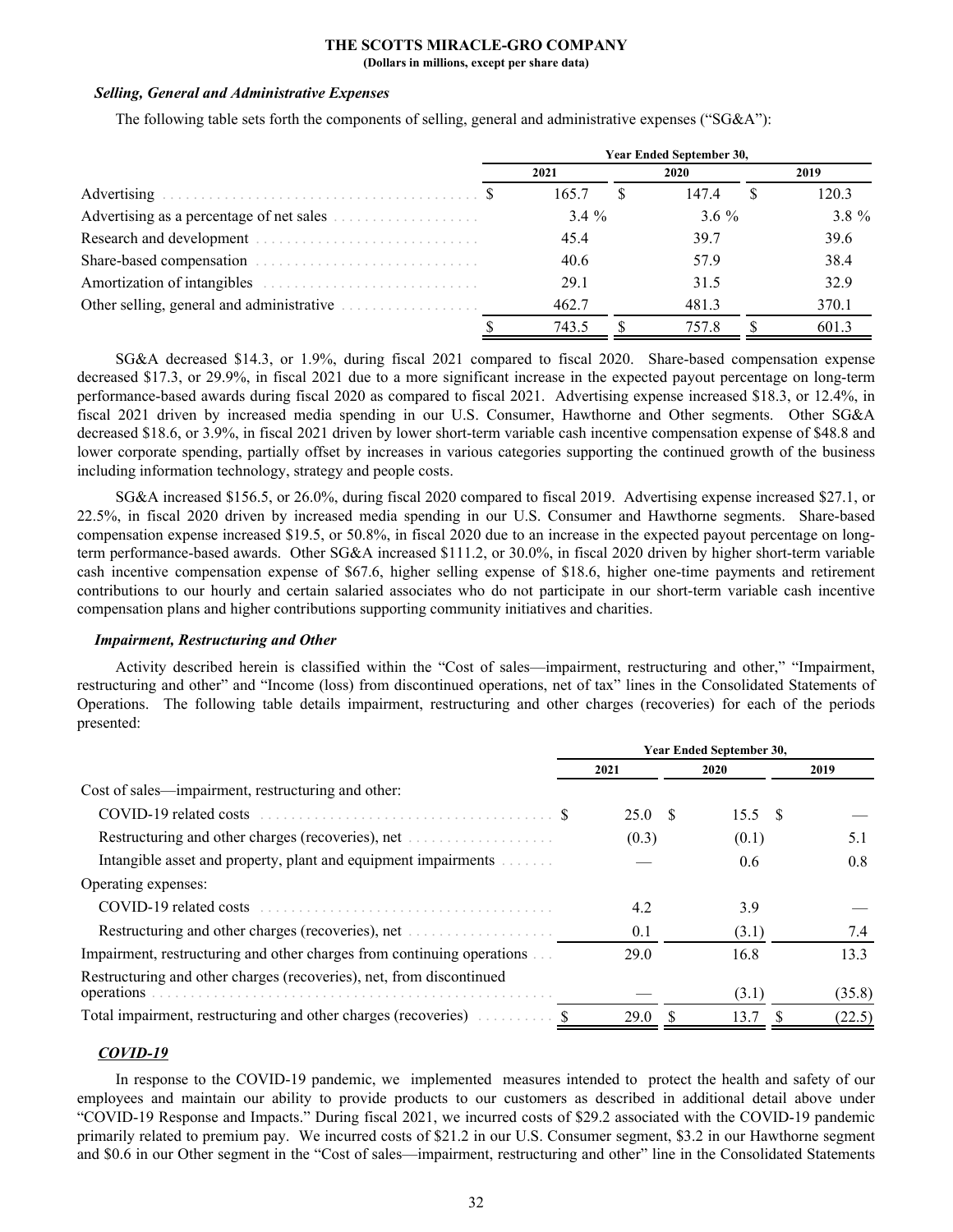THE SCOTTS MIRACLE-GRO COMPANY
(Dollars in millions, except per share data)

### *Selling, General and Administrative Expenses*

The following table sets forth the components of selling, general and administrative expenses ("SG&A"):

| | Year Ended September 30, | | |
|---|---|---|---|
| | 2021 | 2020 | 2019 |
| Advertising | $ 165.7 | $ 147.4 | $ 120.3 |
| Advertising as a percentage of net sales | 3.4 % | 3.6 % | 3.8 % |
| Research and development | 45.4 | 39.7 | 39.6 |
| Share-based compensation | 40.6 | 57.9 | 38.4 |
| Amortization of intangibles | 29.1 | 31.5 | 32.9 |
| Other selling, general and administrative | 462.7 | 481.3 | 370.1 |
| | $ 743.5 | $ 757.8 | $ 601.3 |

SG&A decreased $14.3, or 1.9%, during fiscal 2021 compared to fiscal 2020. Share-based compensation expense decreased $17.3, or 29.9%, in fiscal 2021 due to a more significant increase in the expected payout percentage on long-term performance-based awards during fiscal 2020 as compared to fiscal 2021. Advertising expense increased $18.3, or 12.4%, in fiscal 2021 driven by increased media spending in our U.S. Consumer, Hawthorne and Other segments. Other SG&A decreased $18.6, or 3.9%, in fiscal 2021 driven by lower short-term variable cash incentive compensation expense of $48.8 and lower corporate spending, partially offset by increases in various categories supporting the continued growth of the business including information technology, strategy and people costs.

SG&A increased $156.5, or 26.0%, during fiscal 2020 compared to fiscal 2019. Advertising expense increased $27.1, or 22.5%, in fiscal 2020 driven by increased media spending in our U.S. Consumer and Hawthorne segments. Share-based compensation expense increased $19.5, or 50.8%, in fiscal 2020 due to an increase in the expected payout percentage on long-term performance-based awards. Other SG&A increased $111.2, or 30.0%, in fiscal 2020 driven by higher short-term variable cash incentive compensation expense of $67.6, higher selling expense of $18.6, higher one-time payments and retirement contributions to our hourly and certain salaried associates who do not participate in our short-term variable cash incentive compensation plans and higher contributions supporting community initiatives and charities.

### *Impairment, Restructuring and Other*

Activity described herein is classified within the "Cost of sales—impairment, restructuring and other," "Impairment, restructuring and other" and "Income (loss) from discontinued operations, net of tax" lines in the Consolidated Statements of Operations. The following table details impairment, restructuring and other charges (recoveries) for each of the periods presented:

| | Year Ended September 30, | | |
|---|---|---|---|
| | 2021 | 2020 | 2019 |
| Cost of sales—impairment, restructuring and other: | | | |
| COVID-19 related costs | $ 25.0 | $ 15.5 | $ — |
| Restructuring and other charges (recoveries), net | (0.3) | (0.1) | 5.1 |
| Intangible asset and property, plant and equipment impairments | — | 0.6 | 0.8 |
| Operating expenses: | | | |
| COVID-19 related costs | 4.2 | 3.9 | — |
| Restructuring and other charges (recoveries), net | 0.1 | (3.1) | 7.4 |
| Impairment, restructuring and other charges from continuing operations | 29.0 | 16.8 | 13.3 |
| Restructuring and other charges (recoveries), net, from discontinued operations | — | (3.1) | (35.8) |
| Total impairment, restructuring and other charges (recoveries) | $ 29.0 | $ 13.7 | $ (22.5) |

### ***COVID-19***

In response to the COVID-19 pandemic, we implemented measures intended to protect the health and safety of our employees and maintain our ability to provide products to our customers as described in additional detail above under "COVID-19 Response and Impacts." During fiscal 2021, we incurred costs of $29.2 associated with the COVID-19 pandemic primarily related to premium pay. We incurred costs of $21.2 in our U.S. Consumer segment, $3.2 in our Hawthorne segment and $0.6 in our Other segment in the "Cost of sales—impairment, restructuring and other" line in the Consolidated Statements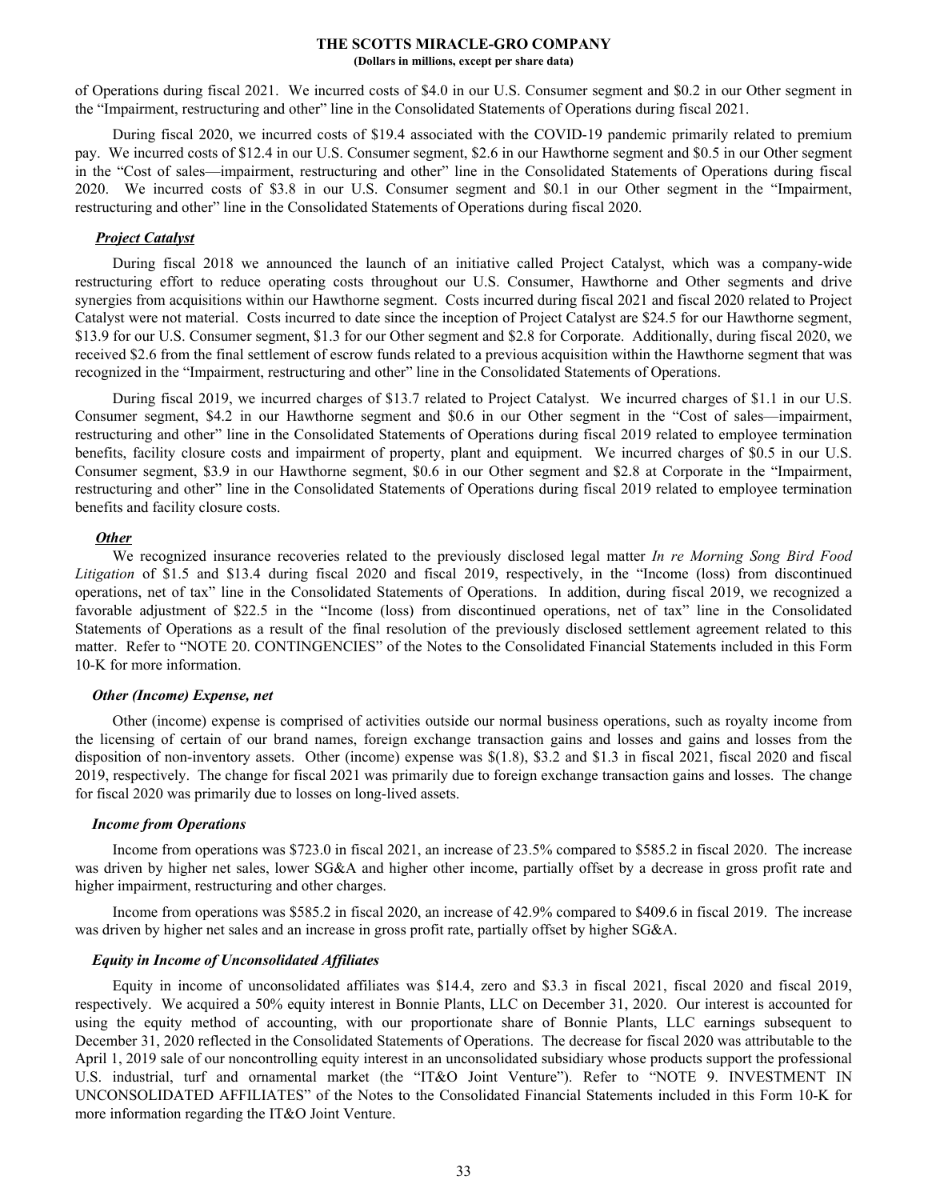of Operations during fiscal 2021. We incurred costs of $4.0 in our U.S. Consumer segment and $0.2 in our Other segment in the "Impairment, restructuring and other" line in the Consolidated Statements of Operations during fiscal 2021.

During fiscal 2020, we incurred costs of $19.4 associated with the COVID-19 pandemic primarily related to premium pay. We incurred costs of $12.4 in our U.S. Consumer segment, $2.6 in our Hawthorne segment and $0.5 in our Other segment in the "Cost of sales—impairment, restructuring and other" line in the Consolidated Statements of Operations during fiscal 2020. We incurred costs of $3.8 in our U.S. Consumer segment and $0.1 in our Other segment in the "Impairment, restructuring and other" line in the Consolidated Statements of Operations during fiscal 2020.

***Project Catalyst***

During fiscal 2018 we announced the launch of an initiative called Project Catalyst, which was a company-wide restructuring effort to reduce operating costs throughout our U.S. Consumer, Hawthorne and Other segments and drive synergies from acquisitions within our Hawthorne segment. Costs incurred during fiscal 2021 and fiscal 2020 related to Project Catalyst were not material. Costs incurred to date since the inception of Project Catalyst are $24.5 for our Hawthorne segment, $13.9 for our U.S. Consumer segment, $1.3 for our Other segment and $2.8 for Corporate. Additionally, during fiscal 2020, we received $2.6 from the final settlement of escrow funds related to a previous acquisition within the Hawthorne segment that was recognized in the "Impairment, restructuring and other" line in the Consolidated Statements of Operations.

During fiscal 2019, we incurred charges of $13.7 related to Project Catalyst. We incurred charges of $1.1 in our U.S. Consumer segment, $4.2 in our Hawthorne segment and $0.6 in our Other segment in the "Cost of sales—impairment, restructuring and other" line in the Consolidated Statements of Operations during fiscal 2019 related to employee termination benefits, facility closure costs and impairment of property, plant and equipment. We incurred charges of $0.5 in our U.S. Consumer segment, $3.9 in our Hawthorne segment, $0.6 in our Other segment and $2.8 at Corporate in the "Impairment, restructuring and other" line in the Consolidated Statements of Operations during fiscal 2019 related to employee termination benefits and facility closure costs.

***Other***

We recognized insurance recoveries related to the previously disclosed legal matter *In re Morning Song Bird Food Litigation* of $1.5 and $13.4 during fiscal 2020 and fiscal 2019, respectively, in the "Income (loss) from discontinued operations, net of tax" line in the Consolidated Statements of Operations. In addition, during fiscal 2019, we recognized a favorable adjustment of $22.5 in the "Income (loss) from discontinued operations, net of tax" line in the Consolidated Statements of Operations as a result of the final resolution of the previously disclosed settlement agreement related to this matter. Refer to "NOTE 20. CONTINGENCIES" of the Notes to the Consolidated Financial Statements included in this Form 10-K for more information.

***Other (Income) Expense, net***

Other (income) expense is comprised of activities outside our normal business operations, such as royalty income from the licensing of certain of our brand names, foreign exchange transaction gains and losses and gains and losses from the disposition of non-inventory assets. Other (income) expense was $(1.8), $3.2 and $1.3 in fiscal 2021, fiscal 2020 and fiscal 2019, respectively. The change for fiscal 2021 was primarily due to foreign exchange transaction gains and losses. The change for fiscal 2020 was primarily due to losses on long-lived assets.

***Income from Operations***

Income from operations was $723.0 in fiscal 2021, an increase of 23.5% compared to $585.2 in fiscal 2020. The increase was driven by higher net sales, lower SG&A and higher other income, partially offset by a decrease in gross profit rate and higher impairment, restructuring and other charges.

Income from operations was $585.2 in fiscal 2020, an increase of 42.9% compared to $409.6 in fiscal 2019. The increase was driven by higher net sales and an increase in gross profit rate, partially offset by higher SG&A.

***Equity in Income of Unconsolidated Affiliates***

Equity in income of unconsolidated affiliates was $14.4, zero and $3.3 in fiscal 2021, fiscal 2020 and fiscal 2019, respectively. We acquired a 50% equity interest in Bonnie Plants, LLC on December 31, 2020. Our interest is accounted for using the equity method of accounting, with our proportionate share of Bonnie Plants, LLC earnings subsequent to December 31, 2020 reflected in the Consolidated Statements of Operations. The decrease for fiscal 2020 was attributable to the April 1, 2019 sale of our noncontrolling equity interest in an unconsolidated subsidiary whose products support the professional U.S. industrial, turf and ornamental market (the "IT&O Joint Venture"). Refer to "NOTE 9. INVESTMENT IN UNCONSOLIDATED AFFILIATES" of the Notes to the Consolidated Financial Statements included in this Form 10-K for more information regarding the IT&O Joint Venture.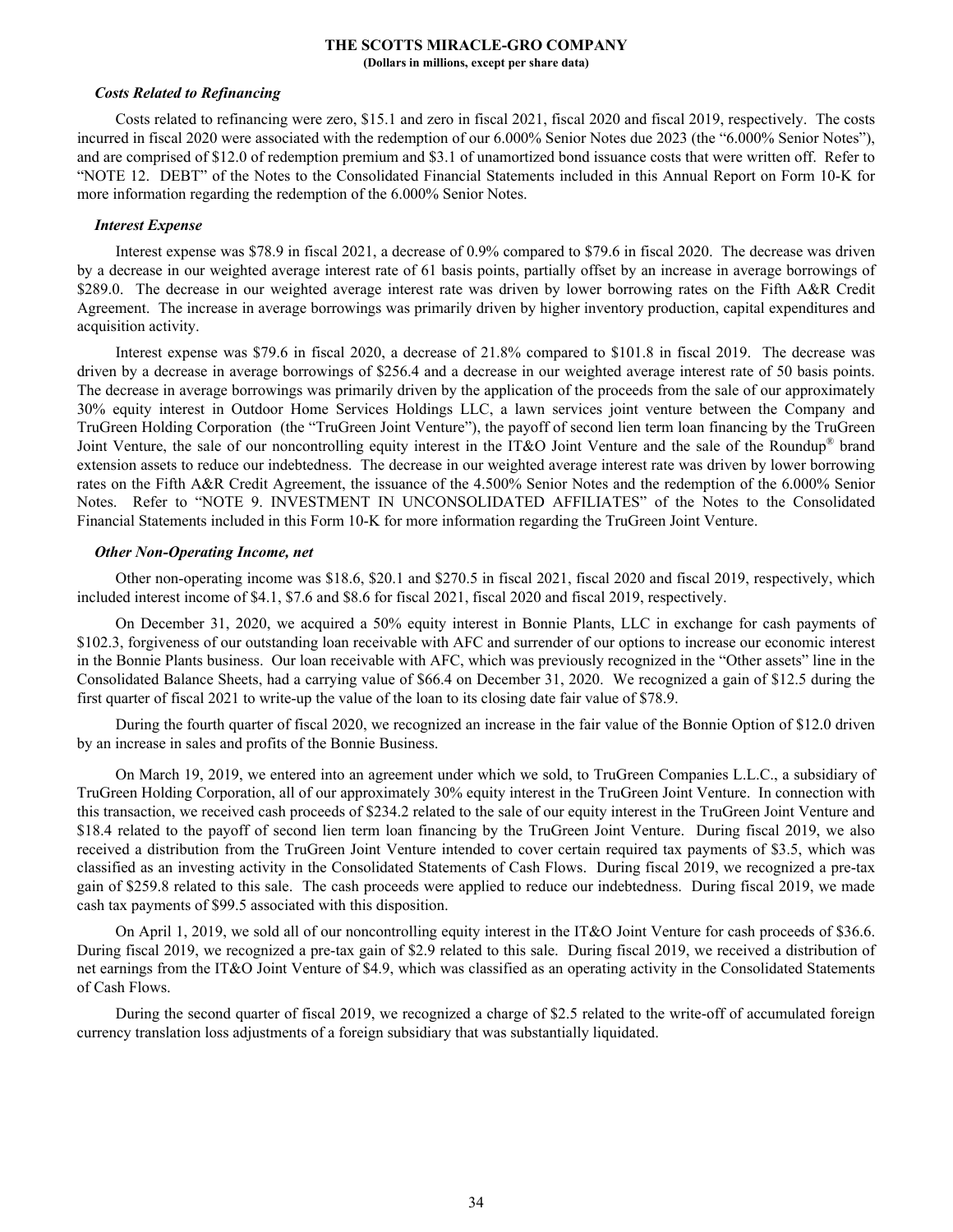### *Costs Related to Refinancing*

Costs related to refinancing were zero, $15.1 and zero in fiscal 2021, fiscal 2020 and fiscal 2019, respectively. The costs incurred in fiscal 2020 were associated with the redemption of our 6.000% Senior Notes due 2023 (the "6.000% Senior Notes"), and are comprised of $12.0 of redemption premium and $3.1 of unamortized bond issuance costs that were written off. Refer to "NOTE 12. DEBT" of the Notes to the Consolidated Financial Statements included in this Annual Report on Form 10-K for more information regarding the redemption of the 6.000% Senior Notes.

### *Interest Expense*

Interest expense was $78.9 in fiscal 2021, a decrease of 0.9% compared to $79.6 in fiscal 2020. The decrease was driven by a decrease in our weighted average interest rate of 61 basis points, partially offset by an increase in average borrowings of $289.0. The decrease in our weighted average interest rate was driven by lower borrowing rates on the Fifth A&R Credit Agreement. The increase in average borrowings was primarily driven by higher inventory production, capital expenditures and acquisition activity.

Interest expense was $79.6 in fiscal 2020, a decrease of 21.8% compared to $101.8 in fiscal 2019. The decrease was driven by a decrease in average borrowings of $256.4 and a decrease in our weighted average interest rate of 50 basis points. The decrease in average borrowings was primarily driven by the application of the proceeds from the sale of our approximately 30% equity interest in Outdoor Home Services Holdings LLC, a lawn services joint venture between the Company and TruGreen Holding Corporation (the "TruGreen Joint Venture"), the payoff of second lien term loan financing by the TruGreen Joint Venture, the sale of our noncontrolling equity interest in the IT&O Joint Venture and the sale of the Roundup® brand extension assets to reduce our indebtedness. The decrease in our weighted average interest rate was driven by lower borrowing rates on the Fifth A&R Credit Agreement, the issuance of the 4.500% Senior Notes and the redemption of the 6.000% Senior Notes. Refer to "NOTE 9. INVESTMENT IN UNCONSOLIDATED AFFILIATES" of the Notes to the Consolidated Financial Statements included in this Form 10-K for more information regarding the TruGreen Joint Venture.

### *Other Non-Operating Income, net*

Other non-operating income was $18.6, $20.1 and $270.5 in fiscal 2021, fiscal 2020 and fiscal 2019, respectively, which included interest income of $4.1, $7.6 and $8.6 for fiscal 2021, fiscal 2020 and fiscal 2019, respectively.

On December 31, 2020, we acquired a 50% equity interest in Bonnie Plants, LLC in exchange for cash payments of $102.3, forgiveness of our outstanding loan receivable with AFC and surrender of our options to increase our economic interest in the Bonnie Plants business. Our loan receivable with AFC, which was previously recognized in the "Other assets" line in the Consolidated Balance Sheets, had a carrying value of $66.4 on December 31, 2020. We recognized a gain of $12.5 during the first quarter of fiscal 2021 to write-up the value of the loan to its closing date fair value of $78.9.

During the fourth quarter of fiscal 2020, we recognized an increase in the fair value of the Bonnie Option of $12.0 driven by an increase in sales and profits of the Bonnie Business.

On March 19, 2019, we entered into an agreement under which we sold, to TruGreen Companies L.L.C., a subsidiary of TruGreen Holding Corporation, all of our approximately 30% equity interest in the TruGreen Joint Venture. In connection with this transaction, we received cash proceeds of $234.2 related to the sale of our equity interest in the TruGreen Joint Venture and $18.4 related to the payoff of second lien term loan financing by the TruGreen Joint Venture. During fiscal 2019, we also received a distribution from the TruGreen Joint Venture intended to cover certain required tax payments of $3.5, which was classified as an investing activity in the Consolidated Statements of Cash Flows. During fiscal 2019, we recognized a pre-tax gain of $259.8 related to this sale. The cash proceeds were applied to reduce our indebtedness. During fiscal 2019, we made cash tax payments of $99.5 associated with this disposition.

On April 1, 2019, we sold all of our noncontrolling equity interest in the IT&O Joint Venture for cash proceeds of $36.6. During fiscal 2019, we recognized a pre-tax gain of $2.9 related to this sale. During fiscal 2019, we received a distribution of net earnings from the IT&O Joint Venture of $4.9, which was classified as an operating activity in the Consolidated Statements of Cash Flows.

During the second quarter of fiscal 2019, we recognized a charge of $2.5 related to the write-off of accumulated foreign currency translation loss adjustments of a foreign subsidiary that was substantially liquidated.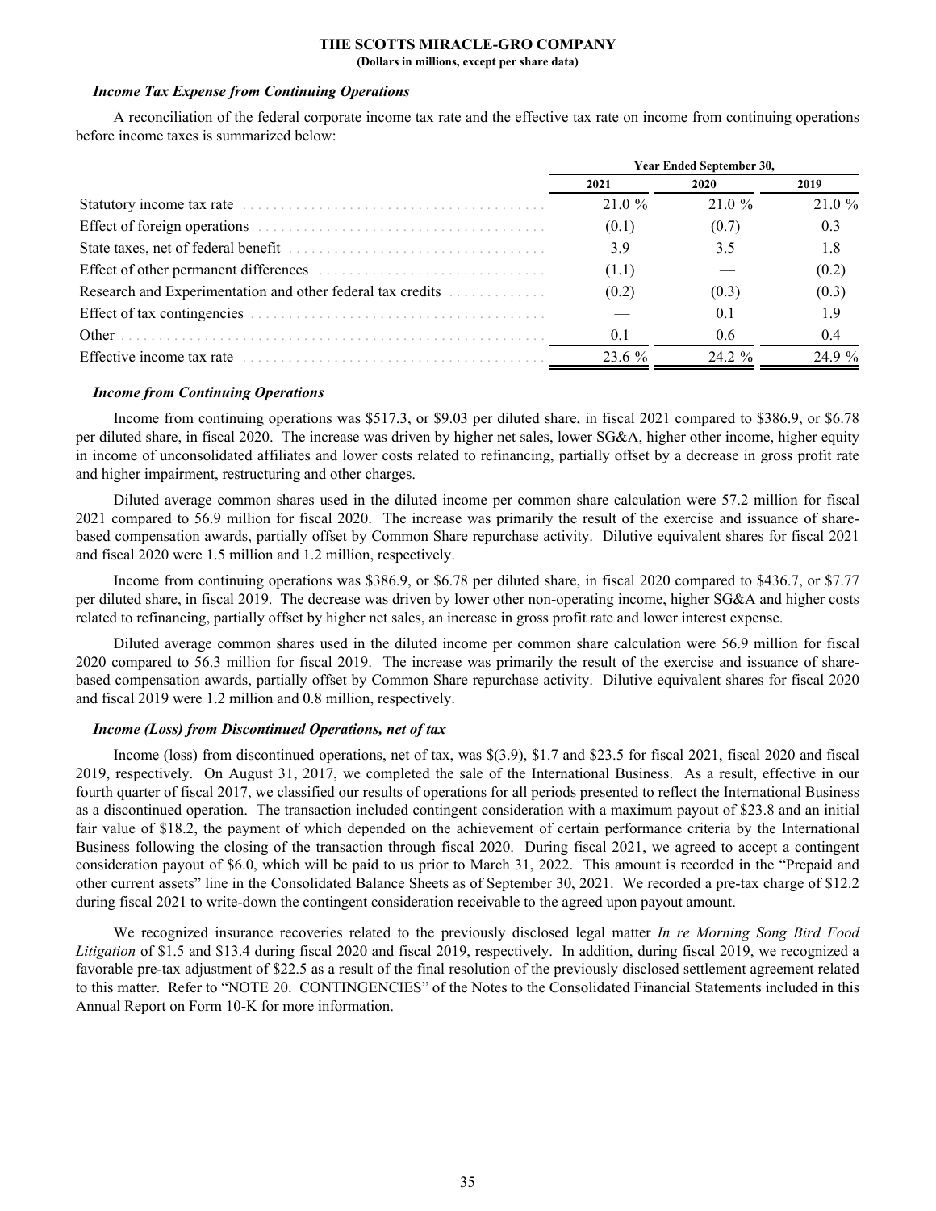### *Income Tax Expense from Continuing Operations*

A reconciliation of the federal corporate income tax rate and the effective tax rate on income from continuing operations before income taxes is summarized below:

| | Year Ended September 30, | | |
|---|---|---|---|
| | 2021 | 2020 | 2019 |
| Statutory income tax rate | 21.0 % | 21.0 % | 21.0 % |
| Effect of foreign operations | (0.1) | (0.7) | 0.3 |
| State taxes, net of federal benefit | 3.9 | 3.5 | 1.8 |
| Effect of other permanent differences | (1.1) | — | (0.2) |
| Research and Experimentation and other federal tax credits | (0.2) | (0.3) | (0.3) |
| Effect of tax contingencies | — | 0.1 | 1.9 |
| Other | 0.1 | 0.6 | 0.4 |
| Effective income tax rate | 23.6 % | 24.2 % | 24.9 % |

### *Income from Continuing Operations*

Income from continuing operations was $517.3, or $9.03 per diluted share, in fiscal 2021 compared to $386.9, or $6.78 per diluted share, in fiscal 2020. The increase was driven by higher net sales, lower SG&A, higher other income, higher equity in income of unconsolidated affiliates and lower costs related to refinancing, partially offset by a decrease in gross profit rate and higher impairment, restructuring and other charges.

Diluted average common shares used in the diluted income per common share calculation were 57.2 million for fiscal 2021 compared to 56.9 million for fiscal 2020. The increase was primarily the result of the exercise and issuance of share-based compensation awards, partially offset by Common Share repurchase activity. Dilutive equivalent shares for fiscal 2021 and fiscal 2020 were 1.5 million and 1.2 million, respectively.

Income from continuing operations was $386.9, or $6.78 per diluted share, in fiscal 2020 compared to $436.7, or $7.77 per diluted share, in fiscal 2019. The decrease was driven by lower other non-operating income, higher SG&A and higher costs related to refinancing, partially offset by higher net sales, an increase in gross profit rate and lower interest expense.

Diluted average common shares used in the diluted income per common share calculation were 56.9 million for fiscal 2020 compared to 56.3 million for fiscal 2019. The increase was primarily the result of the exercise and issuance of share-based compensation awards, partially offset by Common Share repurchase activity. Dilutive equivalent shares for fiscal 2020 and fiscal 2019 were 1.2 million and 0.8 million, respectively.

### *Income (Loss) from Discontinued Operations, net of tax*

Income (loss) from discontinued operations, net of tax, was $(3.9), $1.7 and $23.5 for fiscal 2021, fiscal 2020 and fiscal 2019, respectively. On August 31, 2017, we completed the sale of the International Business. As a result, effective in our fourth quarter of fiscal 2017, we classified our results of operations for all periods presented to reflect the International Business as a discontinued operation. The transaction included contingent consideration with a maximum payout of $23.8 and an initial fair value of $18.2, the payment of which depended on the achievement of certain performance criteria by the International Business following the closing of the transaction through fiscal 2020. During fiscal 2021, we agreed to accept a contingent consideration payout of $6.0, which will be paid to us prior to March 31, 2022. This amount is recorded in the "Prepaid and other current assets" line in the Consolidated Balance Sheets as of September 30, 2021. We recorded a pre-tax charge of $12.2 during fiscal 2021 to write-down the contingent consideration receivable to the agreed upon payout amount.

We recognized insurance recoveries related to the previously disclosed legal matter *In re Morning Song Bird Food Litigation* of $1.5 and $13.4 during fiscal 2020 and fiscal 2019, respectively. In addition, during fiscal 2019, we recognized a favorable pre-tax adjustment of $22.5 as a result of the final resolution of the previously disclosed settlement agreement related to this matter. Refer to "NOTE 20. CONTINGENCIES" of the Notes to the Consolidated Financial Statements included in this Annual Report on Form 10-K for more information.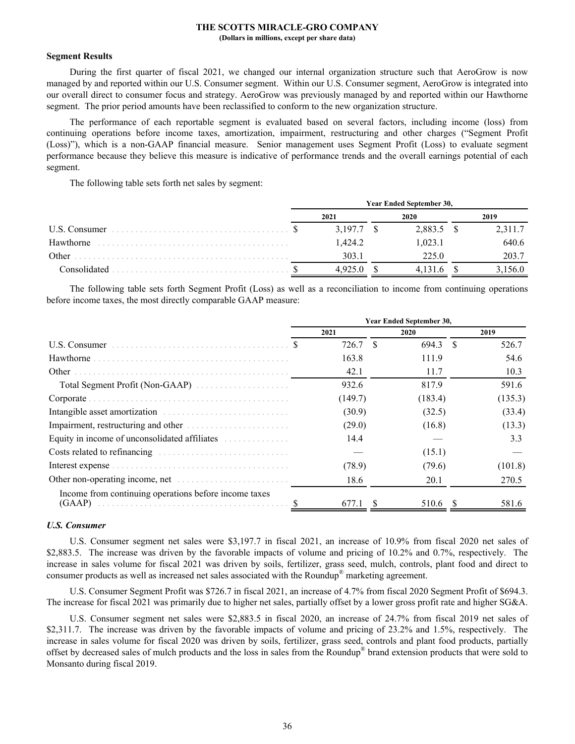THE SCOTTS MIRACLE-GRO COMPANY
(Dollars in millions, except per share data)

**Segment Results**

During the first quarter of fiscal 2021, we changed our internal organization structure such that AeroGrow is now managed by and reported within our U.S. Consumer segment. Within our U.S. Consumer segment, AeroGrow is integrated into our overall direct to consumer focus and strategy. AeroGrow was previously managed by and reported within our Hawthorne segment. The prior period amounts have been reclassified to conform to the new organization structure.

The performance of each reportable segment is evaluated based on several factors, including income (loss) from continuing operations before income taxes, amortization, impairment, restructuring and other charges ("Segment Profit (Loss)"), which is a non-GAAP financial measure. Senior management uses Segment Profit (Loss) to evaluate segment performance because they believe this measure is indicative of performance trends and the overall earnings potential of each segment.

The following table sets forth net sales by segment:

| | Year Ended September 30, | | |
|---|---|---|---|
| | 2021 | 2020 | 2019 |
| U.S. Consumer | $ 3,197.7 | $ 2,883.5 | $ 2,311.7 |
| Hawthorne | 1,424.2 | 1,023.1 | 640.6 |
| Other | 303.1 | 225.0 | 203.7 |
| Consolidated | $ 4,925.0 | $ 4,131.6 | $ 3,156.0 |

The following table sets forth Segment Profit (Loss) as well as a reconciliation to income from continuing operations before income taxes, the most directly comparable GAAP measure:

| | Year Ended September 30, | | |
|---|---|---|---|
| | 2021 | 2020 | 2019 |
| U.S. Consumer | $ 726.7 | $ 694.3 | $ 526.7 |
| Hawthorne | 163.8 | 111.9 | 54.6 |
| Other | 42.1 | 11.7 | 10.3 |
| Total Segment Profit (Non-GAAP) | 932.6 | 817.9 | 591.6 |
| Corporate | (149.7) | (183.4) | (135.3) |
| Intangible asset amortization | (30.9) | (32.5) | (33.4) |
| Impairment, restructuring and other | (29.0) | (16.8) | (13.3) |
| Equity in income of unconsolidated affiliates | 14.4 | — | 3.3 |
| Costs related to refinancing | — | (15.1) | — |
| Interest expense | (78.9) | (79.6) | (101.8) |
| Other non-operating income, net | 18.6 | 20.1 | 270.5 |
| Income from continuing operations before income taxes (GAAP) | $ 677.1 | $ 510.6 | $ 581.6 |

***U.S. Consumer***

U.S. Consumer segment net sales were $3,197.7 in fiscal 2021, an increase of 10.9% from fiscal 2020 net sales of $2,883.5. The increase was driven by the favorable impacts of volume and pricing of 10.2% and 0.7%, respectively. The increase in sales volume for fiscal 2021 was driven by soils, fertilizer, grass seed, mulch, controls, plant food and direct to consumer products as well as increased net sales associated with the Roundup® marketing agreement.

U.S. Consumer Segment Profit was $726.7 in fiscal 2021, an increase of 4.7% from fiscal 2020 Segment Profit of $694.3. The increase for fiscal 2021 was primarily due to higher net sales, partially offset by a lower gross profit rate and higher SG&A.

U.S. Consumer segment net sales were $2,883.5 in fiscal 2020, an increase of 24.7% from fiscal 2019 net sales of $2,311.7. The increase was driven by the favorable impacts of volume and pricing of 23.2% and 1.5%, respectively. The increase in sales volume for fiscal 2020 was driven by soils, fertilizer, grass seed, controls and plant food products, partially offset by decreased sales of mulch products and the loss in sales from the Roundup® brand extension products that were sold to Monsanto during fiscal 2019.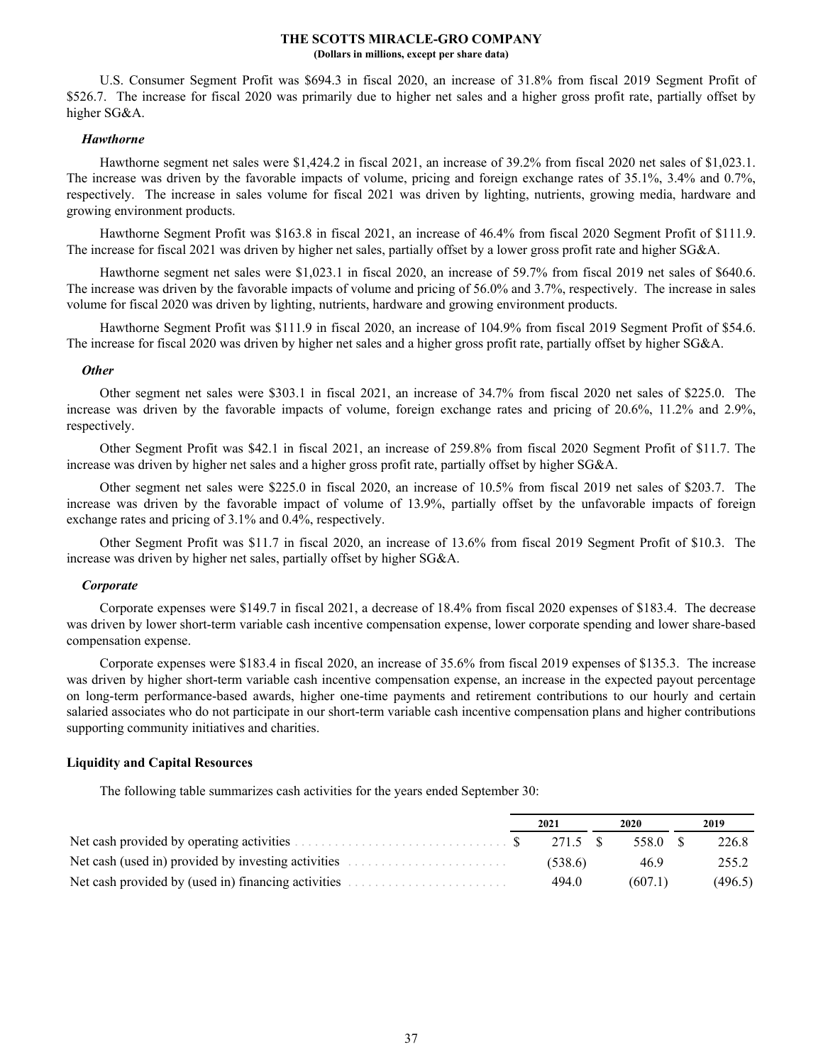U.S. Consumer Segment Profit was $694.3 in fiscal 2020, an increase of 31.8% from fiscal 2019 Segment Profit of $526.7. The increase for fiscal 2020 was primarily due to higher net sales and a higher gross profit rate, partially offset by higher SG&A.

***Hawthorne***

Hawthorne segment net sales were $1,424.2 in fiscal 2021, an increase of 39.2% from fiscal 2020 net sales of $1,023.1. The increase was driven by the favorable impacts of volume, pricing and foreign exchange rates of 35.1%, 3.4% and 0.7%, respectively. The increase in sales volume for fiscal 2021 was driven by lighting, nutrients, growing media, hardware and growing environment products.

Hawthorne Segment Profit was $163.8 in fiscal 2021, an increase of 46.4% from fiscal 2020 Segment Profit of $111.9. The increase for fiscal 2021 was driven by higher net sales, partially offset by a lower gross profit rate and higher SG&A.

Hawthorne segment net sales were $1,023.1 in fiscal 2020, an increase of 59.7% from fiscal 2019 net sales of $640.6. The increase was driven by the favorable impacts of volume and pricing of 56.0% and 3.7%, respectively. The increase in sales volume for fiscal 2020 was driven by lighting, nutrients, hardware and growing environment products.

Hawthorne Segment Profit was $111.9 in fiscal 2020, an increase of 104.9% from fiscal 2019 Segment Profit of $54.6. The increase for fiscal 2020 was driven by higher net sales and a higher gross profit rate, partially offset by higher SG&A.

***Other***

Other segment net sales were $303.1 in fiscal 2021, an increase of 34.7% from fiscal 2020 net sales of $225.0. The increase was driven by the favorable impacts of volume, foreign exchange rates and pricing of 20.6%, 11.2% and 2.9%, respectively.

Other Segment Profit was $42.1 in fiscal 2021, an increase of 259.8% from fiscal 2020 Segment Profit of $11.7. The increase was driven by higher net sales and a higher gross profit rate, partially offset by higher SG&A.

Other segment net sales were $225.0 in fiscal 2020, an increase of 10.5% from fiscal 2019 net sales of $203.7. The increase was driven by the favorable impact of volume of 13.9%, partially offset by the unfavorable impacts of foreign exchange rates and pricing of 3.1% and 0.4%, respectively.

Other Segment Profit was $11.7 in fiscal 2020, an increase of 13.6% from fiscal 2019 Segment Profit of $10.3. The increase was driven by higher net sales, partially offset by higher SG&A.

***Corporate***

Corporate expenses were $149.7 in fiscal 2021, a decrease of 18.4% from fiscal 2020 expenses of $183.4. The decrease was driven by lower short-term variable cash incentive compensation expense, lower corporate spending and lower share-based compensation expense.

Corporate expenses were $183.4 in fiscal 2020, an increase of 35.6% from fiscal 2019 expenses of $135.3. The increase was driven by higher short-term variable cash incentive compensation expense, an increase in the expected payout percentage on long-term performance-based awards, higher one-time payments and retirement contributions to our hourly and certain salaried associates who do not participate in our short-term variable cash incentive compensation plans and higher contributions supporting community initiatives and charities.

**Liquidity and Capital Resources**

The following table summarizes cash activities for the years ended September 30:

| | 2021 | 2020 | 2019 |
|---|---|---|---|
| Net cash provided by operating activities | $ 271.5 | $ 558.0 | $ 226.8 |
| Net cash (used in) provided by investing activities | (538.6) | 46.9 | 255.2 |
| Net cash provided by (used in) financing activities | 494.0 | (607.1) | (496.5) |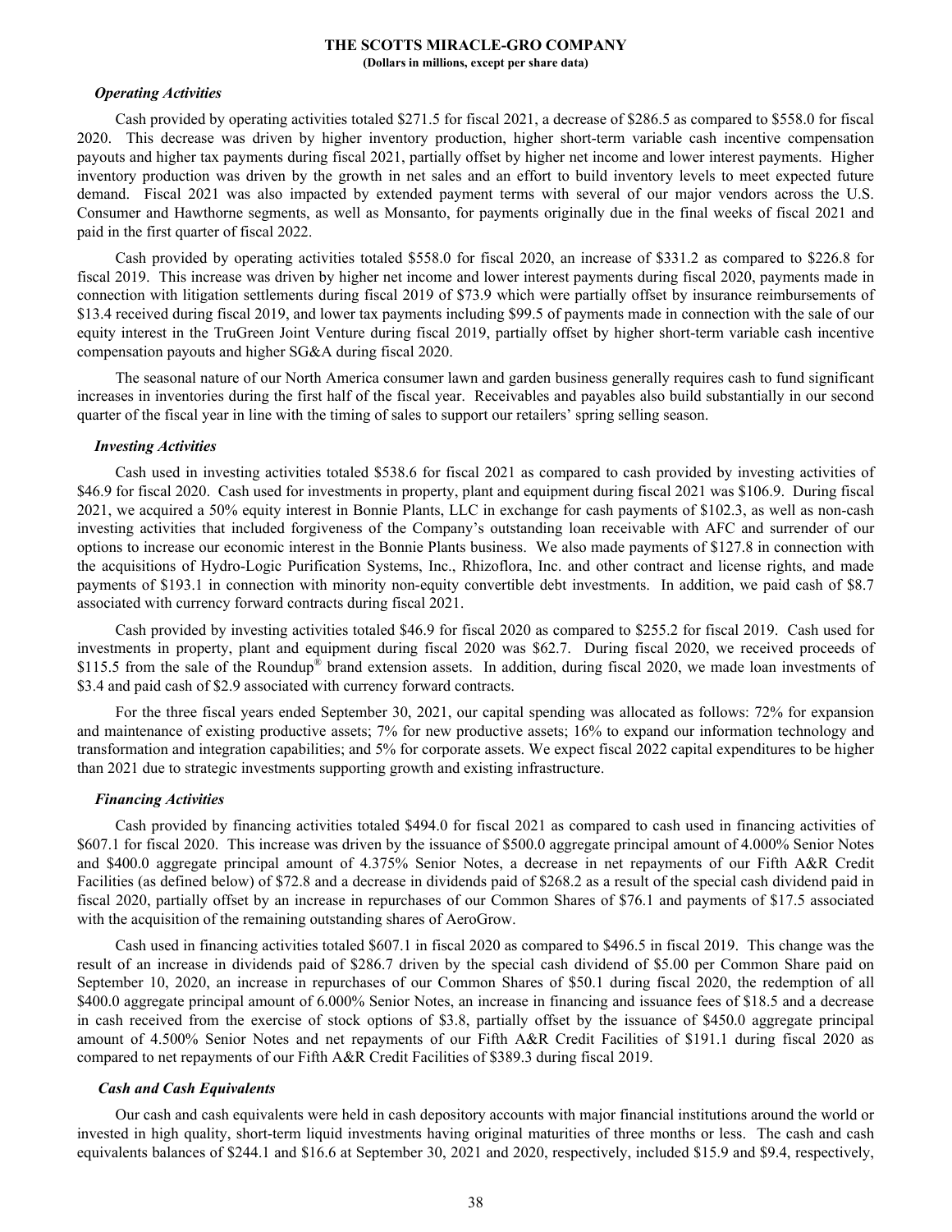### *Operating Activities*

Cash provided by operating activities totaled $271.5 for fiscal 2021, a decrease of $286.5 as compared to $558.0 for fiscal 2020. This decrease was driven by higher inventory production, higher short-term variable cash incentive compensation payouts and higher tax payments during fiscal 2021, partially offset by higher net income and lower interest payments. Higher inventory production was driven by the growth in net sales and an effort to build inventory levels to meet expected future demand. Fiscal 2021 was also impacted by extended payment terms with several of our major vendors across the U.S. Consumer and Hawthorne segments, as well as Monsanto, for payments originally due in the final weeks of fiscal 2021 and paid in the first quarter of fiscal 2022.

Cash provided by operating activities totaled $558.0 for fiscal 2020, an increase of $331.2 as compared to $226.8 for fiscal 2019. This increase was driven by higher net income and lower interest payments during fiscal 2020, payments made in connection with litigation settlements during fiscal 2019 of $73.9 which were partially offset by insurance reimbursements of $13.4 received during fiscal 2019, and lower tax payments including $99.5 of payments made in connection with the sale of our equity interest in the TruGreen Joint Venture during fiscal 2019, partially offset by higher short-term variable cash incentive compensation payouts and higher SG&A during fiscal 2020.

The seasonal nature of our North America consumer lawn and garden business generally requires cash to fund significant increases in inventories during the first half of the fiscal year. Receivables and payables also build substantially in our second quarter of the fiscal year in line with the timing of sales to support our retailers' spring selling season.

### *Investing Activities*

Cash used in investing activities totaled $538.6 for fiscal 2021 as compared to cash provided by investing activities of $46.9 for fiscal 2020. Cash used for investments in property, plant and equipment during fiscal 2021 was $106.9. During fiscal 2021, we acquired a 50% equity interest in Bonnie Plants, LLC in exchange for cash payments of $102.3, as well as non-cash investing activities that included forgiveness of the Company's outstanding loan receivable with AFC and surrender of our options to increase our economic interest in the Bonnie Plants business. We also made payments of $127.8 in connection with the acquisitions of Hydro-Logic Purification Systems, Inc., Rhizoflora, Inc. and other contract and license rights, and made payments of $193.1 in connection with minority non-equity convertible debt investments. In addition, we paid cash of $8.7 associated with currency forward contracts during fiscal 2021.

Cash provided by investing activities totaled $46.9 for fiscal 2020 as compared to $255.2 for fiscal 2019. Cash used for investments in property, plant and equipment during fiscal 2020 was $62.7. During fiscal 2020, we received proceeds of $115.5 from the sale of the Roundup® brand extension assets. In addition, during fiscal 2020, we made loan investments of $3.4 and paid cash of $2.9 associated with currency forward contracts.

For the three fiscal years ended September 30, 2021, our capital spending was allocated as follows: 72% for expansion and maintenance of existing productive assets; 7% for new productive assets; 16% to expand our information technology and transformation and integration capabilities; and 5% for corporate assets. We expect fiscal 2022 capital expenditures to be higher than 2021 due to strategic investments supporting growth and existing infrastructure.

### *Financing Activities*

Cash provided by financing activities totaled $494.0 for fiscal 2021 as compared to cash used in financing activities of $607.1 for fiscal 2020. This increase was driven by the issuance of $500.0 aggregate principal amount of 4.000% Senior Notes and $400.0 aggregate principal amount of 4.375% Senior Notes, a decrease in net repayments of our Fifth A&R Credit Facilities (as defined below) of $72.8 and a decrease in dividends paid of $268.2 as a result of the special cash dividend paid in fiscal 2020, partially offset by an increase in repurchases of our Common Shares of $76.1 and payments of $17.5 associated with the acquisition of the remaining outstanding shares of AeroGrow.

Cash used in financing activities totaled $607.1 in fiscal 2020 as compared to $496.5 in fiscal 2019. This change was the result of an increase in dividends paid of $286.7 driven by the special cash dividend of $5.00 per Common Share paid on September 10, 2020, an increase in repurchases of our Common Shares of $50.1 during fiscal 2020, the redemption of all $400.0 aggregate principal amount of 6.000% Senior Notes, an increase in financing and issuance fees of $18.5 and a decrease in cash received from the exercise of stock options of $3.8, partially offset by the issuance of $450.0 aggregate principal amount of 4.500% Senior Notes and net repayments of our Fifth A&R Credit Facilities of $191.1 during fiscal 2020 as compared to net repayments of our Fifth A&R Credit Facilities of $389.3 during fiscal 2019.

### *Cash and Cash Equivalents*

Our cash and cash equivalents were held in cash depository accounts with major financial institutions around the world or invested in high quality, short-term liquid investments having original maturities of three months or less. The cash and cash equivalents balances of $244.1 and $16.6 at September 30, 2021 and 2020, respectively, included $15.9 and $9.4, respectively,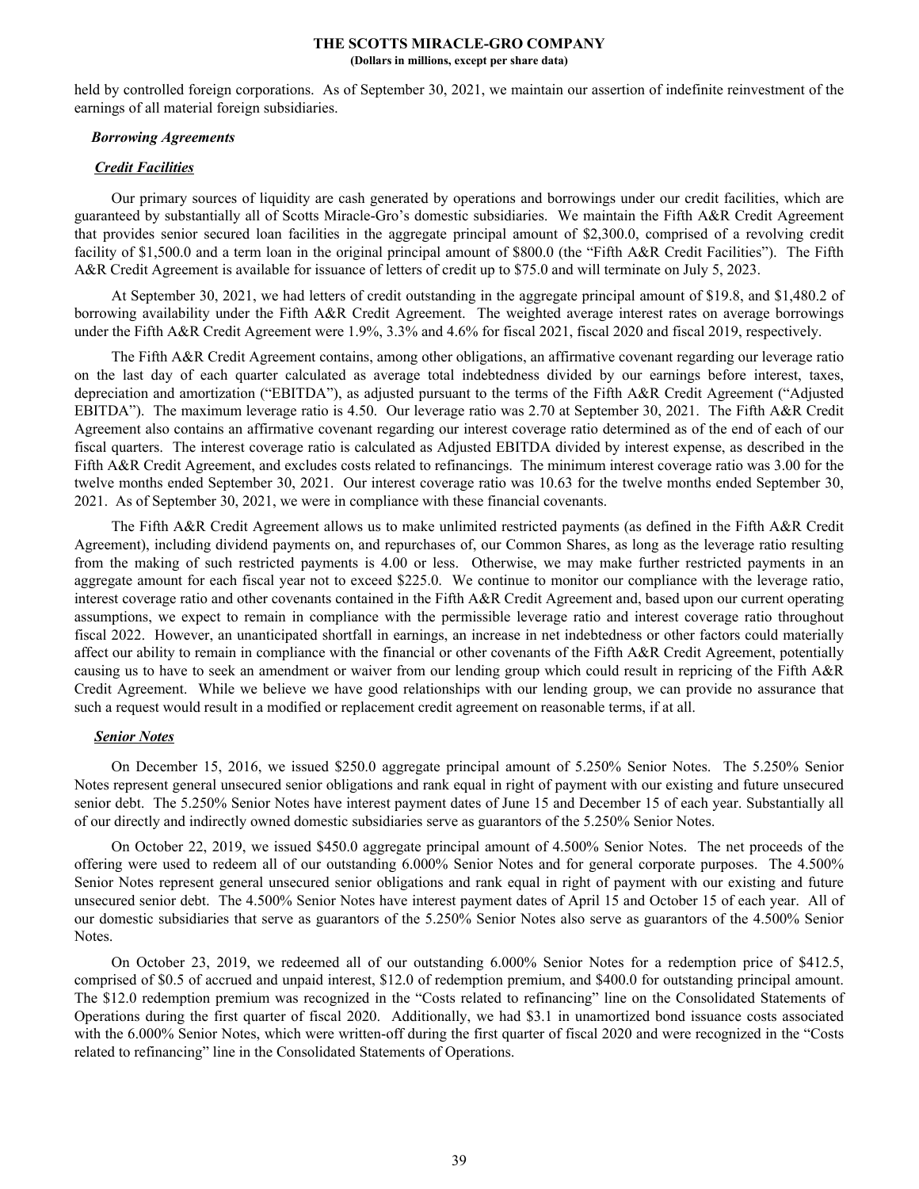held by controlled foreign corporations. As of September 30, 2021, we maintain our assertion of indefinite reinvestment of the earnings of all material foreign subsidiaries.

***Borrowing Agreements***

***Credit Facilities***

Our primary sources of liquidity are cash generated by operations and borrowings under our credit facilities, which are guaranteed by substantially all of Scotts Miracle-Gro's domestic subsidiaries. We maintain the Fifth A&R Credit Agreement that provides senior secured loan facilities in the aggregate principal amount of $2,300.0, comprised of a revolving credit facility of $1,500.0 and a term loan in the original principal amount of $800.0 (the "Fifth A&R Credit Facilities"). The Fifth A&R Credit Agreement is available for issuance of letters of credit up to $75.0 and will terminate on July 5, 2023.

At September 30, 2021, we had letters of credit outstanding in the aggregate principal amount of $19.8, and $1,480.2 of borrowing availability under the Fifth A&R Credit Agreement. The weighted average interest rates on average borrowings under the Fifth A&R Credit Agreement were 1.9%, 3.3% and 4.6% for fiscal 2021, fiscal 2020 and fiscal 2019, respectively.

The Fifth A&R Credit Agreement contains, among other obligations, an affirmative covenant regarding our leverage ratio on the last day of each quarter calculated as average total indebtedness divided by our earnings before interest, taxes, depreciation and amortization ("EBITDA"), as adjusted pursuant to the terms of the Fifth A&R Credit Agreement ("Adjusted EBITDA"). The maximum leverage ratio is 4.50. Our leverage ratio was 2.70 at September 30, 2021. The Fifth A&R Credit Agreement also contains an affirmative covenant regarding our interest coverage ratio determined as of the end of each of our fiscal quarters. The interest coverage ratio is calculated as Adjusted EBITDA divided by interest expense, as described in the Fifth A&R Credit Agreement, and excludes costs related to refinancings. The minimum interest coverage ratio was 3.00 for the twelve months ended September 30, 2021. Our interest coverage ratio was 10.63 for the twelve months ended September 30, 2021. As of September 30, 2021, we were in compliance with these financial covenants.

The Fifth A&R Credit Agreement allows us to make unlimited restricted payments (as defined in the Fifth A&R Credit Agreement), including dividend payments on, and repurchases of, our Common Shares, as long as the leverage ratio resulting from the making of such restricted payments is 4.00 or less. Otherwise, we may make further restricted payments in an aggregate amount for each fiscal year not to exceed $225.0. We continue to monitor our compliance with the leverage ratio, interest coverage ratio and other covenants contained in the Fifth A&R Credit Agreement and, based upon our current operating assumptions, we expect to remain in compliance with the permissible leverage ratio and interest coverage ratio throughout fiscal 2022. However, an unanticipated shortfall in earnings, an increase in net indebtedness or other factors could materially affect our ability to remain in compliance with the financial or other covenants of the Fifth A&R Credit Agreement, potentially causing us to have to seek an amendment or waiver from our lending group which could result in repricing of the Fifth A&R Credit Agreement. While we believe we have good relationships with our lending group, we can provide no assurance that such a request would result in a modified or replacement credit agreement on reasonable terms, if at all.

***Senior Notes***

On December 15, 2016, we issued $250.0 aggregate principal amount of 5.250% Senior Notes. The 5.250% Senior Notes represent general unsecured senior obligations and rank equal in right of payment with our existing and future unsecured senior debt. The 5.250% Senior Notes have interest payment dates of June 15 and December 15 of each year. Substantially all of our directly and indirectly owned domestic subsidiaries serve as guarantors of the 5.250% Senior Notes.

On October 22, 2019, we issued $450.0 aggregate principal amount of 4.500% Senior Notes. The net proceeds of the offering were used to redeem all of our outstanding 6.000% Senior Notes and for general corporate purposes. The 4.500% Senior Notes represent general unsecured senior obligations and rank equal in right of payment with our existing and future unsecured senior debt. The 4.500% Senior Notes have interest payment dates of April 15 and October 15 of each year. All of our domestic subsidiaries that serve as guarantors of the 5.250% Senior Notes also serve as guarantors of the 4.500% Senior Notes.

On October 23, 2019, we redeemed all of our outstanding 6.000% Senior Notes for a redemption price of $412.5, comprised of $0.5 of accrued and unpaid interest, $12.0 of redemption premium, and $400.0 for outstanding principal amount. The $12.0 redemption premium was recognized in the "Costs related to refinancing" line on the Consolidated Statements of Operations during the first quarter of fiscal 2020. Additionally, we had $3.1 in unamortized bond issuance costs associated with the 6.000% Senior Notes, which were written-off during the first quarter of fiscal 2020 and were recognized in the "Costs related to refinancing" line in the Consolidated Statements of Operations.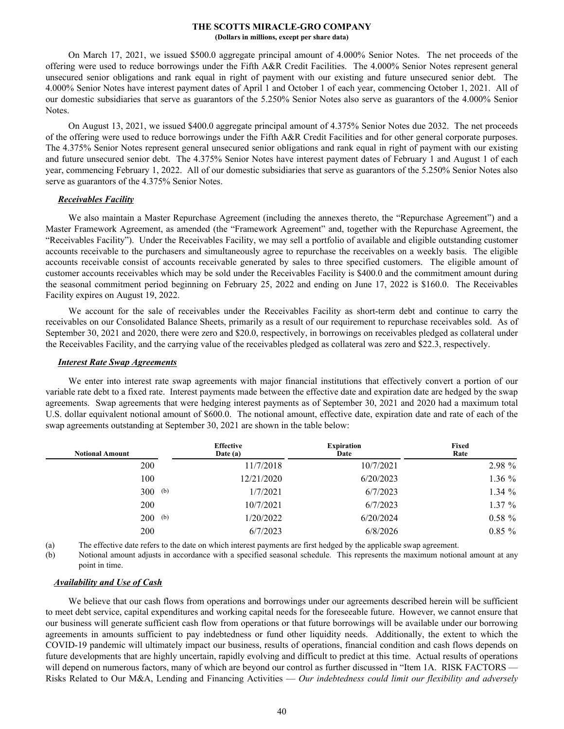On March 17, 2021, we issued $500.0 aggregate principal amount of 4.000% Senior Notes. The net proceeds of the offering were used to reduce borrowings under the Fifth A&R Credit Facilities. The 4.000% Senior Notes represent general unsecured senior obligations and rank equal in right of payment with our existing and future unsecured senior debt. The 4.000% Senior Notes have interest payment dates of April 1 and October 1 of each year, commencing October 1, 2021. All of our domestic subsidiaries that serve as guarantors of the 5.250% Senior Notes also serve as guarantors of the 4.000% Senior Notes.

On August 13, 2021, we issued $400.0 aggregate principal amount of 4.375% Senior Notes due 2032. The net proceeds of the offering were used to reduce borrowings under the Fifth A&R Credit Facilities and for other general corporate purposes. The 4.375% Senior Notes represent general unsecured senior obligations and rank equal in right of payment with our existing and future unsecured senior debt. The 4.375% Senior Notes have interest payment dates of February 1 and August 1 of each year, commencing February 1, 2022. All of our domestic subsidiaries that serve as guarantors of the 5.250% Senior Notes also serve as guarantors of the 4.375% Senior Notes.

***Receivables Facility***

We also maintain a Master Repurchase Agreement (including the annexes thereto, the "Repurchase Agreement") and a Master Framework Agreement, as amended (the "Framework Agreement" and, together with the Repurchase Agreement, the "Receivables Facility"). Under the Receivables Facility, we may sell a portfolio of available and eligible outstanding customer accounts receivable to the purchasers and simultaneously agree to repurchase the receivables on a weekly basis. The eligible accounts receivable consist of accounts receivable generated by sales to three specified customers. The eligible amount of customer accounts receivables which may be sold under the Receivables Facility is $400.0 and the commitment amount during the seasonal commitment period beginning on February 25, 2022 and ending on June 17, 2022 is $160.0. The Receivables Facility expires on August 19, 2022.

We account for the sale of receivables under the Receivables Facility as short-term debt and continue to carry the receivables on our Consolidated Balance Sheets, primarily as a result of our requirement to repurchase receivables sold. As of September 30, 2021 and 2020, there were zero and $20.0, respectively, in borrowings on receivables pledged as collateral under the Receivables Facility, and the carrying value of the receivables pledged as collateral was zero and $22.3, respectively.

***Interest Rate Swap Agreements***

We enter into interest rate swap agreements with major financial institutions that effectively convert a portion of our variable rate debt to a fixed rate. Interest payments made between the effective date and expiration date are hedged by the swap agreements. Swap agreements that were hedging interest payments as of September 30, 2021 and 2020 had a maximum total U.S. dollar equivalent notional amount of $600.0. The notional amount, effective date, expiration date and rate of each of the swap agreements outstanding at September 30, 2021 are shown in the table below:

| Notional Amount | Effective Date (a) | Expiration Date | Fixed Rate |
|---|---|---|---|
| 200 | 11/7/2018 | 10/7/2021 | 2.98 % |
| 100 | 12/21/2020 | 6/20/2023 | 1.36 % |
| 300 (b) | 1/7/2021 | 6/7/2023 | 1.34 % |
| 200 | 10/7/2021 | 6/7/2023 | 1.37 % |
| 200 (b) | 1/20/2022 | 6/20/2024 | 0.58 % |
| 200 | 6/7/2023 | 6/8/2026 | 0.85 % |

(a) The effective date refers to the date on which interest payments are first hedged by the applicable swap agreement.

(b) Notional amount adjusts in accordance with a specified seasonal schedule. This represents the maximum notional amount at any point in time.

***Availability and Use of Cash***

We believe that our cash flows from operations and borrowings under our agreements described herein will be sufficient to meet debt service, capital expenditures and working capital needs for the foreseeable future. However, we cannot ensure that our business will generate sufficient cash flow from operations or that future borrowings will be available under our borrowing agreements in amounts sufficient to pay indebtedness or fund other liquidity needs. Additionally, the extent to which the COVID-19 pandemic will ultimately impact our business, results of operations, financial condition and cash flows depends on future developments that are highly uncertain, rapidly evolving and difficult to predict at this time. Actual results of operations will depend on numerous factors, many of which are beyond our control as further discussed in "Item 1A. RISK FACTORS — Risks Related to Our M&A, Lending and Financing Activities — *Our indebtedness could limit our flexibility and adversely*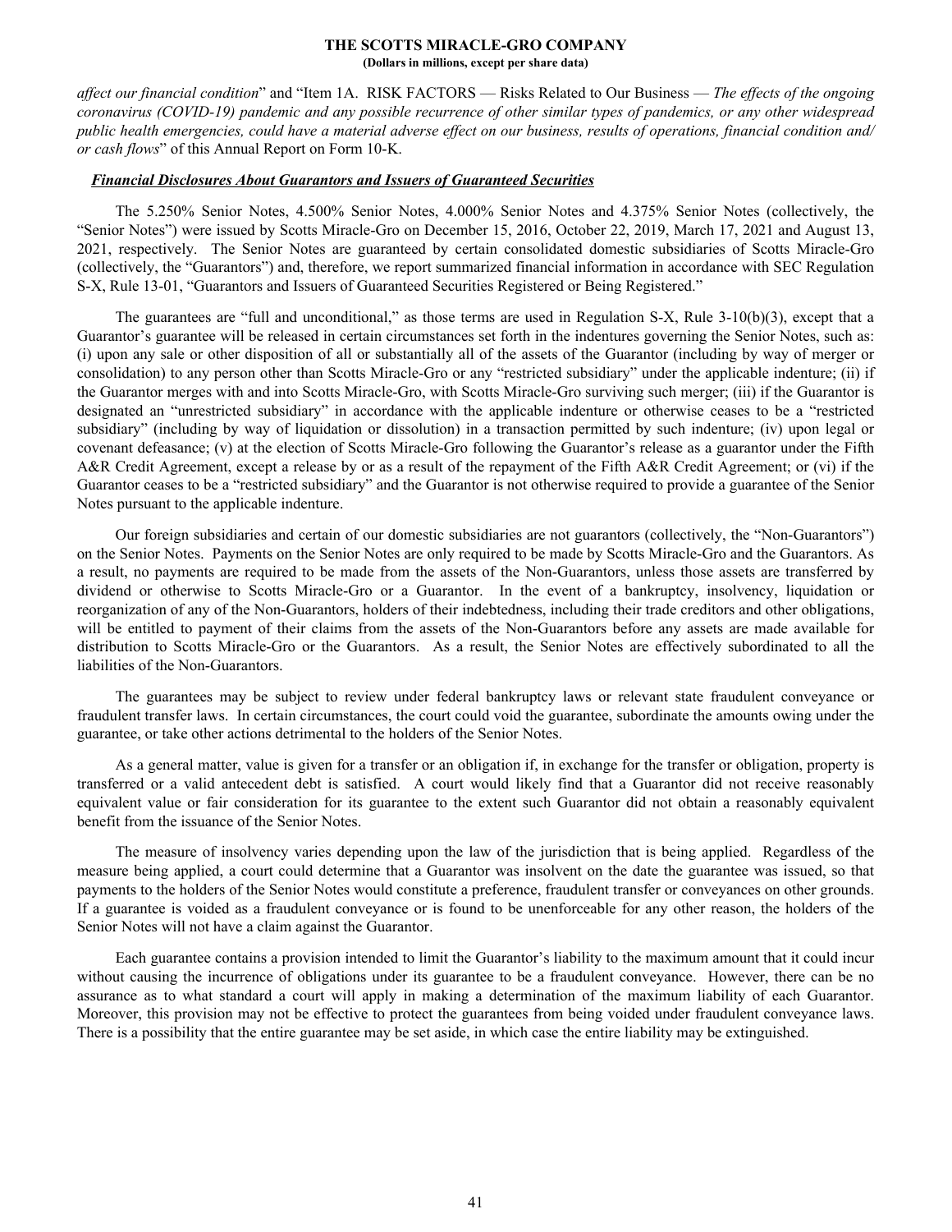*affect our financial condition*" and "Item 1A. RISK FACTORS — Risks Related to Our Business — *The effects of the ongoing coronavirus (COVID-19) pandemic and any possible recurrence of other similar types of pandemics, or any other widespread public health emergencies, could have a material adverse effect on our business, results of operations, financial condition and/or cash flows*" of this Annual Report on Form 10-K.

***Financial Disclosures About Guarantors and Issuers of Guaranteed Securities***

The 5.250% Senior Notes, 4.500% Senior Notes, 4.000% Senior Notes and 4.375% Senior Notes (collectively, the "Senior Notes") were issued by Scotts Miracle-Gro on December 15, 2016, October 22, 2019, March 17, 2021 and August 13, 2021, respectively. The Senior Notes are guaranteed by certain consolidated domestic subsidiaries of Scotts Miracle-Gro (collectively, the "Guarantors") and, therefore, we report summarized financial information in accordance with SEC Regulation S-X, Rule 13-01, "Guarantors and Issuers of Guaranteed Securities Registered or Being Registered."

The guarantees are "full and unconditional," as those terms are used in Regulation S-X, Rule 3-10(b)(3), except that a Guarantor's guarantee will be released in certain circumstances set forth in the indentures governing the Senior Notes, such as: (i) upon any sale or other disposition of all or substantially all of the assets of the Guarantor (including by way of merger or consolidation) to any person other than Scotts Miracle-Gro or any "restricted subsidiary" under the applicable indenture; (ii) if the Guarantor merges with and into Scotts Miracle-Gro, with Scotts Miracle-Gro surviving such merger; (iii) if the Guarantor is designated an "unrestricted subsidiary" in accordance with the applicable indenture or otherwise ceases to be a "restricted subsidiary" (including by way of liquidation or dissolution) in a transaction permitted by such indenture; (iv) upon legal or covenant defeasance; (v) at the election of Scotts Miracle-Gro following the Guarantor's release as a guarantor under the Fifth A&R Credit Agreement, except a release by or as a result of the repayment of the Fifth A&R Credit Agreement; or (vi) if the Guarantor ceases to be a "restricted subsidiary" and the Guarantor is not otherwise required to provide a guarantee of the Senior Notes pursuant to the applicable indenture.

Our foreign subsidiaries and certain of our domestic subsidiaries are not guarantors (collectively, the "Non-Guarantors") on the Senior Notes. Payments on the Senior Notes are only required to be made by Scotts Miracle-Gro and the Guarantors. As a result, no payments are required to be made from the assets of the Non-Guarantors, unless those assets are transferred by dividend or otherwise to Scotts Miracle-Gro or a Guarantor. In the event of a bankruptcy, insolvency, liquidation or reorganization of any of the Non-Guarantors, holders of their indebtedness, including their trade creditors and other obligations, will be entitled to payment of their claims from the assets of the Non-Guarantors before any assets are made available for distribution to Scotts Miracle-Gro or the Guarantors. As a result, the Senior Notes are effectively subordinated to all the liabilities of the Non-Guarantors.

The guarantees may be subject to review under federal bankruptcy laws or relevant state fraudulent conveyance or fraudulent transfer laws. In certain circumstances, the court could void the guarantee, subordinate the amounts owing under the guarantee, or take other actions detrimental to the holders of the Senior Notes.

As a general matter, value is given for a transfer or an obligation if, in exchange for the transfer or obligation, property is transferred or a valid antecedent debt is satisfied. A court would likely find that a Guarantor did not receive reasonably equivalent value or fair consideration for its guarantee to the extent such Guarantor did not obtain a reasonably equivalent benefit from the issuance of the Senior Notes.

The measure of insolvency varies depending upon the law of the jurisdiction that is being applied. Regardless of the measure being applied, a court could determine that a Guarantor was insolvent on the date the guarantee was issued, so that payments to the holders of the Senior Notes would constitute a preference, fraudulent transfer or conveyances on other grounds. If a guarantee is voided as a fraudulent conveyance or is found to be unenforceable for any other reason, the holders of the Senior Notes will not have a claim against the Guarantor.

Each guarantee contains a provision intended to limit the Guarantor's liability to the maximum amount that it could incur without causing the incurrence of obligations under its guarantee to be a fraudulent conveyance. However, there can be no assurance as to what standard a court will apply in making a determination of the maximum liability of each Guarantor. Moreover, this provision may not be effective to protect the guarantees from being voided under fraudulent conveyance laws. There is a possibility that the entire guarantee may be set aside, in which case the entire liability may be extinguished.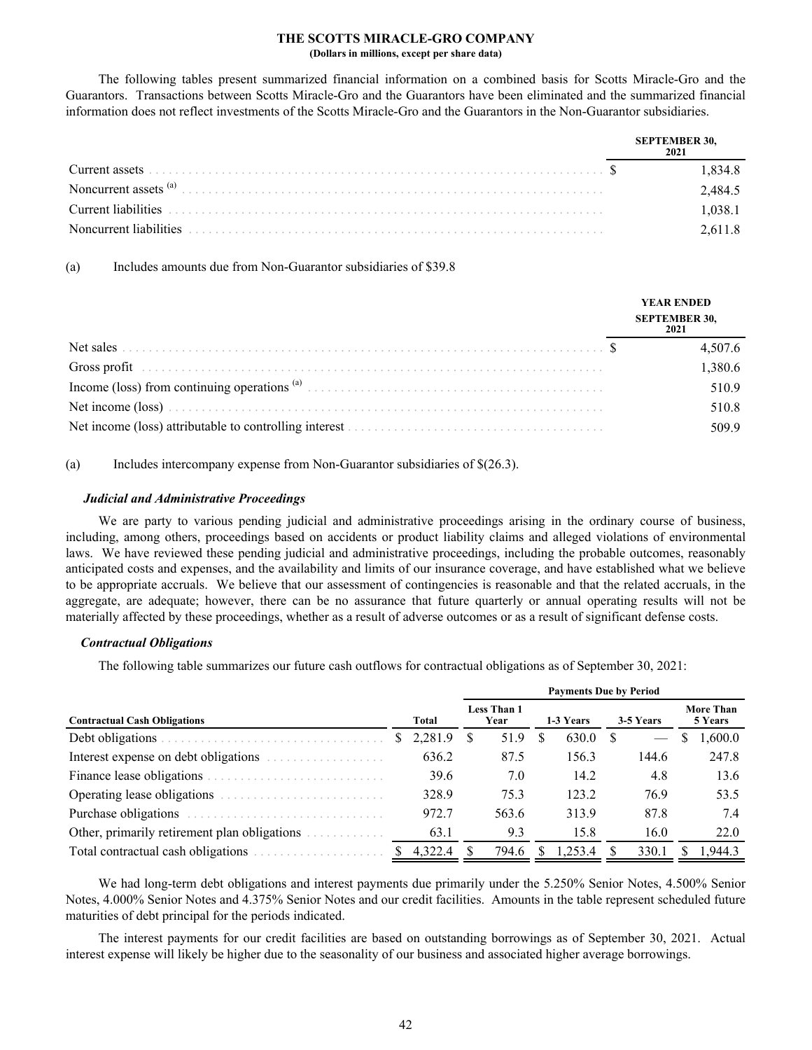THE SCOTTS MIRACLE-GRO COMPANY
(Dollars in millions, except per share data)

The following tables present summarized financial information on a combined basis for Scotts Miracle-Gro and the Guarantors. Transactions between Scotts Miracle-Gro and the Guarantors have been eliminated and the summarized financial information does not reflect investments of the Scotts Miracle-Gro and the Guarantors in the Non-Guarantor subsidiaries.

| | SEPTEMBER 30, 2021 |
|---|---|
| Current assets | $ 1,834.8 |
| Noncurrent assets [(a)] | 2,484.5 |
| Current liabilities | 1,038.1 |
| Noncurrent liabilities | 2,611.8 |

(a) Includes amounts due from Non-Guarantor subsidiaries of $39.8

| | YEAR ENDED SEPTEMBER 30, 2021 |
|---|---|
| Net sales | $ 4,507.6 |
| Gross profit | 1,380.6 |
| Income (loss) from continuing operations [(a)] | 510.9 |
| Net income (loss) | 510.8 |
| Net income (loss) attributable to controlling interest | 509.9 |

(a) Includes intercompany expense from Non-Guarantor subsidiaries of $(26.3).

***Judicial and Administrative Proceedings***

We are party to various pending judicial and administrative proceedings arising in the ordinary course of business, including, among others, proceedings based on accidents or product liability claims and alleged violations of environmental laws. We have reviewed these pending judicial and administrative proceedings, including the probable outcomes, reasonably anticipated costs and expenses, and the availability and limits of our insurance coverage, and have established what we believe to be appropriate accruals. We believe that our assessment of contingencies is reasonable and that the related accruals, in the aggregate, are adequate; however, there can be no assurance that future quarterly or annual operating results will not be materially affected by these proceedings, whether as a result of adverse outcomes or as a result of significant defense costs.

***Contractual Obligations***

The following table summarizes our future cash outflows for contractual obligations as of September 30, 2021:

| | | Payments Due by Period | | | |
|---|---|---|---|---|---|
| **Contractual Cash Obligations** | **Total** | **Less Than 1 Year** | **1-3 Years** | **3-5 Years** | **More Than 5 Years** |
| Debt obligations | $ 2,281.9 | $ 51.9 | $ 630.0 | $ — | $ 1,600.0 |
| Interest expense on debt obligations | 636.2 | 87.5 | 156.3 | 144.6 | 247.8 |
| Finance lease obligations | 39.6 | 7.0 | 14.2 | 4.8 | 13.6 |
| Operating lease obligations | 328.9 | 75.3 | 123.2 | 76.9 | 53.5 |
| Purchase obligations | 972.7 | 563.6 | 313.9 | 87.8 | 7.4 |
| Other, primarily retirement plan obligations | 63.1 | 9.3 | 15.8 | 16.0 | 22.0 |
| Total contractual cash obligations | $ 4,322.4 | $ 794.6 | $ 1,253.4 | $ 330.1 | $ 1,944.3 |

We had long-term debt obligations and interest payments due primarily under the 5.250% Senior Notes, 4.500% Senior Notes, 4.000% Senior Notes and 4.375% Senior Notes and our credit facilities. Amounts in the table represent scheduled future maturities of debt principal for the periods indicated.

The interest payments for our credit facilities are based on outstanding borrowings as of September 30, 2021. Actual interest expense will likely be higher due to the seasonality of our business and associated higher average borrowings.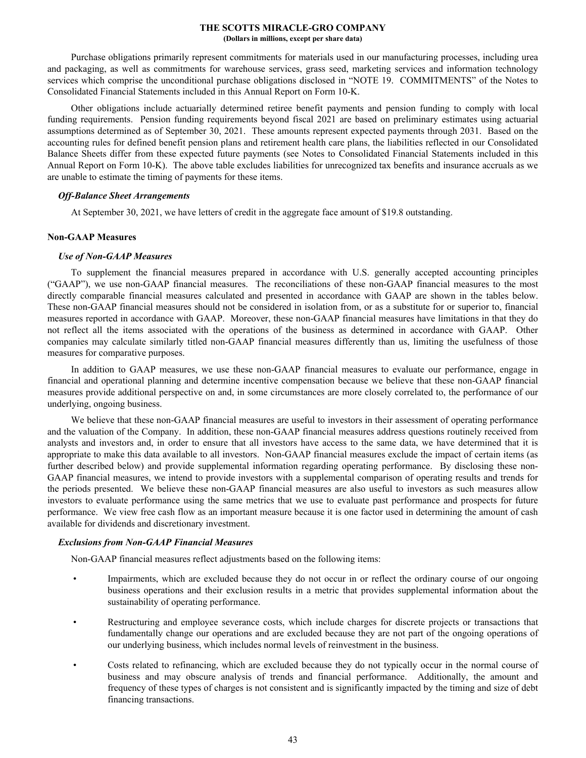Purchase obligations primarily represent commitments for materials used in our manufacturing processes, including urea and packaging, as well as commitments for warehouse services, grass seed, marketing services and information technology services which comprise the unconditional purchase obligations disclosed in "NOTE 19. COMMITMENTS" of the Notes to Consolidated Financial Statements included in this Annual Report on Form 10-K.

Other obligations include actuarially determined retiree benefit payments and pension funding to comply with local funding requirements. Pension funding requirements beyond fiscal 2021 are based on preliminary estimates using actuarial assumptions determined as of September 30, 2021. These amounts represent expected payments through 2031. Based on the accounting rules for defined benefit pension plans and retirement health care plans, the liabilities reflected in our Consolidated Balance Sheets differ from these expected future payments (see Notes to Consolidated Financial Statements included in this Annual Report on Form 10-K). The above table excludes liabilities for unrecognized tax benefits and insurance accruals as we are unable to estimate the timing of payments for these items.

### *Off-Balance Sheet Arrangements*

At September 30, 2021, we have letters of credit in the aggregate face amount of $19.8 outstanding.

## Non-GAAP Measures

### *Use of Non-GAAP Measures*

To supplement the financial measures prepared in accordance with U.S. generally accepted accounting principles ("GAAP"), we use non-GAAP financial measures. The reconciliations of these non-GAAP financial measures to the most directly comparable financial measures calculated and presented in accordance with GAAP are shown in the tables below. These non-GAAP financial measures should not be considered in isolation from, or as a substitute for or superior to, financial measures reported in accordance with GAAP. Moreover, these non-GAAP financial measures have limitations in that they do not reflect all the items associated with the operations of the business as determined in accordance with GAAP. Other companies may calculate similarly titled non-GAAP financial measures differently than us, limiting the usefulness of those measures for comparative purposes.

In addition to GAAP measures, we use these non-GAAP financial measures to evaluate our performance, engage in financial and operational planning and determine incentive compensation because we believe that these non-GAAP financial measures provide additional perspective on and, in some circumstances are more closely correlated to, the performance of our underlying, ongoing business.

We believe that these non-GAAP financial measures are useful to investors in their assessment of operating performance and the valuation of the Company. In addition, these non-GAAP financial measures address questions routinely received from analysts and investors and, in order to ensure that all investors have access to the same data, we have determined that it is appropriate to make this data available to all investors. Non-GAAP financial measures exclude the impact of certain items (as further described below) and provide supplemental information regarding operating performance. By disclosing these non-GAAP financial measures, we intend to provide investors with a supplemental comparison of operating results and trends for the periods presented. We believe these non-GAAP financial measures are also useful to investors as such measures allow investors to evaluate performance using the same metrics that we use to evaluate past performance and prospects for future performance. We view free cash flow as an important measure because it is one factor used in determining the amount of cash available for dividends and discretionary investment.

### *Exclusions from Non-GAAP Financial Measures*

Non-GAAP financial measures reflect adjustments based on the following items:

- Impairments, which are excluded because they do not occur in or reflect the ordinary course of our ongoing business operations and their exclusion results in a metric that provides supplemental information about the sustainability of operating performance.
- Restructuring and employee severance costs, which include charges for discrete projects or transactions that fundamentally change our operations and are excluded because they are not part of the ongoing operations of our underlying business, which includes normal levels of reinvestment in the business.
- Costs related to refinancing, which are excluded because they do not typically occur in the normal course of business and may obscure analysis of trends and financial performance. Additionally, the amount and frequency of these types of charges is not consistent and is significantly impacted by the timing and size of debt financing transactions.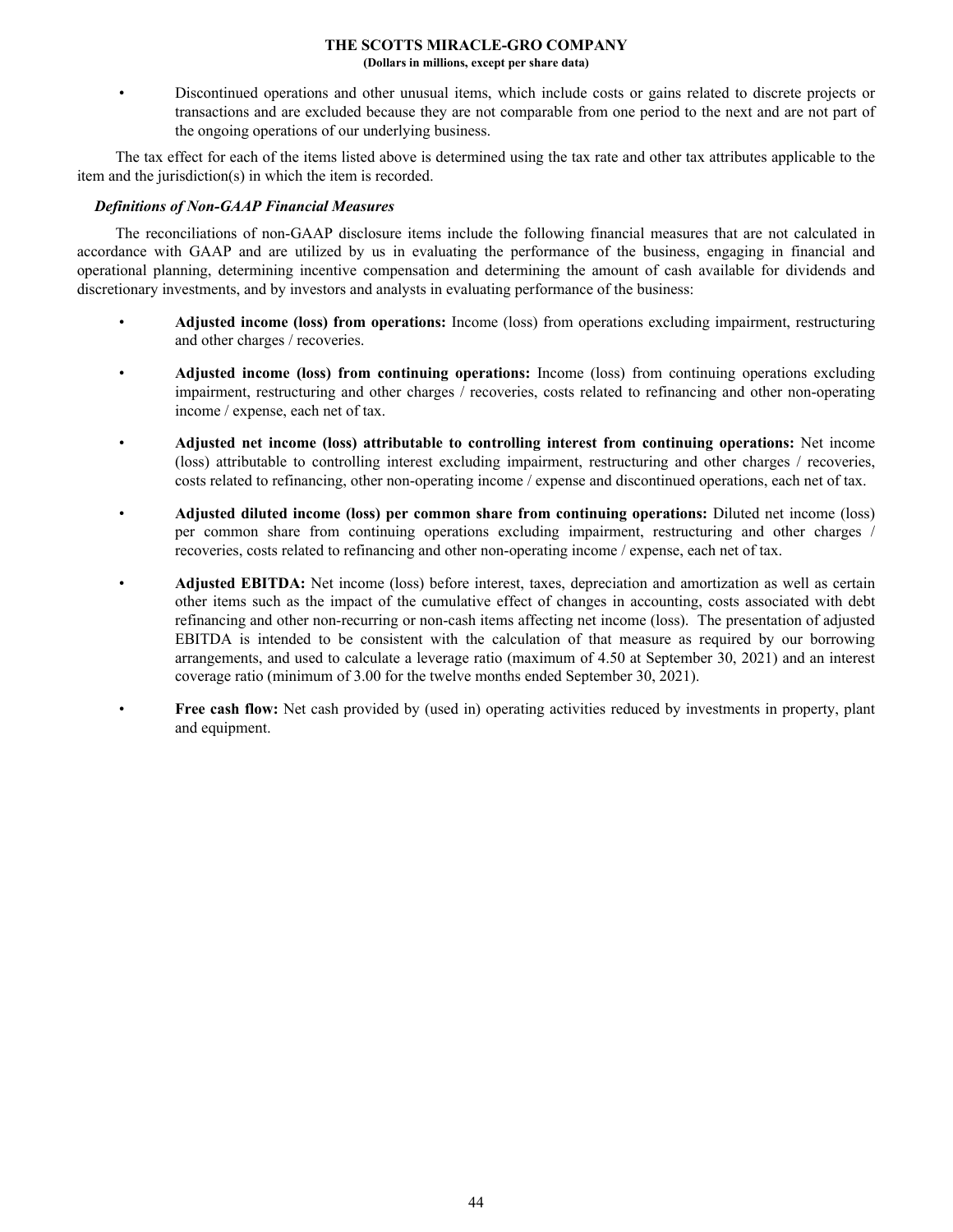- Discontinued operations and other unusual items, which include costs or gains related to discrete projects or transactions and are excluded because they are not comparable from one period to the next and are not part of the ongoing operations of our underlying business.

The tax effect for each of the items listed above is determined using the tax rate and other tax attributes applicable to the item and the jurisdiction(s) in which the item is recorded.

***Definitions of Non-GAAP Financial Measures***

The reconciliations of non-GAAP disclosure items include the following financial measures that are not calculated in accordance with GAAP and are utilized by us in evaluating the performance of the business, engaging in financial and operational planning, determining incentive compensation and determining the amount of cash available for dividends and discretionary investments, and by investors and analysts in evaluating performance of the business:

- **Adjusted income (loss) from operations:** Income (loss) from operations excluding impairment, restructuring and other charges / recoveries.
- **Adjusted income (loss) from continuing operations:** Income (loss) from continuing operations excluding impairment, restructuring and other charges / recoveries, costs related to refinancing and other non-operating income / expense, each net of tax.
- **Adjusted net income (loss) attributable to controlling interest from continuing operations:** Net income (loss) attributable to controlling interest excluding impairment, restructuring and other charges / recoveries, costs related to refinancing, other non-operating income / expense and discontinued operations, each net of tax.
- **Adjusted diluted income (loss) per common share from continuing operations:** Diluted net income (loss) per common share from continuing operations excluding impairment, restructuring and other charges / recoveries, costs related to refinancing and other non-operating income / expense, each net of tax.
- **Adjusted EBITDA:** Net income (loss) before interest, taxes, depreciation and amortization as well as certain other items such as the impact of the cumulative effect of changes in accounting, costs associated with debt refinancing and other non-recurring or non-cash items affecting net income (loss). The presentation of adjusted EBITDA is intended to be consistent with the calculation of that measure as required by our borrowing arrangements, and used to calculate a leverage ratio (maximum of 4.50 at September 30, 2021) and an interest coverage ratio (minimum of 3.00 for the twelve months ended September 30, 2021).
- **Free cash flow:** Net cash provided by (used in) operating activities reduced by investments in property, plant and equipment.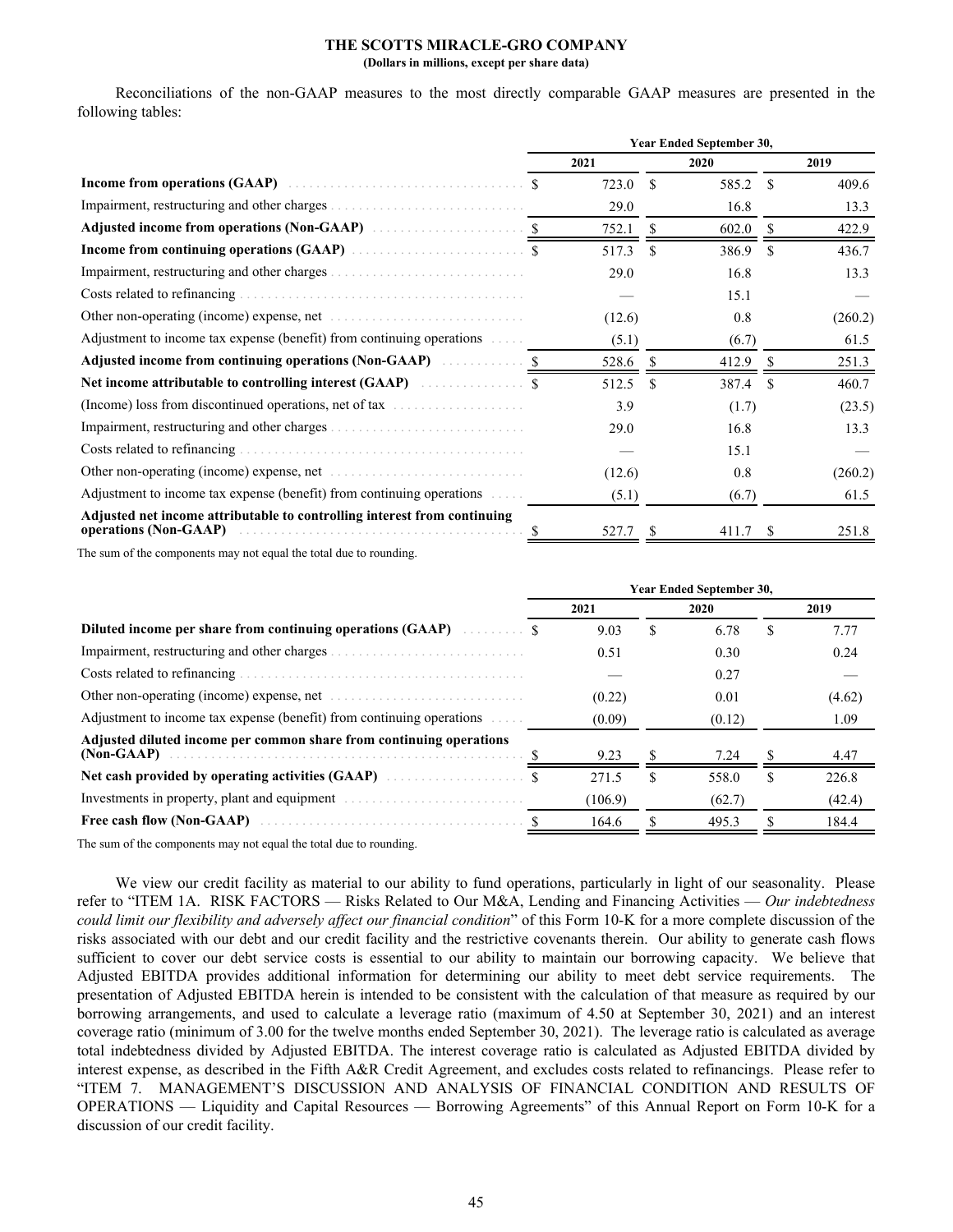**THE SCOTTS MIRACLE-GRO COMPANY**
**(Dollars in millions, except per share data)**

Reconciliations of the non-GAAP measures to the most directly comparable GAAP measures are presented in the following tables:

| | Year Ended September 30, | | |
|---|---|---|---|
| | 2021 | 2020 | 2019 |
| **Income from operations (GAAP)** | $ 723.0 | $ 585.2 | $ 409.6 |
| Impairment, restructuring and other charges | 29.0 | 16.8 | 13.3 |
| **Adjusted income from operations (Non-GAAP)** | $ 752.1 | $ 602.0 | $ 422.9 |
| **Income from continuing operations (GAAP)** | $ 517.3 | $ 386.9 | $ 436.7 |
| Impairment, restructuring and other charges | 29.0 | 16.8 | 13.3 |
| Costs related to refinancing | — | 15.1 | — |
| Other non-operating (income) expense, net | (12.6) | 0.8 | (260.2) |
| Adjustment to income tax expense (benefit) from continuing operations | (5.1) | (6.7) | 61.5 |
| **Adjusted income from continuing operations (Non-GAAP)** | $ 528.6 | $ 412.9 | $ 251.3 |
| **Net income attributable to controlling interest (GAAP)** | $ 512.5 | $ 387.4 | $ 460.7 |
| (Income) loss from discontinued operations, net of tax | 3.9 | (1.7) | (23.5) |
| Impairment, restructuring and other charges | 29.0 | 16.8 | 13.3 |
| Costs related to refinancing | — | 15.1 | — |
| Other non-operating (income) expense, net | (12.6) | 0.8 | (260.2) |
| Adjustment to income tax expense (benefit) from continuing operations | (5.1) | (6.7) | 61.5 |
| **Adjusted net income attributable to controlling interest from continuing operations (Non-GAAP)** | $ 527.7 | $ 411.7 | $ 251.8 |

The sum of the components may not equal the total due to rounding.

| | Year Ended September 30, | | |
|---|---|---|---|
| | 2021 | 2020 | 2019 |
| **Diluted income per share from continuing operations (GAAP)** | $ 9.03 | $ 6.78 | $ 7.77 |
| Impairment, restructuring and other charges | 0.51 | 0.30 | 0.24 |
| Costs related to refinancing | — | 0.27 | — |
| Other non-operating (income) expense, net | (0.22) | 0.01 | (4.62) |
| Adjustment to income tax expense (benefit) from continuing operations | (0.09) | (0.12) | 1.09 |
| **Adjusted diluted income per common share from continuing operations (Non-GAAP)** | $ 9.23 | $ 7.24 | $ 4.47 |
| **Net cash provided by operating activities (GAAP)** | $ 271.5 | $ 558.0 | $ 226.8 |
| Investments in property, plant and equipment | (106.9) | (62.7) | (42.4) |
| **Free cash flow (Non-GAAP)** | $ 164.6 | $ 495.3 | $ 184.4 |

The sum of the components may not equal the total due to rounding.

We view our credit facility as material to our ability to fund operations, particularly in light of our seasonality. Please refer to "ITEM 1A. RISK FACTORS — Risks Related to Our M&A, Lending and Financing Activities — *Our indebtedness could limit our flexibility and adversely affect our financial condition*" of this Form 10-K for a more complete discussion of the risks associated with our debt and our credit facility and the restrictive covenants therein. Our ability to generate cash flows sufficient to cover our debt service costs is essential to our ability to maintain our borrowing capacity. We believe that Adjusted EBITDA provides additional information for determining our ability to meet debt service requirements. The presentation of Adjusted EBITDA herein is intended to be consistent with the calculation of that measure as required by our borrowing arrangements, and used to calculate a leverage ratio (maximum of 4.50 at September 30, 2021) and an interest coverage ratio (minimum of 3.00 for the twelve months ended September 30, 2021). The leverage ratio is calculated as average total indebtedness divided by Adjusted EBITDA. The interest coverage ratio is calculated as Adjusted EBITDA divided by interest expense, as described in the Fifth A&R Credit Agreement, and excludes costs related to refinancings. Please refer to "ITEM 7. MANAGEMENT'S DISCUSSION AND ANALYSIS OF FINANCIAL CONDITION AND RESULTS OF OPERATIONS — Liquidity and Capital Resources — Borrowing Agreements" of this Annual Report on Form 10-K for a discussion of our credit facility.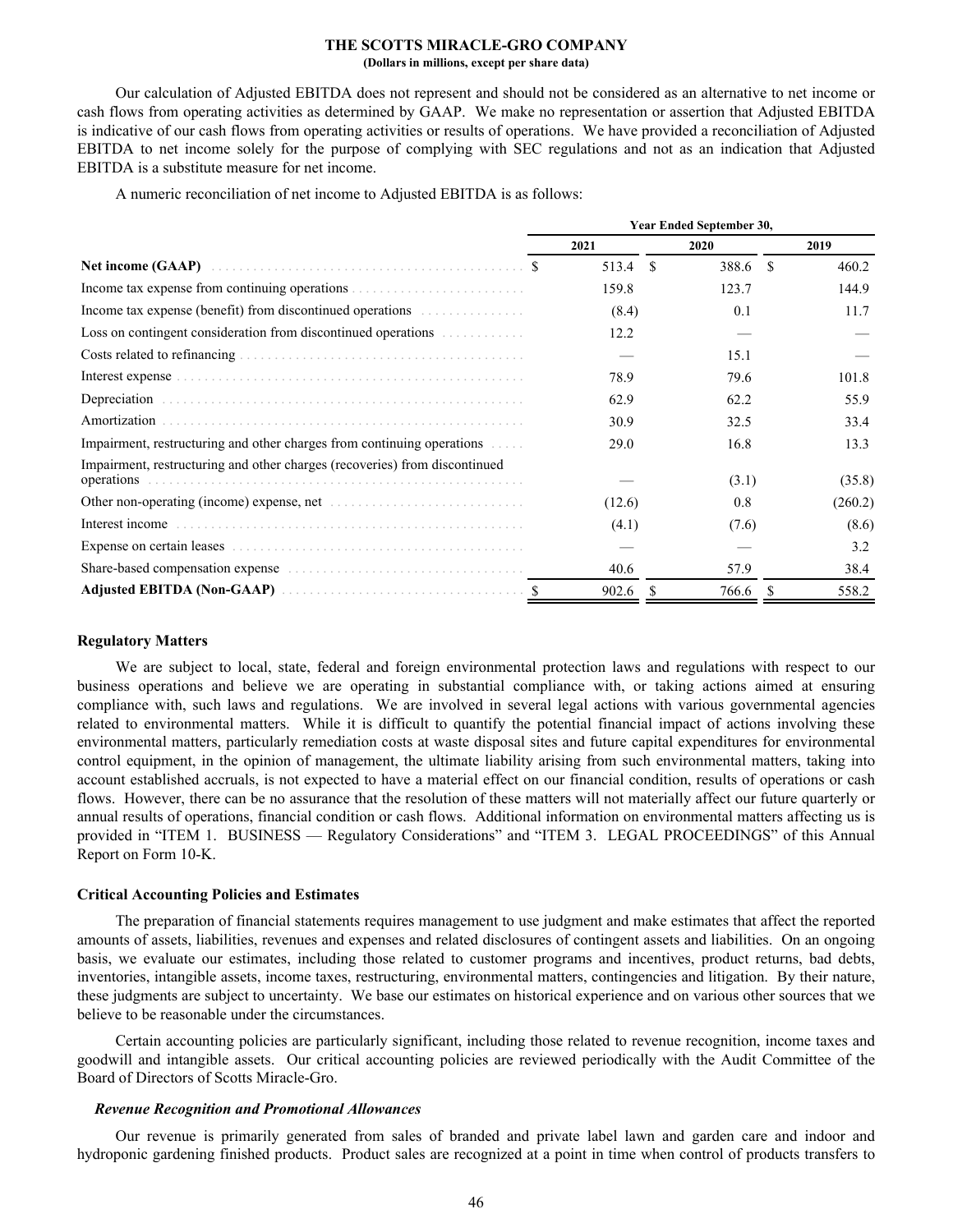Our calculation of Adjusted EBITDA does not represent and should not be considered as an alternative to net income or cash flows from operating activities as determined by GAAP. We make no representation or assertion that Adjusted EBITDA is indicative of our cash flows from operating activities or results of operations. We have provided a reconciliation of Adjusted EBITDA to net income solely for the purpose of complying with SEC regulations and not as an indication that Adjusted EBITDA is a substitute measure for net income.

A numeric reconciliation of net income to Adjusted EBITDA is as follows:

| | Year Ended September 30, | | |
|---|---|---|---|
| | 2021 | 2020 | 2019 |
| **Net income (GAAP)** | $ 513.4 | $ 388.6 | $ 460.2 |
| Income tax expense from continuing operations | 159.8 | 123.7 | 144.9 |
| Income tax expense (benefit) from discontinued operations | (8.4) | 0.1 | 11.7 |
| Loss on contingent consideration from discontinued operations | 12.2 | — | — |
| Costs related to refinancing | — | 15.1 | — |
| Interest expense | 78.9 | 79.6 | 101.8 |
| Depreciation | 62.9 | 62.2 | 55.9 |
| Amortization | 30.9 | 32.5 | 33.4 |
| Impairment, restructuring and other charges from continuing operations | 29.0 | 16.8 | 13.3 |
| Impairment, restructuring and other charges (recoveries) from discontinued operations | — | (3.1) | (35.8) |
| Other non-operating (income) expense, net | (12.6) | 0.8 | (260.2) |
| Interest income | (4.1) | (7.6) | (8.6) |
| Expense on certain leases | — | — | 3.2 |
| Share-based compensation expense | 40.6 | 57.9 | 38.4 |
| **Adjusted EBITDA (Non-GAAP)** | $ 902.6 | $ 766.6 | $ 558.2 |

**Regulatory Matters**

We are subject to local, state, federal and foreign environmental protection laws and regulations with respect to our business operations and believe we are operating in substantial compliance with, or taking actions aimed at ensuring compliance with, such laws and regulations. We are involved in several legal actions with various governmental agencies related to environmental matters. While it is difficult to quantify the potential financial impact of actions involving these environmental matters, particularly remediation costs at waste disposal sites and future capital expenditures for environmental control equipment, in the opinion of management, the ultimate liability arising from such environmental matters, taking into account established accruals, is not expected to have a material effect on our financial condition, results of operations or cash flows. However, there can be no assurance that the resolution of these matters will not materially affect our future quarterly or annual results of operations, financial condition or cash flows. Additional information on environmental matters affecting us is provided in "ITEM 1. BUSINESS — Regulatory Considerations" and "ITEM 3. LEGAL PROCEEDINGS" of this Annual Report on Form 10-K.

**Critical Accounting Policies and Estimates**

The preparation of financial statements requires management to use judgment and make estimates that affect the reported amounts of assets, liabilities, revenues and expenses and related disclosures of contingent assets and liabilities. On an ongoing basis, we evaluate our estimates, including those related to customer programs and incentives, product returns, bad debts, inventories, intangible assets, income taxes, restructuring, environmental matters, contingencies and litigation. By their nature, these judgments are subject to uncertainty. We base our estimates on historical experience and on various other sources that we believe to be reasonable under the circumstances.

Certain accounting policies are particularly significant, including those related to revenue recognition, income taxes and goodwill and intangible assets. Our critical accounting policies are reviewed periodically with the Audit Committee of the Board of Directors of Scotts Miracle-Gro.

***Revenue Recognition and Promotional Allowances***

Our revenue is primarily generated from sales of branded and private label lawn and garden care and indoor and hydroponic gardening finished products. Product sales are recognized at a point in time when control of products transfers to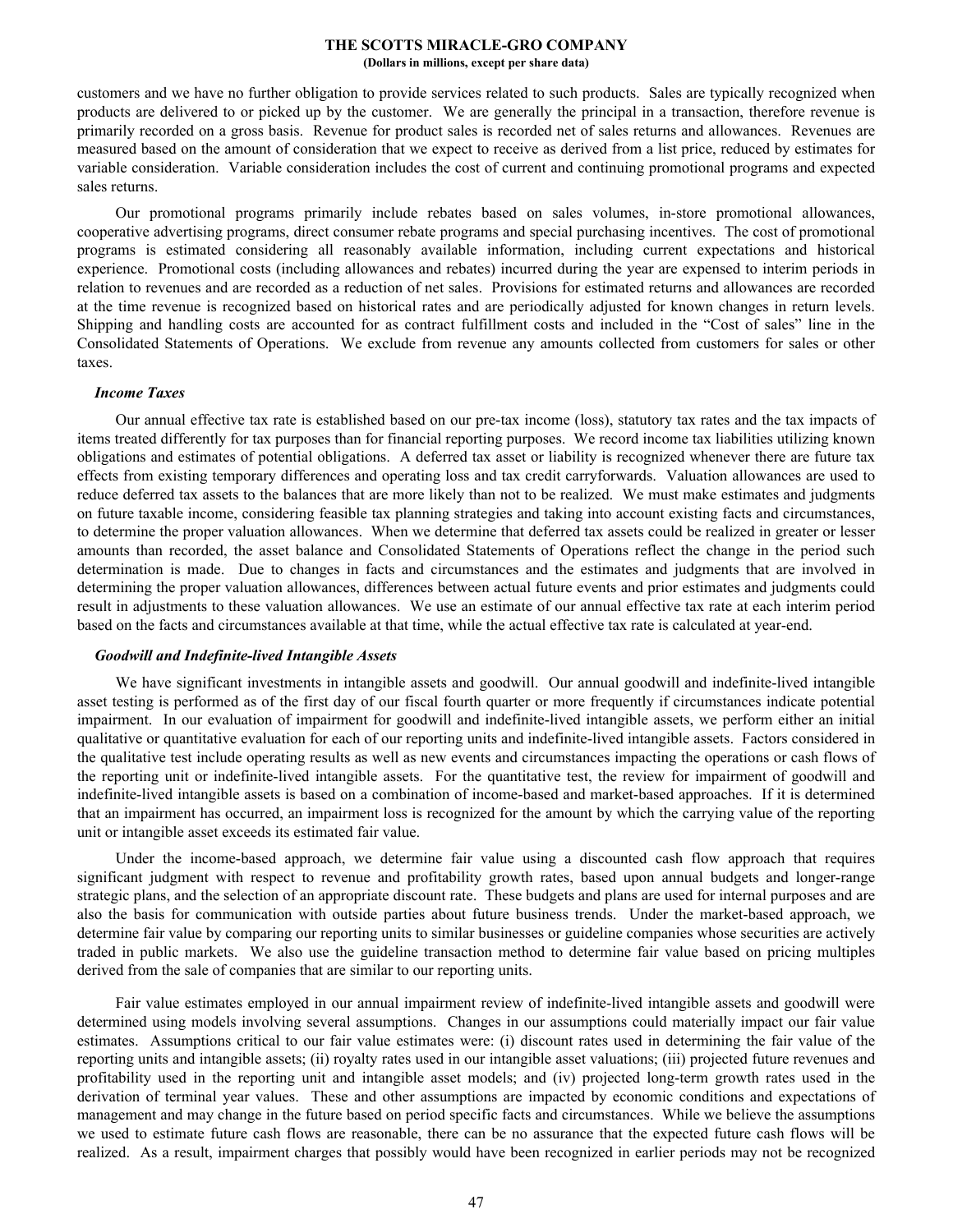customers and we have no further obligation to provide services related to such products. Sales are typically recognized when products are delivered to or picked up by the customer. We are generally the principal in a transaction, therefore revenue is primarily recorded on a gross basis. Revenue for product sales is recorded net of sales returns and allowances. Revenues are measured based on the amount of consideration that we expect to receive as derived from a list price, reduced by estimates for variable consideration. Variable consideration includes the cost of current and continuing promotional programs and expected sales returns.

Our promotional programs primarily include rebates based on sales volumes, in-store promotional allowances, cooperative advertising programs, direct consumer rebate programs and special purchasing incentives. The cost of promotional programs is estimated considering all reasonably available information, including current expectations and historical experience. Promotional costs (including allowances and rebates) incurred during the year are expensed to interim periods in relation to revenues and are recorded as a reduction of net sales. Provisions for estimated returns and allowances are recorded at the time revenue is recognized based on historical rates and are periodically adjusted for known changes in return levels. Shipping and handling costs are accounted for as contract fulfillment costs and included in the "Cost of sales" line in the Consolidated Statements of Operations. We exclude from revenue any amounts collected from customers for sales or other taxes.

***Income Taxes***

Our annual effective tax rate is established based on our pre-tax income (loss), statutory tax rates and the tax impacts of items treated differently for tax purposes than for financial reporting purposes. We record income tax liabilities utilizing known obligations and estimates of potential obligations. A deferred tax asset or liability is recognized whenever there are future tax effects from existing temporary differences and operating loss and tax credit carryforwards. Valuation allowances are used to reduce deferred tax assets to the balances that are more likely than not to be realized. We must make estimates and judgments on future taxable income, considering feasible tax planning strategies and taking into account existing facts and circumstances, to determine the proper valuation allowances. When we determine that deferred tax assets could be realized in greater or lesser amounts than recorded, the asset balance and Consolidated Statements of Operations reflect the change in the period such determination is made. Due to changes in facts and circumstances and the estimates and judgments that are involved in determining the proper valuation allowances, differences between actual future events and prior estimates and judgments could result in adjustments to these valuation allowances. We use an estimate of our annual effective tax rate at each interim period based on the facts and circumstances available at that time, while the actual effective tax rate is calculated at year-end.

***Goodwill and Indefinite-lived Intangible Assets***

We have significant investments in intangible assets and goodwill. Our annual goodwill and indefinite-lived intangible asset testing is performed as of the first day of our fiscal fourth quarter or more frequently if circumstances indicate potential impairment. In our evaluation of impairment for goodwill and indefinite-lived intangible assets, we perform either an initial qualitative or quantitative evaluation for each of our reporting units and indefinite-lived intangible assets. Factors considered in the qualitative test include operating results as well as new events and circumstances impacting the operations or cash flows of the reporting unit or indefinite-lived intangible assets. For the quantitative test, the review for impairment of goodwill and indefinite-lived intangible assets is based on a combination of income-based and market-based approaches. If it is determined that an impairment has occurred, an impairment loss is recognized for the amount by which the carrying value of the reporting unit or intangible asset exceeds its estimated fair value.

Under the income-based approach, we determine fair value using a discounted cash flow approach that requires significant judgment with respect to revenue and profitability growth rates, based upon annual budgets and longer-range strategic plans, and the selection of an appropriate discount rate. These budgets and plans are used for internal purposes and are also the basis for communication with outside parties about future business trends. Under the market-based approach, we determine fair value by comparing our reporting units to similar businesses or guideline companies whose securities are actively traded in public markets. We also use the guideline transaction method to determine fair value based on pricing multiples derived from the sale of companies that are similar to our reporting units.

Fair value estimates employed in our annual impairment review of indefinite-lived intangible assets and goodwill were determined using models involving several assumptions. Changes in our assumptions could materially impact our fair value estimates. Assumptions critical to our fair value estimates were: (i) discount rates used in determining the fair value of the reporting units and intangible assets; (ii) royalty rates used in our intangible asset valuations; (iii) projected future revenues and profitability used in the reporting unit and intangible asset models; and (iv) projected long-term growth rates used in the derivation of terminal year values. These and other assumptions are impacted by economic conditions and expectations of management and may change in the future based on period specific facts and circumstances. While we believe the assumptions we used to estimate future cash flows are reasonable, there can be no assurance that the expected future cash flows will be realized. As a result, impairment charges that possibly would have been recognized in earlier periods may not be recognized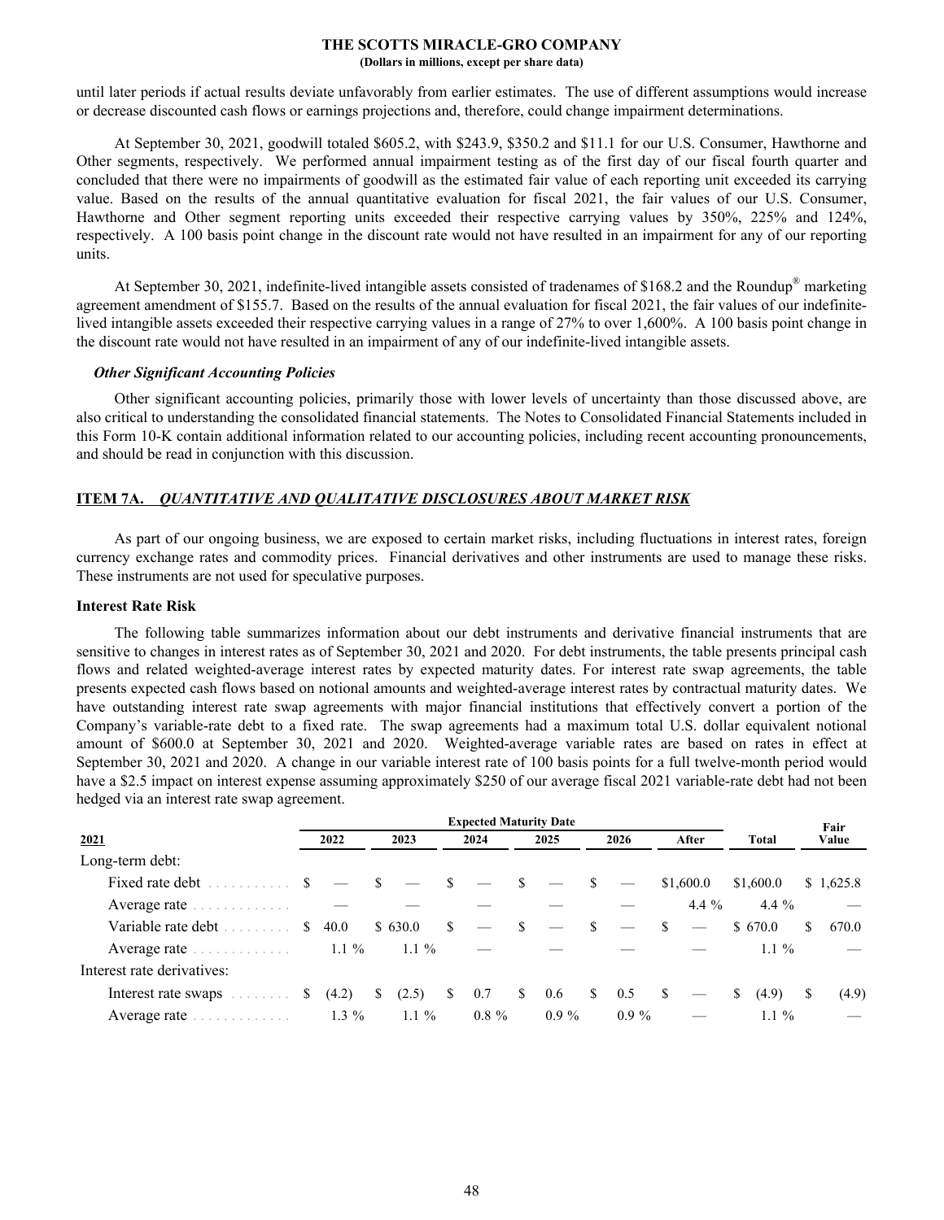until later periods if actual results deviate unfavorably from earlier estimates. The use of different assumptions would increase or decrease discounted cash flows or earnings projections and, therefore, could change impairment determinations.

At September 30, 2021, goodwill totaled $605.2, with $243.9, $350.2 and $11.1 for our U.S. Consumer, Hawthorne and Other segments, respectively. We performed annual impairment testing as of the first day of our fiscal fourth quarter and concluded that there were no impairments of goodwill as the estimated fair value of each reporting unit exceeded its carrying value. Based on the results of the annual quantitative evaluation for fiscal 2021, the fair values of our U.S. Consumer, Hawthorne and Other segment reporting units exceeded their respective carrying values by 350%, 225% and 124%, respectively. A 100 basis point change in the discount rate would not have resulted in an impairment for any of our reporting units.

At September 30, 2021, indefinite-lived intangible assets consisted of tradenames of $168.2 and the Roundup® marketing agreement amendment of $155.7. Based on the results of the annual evaluation for fiscal 2021, the fair values of our indefinite-lived intangible assets exceeded their respective carrying values in a range of 27% to over 1,600%. A 100 basis point change in the discount rate would not have resulted in an impairment of any of our indefinite-lived intangible assets.

***Other Significant Accounting Policies***

Other significant accounting policies, primarily those with lower levels of uncertainty than those discussed above, are also critical to understanding the consolidated financial statements. The Notes to Consolidated Financial Statements included in this Form 10-K contain additional information related to our accounting policies, including recent accounting pronouncements, and should be read in conjunction with this discussion.

## ITEM 7A. *QUANTITATIVE AND QUALITATIVE DISCLOSURES ABOUT MARKET RISK*

As part of our ongoing business, we are exposed to certain market risks, including fluctuations in interest rates, foreign currency exchange rates and commodity prices. Financial derivatives and other instruments are used to manage these risks. These instruments are not used for speculative purposes.

### Interest Rate Risk

The following table summarizes information about our debt instruments and derivative financial instruments that are sensitive to changes in interest rates as of September 30, 2021 and 2020. For debt instruments, the table presents principal cash flows and related weighted-average interest rates by expected maturity dates. For interest rate swap agreements, the table presents expected cash flows based on notional amounts and weighted-average interest rates by contractual maturity dates. We have outstanding interest rate swap agreements with major financial institutions that effectively convert a portion of the Company's variable-rate debt to a fixed rate. The swap agreements had a maximum total U.S. dollar equivalent notional amount of $600.0 at September 30, 2021 and 2020. Weighted-average variable rates are based on rates in effect at September 30, 2021 and 2020. A change in our variable interest rate of 100 basis points for a full twelve-month period would have a $2.5 impact on interest expense assuming approximately $250 of our average fiscal 2021 variable-rate debt had not been hedged via an interest rate swap agreement.

| | Expected Maturity Date | | | | | | | |
|---|---|---|---|---|---|---|---|---|
| **2021** | 2022 | 2023 | 2024 | 2025 | 2026 | After | Total | Fair Value |
| Long-term debt: | | | | | | | | |
| Fixed rate debt | $ — | $ — | $ — | $ — | $ — | $1,600.0 | $1,600.0 | $ 1,625.8 |
| Average rate | — | — | — | — | — | 4.4 % | 4.4 % | — |
| Variable rate debt | $ 40.0 | $ 630.0 | $ — | $ — | $ — | $ — | $ 670.0 | $ 670.0 |
| Average rate | 1.1 % | 1.1 % | — | — | — | — | 1.1 % | — |
| Interest rate derivatives: | | | | | | | | |
| Interest rate swaps | $ (4.2) | $ (2.5) | $ 0.7 | $ 0.6 | $ 0.5 | $ — | $ (4.9) | $ (4.9) |
| Average rate | 1.3 % | 1.1 % | 0.8 % | 0.9 % | 0.9 % | — | 1.1 % | — |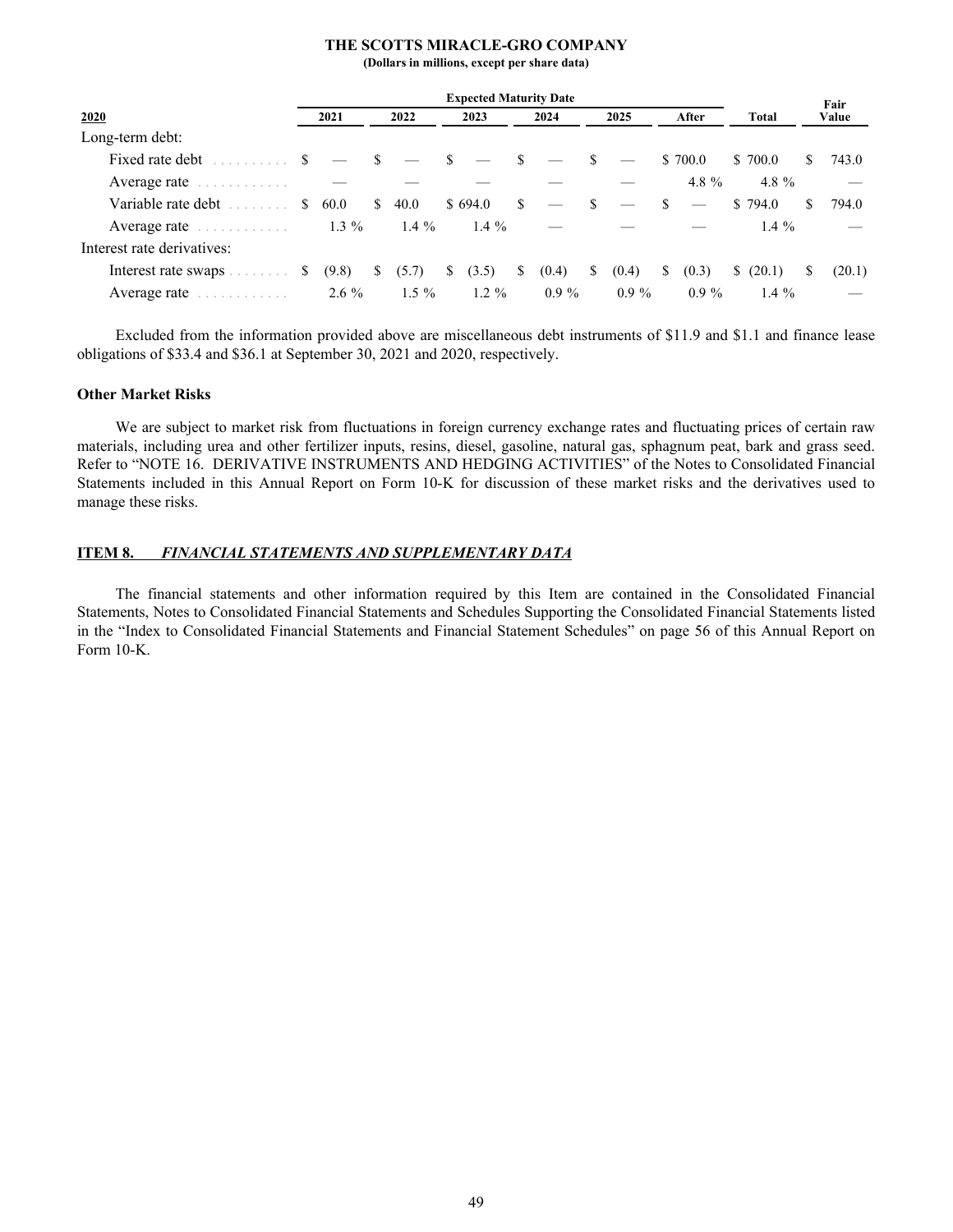**THE SCOTTS MIRACLE-GRO COMPANY**
**(Dollars in millions, except per share data)**

| 2020 | Expected Maturity Date | | | | | | | Fair Value |
|---|---|---|---|---|---|---|---|---|
| | 2021 | 2022 | 2023 | 2024 | 2025 | After | Total | |
| Long-term debt: | | | | | | | | |
| Fixed rate debt | $ — | $ — | $ — | $ — | $ — | $ 700.0 | $ 700.0 | $ 743.0 |
| Average rate | — | — | — | — | — | 4.8 % | 4.8 % | — |
| Variable rate debt | $ 60.0 | $ 40.0 | $ 694.0 | $ — | $ — | $ — | $ 794.0 | $ 794.0 |
| Average rate | 1.3 % | 1.4 % | 1.4 % | — | — | — | 1.4 % | — |
| Interest rate derivatives: | | | | | | | | |
| Interest rate swaps | $ (9.8) | $ (5.7) | $ (3.5) | $ (0.4) | $ (0.4) | $ (0.3) | $ (20.1) | $ (20.1) |
| Average rate | 2.6 % | 1.5 % | 1.2 % | 0.9 % | 0.9 % | 0.9 % | 1.4 % | — |

Excluded from the information provided above are miscellaneous debt instruments of $11.9 and $1.1 and finance lease obligations of $33.4 and $36.1 at September 30, 2021 and 2020, respectively.

### Other Market Risks

We are subject to market risk from fluctuations in foreign currency exchange rates and fluctuating prices of certain raw materials, including urea and other fertilizer inputs, resins, diesel, gasoline, natural gas, sphagnum peat, bark and grass seed. Refer to "NOTE 16. DERIVATIVE INSTRUMENTS AND HEDGING ACTIVITIES" of the Notes to Consolidated Financial Statements included in this Annual Report on Form 10-K for discussion of these market risks and the derivatives used to manage these risks.

## ITEM 8. *FINANCIAL STATEMENTS AND SUPPLEMENTARY DATA*

The financial statements and other information required by this Item are contained in the Consolidated Financial Statements, Notes to Consolidated Financial Statements and Schedules Supporting the Consolidated Financial Statements listed in the "Index to Consolidated Financial Statements and Financial Statement Schedules" on page 56 of this Annual Report on Form 10-K.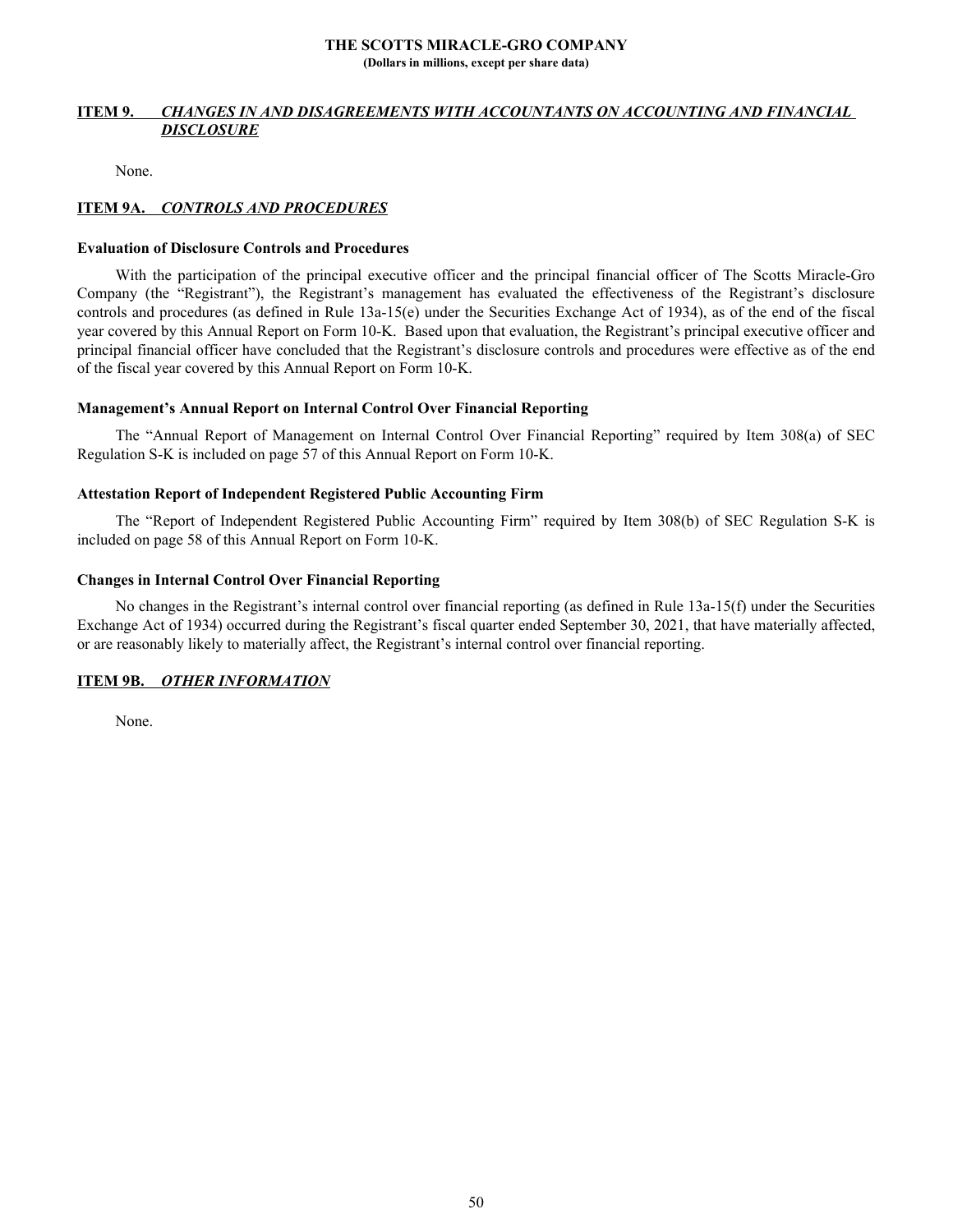## ITEM 9. *CHANGES IN AND DISAGREEMENTS WITH ACCOUNTANTS ON ACCOUNTING AND FINANCIAL DISCLOSURE*

None.

## ITEM 9A. *CONTROLS AND PROCEDURES*

### Evaluation of Disclosure Controls and Procedures

With the participation of the principal executive officer and the principal financial officer of The Scotts Miracle-Gro Company (the "Registrant"), the Registrant's management has evaluated the effectiveness of the Registrant's disclosure controls and procedures (as defined in Rule 13a-15(e) under the Securities Exchange Act of 1934), as of the end of the fiscal year covered by this Annual Report on Form 10-K. Based upon that evaluation, the Registrant's principal executive officer and principal financial officer have concluded that the Registrant's disclosure controls and procedures were effective as of the end of the fiscal year covered by this Annual Report on Form 10-K.

### Management's Annual Report on Internal Control Over Financial Reporting

The "Annual Report of Management on Internal Control Over Financial Reporting" required by Item 308(a) of SEC Regulation S-K is included on page 57 of this Annual Report on Form 10-K.

### Attestation Report of Independent Registered Public Accounting Firm

The "Report of Independent Registered Public Accounting Firm" required by Item 308(b) of SEC Regulation S-K is included on page 58 of this Annual Report on Form 10-K.

### Changes in Internal Control Over Financial Reporting

No changes in the Registrant's internal control over financial reporting (as defined in Rule 13a-15(f) under the Securities Exchange Act of 1934) occurred during the Registrant's fiscal quarter ended September 30, 2021, that have materially affected, or are reasonably likely to materially affect, the Registrant's internal control over financial reporting.

## ITEM 9B. *OTHER INFORMATION*

None.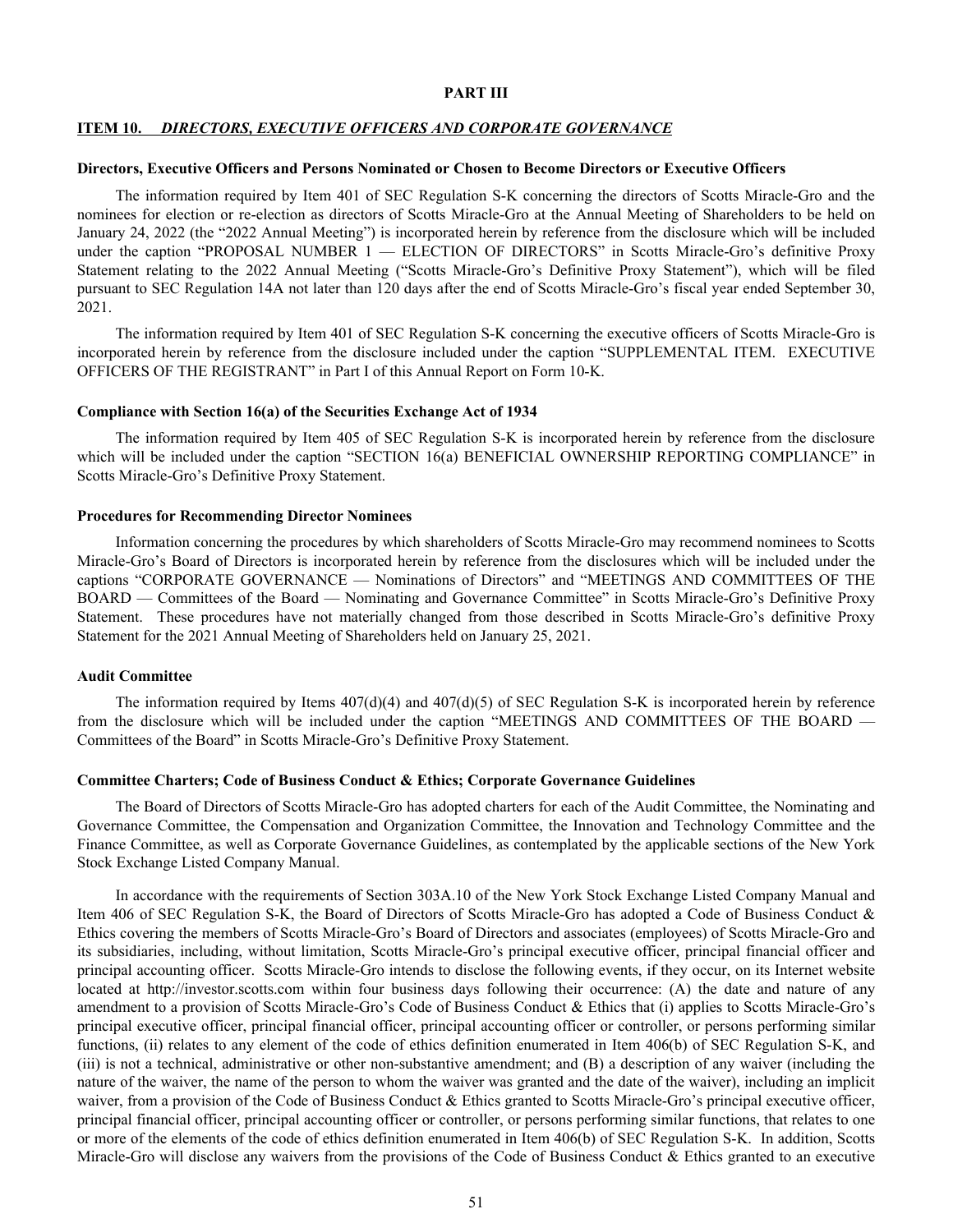# PART III

## ITEM 10. *DIRECTORS, EXECUTIVE OFFICERS AND CORPORATE GOVERNANCE*

### Directors, Executive Officers and Persons Nominated or Chosen to Become Directors or Executive Officers

The information required by Item 401 of SEC Regulation S-K concerning the directors of Scotts Miracle-Gro and the nominees for election or re-election as directors of Scotts Miracle-Gro at the Annual Meeting of Shareholders to be held on January 24, 2022 (the "2022 Annual Meeting") is incorporated herein by reference from the disclosure which will be included under the caption "PROPOSAL NUMBER 1 — ELECTION OF DIRECTORS" in Scotts Miracle-Gro's definitive Proxy Statement relating to the 2022 Annual Meeting ("Scotts Miracle-Gro's Definitive Proxy Statement"), which will be filed pursuant to SEC Regulation 14A not later than 120 days after the end of Scotts Miracle-Gro's fiscal year ended September 30, 2021.

The information required by Item 401 of SEC Regulation S-K concerning the executive officers of Scotts Miracle-Gro is incorporated herein by reference from the disclosure included under the caption "SUPPLEMENTAL ITEM. EXECUTIVE OFFICERS OF THE REGISTRANT" in Part I of this Annual Report on Form 10-K.

### Compliance with Section 16(a) of the Securities Exchange Act of 1934

The information required by Item 405 of SEC Regulation S-K is incorporated herein by reference from the disclosure which will be included under the caption "SECTION 16(a) BENEFICIAL OWNERSHIP REPORTING COMPLIANCE" in Scotts Miracle-Gro's Definitive Proxy Statement.

### Procedures for Recommending Director Nominees

Information concerning the procedures by which shareholders of Scotts Miracle-Gro may recommend nominees to Scotts Miracle-Gro's Board of Directors is incorporated herein by reference from the disclosures which will be included under the captions "CORPORATE GOVERNANCE — Nominations of Directors" and "MEETINGS AND COMMITTEES OF THE BOARD — Committees of the Board — Nominating and Governance Committee" in Scotts Miracle-Gro's Definitive Proxy Statement. These procedures have not materially changed from those described in Scotts Miracle-Gro's definitive Proxy Statement for the 2021 Annual Meeting of Shareholders held on January 25, 2021.

### Audit Committee

The information required by Items 407(d)(4) and 407(d)(5) of SEC Regulation S-K is incorporated herein by reference from the disclosure which will be included under the caption "MEETINGS AND COMMITTEES OF THE BOARD — Committees of the Board" in Scotts Miracle-Gro's Definitive Proxy Statement.

### Committee Charters; Code of Business Conduct & Ethics; Corporate Governance Guidelines

The Board of Directors of Scotts Miracle-Gro has adopted charters for each of the Audit Committee, the Nominating and Governance Committee, the Compensation and Organization Committee, the Innovation and Technology Committee and the Finance Committee, as well as Corporate Governance Guidelines, as contemplated by the applicable sections of the New York Stock Exchange Listed Company Manual.

In accordance with the requirements of Section 303A.10 of the New York Stock Exchange Listed Company Manual and Item 406 of SEC Regulation S-K, the Board of Directors of Scotts Miracle-Gro has adopted a Code of Business Conduct & Ethics covering the members of Scotts Miracle-Gro's Board of Directors and associates (employees) of Scotts Miracle-Gro and its subsidiaries, including, without limitation, Scotts Miracle-Gro's principal executive officer, principal financial officer and principal accounting officer. Scotts Miracle-Gro intends to disclose the following events, if they occur, on its Internet website located at http://investor.scotts.com within four business days following their occurrence: (A) the date and nature of any amendment to a provision of Scotts Miracle-Gro's Code of Business Conduct & Ethics that (i) applies to Scotts Miracle-Gro's principal executive officer, principal financial officer, principal accounting officer or controller, or persons performing similar functions, (ii) relates to any element of the code of ethics definition enumerated in Item 406(b) of SEC Regulation S-K, and (iii) is not a technical, administrative or other non-substantive amendment; and (B) a description of any waiver (including the nature of the waiver, the name of the person to whom the waiver was granted and the date of the waiver), including an implicit waiver, from a provision of the Code of Business Conduct & Ethics granted to Scotts Miracle-Gro's principal executive officer, principal financial officer, principal accounting officer or controller, or persons performing similar functions, that relates to one or more of the elements of the code of ethics definition enumerated in Item 406(b) of SEC Regulation S-K. In addition, Scotts Miracle-Gro will disclose any waivers from the provisions of the Code of Business Conduct & Ethics granted to an executive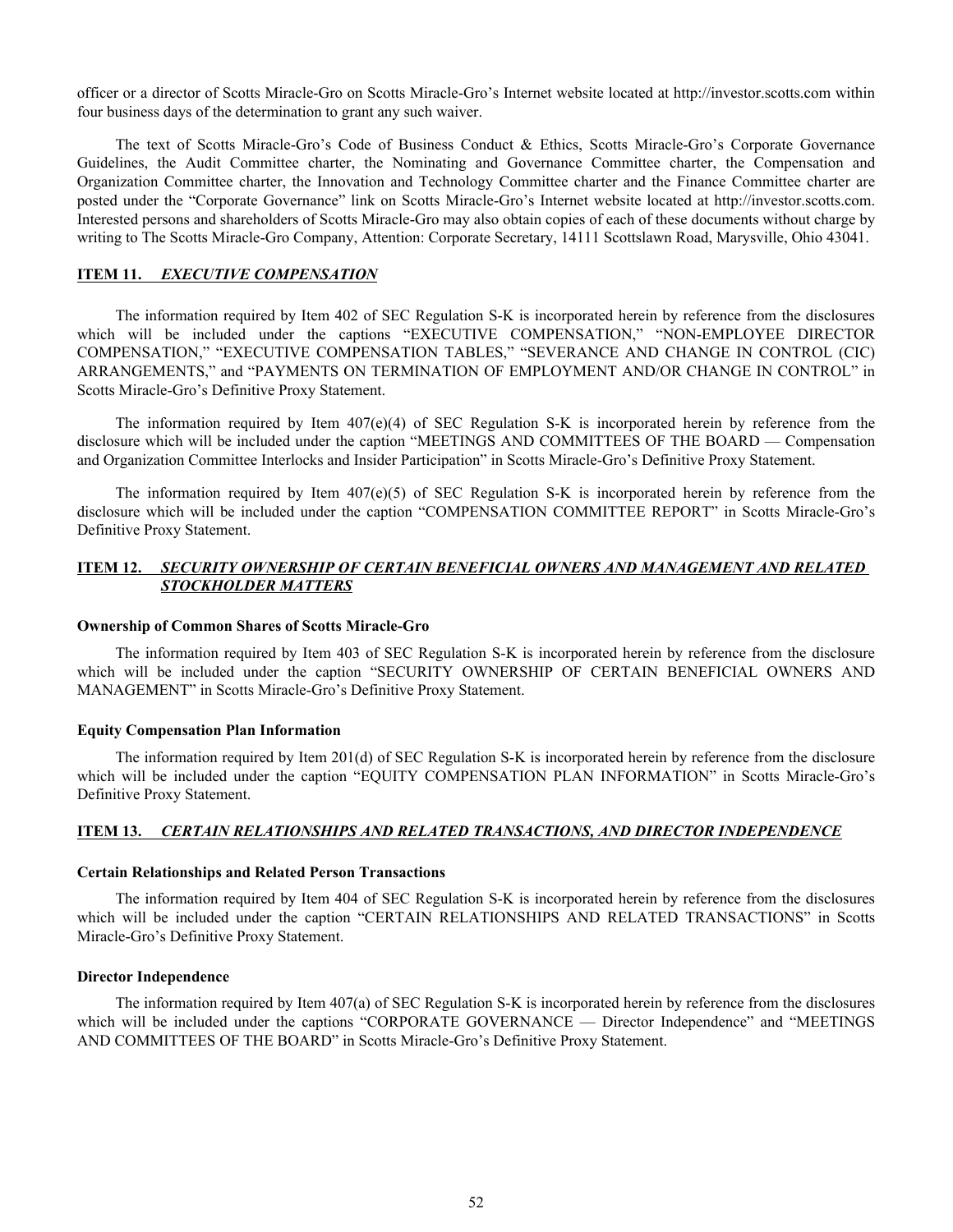officer or a director of Scotts Miracle-Gro on Scotts Miracle-Gro's Internet website located at http://investor.scotts.com within four business days of the determination to grant any such waiver.

The text of Scotts Miracle-Gro's Code of Business Conduct & Ethics, Scotts Miracle-Gro's Corporate Governance Guidelines, the Audit Committee charter, the Nominating and Governance Committee charter, the Compensation and Organization Committee charter, the Innovation and Technology Committee charter and the Finance Committee charter are posted under the "Corporate Governance" link on Scotts Miracle-Gro's Internet website located at http://investor.scotts.com. Interested persons and shareholders of Scotts Miracle-Gro may also obtain copies of each of these documents without charge by writing to The Scotts Miracle-Gro Company, Attention: Corporate Secretary, 14111 Scottslawn Road, Marysville, Ohio 43041.

## ITEM 11. *EXECUTIVE COMPENSATION*

The information required by Item 402 of SEC Regulation S-K is incorporated herein by reference from the disclosures which will be included under the captions "EXECUTIVE COMPENSATION," "NON-EMPLOYEE DIRECTOR COMPENSATION," "EXECUTIVE COMPENSATION TABLES," "SEVERANCE AND CHANGE IN CONTROL (CIC) ARRANGEMENTS," and "PAYMENTS ON TERMINATION OF EMPLOYMENT AND/OR CHANGE IN CONTROL" in Scotts Miracle-Gro's Definitive Proxy Statement.

The information required by Item 407(e)(4) of SEC Regulation S-K is incorporated herein by reference from the disclosure which will be included under the caption "MEETINGS AND COMMITTEES OF THE BOARD — Compensation and Organization Committee Interlocks and Insider Participation" in Scotts Miracle-Gro's Definitive Proxy Statement.

The information required by Item 407(e)(5) of SEC Regulation S-K is incorporated herein by reference from the disclosure which will be included under the caption "COMPENSATION COMMITTEE REPORT" in Scotts Miracle-Gro's Definitive Proxy Statement.

## ITEM 12. *SECURITY OWNERSHIP OF CERTAIN BENEFICIAL OWNERS AND MANAGEMENT AND RELATED STOCKHOLDER MATTERS*

### Ownership of Common Shares of Scotts Miracle-Gro

The information required by Item 403 of SEC Regulation S-K is incorporated herein by reference from the disclosure which will be included under the caption "SECURITY OWNERSHIP OF CERTAIN BENEFICIAL OWNERS AND MANAGEMENT" in Scotts Miracle-Gro's Definitive Proxy Statement.

### Equity Compensation Plan Information

The information required by Item 201(d) of SEC Regulation S-K is incorporated herein by reference from the disclosure which will be included under the caption "EQUITY COMPENSATION PLAN INFORMATION" in Scotts Miracle-Gro's Definitive Proxy Statement.

## ITEM 13. *CERTAIN RELATIONSHIPS AND RELATED TRANSACTIONS, AND DIRECTOR INDEPENDENCE*

### Certain Relationships and Related Person Transactions

The information required by Item 404 of SEC Regulation S-K is incorporated herein by reference from the disclosures which will be included under the caption "CERTAIN RELATIONSHIPS AND RELATED TRANSACTIONS" in Scotts Miracle-Gro's Definitive Proxy Statement.

### Director Independence

The information required by Item 407(a) of SEC Regulation S-K is incorporated herein by reference from the disclosures which will be included under the captions "CORPORATE GOVERNANCE — Director Independence" and "MEETINGS AND COMMITTEES OF THE BOARD" in Scotts Miracle-Gro's Definitive Proxy Statement.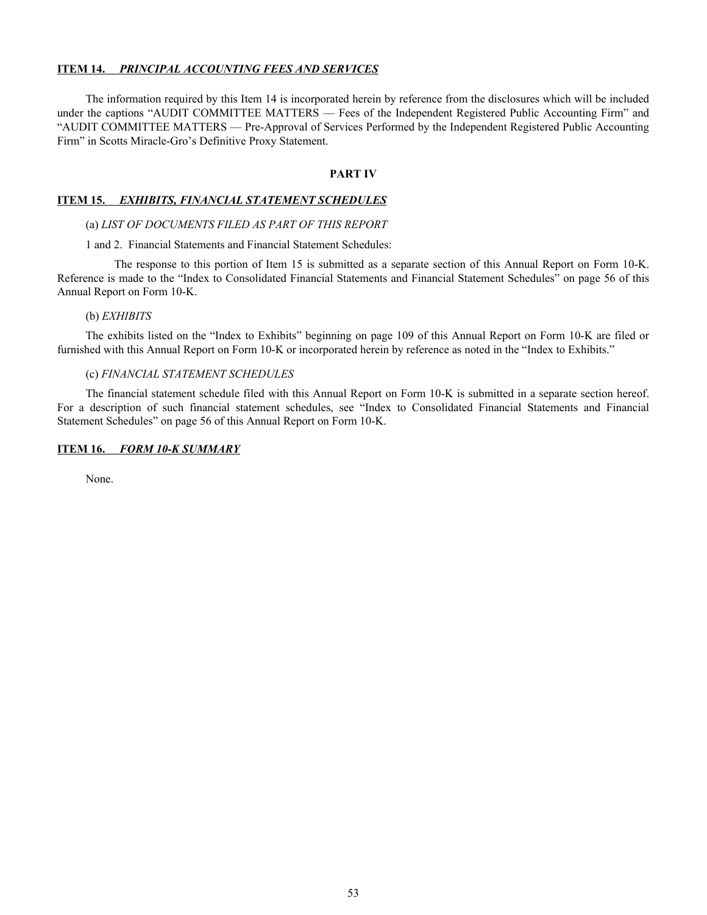## ITEM 14. *PRINCIPAL ACCOUNTING FEES AND SERVICES*

The information required by this Item 14 is incorporated herein by reference from the disclosures which will be included under the captions "AUDIT COMMITTEE MATTERS — Fees of the Independent Registered Public Accounting Firm" and "AUDIT COMMITTEE MATTERS — Pre-Approval of Services Performed by the Independent Registered Public Accounting Firm" in Scotts Miracle-Gro's Definitive Proxy Statement.

# PART IV

## ITEM 15. *EXHIBITS, FINANCIAL STATEMENT SCHEDULES*

(a) *LIST OF DOCUMENTS FILED AS PART OF THIS REPORT*

1 and 2. Financial Statements and Financial Statement Schedules:

The response to this portion of Item 15 is submitted as a separate section of this Annual Report on Form 10-K. Reference is made to the "Index to Consolidated Financial Statements and Financial Statement Schedules" on page 56 of this Annual Report on Form 10-K.

(b) *EXHIBITS*

The exhibits listed on the "Index to Exhibits" beginning on page 109 of this Annual Report on Form 10-K are filed or furnished with this Annual Report on Form 10-K or incorporated herein by reference as noted in the "Index to Exhibits."

(c) *FINANCIAL STATEMENT SCHEDULES*

The financial statement schedule filed with this Annual Report on Form 10-K is submitted in a separate section hereof. For a description of such financial statement schedules, see "Index to Consolidated Financial Statements and Financial Statement Schedules" on page 56 of this Annual Report on Form 10-K.

## ITEM 16. *FORM 10-K SUMMARY*

None.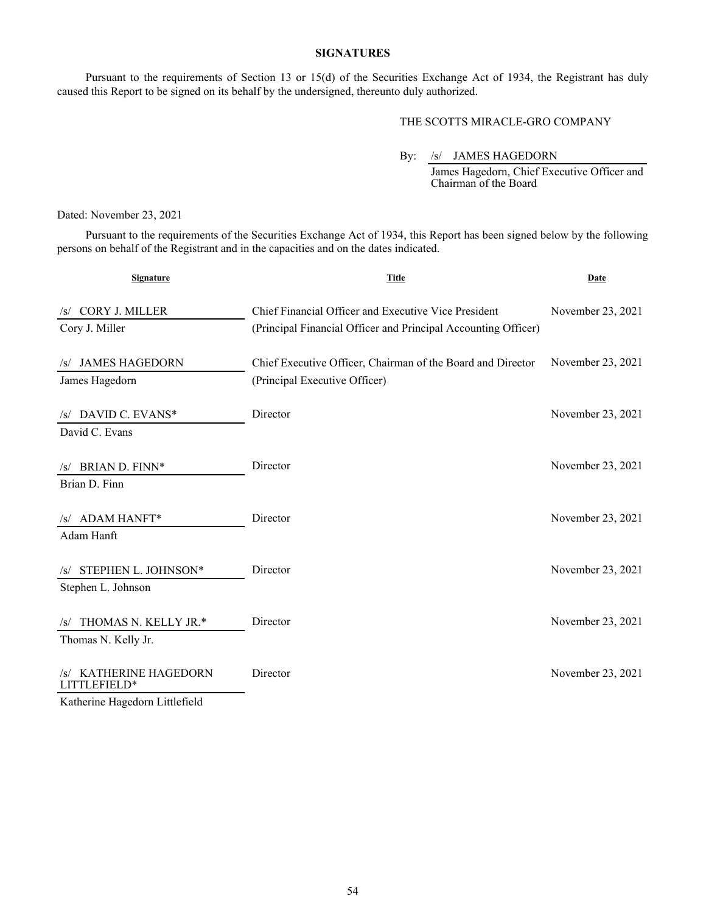## SIGNATURES

Pursuant to the requirements of Section 13 or 15(d) of the Securities Exchange Act of 1934, the Registrant has duly caused this Report to be signed on its behalf by the undersigned, thereunto duly authorized.

THE SCOTTS MIRACLE-GRO COMPANY

By: /s/ JAMES HAGEDORN

James Hagedorn, Chief Executive Officer and Chairman of the Board

Dated: November 23, 2021

Pursuant to the requirements of the Securities Exchange Act of 1934, this Report has been signed below by the following persons on behalf of the Registrant and in the capacities and on the dates indicated.

| Signature | Title | Date |
|---|---|---|
| /s/ CORY J. MILLER<br>Cory J. Miller | Chief Financial Officer and Executive Vice President<br>(Principal Financial Officer and Principal Accounting Officer) | November 23, 2021 |
| /s/ JAMES HAGEDORN<br>James Hagedorn | Chief Executive Officer, Chairman of the Board and Director<br>(Principal Executive Officer) | November 23, 2021 |
| /s/ DAVID C. EVANS*<br>David C. Evans | Director | November 23, 2021 |
| /s/ BRIAN D. FINN*<br>Brian D. Finn | Director | November 23, 2021 |
| /s/ ADAM HANFT*<br>Adam Hanft | Director | November 23, 2021 |
| /s/ STEPHEN L. JOHNSON*<br>Stephen L. Johnson | Director | November 23, 2021 |
| /s/ THOMAS N. KELLY JR.*<br>Thomas N. Kelly Jr. | Director | November 23, 2021 |
| /s/ KATHERINE HAGEDORN LITTLEFIELD*<br>Katherine Hagedorn Littlefield | Director | November 23, 2021 |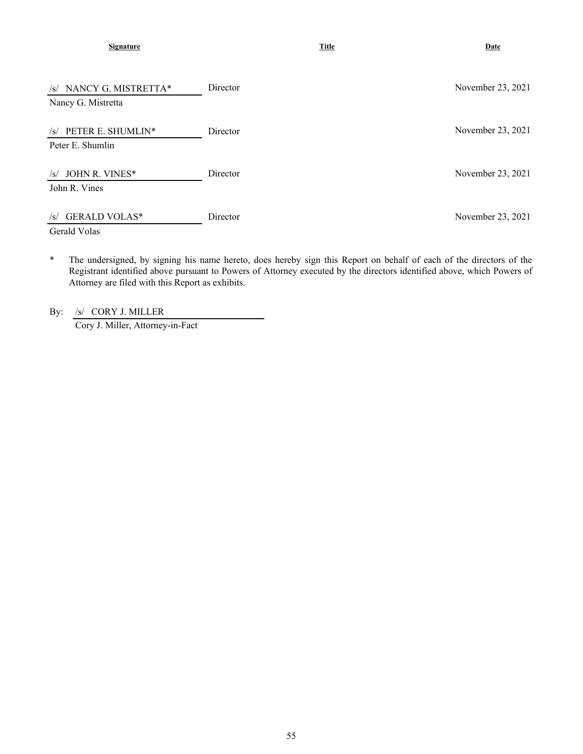| Signature | Title | Date |
|---|---|---|
| /s/ NANCY G. MISTRETTA*<br>Nancy G. Mistretta | Director | November 23, 2021 |
| /s/ PETER E. SHUMLIN*<br>Peter E. Shumlin | Director | November 23, 2021 |
| /s/ JOHN R. VINES*<br>John R. Vines | Director | November 23, 2021 |
| /s/ GERALD VOLAS*<br>Gerald Volas | Director | November 23, 2021 |

\* The undersigned, by signing his name hereto, does hereby sign this Report on behalf of each of the directors of the Registrant identified above pursuant to Powers of Attorney executed by the directors identified above, which Powers of Attorney are filed with this Report as exhibits.

By: /s/ CORY J. MILLER
Cory J. Miller, Attorney-in-Fact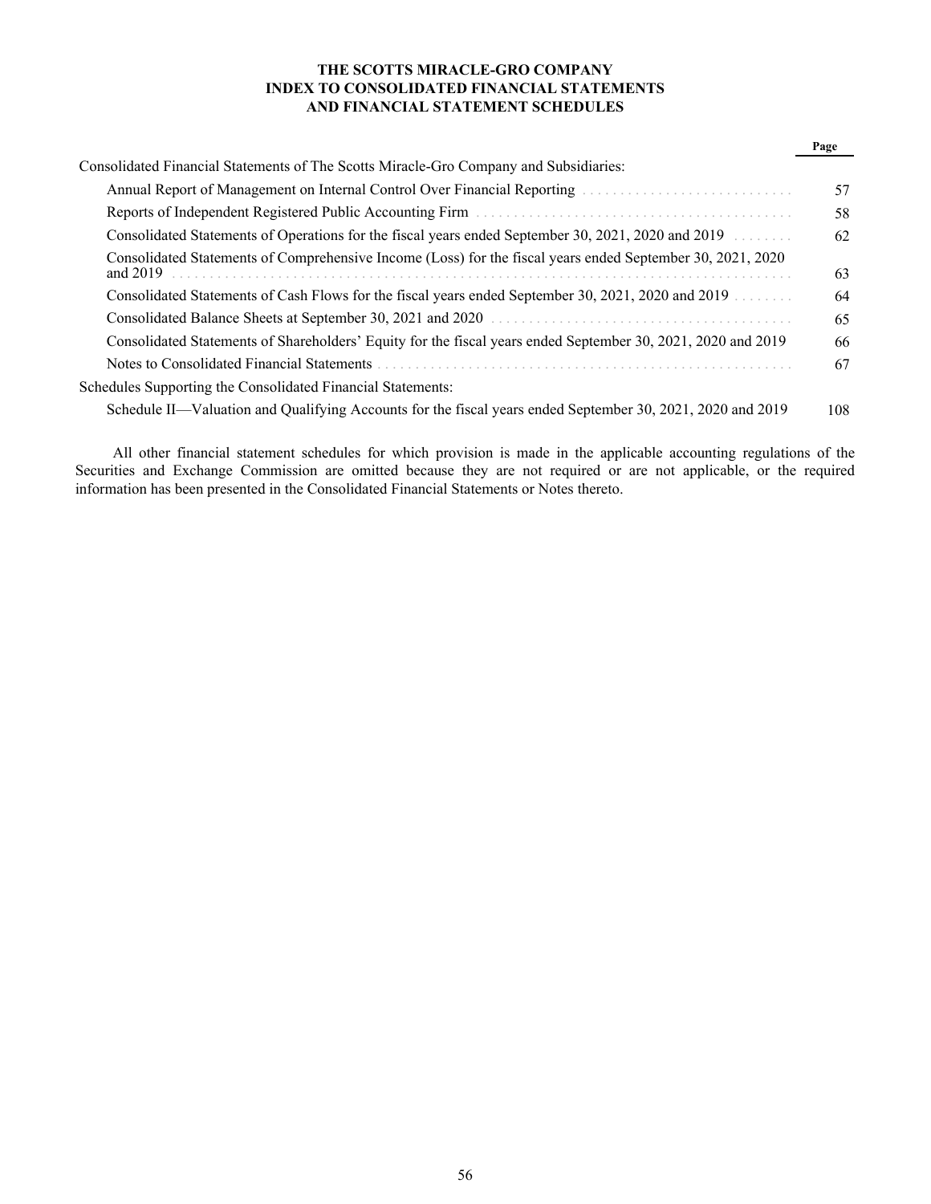# THE SCOTTS MIRACLE-GRO COMPANY
## INDEX TO CONSOLIDATED FINANCIAL STATEMENTS AND FINANCIAL STATEMENT SCHEDULES

| | Page |
|---|---|
| Consolidated Financial Statements of The Scotts Miracle-Gro Company and Subsidiaries: | |
| Annual Report of Management on Internal Control Over Financial Reporting | 57 |
| Reports of Independent Registered Public Accounting Firm | 58 |
| Consolidated Statements of Operations for the fiscal years ended September 30, 2021, 2020 and 2019 | 62 |
| Consolidated Statements of Comprehensive Income (Loss) for the fiscal years ended September 30, 2021, 2020 and 2019 | 63 |
| Consolidated Statements of Cash Flows for the fiscal years ended September 30, 2021, 2020 and 2019 | 64 |
| Consolidated Balance Sheets at September 30, 2021 and 2020 | 65 |
| Consolidated Statements of Shareholders' Equity for the fiscal years ended September 30, 2021, 2020 and 2019 | 66 |
| Notes to Consolidated Financial Statements | 67 |
| Schedules Supporting the Consolidated Financial Statements: | |
| Schedule II—Valuation and Qualifying Accounts for the fiscal years ended September 30, 2021, 2020 and 2019 | 108 |

All other financial statement schedules for which provision is made in the applicable accounting regulations of the Securities and Exchange Commission are omitted because they are not required or are not applicable, or the required information has been presented in the Consolidated Financial Statements or Notes thereto.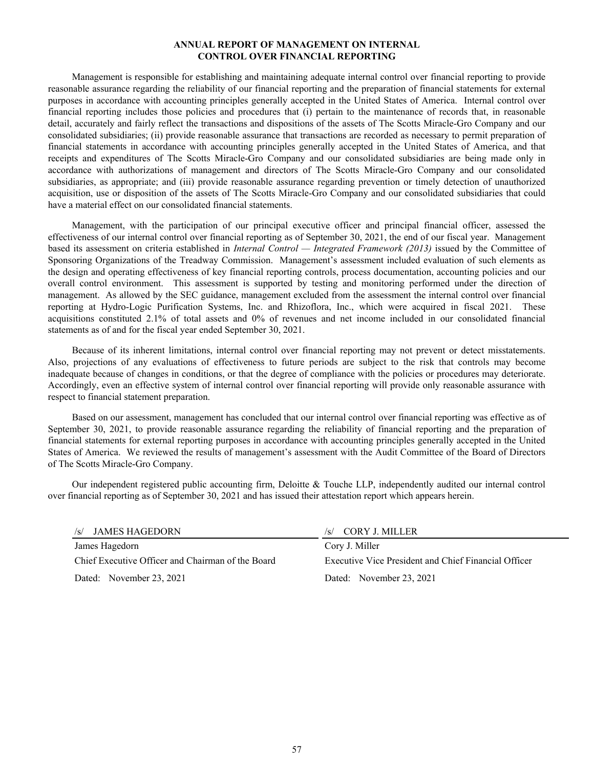# ANNUAL REPORT OF MANAGEMENT ON INTERNAL CONTROL OVER FINANCIAL REPORTING

Management is responsible for establishing and maintaining adequate internal control over financial reporting to provide reasonable assurance regarding the reliability of our financial reporting and the preparation of financial statements for external purposes in accordance with accounting principles generally accepted in the United States of America. Internal control over financial reporting includes those policies and procedures that (i) pertain to the maintenance of records that, in reasonable detail, accurately and fairly reflect the transactions and dispositions of the assets of The Scotts Miracle-Gro Company and our consolidated subsidiaries; (ii) provide reasonable assurance that transactions are recorded as necessary to permit preparation of financial statements in accordance with accounting principles generally accepted in the United States of America, and that receipts and expenditures of The Scotts Miracle-Gro Company and our consolidated subsidiaries are being made only in accordance with authorizations of management and directors of The Scotts Miracle-Gro Company and our consolidated subsidiaries, as appropriate; and (iii) provide reasonable assurance regarding prevention or timely detection of unauthorized acquisition, use or disposition of the assets of The Scotts Miracle-Gro Company and our consolidated subsidiaries that could have a material effect on our consolidated financial statements.

Management, with the participation of our principal executive officer and principal financial officer, assessed the effectiveness of our internal control over financial reporting as of September 30, 2021, the end of our fiscal year. Management based its assessment on criteria established in *Internal Control — Integrated Framework (2013)* issued by the Committee of Sponsoring Organizations of the Treadway Commission. Management's assessment included evaluation of such elements as the design and operating effectiveness of key financial reporting controls, process documentation, accounting policies and our overall control environment. This assessment is supported by testing and monitoring performed under the direction of management. As allowed by the SEC guidance, management excluded from the assessment the internal control over financial reporting at Hydro-Logic Purification Systems, Inc. and Rhizoflora, Inc., which were acquired in fiscal 2021. These acquisitions constituted 2.1% of total assets and 0% of revenues and net income included in our consolidated financial statements as of and for the fiscal year ended September 30, 2021.

Because of its inherent limitations, internal control over financial reporting may not prevent or detect misstatements. Also, projections of any evaluations of effectiveness to future periods are subject to the risk that controls may become inadequate because of changes in conditions, or that the degree of compliance with the policies or procedures may deteriorate. Accordingly, even an effective system of internal control over financial reporting will provide only reasonable assurance with respect to financial statement preparation.

Based on our assessment, management has concluded that our internal control over financial reporting was effective as of September 30, 2021, to provide reasonable assurance regarding the reliability of financial reporting and the preparation of financial statements for external reporting purposes in accordance with accounting principles generally accepted in the United States of America. We reviewed the results of management's assessment with the Audit Committee of the Board of Directors of The Scotts Miracle-Gro Company.

Our independent registered public accounting firm, Deloitte & Touche LLP, independently audited our internal control over financial reporting as of September 30, 2021 and has issued their attestation report which appears herein.

| /s/ JAMES HAGEDORN | /s/ CORY J. MILLER |
|---|---|
| James Hagedorn | Cory J. Miller |
| Chief Executive Officer and Chairman of the Board | Executive Vice President and Chief Financial Officer |
| Dated: November 23, 2021 | Dated: November 23, 2021 |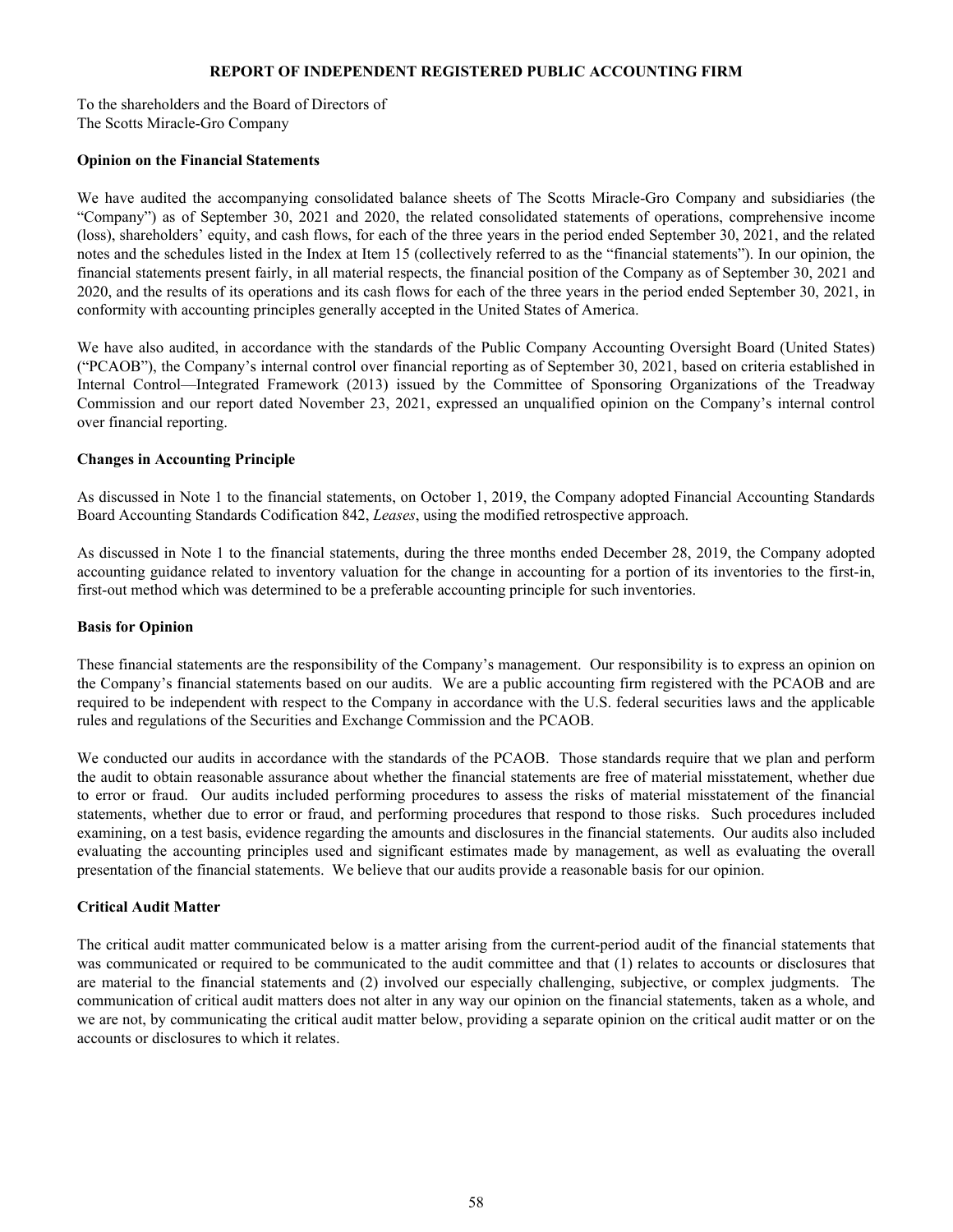# REPORT OF INDEPENDENT REGISTERED PUBLIC ACCOUNTING FIRM

To the shareholders and the Board of Directors of
The Scotts Miracle-Gro Company

### Opinion on the Financial Statements

We have audited the accompanying consolidated balance sheets of The Scotts Miracle-Gro Company and subsidiaries (the "Company") as of September 30, 2021 and 2020, the related consolidated statements of operations, comprehensive income (loss), shareholders' equity, and cash flows, for each of the three years in the period ended September 30, 2021, and the related notes and the schedules listed in the Index at Item 15 (collectively referred to as the "financial statements"). In our opinion, the financial statements present fairly, in all material respects, the financial position of the Company as of September 30, 2021 and 2020, and the results of its operations and its cash flows for each of the three years in the period ended September 30, 2021, in conformity with accounting principles generally accepted in the United States of America.

We have also audited, in accordance with the standards of the Public Company Accounting Oversight Board (United States) ("PCAOB"), the Company's internal control over financial reporting as of September 30, 2021, based on criteria established in Internal Control—Integrated Framework (2013) issued by the Committee of Sponsoring Organizations of the Treadway Commission and our report dated November 23, 2021, expressed an unqualified opinion on the Company's internal control over financial reporting.

### Changes in Accounting Principle

As discussed in Note 1 to the financial statements, on October 1, 2019, the Company adopted Financial Accounting Standards Board Accounting Standards Codification 842, *Leases*, using the modified retrospective approach.

As discussed in Note 1 to the financial statements, during the three months ended December 28, 2019, the Company adopted accounting guidance related to inventory valuation for the change in accounting for a portion of its inventories to the first-in, first-out method which was determined to be a preferable accounting principle for such inventories.

### Basis for Opinion

These financial statements are the responsibility of the Company's management. Our responsibility is to express an opinion on the Company's financial statements based on our audits. We are a public accounting firm registered with the PCAOB and are required to be independent with respect to the Company in accordance with the U.S. federal securities laws and the applicable rules and regulations of the Securities and Exchange Commission and the PCAOB.

We conducted our audits in accordance with the standards of the PCAOB. Those standards require that we plan and perform the audit to obtain reasonable assurance about whether the financial statements are free of material misstatement, whether due to error or fraud. Our audits included performing procedures to assess the risks of material misstatement of the financial statements, whether due to error or fraud, and performing procedures that respond to those risks. Such procedures included examining, on a test basis, evidence regarding the amounts and disclosures in the financial statements. Our audits also included evaluating the accounting principles used and significant estimates made by management, as well as evaluating the overall presentation of the financial statements. We believe that our audits provide a reasonable basis for our opinion.

### Critical Audit Matter

The critical audit matter communicated below is a matter arising from the current-period audit of the financial statements that was communicated or required to be communicated to the audit committee and that (1) relates to accounts or disclosures that are material to the financial statements and (2) involved our especially challenging, subjective, or complex judgments. The communication of critical audit matters does not alter in any way our opinion on the financial statements, taken as a whole, and we are not, by communicating the critical audit matter below, providing a separate opinion on the critical audit matter or on the accounts or disclosures to which it relates.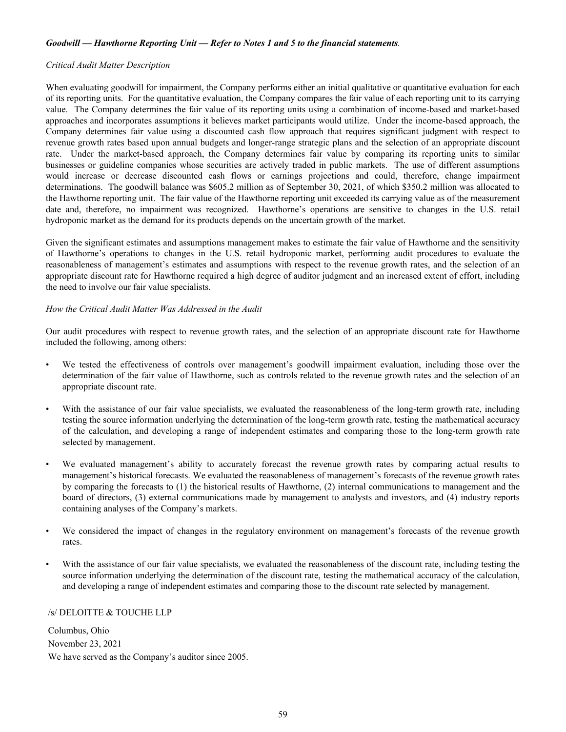***Goodwill — Hawthorne Reporting Unit — Refer to Notes 1 and 5 to the financial statements****.*

*Critical Audit Matter Description*

When evaluating goodwill for impairment, the Company performs either an initial qualitative or quantitative evaluation for each of its reporting units. For the quantitative evaluation, the Company compares the fair value of each reporting unit to its carrying value. The Company determines the fair value of its reporting units using a combination of income-based and market-based approaches and incorporates assumptions it believes market participants would utilize. Under the income-based approach, the Company determines fair value using a discounted cash flow approach that requires significant judgment with respect to revenue growth rates based upon annual budgets and longer-range strategic plans and the selection of an appropriate discount rate. Under the market-based approach, the Company determines fair value by comparing its reporting units to similar businesses or guideline companies whose securities are actively traded in public markets. The use of different assumptions would increase or decrease discounted cash flows or earnings projections and could, therefore, change impairment determinations. The goodwill balance was $605.2 million as of September 30, 2021, of which $350.2 million was allocated to the Hawthorne reporting unit. The fair value of the Hawthorne reporting unit exceeded its carrying value as of the measurement date and, therefore, no impairment was recognized. Hawthorne's operations are sensitive to changes in the U.S. retail hydroponic market as the demand for its products depends on the uncertain growth of the market.

Given the significant estimates and assumptions management makes to estimate the fair value of Hawthorne and the sensitivity of Hawthorne's operations to changes in the U.S. retail hydroponic market, performing audit procedures to evaluate the reasonableness of management's estimates and assumptions with respect to the revenue growth rates, and the selection of an appropriate discount rate for Hawthorne required a high degree of auditor judgment and an increased extent of effort, including the need to involve our fair value specialists.

*How the Critical Audit Matter Was Addressed in the Audit*

Our audit procedures with respect to revenue growth rates, and the selection of an appropriate discount rate for Hawthorne included the following, among others:

- We tested the effectiveness of controls over management's goodwill impairment evaluation, including those over the determination of the fair value of Hawthorne, such as controls related to the revenue growth rates and the selection of an appropriate discount rate.
- With the assistance of our fair value specialists, we evaluated the reasonableness of the long-term growth rate, including testing the source information underlying the determination of the long-term growth rate, testing the mathematical accuracy of the calculation, and developing a range of independent estimates and comparing those to the long-term growth rate selected by management.
- We evaluated management's ability to accurately forecast the revenue growth rates by comparing actual results to management's historical forecasts. We evaluated the reasonableness of management's forecasts of the revenue growth rates by comparing the forecasts to (1) the historical results of Hawthorne, (2) internal communications to management and the board of directors, (3) external communications made by management to analysts and investors, and (4) industry reports containing analyses of the Company's markets.
- We considered the impact of changes in the regulatory environment on management's forecasts of the revenue growth rates.
- With the assistance of our fair value specialists, we evaluated the reasonableness of the discount rate, including testing the source information underlying the determination of the discount rate, testing the mathematical accuracy of the calculation, and developing a range of independent estimates and comparing those to the discount rate selected by management.

/s/ DELOITTE & TOUCHE LLP

Columbus, Ohio
November 23, 2021
We have served as the Company's auditor since 2005.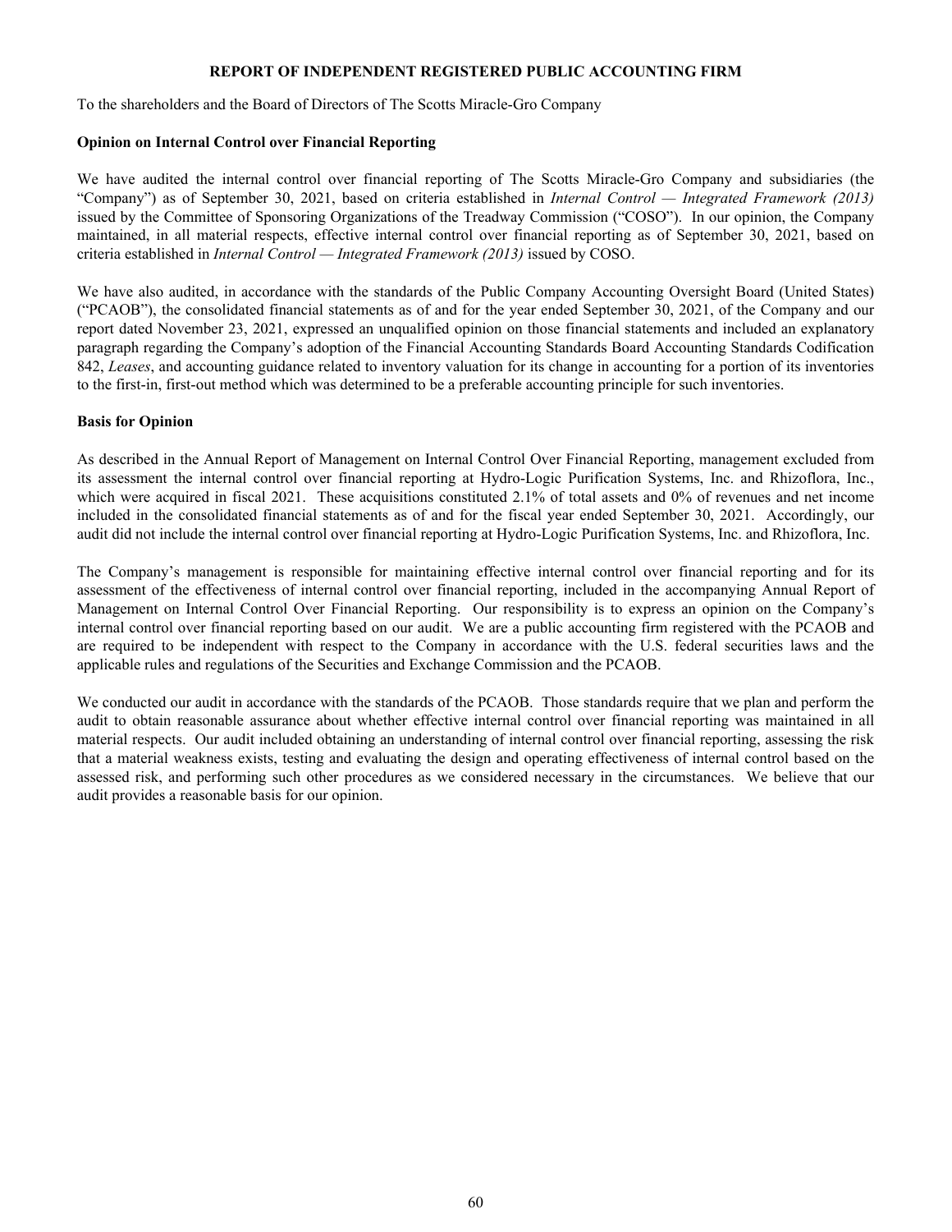## REPORT OF INDEPENDENT REGISTERED PUBLIC ACCOUNTING FIRM

To the shareholders and the Board of Directors of The Scotts Miracle-Gro Company

### Opinion on Internal Control over Financial Reporting

We have audited the internal control over financial reporting of The Scotts Miracle-Gro Company and subsidiaries (the "Company") as of September 30, 2021, based on criteria established in *Internal Control — Integrated Framework (2013)* issued by the Committee of Sponsoring Organizations of the Treadway Commission ("COSO"). In our opinion, the Company maintained, in all material respects, effective internal control over financial reporting as of September 30, 2021, based on criteria established in *Internal Control — Integrated Framework (2013)* issued by COSO.

We have also audited, in accordance with the standards of the Public Company Accounting Oversight Board (United States) ("PCAOB"), the consolidated financial statements as of and for the year ended September 30, 2021, of the Company and our report dated November 23, 2021, expressed an unqualified opinion on those financial statements and included an explanatory paragraph regarding the Company's adoption of the Financial Accounting Standards Board Accounting Standards Codification 842, *Leases*, and accounting guidance related to inventory valuation for its change in accounting for a portion of its inventories to the first-in, first-out method which was determined to be a preferable accounting principle for such inventories.

### Basis for Opinion

As described in the Annual Report of Management on Internal Control Over Financial Reporting, management excluded from its assessment the internal control over financial reporting at Hydro-Logic Purification Systems, Inc. and Rhizoflora, Inc., which were acquired in fiscal 2021. These acquisitions constituted 2.1% of total assets and 0% of revenues and net income included in the consolidated financial statements as of and for the fiscal year ended September 30, 2021. Accordingly, our audit did not include the internal control over financial reporting at Hydro-Logic Purification Systems, Inc. and Rhizoflora, Inc.

The Company's management is responsible for maintaining effective internal control over financial reporting and for its assessment of the effectiveness of internal control over financial reporting, included in the accompanying Annual Report of Management on Internal Control Over Financial Reporting. Our responsibility is to express an opinion on the Company's internal control over financial reporting based on our audit. We are a public accounting firm registered with the PCAOB and are required to be independent with respect to the Company in accordance with the U.S. federal securities laws and the applicable rules and regulations of the Securities and Exchange Commission and the PCAOB.

We conducted our audit in accordance with the standards of the PCAOB. Those standards require that we plan and perform the audit to obtain reasonable assurance about whether effective internal control over financial reporting was maintained in all material respects. Our audit included obtaining an understanding of internal control over financial reporting, assessing the risk that a material weakness exists, testing and evaluating the design and operating effectiveness of internal control based on the assessed risk, and performing such other procedures as we considered necessary in the circumstances. We believe that our audit provides a reasonable basis for our opinion.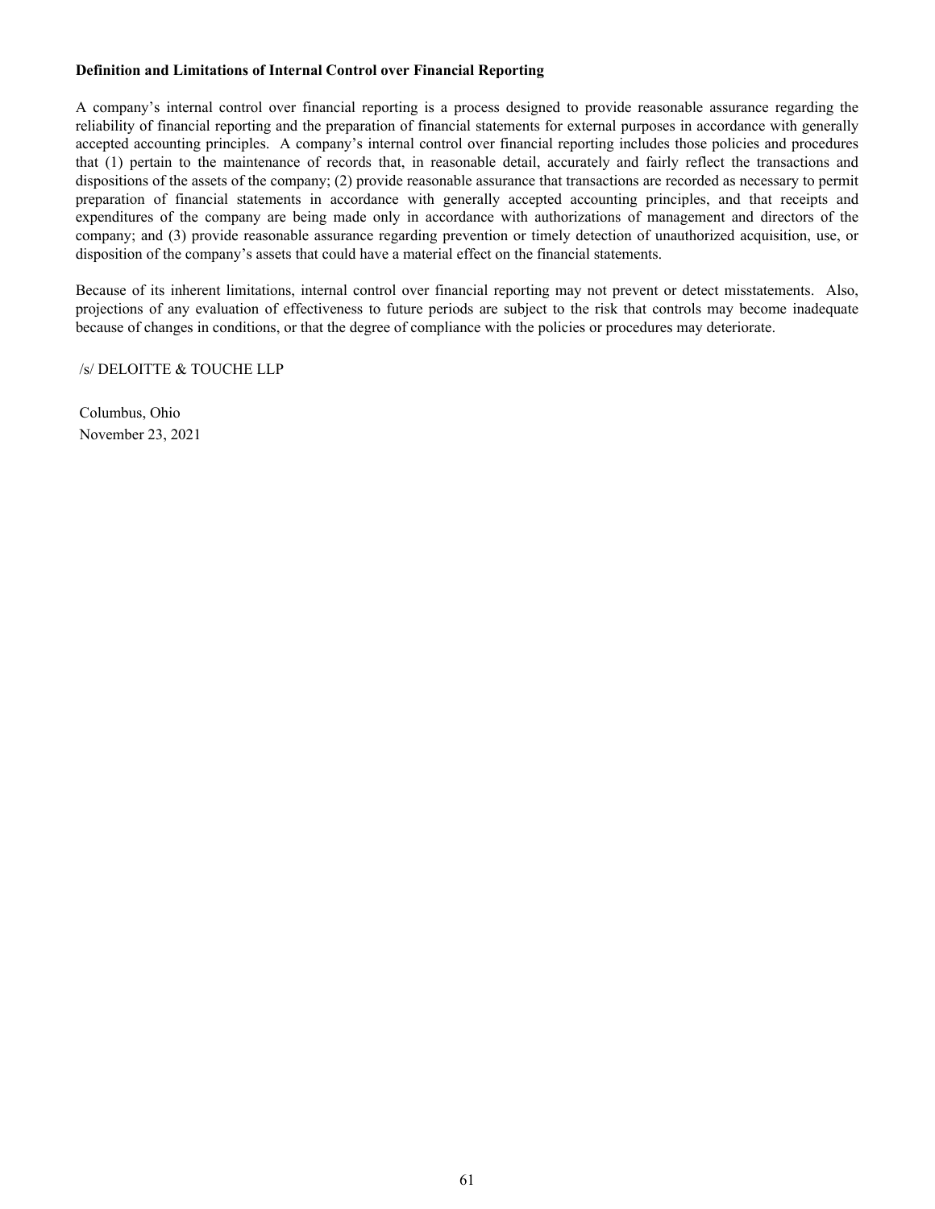**Definition and Limitations of Internal Control over Financial Reporting**

A company's internal control over financial reporting is a process designed to provide reasonable assurance regarding the reliability of financial reporting and the preparation of financial statements for external purposes in accordance with generally accepted accounting principles. A company's internal control over financial reporting includes those policies and procedures that (1) pertain to the maintenance of records that, in reasonable detail, accurately and fairly reflect the transactions and dispositions of the assets of the company; (2) provide reasonable assurance that transactions are recorded as necessary to permit preparation of financial statements in accordance with generally accepted accounting principles, and that receipts and expenditures of the company are being made only in accordance with authorizations of management and directors of the company; and (3) provide reasonable assurance regarding prevention or timely detection of unauthorized acquisition, use, or disposition of the company's assets that could have a material effect on the financial statements.

Because of its inherent limitations, internal control over financial reporting may not prevent or detect misstatements. Also, projections of any evaluation of effectiveness to future periods are subject to the risk that controls may become inadequate because of changes in conditions, or that the degree of compliance with the policies or procedures may deteriorate.

/s/ DELOITTE & TOUCHE LLP

Columbus, Ohio
November 23, 2021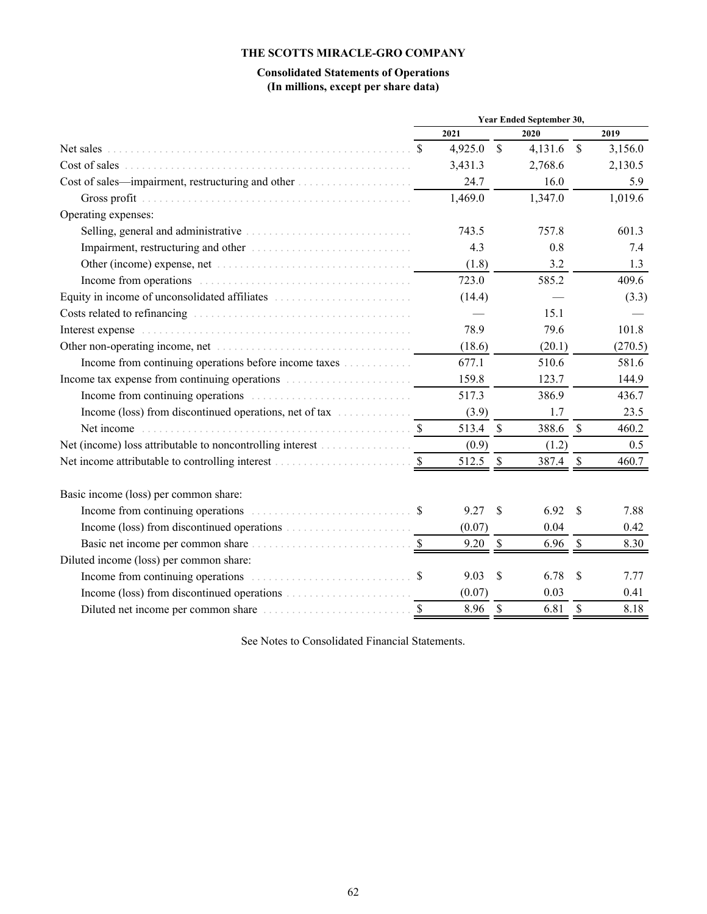# THE SCOTTS MIRACLE-GRO COMPANY

## Consolidated Statements of Operations
### (In millions, except per share data)

| | Year Ended September 30, | | |
|---|---|---|---|
| | 2021 | 2020 | 2019 |
| Net sales | $ 4,925.0 | $ 4,131.6 | $ 3,156.0 |
| Cost of sales | 3,431.3 | 2,768.6 | 2,130.5 |
| Cost of sales—impairment, restructuring and other | 24.7 | 16.0 | 5.9 |
| Gross profit | 1,469.0 | 1,347.0 | 1,019.6 |
| Operating expenses: | | | |
| Selling, general and administrative | 743.5 | 757.8 | 601.3 |
| Impairment, restructuring and other | 4.3 | 0.8 | 7.4 |
| Other (income) expense, net | (1.8) | 3.2 | 1.3 |
| Income from operations | 723.0 | 585.2 | 409.6 |
| Equity in income of unconsolidated affiliates | (14.4) | — | (3.3) |
| Costs related to refinancing | — | 15.1 | — |
| Interest expense | 78.9 | 79.6 | 101.8 |
| Other non-operating income, net | (18.6) | (20.1) | (270.5) |
| Income from continuing operations before income taxes | 677.1 | 510.6 | 581.6 |
| Income tax expense from continuing operations | 159.8 | 123.7 | 144.9 |
| Income from continuing operations | 517.3 | 386.9 | 436.7 |
| Income (loss) from discontinued operations, net of tax | (3.9) | 1.7 | 23.5 |
| Net income | $ 513.4 | $ 388.6 | $ 460.2 |
| Net (income) loss attributable to noncontrolling interest | (0.9) | (1.2) | 0.5 |
| Net income attributable to controlling interest | $ 512.5 | $ 387.4 | $ 460.7 |
| | | | |
| Basic income (loss) per common share: | | | |
| Income from continuing operations | $ 9.27 | $ 6.92 | $ 7.88 |
| Income (loss) from discontinued operations | (0.07) | 0.04 | 0.42 |
| Basic net income per common share | $ 9.20 | $ 6.96 | $ 8.30 |
| Diluted income (loss) per common share: | | | |
| Income from continuing operations | $ 9.03 | $ 6.78 | $ 7.77 |
| Income (loss) from discontinued operations | (0.07) | 0.03 | 0.41 |
| Diluted net income per common share | $ 8.96 | $ 6.81 | $ 8.18 |

See Notes to Consolidated Financial Statements.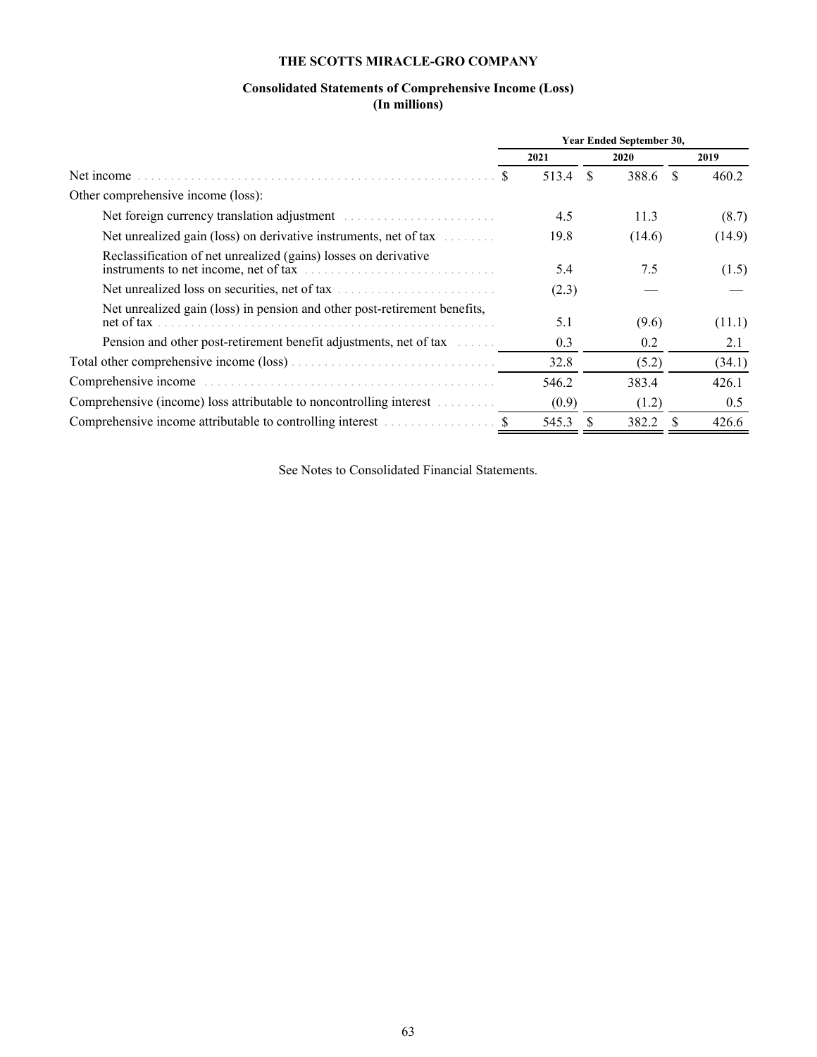# THE SCOTTS MIRACLE-GRO COMPANY

## Consolidated Statements of Comprehensive Income (Loss)
## (In millions)

| | Year Ended September 30, | | |
|---|---|---|---|
| | 2021 | 2020 | 2019 |
| Net income | $ 513.4 | $ 388.6 | $ 460.2 |
| Other comprehensive income (loss): | | | |
| Net foreign currency translation adjustment | 4.5 | 11.3 | (8.7) |
| Net unrealized gain (loss) on derivative instruments, net of tax | 19.8 | (14.6) | (14.9) |
| Reclassification of net unrealized (gains) losses on derivative instruments to net income, net of tax | 5.4 | 7.5 | (1.5) |
| Net unrealized loss on securities, net of tax | (2.3) | — | — |
| Net unrealized gain (loss) in pension and other post-retirement benefits, net of tax | 5.1 | (9.6) | (11.1) |
| Pension and other post-retirement benefit adjustments, net of tax | 0.3 | 0.2 | 2.1 |
| Total other comprehensive income (loss) | 32.8 | (5.2) | (34.1) |
| Comprehensive income | 546.2 | 383.4 | 426.1 |
| Comprehensive (income) loss attributable to noncontrolling interest | (0.9) | (1.2) | 0.5 |
| Comprehensive income attributable to controlling interest | $ 545.3 | $ 382.2 | $ 426.6 |

See Notes to Consolidated Financial Statements.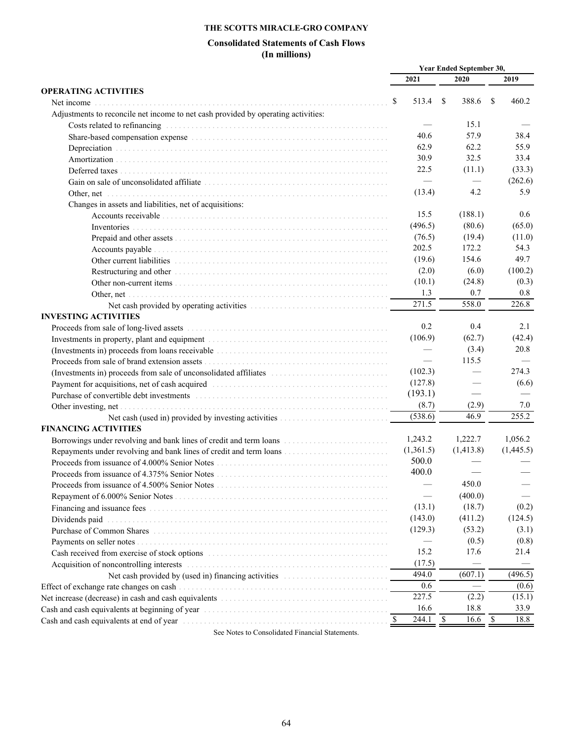**THE SCOTTS MIRACLE-GRO COMPANY**

**Consolidated Statements of Cash Flows**
**(In millions)**

| | Year Ended September 30, | | |
|---|---|---|---|
| | 2021 | 2020 | 2019 |
| **OPERATING ACTIVITIES** | | | |
| Net income | $ 513.4 | $ 388.6 | $ 460.2 |
| Adjustments to reconcile net income to net cash provided by operating activities: | | | |
| Costs related to refinancing | — | 15.1 | — |
| Share-based compensation expense | 40.6 | 57.9 | 38.4 |
| Depreciation | 62.9 | 62.2 | 55.9 |
| Amortization | 30.9 | 32.5 | 33.4 |
| Deferred taxes | 22.5 | (11.1) | (33.3) |
| Gain on sale of unconsolidated affiliate | — | — | (262.6) |
| Other, net | (13.4) | 4.2 | 5.9 |
| Changes in assets and liabilities, net of acquisitions: | | | |
| Accounts receivable | 15.5 | (188.1) | 0.6 |
| Inventories | (496.5) | (80.6) | (65.0) |
| Prepaid and other assets | (76.5) | (19.4) | (11.0) |
| Accounts payable | 202.5 | 172.2 | 54.3 |
| Other current liabilities | (19.6) | 154.6 | 49.7 |
| Restructuring and other | (2.0) | (6.0) | (100.2) |
| Other non-current items | (10.1) | (24.8) | (0.3) |
| Other, net | 1.3 | 0.7 | 0.8 |
| Net cash provided by operating activities | 271.5 | 558.0 | 226.8 |
| **INVESTING ACTIVITIES** | | | |
| Proceeds from sale of long-lived assets | 0.2 | 0.4 | 2.1 |
| Investments in property, plant and equipment | (106.9) | (62.7) | (42.4) |
| (Investments in) proceeds from loans receivable | — | (3.4) | 20.8 |
| Proceeds from sale of brand extension assets | — | 115.5 | — |
| (Investments in) proceeds from sale of unconsolidated affiliates | (102.3) | — | 274.3 |
| Payment for acquisitions, net of cash acquired | (127.8) | — | (6.6) |
| Purchase of convertible debt investments | (193.1) | — | — |
| Other investing, net | (8.7) | (2.9) | 7.0 |
| Net cash (used in) provided by investing activities | (538.6) | 46.9 | 255.2 |
| **FINANCING ACTIVITIES** | | | |
| Borrowings under revolving and bank lines of credit and term loans | 1,243.2 | 1,222.7 | 1,056.2 |
| Repayments under revolving and bank lines of credit and term loans | (1,361.5) | (1,413.8) | (1,445.5) |
| Proceeds from issuance of 4.000% Senior Notes | 500.0 | — | — |
| Proceeds from issuance of 4.375% Senior Notes | 400.0 | — | — |
| Proceeds from issuance of 4.500% Senior Notes | — | 450.0 | — |
| Repayment of 6.000% Senior Notes | — | (400.0) | — |
| Financing and issuance fees | (13.1) | (18.7) | (0.2) |
| Dividends paid | (143.0) | (411.2) | (124.5) |
| Purchase of Common Shares | (129.3) | (53.2) | (3.1) |
| Payments on seller notes | — | (0.5) | (0.8) |
| Cash received from exercise of stock options | 15.2 | 17.6 | 21.4 |
| Acquisition of noncontrolling interests | (17.5) | — | — |
| Net cash provided by (used in) financing activities | 494.0 | (607.1) | (496.5) |
| Effect of exchange rate changes on cash | 0.6 | — | (0.6) |
| Net increase (decrease) in cash and cash equivalents | 227.5 | (2.2) | (15.1) |
| Cash and cash equivalents at beginning of year | 16.6 | 18.8 | 33.9 |
| Cash and cash equivalents at end of year | $ 244.1 | $ 16.6 | $ 18.8 |

See Notes to Consolidated Financial Statements.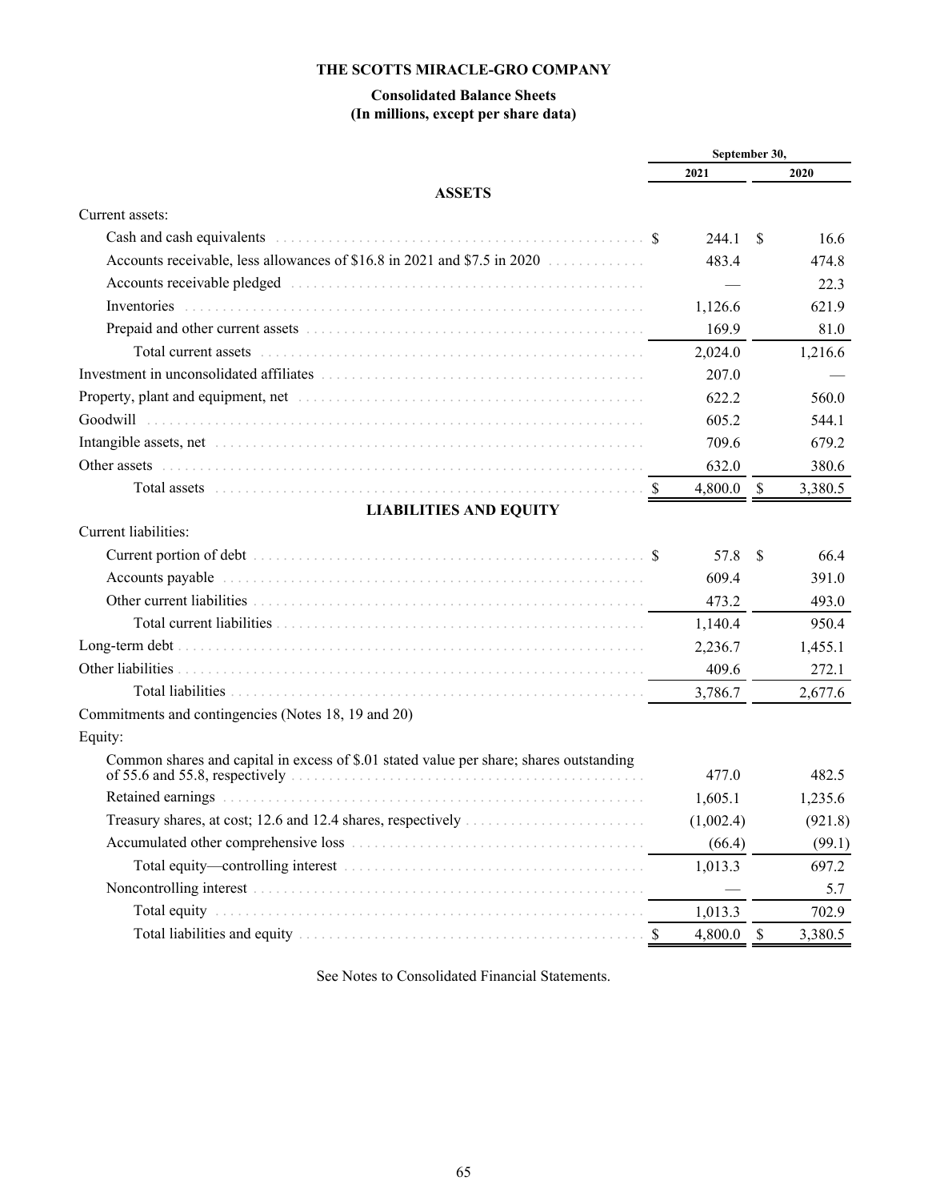# THE SCOTTS MIRACLE-GRO COMPANY

## Consolidated Balance Sheets
### (In millions, except per share data)

| | September 30, 2021 | September 30, 2020 |
|---|---|---|
| **ASSETS** | | |
| Current assets: | | |
| Cash and cash equivalents | $ 244.1 | $ 16.6 |
| Accounts receivable, less allowances of $16.8 in 2021 and $7.5 in 2020 | 483.4 | 474.8 |
| Accounts receivable pledged | — | 22.3 |
| Inventories | 1,126.6 | 621.9 |
| Prepaid and other current assets | 169.9 | 81.0 |
| Total current assets | 2,024.0 | 1,216.6 |
| Investment in unconsolidated affiliates | 207.0 | — |
| Property, plant and equipment, net | 622.2 | 560.0 |
| Goodwill | 605.2 | 544.1 |
| Intangible assets, net | 709.6 | 679.2 |
| Other assets | 632.0 | 380.6 |
| Total assets | $ 4,800.0 | $ 3,380.5 |
| **LIABILITIES AND EQUITY** | | |
| Current liabilities: | | |
| Current portion of debt | $ 57.8 | $ 66.4 |
| Accounts payable | 609.4 | 391.0 |
| Other current liabilities | 473.2 | 493.0 |
| Total current liabilities | 1,140.4 | 950.4 |
| Long-term debt | 2,236.7 | 1,455.1 |
| Other liabilities | 409.6 | 272.1 |
| Total liabilities | 3,786.7 | 2,677.6 |
| Commitments and contingencies (Notes 18, 19 and 20) | | |
| Equity: | | |
| Common shares and capital in excess of $.01 stated value per share; shares outstanding of 55.6 and 55.8, respectively | 477.0 | 482.5 |
| Retained earnings | 1,605.1 | 1,235.6 |
| Treasury shares, at cost; 12.6 and 12.4 shares, respectively | (1,002.4) | (921.8) |
| Accumulated other comprehensive loss | (66.4) | (99.1) |
| Total equity—controlling interest | 1,013.3 | 697.2 |
| Noncontrolling interest | — | 5.7 |
| Total equity | 1,013.3 | 702.9 |
| Total liabilities and equity | $ 4,800.0 | $ 3,380.5 |

See Notes to Consolidated Financial Statements.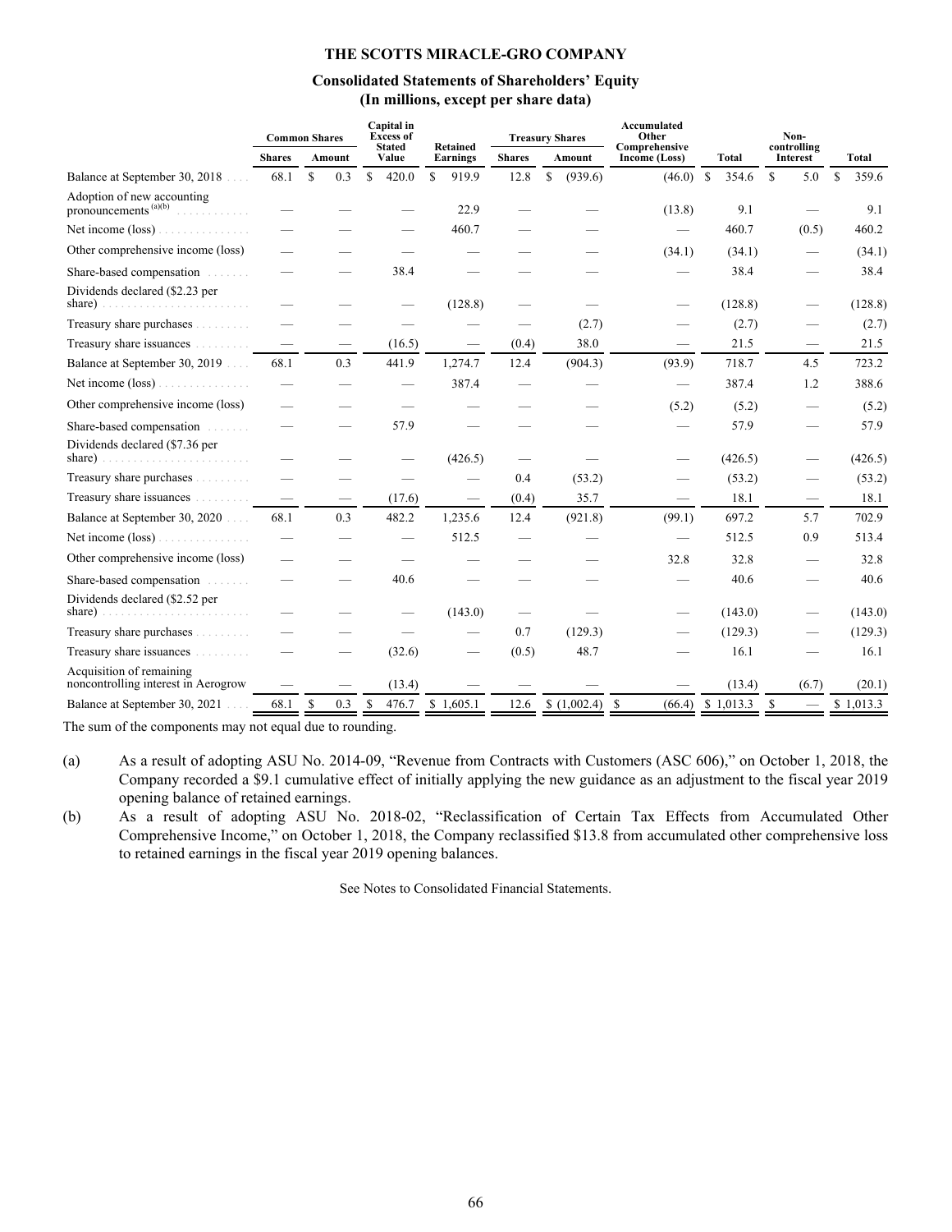# THE SCOTTS MIRACLE-GRO COMPANY

## Consolidated Statements of Shareholders' Equity
## (In millions, except per share data)

| | Common Shares | | Capital in Excess of Stated Value | Retained Earnings | Treasury Shares | | Accumulated Other Comprehensive Income (Loss) | Total | Non-controlling Interest | Total |
|---|---|---|---|---|---|---|---|---|---|---|
| | Shares | Amount | | | Shares | Amount | | | | |
| Balance at September 30, 2018 | 68.1 | $ 0.3 | $ 420.0 | $ 919.9 | 12.8 | $ (939.6) | (46.0) | $ 354.6 | $ 5.0 | $ 359.6 |
| Adoption of new accounting pronouncements [(a)(b)] | — | — | — | 22.9 | — | — | (13.8) | 9.1 | — | 9.1 |
| Net income (loss) | — | — | — | 460.7 | — | — | — | 460.7 | (0.5) | 460.2 |
| Other comprehensive income (loss) | — | — | — | — | — | — | (34.1) | (34.1) | — | (34.1) |
| Share-based compensation | — | — | 38.4 | — | — | — | — | 38.4 | — | 38.4 |
| Dividends declared ($2.23 per share) | — | — | — | (128.8) | — | — | — | (128.8) | — | (128.8) |
| Treasury share purchases | — | — | — | — | — | (2.7) | — | (2.7) | — | (2.7) |
| Treasury share issuances | — | — | (16.5) | — | (0.4) | 38.0 | — | 21.5 | — | 21.5 |
| Balance at September 30, 2019 | 68.1 | 0.3 | 441.9 | 1,274.7 | 12.4 | (904.3) | (93.9) | 718.7 | 4.5 | 723.2 |
| Net income (loss) | — | — | — | 387.4 | — | — | — | 387.4 | 1.2 | 388.6 |
| Other comprehensive income (loss) | — | — | — | — | — | — | (5.2) | (5.2) | — | (5.2) |
| Share-based compensation | — | — | 57.9 | — | — | — | — | 57.9 | — | 57.9 |
| Dividends declared ($7.36 per share) | — | — | — | (426.5) | — | — | — | (426.5) | — | (426.5) |
| Treasury share purchases | — | — | — | — | 0.4 | (53.2) | — | (53.2) | — | (53.2) |
| Treasury share issuances | — | — | (17.6) | — | (0.4) | 35.7 | — | 18.1 | — | 18.1 |
| Balance at September 30, 2020 | 68.1 | 0.3 | 482.2 | 1,235.6 | 12.4 | (921.8) | (99.1) | 697.2 | 5.7 | 702.9 |
| Net income (loss) | — | — | — | 512.5 | — | — | — | 512.5 | 0.9 | 513.4 |
| Other comprehensive income (loss) | — | — | — | — | — | — | 32.8 | 32.8 | — | 32.8 |
| Share-based compensation | — | — | 40.6 | — | — | — | — | 40.6 | — | 40.6 |
| Dividends declared ($2.52 per share) | — | — | — | (143.0) | — | — | — | (143.0) | — | (143.0) |
| Treasury share purchases | — | — | — | — | 0.7 | (129.3) | — | (129.3) | — | (129.3) |
| Treasury share issuances | — | — | (32.6) | — | (0.5) | 48.7 | — | 16.1 | — | 16.1 |
| Acquisition of remaining noncontrolling interest in Aerogrow | — | — | (13.4) | — | — | — | — | (13.4) | (6.7) | (20.1) |
| Balance at September 30, 2021 | 68.1 | $ 0.3 | $ 476.7 | $ 1,605.1 | 12.6 | $ (1,002.4) | $ (66.4) | $ 1,013.3 | $ — | $ 1,013.3 |

The sum of the components may not equal due to rounding.

(a) As a result of adopting ASU No. 2014-09, "Revenue from Contracts with Customers (ASC 606)," on October 1, 2018, the Company recorded a $9.1 cumulative effect of initially applying the new guidance as an adjustment to the fiscal year 2019 opening balance of retained earnings.

(b) As a result of adopting ASU No. 2018-02, "Reclassification of Certain Tax Effects from Accumulated Other Comprehensive Income," on October 1, 2018, the Company reclassified $13.8 from accumulated other comprehensive loss to retained earnings in the fiscal year 2019 opening balances.

See Notes to Consolidated Financial Statements.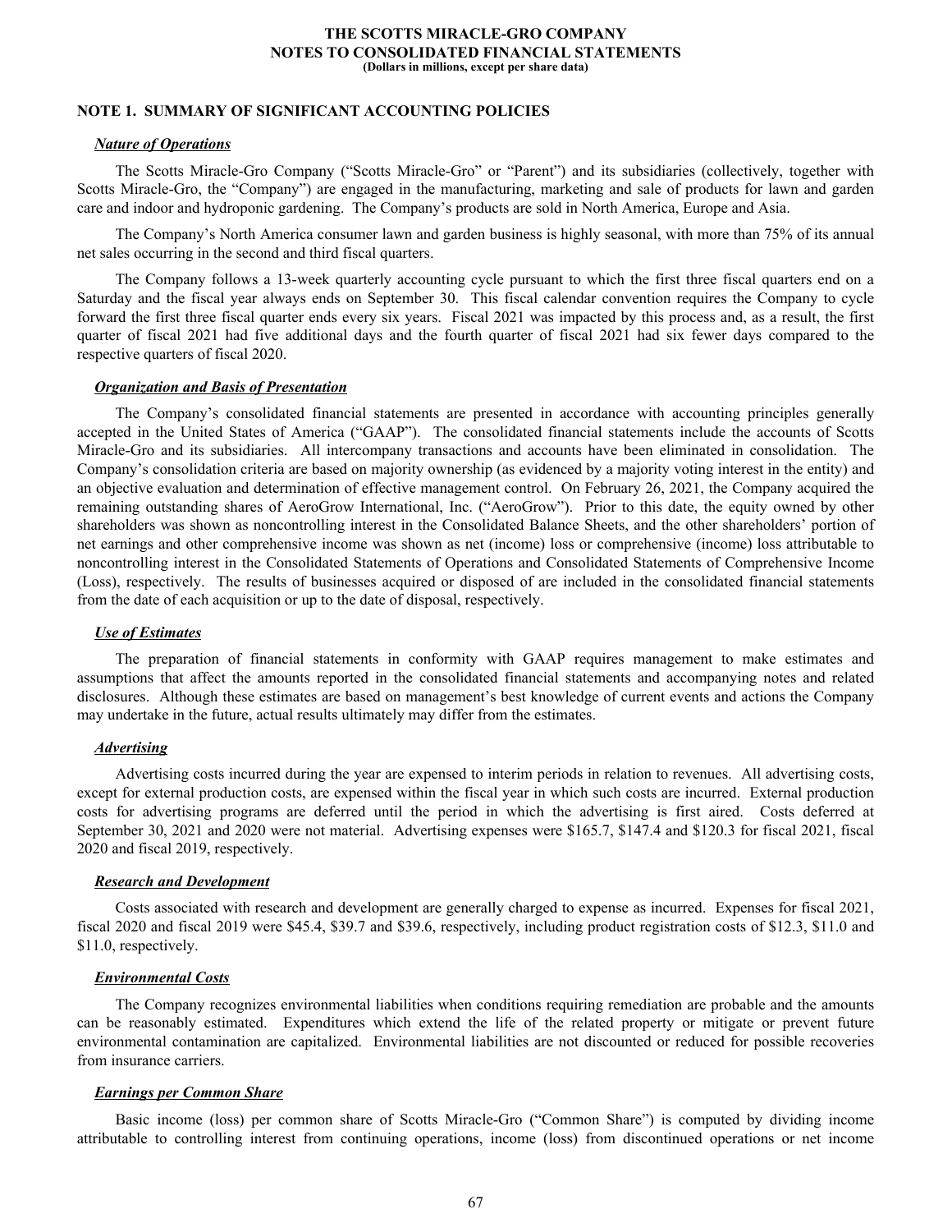**THE SCOTTS MIRACLE-GRO COMPANY**
**NOTES TO CONSOLIDATED FINANCIAL STATEMENTS**
**(Dollars in millions, except per share data)**

## NOTE 1. SUMMARY OF SIGNIFICANT ACCOUNTING POLICIES

### ***Nature of Operations***

The Scotts Miracle-Gro Company ("Scotts Miracle-Gro" or "Parent") and its subsidiaries (collectively, together with Scotts Miracle-Gro, the "Company") are engaged in the manufacturing, marketing and sale of products for lawn and garden care and indoor and hydroponic gardening. The Company's products are sold in North America, Europe and Asia.

The Company's North America consumer lawn and garden business is highly seasonal, with more than 75% of its annual net sales occurring in the second and third fiscal quarters.

The Company follows a 13-week quarterly accounting cycle pursuant to which the first three fiscal quarters end on a Saturday and the fiscal year always ends on September 30. This fiscal calendar convention requires the Company to cycle forward the first three fiscal quarter ends every six years. Fiscal 2021 was impacted by this process and, as a result, the first quarter of fiscal 2021 had five additional days and the fourth quarter of fiscal 2021 had six fewer days compared to the respective quarters of fiscal 2020.

### ***Organization and Basis of Presentation***

The Company's consolidated financial statements are presented in accordance with accounting principles generally accepted in the United States of America ("GAAP"). The consolidated financial statements include the accounts of Scotts Miracle-Gro and its subsidiaries. All intercompany transactions and accounts have been eliminated in consolidation. The Company's consolidation criteria are based on majority ownership (as evidenced by a majority voting interest in the entity) and an objective evaluation and determination of effective management control. On February 26, 2021, the Company acquired the remaining outstanding shares of AeroGrow International, Inc. ("AeroGrow"). Prior to this date, the equity owned by other shareholders was shown as noncontrolling interest in the Consolidated Balance Sheets, and the other shareholders' portion of net earnings and other comprehensive income was shown as net (income) loss or comprehensive (income) loss attributable to noncontrolling interest in the Consolidated Statements of Operations and Consolidated Statements of Comprehensive Income (Loss), respectively. The results of businesses acquired or disposed of are included in the consolidated financial statements from the date of each acquisition or up to the date of disposal, respectively.

### ***Use of Estimates***

The preparation of financial statements in conformity with GAAP requires management to make estimates and assumptions that affect the amounts reported in the consolidated financial statements and accompanying notes and related disclosures. Although these estimates are based on management's best knowledge of current events and actions the Company may undertake in the future, actual results ultimately may differ from the estimates.

### ***Advertising***

Advertising costs incurred during the year are expensed to interim periods in relation to revenues. All advertising costs, except for external production costs, are expensed within the fiscal year in which such costs are incurred. External production costs for advertising programs are deferred until the period in which the advertising is first aired. Costs deferred at September 30, 2021 and 2020 were not material. Advertising expenses were $165.7, $147.4 and $120.3 for fiscal 2021, fiscal 2020 and fiscal 2019, respectively.

### ***Research and Development***

Costs associated with research and development are generally charged to expense as incurred. Expenses for fiscal 2021, fiscal 2020 and fiscal 2019 were $45.4, $39.7 and $39.6, respectively, including product registration costs of $12.3, $11.0 and $11.0, respectively.

### ***Environmental Costs***

The Company recognizes environmental liabilities when conditions requiring remediation are probable and the amounts can be reasonably estimated. Expenditures which extend the life of the related property or mitigate or prevent future environmental contamination are capitalized. Environmental liabilities are not discounted or reduced for possible recoveries from insurance carriers.

### ***Earnings per Common Share***

Basic income (loss) per common share of Scotts Miracle-Gro ("Common Share") is computed by dividing income attributable to controlling interest from continuing operations, income (loss) from discontinued operations or net income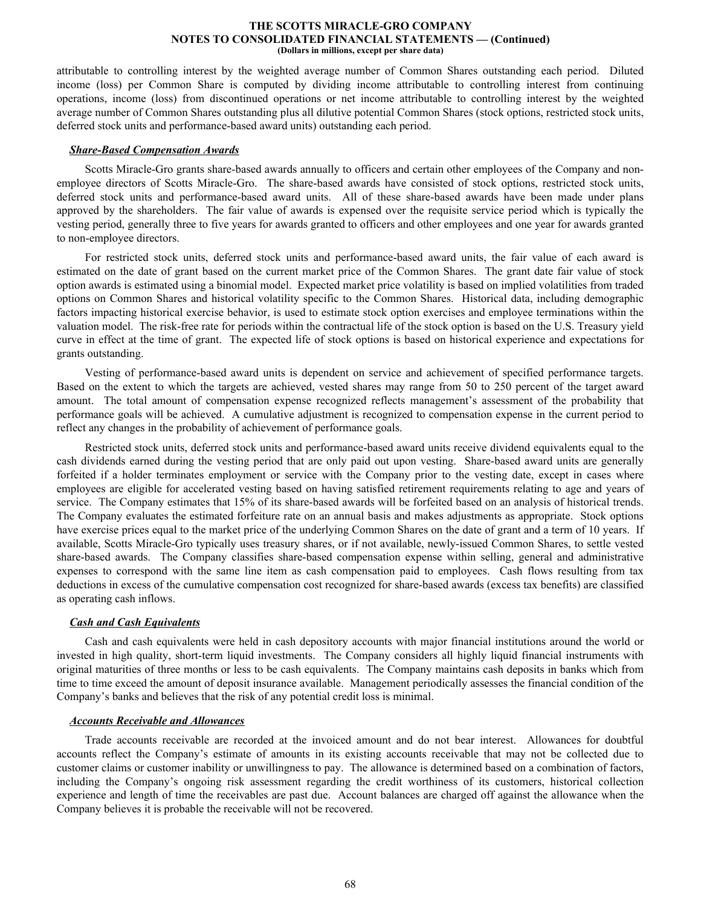attributable to controlling interest by the weighted average number of Common Shares outstanding each period. Diluted income (loss) per Common Share is computed by dividing income attributable to controlling interest from continuing operations, income (loss) from discontinued operations or net income attributable to controlling interest by the weighted average number of Common Shares outstanding plus all dilutive potential Common Shares (stock options, restricted stock units, deferred stock units and performance-based award units) outstanding each period.

***Share-Based Compensation Awards***

Scotts Miracle-Gro grants share-based awards annually to officers and certain other employees of the Company and non-employee directors of Scotts Miracle-Gro. The share-based awards have consisted of stock options, restricted stock units, deferred stock units and performance-based award units. All of these share-based awards have been made under plans approved by the shareholders. The fair value of awards is expensed over the requisite service period which is typically the vesting period, generally three to five years for awards granted to officers and other employees and one year for awards granted to non-employee directors.

For restricted stock units, deferred stock units and performance-based award units, the fair value of each award is estimated on the date of grant based on the current market price of the Common Shares. The grant date fair value of stock option awards is estimated using a binomial model. Expected market price volatility is based on implied volatilities from traded options on Common Shares and historical volatility specific to the Common Shares. Historical data, including demographic factors impacting historical exercise behavior, is used to estimate stock option exercises and employee terminations within the valuation model. The risk-free rate for periods within the contractual life of the stock option is based on the U.S. Treasury yield curve in effect at the time of grant. The expected life of stock options is based on historical experience and expectations for grants outstanding.

Vesting of performance-based award units is dependent on service and achievement of specified performance targets. Based on the extent to which the targets are achieved, vested shares may range from 50 to 250 percent of the target award amount. The total amount of compensation expense recognized reflects management's assessment of the probability that performance goals will be achieved. A cumulative adjustment is recognized to compensation expense in the current period to reflect any changes in the probability of achievement of performance goals.

Restricted stock units, deferred stock units and performance-based award units receive dividend equivalents equal to the cash dividends earned during the vesting period that are only paid out upon vesting. Share-based award units are generally forfeited if a holder terminates employment or service with the Company prior to the vesting date, except in cases where employees are eligible for accelerated vesting based on having satisfied retirement requirements relating to age and years of service. The Company estimates that 15% of its share-based awards will be forfeited based on an analysis of historical trends. The Company evaluates the estimated forfeiture rate on an annual basis and makes adjustments as appropriate. Stock options have exercise prices equal to the market price of the underlying Common Shares on the date of grant and a term of 10 years. If available, Scotts Miracle-Gro typically uses treasury shares, or if not available, newly-issued Common Shares, to settle vested share-based awards. The Company classifies share-based compensation expense within selling, general and administrative expenses to correspond with the same line item as cash compensation paid to employees. Cash flows resulting from tax deductions in excess of the cumulative compensation cost recognized for share-based awards (excess tax benefits) are classified as operating cash inflows.

***Cash and Cash Equivalents***

Cash and cash equivalents were held in cash depository accounts with major financial institutions around the world or invested in high quality, short-term liquid investments. The Company considers all highly liquid financial instruments with original maturities of three months or less to be cash equivalents. The Company maintains cash deposits in banks which from time to time exceed the amount of deposit insurance available. Management periodically assesses the financial condition of the Company's banks and believes that the risk of any potential credit loss is minimal.

***Accounts Receivable and Allowances***

Trade accounts receivable are recorded at the invoiced amount and do not bear interest. Allowances for doubtful accounts reflect the Company's estimate of amounts in its existing accounts receivable that may not be collected due to customer claims or customer inability or unwillingness to pay. The allowance is determined based on a combination of factors, including the Company's ongoing risk assessment regarding the credit worthiness of its customers, historical collection experience and length of time the receivables are past due. Account balances are charged off against the allowance when the Company believes it is probable the receivable will not be recovered.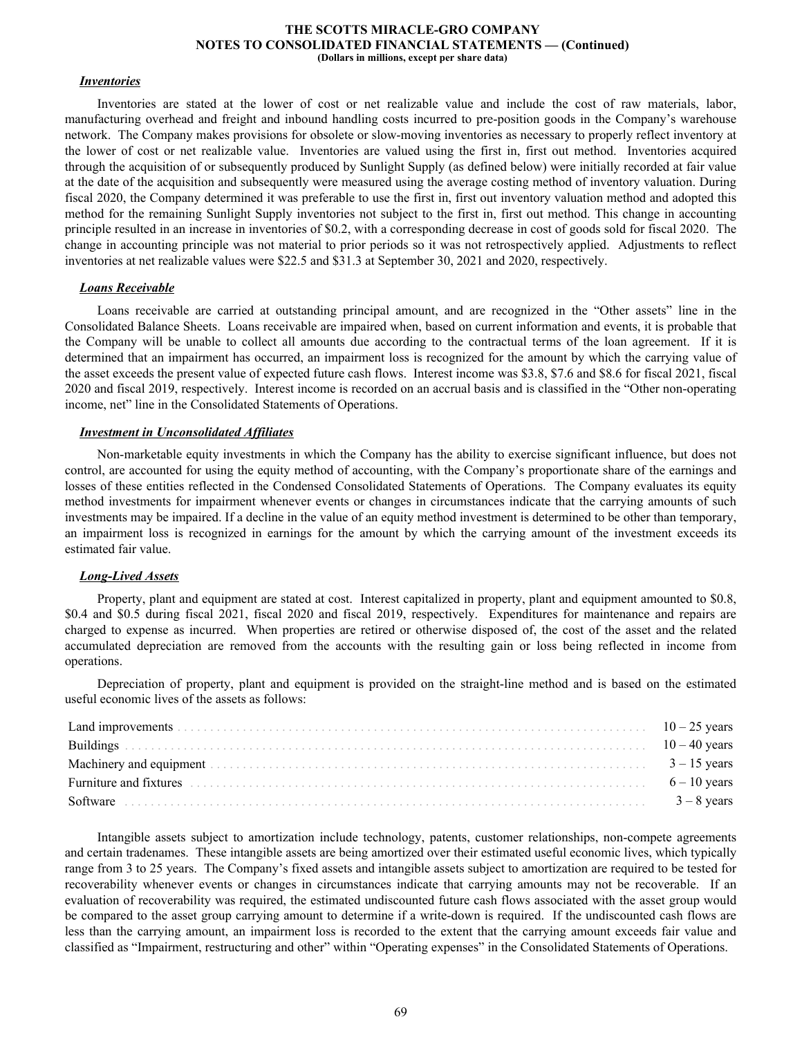### *Inventories*

Inventories are stated at the lower of cost or net realizable value and include the cost of raw materials, labor, manufacturing overhead and freight and inbound handling costs incurred to pre-position goods in the Company's warehouse network. The Company makes provisions for obsolete or slow-moving inventories as necessary to properly reflect inventory at the lower of cost or net realizable value. Inventories are valued using the first in, first out method. Inventories acquired through the acquisition of or subsequently produced by Sunlight Supply (as defined below) were initially recorded at fair value at the date of the acquisition and subsequently were measured using the average costing method of inventory valuation. During fiscal 2020, the Company determined it was preferable to use the first in, first out inventory valuation method and adopted this method for the remaining Sunlight Supply inventories not subject to the first in, first out method. This change in accounting principle resulted in an increase in inventories of $0.2, with a corresponding decrease in cost of goods sold for fiscal 2020. The change in accounting principle was not material to prior periods so it was not retrospectively applied. Adjustments to reflect inventories at net realizable values were $22.5 and $31.3 at September 30, 2021 and 2020, respectively.

### *Loans Receivable*

Loans receivable are carried at outstanding principal amount, and are recognized in the "Other assets" line in the Consolidated Balance Sheets. Loans receivable are impaired when, based on current information and events, it is probable that the Company will be unable to collect all amounts due according to the contractual terms of the loan agreement. If it is determined that an impairment has occurred, an impairment loss is recognized for the amount by which the carrying value of the asset exceeds the present value of expected future cash flows. Interest income was $3.8, $7.6 and $8.6 for fiscal 2021, fiscal 2020 and fiscal 2019, respectively. Interest income is recorded on an accrual basis and is classified in the "Other non-operating income, net" line in the Consolidated Statements of Operations.

### *Investment in Unconsolidated Affiliates*

Non-marketable equity investments in which the Company has the ability to exercise significant influence, but does not control, are accounted for using the equity method of accounting, with the Company's proportionate share of the earnings and losses of these entities reflected in the Condensed Consolidated Statements of Operations. The Company evaluates its equity method investments for impairment whenever events or changes in circumstances indicate that the carrying amounts of such investments may be impaired. If a decline in the value of an equity method investment is determined to be other than temporary, an impairment loss is recognized in earnings for the amount by which the carrying amount of the investment exceeds its estimated fair value.

### *Long-Lived Assets*

Property, plant and equipment are stated at cost. Interest capitalized in property, plant and equipment amounted to $0.8, $0.4 and $0.5 during fiscal 2021, fiscal 2020 and fiscal 2019, respectively. Expenditures for maintenance and repairs are charged to expense as incurred. When properties are retired or otherwise disposed of, the cost of the asset and the related accumulated depreciation are removed from the accounts with the resulting gain or loss being reflected in income from operations.

Depreciation of property, plant and equipment is provided on the straight-line method and is based on the estimated useful economic lives of the assets as follows:

| | |
|---|---|
| Land improvements | 10 – 25 years |
| Buildings | 10 – 40 years |
| Machinery and equipment | 3 – 15 years |
| Furniture and fixtures | 6 – 10 years |
| Software | 3 – 8 years |

Intangible assets subject to amortization include technology, patents, customer relationships, non-compete agreements and certain tradenames. These intangible assets are being amortized over their estimated useful economic lives, which typically range from 3 to 25 years. The Company's fixed assets and intangible assets subject to amortization are required to be tested for recoverability whenever events or changes in circumstances indicate that carrying amounts may not be recoverable. If an evaluation of recoverability was required, the estimated undiscounted future cash flows associated with the asset group would be compared to the asset group carrying amount to determine if a write-down is required. If the undiscounted cash flows are less than the carrying amount, an impairment loss is recorded to the extent that the carrying amount exceeds fair value and classified as "Impairment, restructuring and other" within "Operating expenses" in the Consolidated Statements of Operations.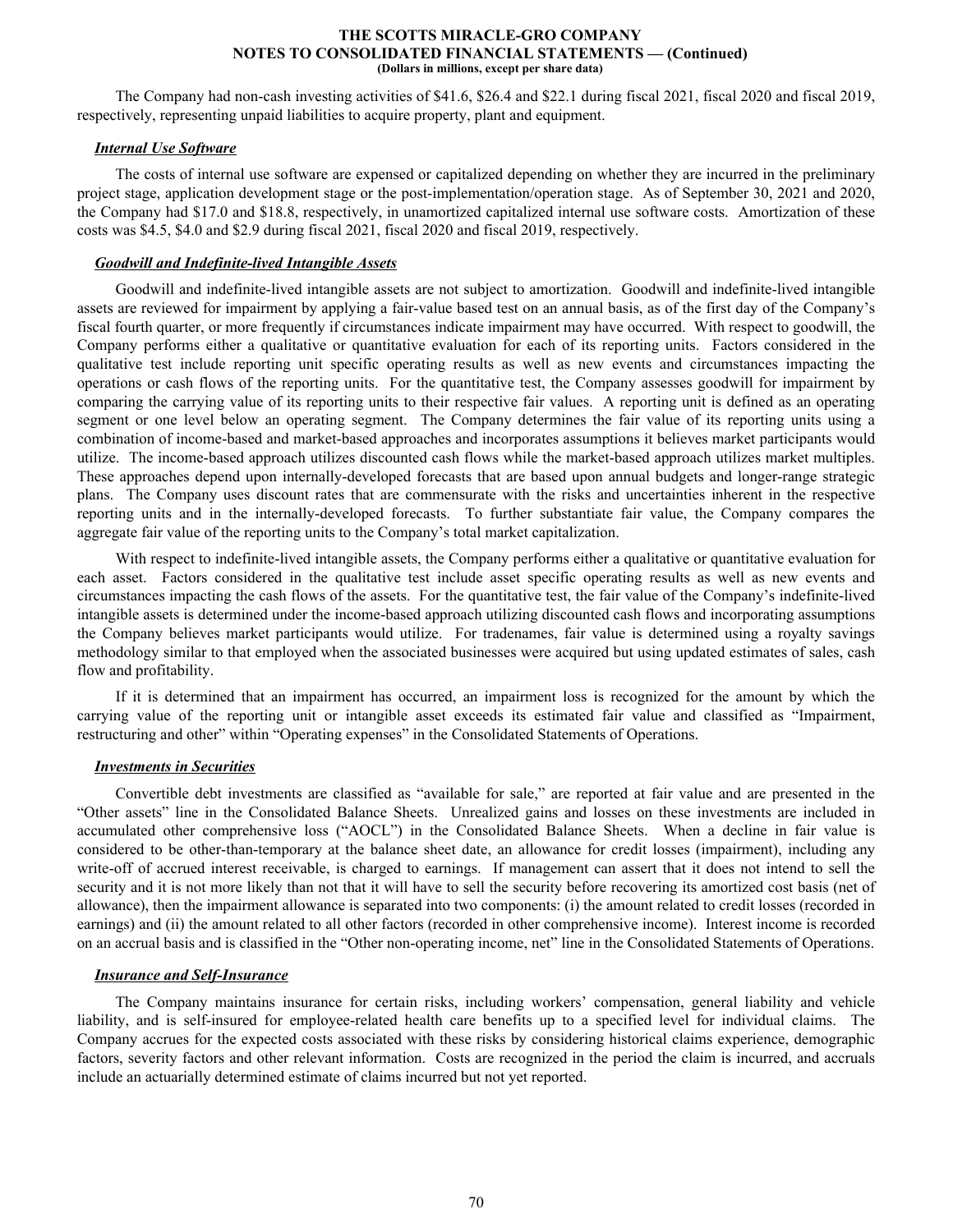The Company had non-cash investing activities of $41.6, $26.4 and $22.1 during fiscal 2021, fiscal 2020 and fiscal 2019, respectively, representing unpaid liabilities to acquire property, plant and equipment.

***Internal Use Software***

The costs of internal use software are expensed or capitalized depending on whether they are incurred in the preliminary project stage, application development stage or the post-implementation/operation stage. As of September 30, 2021 and 2020, the Company had $17.0 and $18.8, respectively, in unamortized capitalized internal use software costs. Amortization of these costs was $4.5, $4.0 and $2.9 during fiscal 2021, fiscal 2020 and fiscal 2019, respectively.

***Goodwill and Indefinite-lived Intangible Assets***

Goodwill and indefinite-lived intangible assets are not subject to amortization. Goodwill and indefinite-lived intangible assets are reviewed for impairment by applying a fair-value based test on an annual basis, as of the first day of the Company's fiscal fourth quarter, or more frequently if circumstances indicate impairment may have occurred. With respect to goodwill, the Company performs either a qualitative or quantitative evaluation for each of its reporting units. Factors considered in the qualitative test include reporting unit specific operating results as well as new events and circumstances impacting the operations or cash flows of the reporting units. For the quantitative test, the Company assesses goodwill for impairment by comparing the carrying value of its reporting units to their respective fair values. A reporting unit is defined as an operating segment or one level below an operating segment. The Company determines the fair value of its reporting units using a combination of income-based and market-based approaches and incorporates assumptions it believes market participants would utilize. The income-based approach utilizes discounted cash flows while the market-based approach utilizes market multiples. These approaches depend upon internally-developed forecasts that are based upon annual budgets and longer-range strategic plans. The Company uses discount rates that are commensurate with the risks and uncertainties inherent in the respective reporting units and in the internally-developed forecasts. To further substantiate fair value, the Company compares the aggregate fair value of the reporting units to the Company's total market capitalization.

With respect to indefinite-lived intangible assets, the Company performs either a qualitative or quantitative evaluation for each asset. Factors considered in the qualitative test include asset specific operating results as well as new events and circumstances impacting the cash flows of the assets. For the quantitative test, the fair value of the Company's indefinite-lived intangible assets is determined under the income-based approach utilizing discounted cash flows and incorporating assumptions the Company believes market participants would utilize. For tradenames, fair value is determined using a royalty savings methodology similar to that employed when the associated businesses were acquired but using updated estimates of sales, cash flow and profitability.

If it is determined that an impairment has occurred, an impairment loss is recognized for the amount by which the carrying value of the reporting unit or intangible asset exceeds its estimated fair value and classified as "Impairment, restructuring and other" within "Operating expenses" in the Consolidated Statements of Operations.

***Investments in Securities***

Convertible debt investments are classified as "available for sale," are reported at fair value and are presented in the "Other assets" line in the Consolidated Balance Sheets. Unrealized gains and losses on these investments are included in accumulated other comprehensive loss ("AOCL") in the Consolidated Balance Sheets. When a decline in fair value is considered to be other-than-temporary at the balance sheet date, an allowance for credit losses (impairment), including any write-off of accrued interest receivable, is charged to earnings. If management can assert that it does not intend to sell the security and it is not more likely than not that it will have to sell the security before recovering its amortized cost basis (net of allowance), then the impairment allowance is separated into two components: (i) the amount related to credit losses (recorded in earnings) and (ii) the amount related to all other factors (recorded in other comprehensive income). Interest income is recorded on an accrual basis and is classified in the "Other non-operating income, net" line in the Consolidated Statements of Operations.

***Insurance and Self-Insurance***

The Company maintains insurance for certain risks, including workers' compensation, general liability and vehicle liability, and is self-insured for employee-related health care benefits up to a specified level for individual claims. The Company accrues for the expected costs associated with these risks by considering historical claims experience, demographic factors, severity factors and other relevant information. Costs are recognized in the period the claim is incurred, and accruals include an actuarially determined estimate of claims incurred but not yet reported.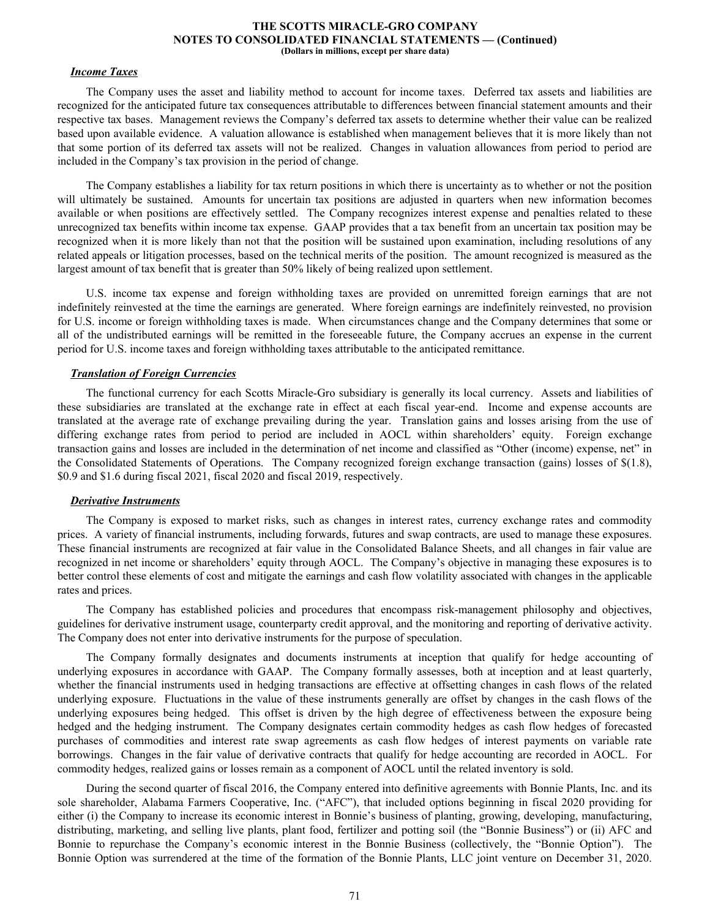### *Income Taxes*

The Company uses the asset and liability method to account for income taxes. Deferred tax assets and liabilities are recognized for the anticipated future tax consequences attributable to differences between financial statement amounts and their respective tax bases. Management reviews the Company's deferred tax assets to determine whether their value can be realized based upon available evidence. A valuation allowance is established when management believes that it is more likely than not that some portion of its deferred tax assets will not be realized. Changes in valuation allowances from period to period are included in the Company's tax provision in the period of change.

The Company establishes a liability for tax return positions in which there is uncertainty as to whether or not the position will ultimately be sustained. Amounts for uncertain tax positions are adjusted in quarters when new information becomes available or when positions are effectively settled. The Company recognizes interest expense and penalties related to these unrecognized tax benefits within income tax expense. GAAP provides that a tax benefit from an uncertain tax position may be recognized when it is more likely than not that the position will be sustained upon examination, including resolutions of any related appeals or litigation processes, based on the technical merits of the position. The amount recognized is measured as the largest amount of tax benefit that is greater than 50% likely of being realized upon settlement.

U.S. income tax expense and foreign withholding taxes are provided on unremitted foreign earnings that are not indefinitely reinvested at the time the earnings are generated. Where foreign earnings are indefinitely reinvested, no provision for U.S. income or foreign withholding taxes is made. When circumstances change and the Company determines that some or all of the undistributed earnings will be remitted in the foreseeable future, the Company accrues an expense in the current period for U.S. income taxes and foreign withholding taxes attributable to the anticipated remittance.

### *Translation of Foreign Currencies*

The functional currency for each Scotts Miracle-Gro subsidiary is generally its local currency. Assets and liabilities of these subsidiaries are translated at the exchange rate in effect at each fiscal year-end. Income and expense accounts are translated at the average rate of exchange prevailing during the year. Translation gains and losses arising from the use of differing exchange rates from period to period are included in AOCL within shareholders' equity. Foreign exchange transaction gains and losses are included in the determination of net income and classified as "Other (income) expense, net" in the Consolidated Statements of Operations. The Company recognized foreign exchange transaction (gains) losses of $(1.8), $0.9 and $1.6 during fiscal 2021, fiscal 2020 and fiscal 2019, respectively.

### *Derivative Instruments*

The Company is exposed to market risks, such as changes in interest rates, currency exchange rates and commodity prices. A variety of financial instruments, including forwards, futures and swap contracts, are used to manage these exposures. These financial instruments are recognized at fair value in the Consolidated Balance Sheets, and all changes in fair value are recognized in net income or shareholders' equity through AOCL. The Company's objective in managing these exposures is to better control these elements of cost and mitigate the earnings and cash flow volatility associated with changes in the applicable rates and prices.

The Company has established policies and procedures that encompass risk-management philosophy and objectives, guidelines for derivative instrument usage, counterparty credit approval, and the monitoring and reporting of derivative activity. The Company does not enter into derivative instruments for the purpose of speculation.

The Company formally designates and documents instruments at inception that qualify for hedge accounting of underlying exposures in accordance with GAAP. The Company formally assesses, both at inception and at least quarterly, whether the financial instruments used in hedging transactions are effective at offsetting changes in cash flows of the related underlying exposure. Fluctuations in the value of these instruments generally are offset by changes in the cash flows of the underlying exposures being hedged. This offset is driven by the high degree of effectiveness between the exposure being hedged and the hedging instrument. The Company designates certain commodity hedges as cash flow hedges of forecasted purchases of commodities and interest rate swap agreements as cash flow hedges of interest payments on variable rate borrowings. Changes in the fair value of derivative contracts that qualify for hedge accounting are recorded in AOCL. For commodity hedges, realized gains or losses remain as a component of AOCL until the related inventory is sold.

During the second quarter of fiscal 2016, the Company entered into definitive agreements with Bonnie Plants, Inc. and its sole shareholder, Alabama Farmers Cooperative, Inc. ("AFC"), that included options beginning in fiscal 2020 providing for either (i) the Company to increase its economic interest in Bonnie's business of planting, growing, developing, manufacturing, distributing, marketing, and selling live plants, plant food, fertilizer and potting soil (the "Bonnie Business") or (ii) AFC and Bonnie to repurchase the Company's economic interest in the Bonnie Business (collectively, the "Bonnie Option"). The Bonnie Option was surrendered at the time of the formation of the Bonnie Plants, LLC joint venture on December 31, 2020.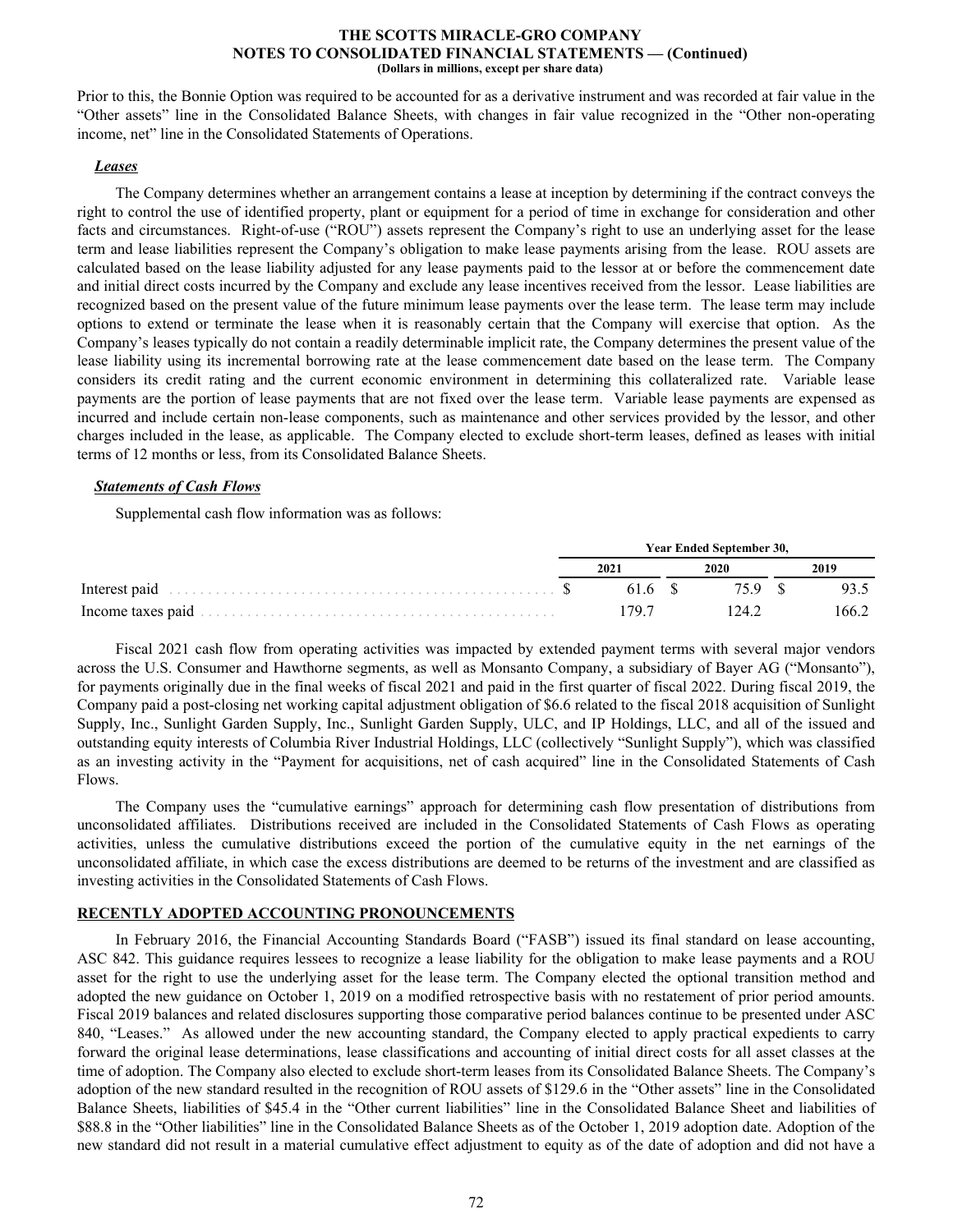Prior to this, the Bonnie Option was required to be accounted for as a derivative instrument and was recorded at fair value in the "Other assets" line in the Consolidated Balance Sheets, with changes in fair value recognized in the "Other non-operating income, net" line in the Consolidated Statements of Operations.

***Leases***

The Company determines whether an arrangement contains a lease at inception by determining if the contract conveys the right to control the use of identified property, plant or equipment for a period of time in exchange for consideration and other facts and circumstances. Right-of-use ("ROU") assets represent the Company's right to use an underlying asset for the lease term and lease liabilities represent the Company's obligation to make lease payments arising from the lease. ROU assets are calculated based on the lease liability adjusted for any lease payments paid to the lessor at or before the commencement date and initial direct costs incurred by the Company and exclude any lease incentives received from the lessor. Lease liabilities are recognized based on the present value of the future minimum lease payments over the lease term. The lease term may include options to extend or terminate the lease when it is reasonably certain that the Company will exercise that option. As the Company's leases typically do not contain a readily determinable implicit rate, the Company determines the present value of the lease liability using its incremental borrowing rate at the lease commencement date based on the lease term. The Company considers its credit rating and the current economic environment in determining this collateralized rate. Variable lease payments are the portion of lease payments that are not fixed over the lease term. Variable lease payments are expensed as incurred and include certain non-lease components, such as maintenance and other services provided by the lessor, and other charges included in the lease, as applicable. The Company elected to exclude short-term leases, defined as leases with initial terms of 12 months or less, from its Consolidated Balance Sheets.

***Statements of Cash Flows***

Supplemental cash flow information was as follows:

| | Year Ended September 30, | | |
|---|---|---|---|
| | 2021 | 2020 | 2019 |
| Interest paid | $ 61.6 | $ 75.9 | $ 93.5 |
| Income taxes paid | 179.7 | 124.2 | 166.2 |

Fiscal 2021 cash flow from operating activities was impacted by extended payment terms with several major vendors across the U.S. Consumer and Hawthorne segments, as well as Monsanto Company, a subsidiary of Bayer AG ("Monsanto"), for payments originally due in the final weeks of fiscal 2021 and paid in the first quarter of fiscal 2022. During fiscal 2019, the Company paid a post-closing net working capital adjustment obligation of $6.6 related to the fiscal 2018 acquisition of Sunlight Supply, Inc., Sunlight Garden Supply, Inc., Sunlight Garden Supply, ULC, and IP Holdings, LLC, and all of the issued and outstanding equity interests of Columbia River Industrial Holdings, LLC (collectively "Sunlight Supply"), which was classified as an investing activity in the "Payment for acquisitions, net of cash acquired" line in the Consolidated Statements of Cash Flows.

The Company uses the "cumulative earnings" approach for determining cash flow presentation of distributions from unconsolidated affiliates. Distributions received are included in the Consolidated Statements of Cash Flows as operating activities, unless the cumulative distributions exceed the portion of the cumulative equity in the net earnings of the unconsolidated affiliate, in which case the excess distributions are deemed to be returns of the investment and are classified as investing activities in the Consolidated Statements of Cash Flows.

## RECENTLY ADOPTED ACCOUNTING PRONOUNCEMENTS

In February 2016, the Financial Accounting Standards Board ("FASB") issued its final standard on lease accounting, ASC 842. This guidance requires lessees to recognize a lease liability for the obligation to make lease payments and a ROU asset for the right to use the underlying asset for the lease term. The Company elected the optional transition method and adopted the new guidance on October 1, 2019 on a modified retrospective basis with no restatement of prior period amounts. Fiscal 2019 balances and related disclosures supporting those comparative period balances continue to be presented under ASC 840, "Leases." As allowed under the new accounting standard, the Company elected to apply practical expedients to carry forward the original lease determinations, lease classifications and accounting of initial direct costs for all asset classes at the time of adoption. The Company also elected to exclude short-term leases from its Consolidated Balance Sheets. The Company's adoption of the new standard resulted in the recognition of ROU assets of $129.6 in the "Other assets" line in the Consolidated Balance Sheets, liabilities of $45.4 in the "Other current liabilities" line in the Consolidated Balance Sheet and liabilities of $88.8 in the "Other liabilities" line in the Consolidated Balance Sheets as of the October 1, 2019 adoption date. Adoption of the new standard did not result in a material cumulative effect adjustment to equity as of the date of adoption and did not have a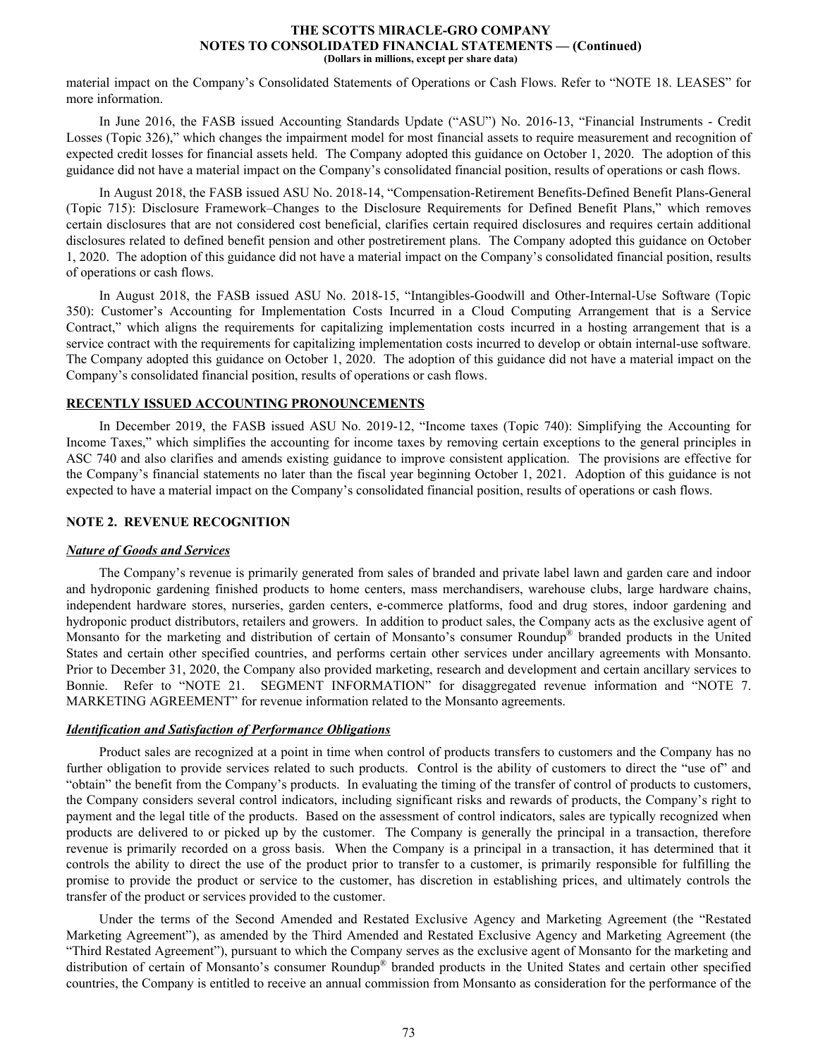material impact on the Company's Consolidated Statements of Operations or Cash Flows. Refer to "NOTE 18. LEASES" for more information.

In June 2016, the FASB issued Accounting Standards Update ("ASU") No. 2016-13, "Financial Instruments - Credit Losses (Topic 326)," which changes the impairment model for most financial assets to require measurement and recognition of expected credit losses for financial assets held. The Company adopted this guidance on October 1, 2020. The adoption of this guidance did not have a material impact on the Company's consolidated financial position, results of operations or cash flows.

In August 2018, the FASB issued ASU No. 2018-14, "Compensation-Retirement Benefits-Defined Benefit Plans-General (Topic 715): Disclosure Framework–Changes to the Disclosure Requirements for Defined Benefit Plans," which removes certain disclosures that are not considered cost beneficial, clarifies certain required disclosures and requires certain additional disclosures related to defined benefit pension and other postretirement plans. The Company adopted this guidance on October 1, 2020. The adoption of this guidance did not have a material impact on the Company's consolidated financial position, results of operations or cash flows.

In August 2018, the FASB issued ASU No. 2018-15, "Intangibles-Goodwill and Other-Internal-Use Software (Topic 350): Customer's Accounting for Implementation Costs Incurred in a Cloud Computing Arrangement that is a Service Contract," which aligns the requirements for capitalizing implementation costs incurred in a hosting arrangement that is a service contract with the requirements for capitalizing implementation costs incurred to develop or obtain internal-use software. The Company adopted this guidance on October 1, 2020. The adoption of this guidance did not have a material impact on the Company's consolidated financial position, results of operations or cash flows.

**RECENTLY ISSUED ACCOUNTING PRONOUNCEMENTS**

In December 2019, the FASB issued ASU No. 2019-12, "Income taxes (Topic 740): Simplifying the Accounting for Income Taxes," which simplifies the accounting for income taxes by removing certain exceptions to the general principles in ASC 740 and also clarifies and amends existing guidance to improve consistent application. The provisions are effective for the Company's financial statements no later than the fiscal year beginning October 1, 2021. Adoption of this guidance is not expected to have a material impact on the Company's consolidated financial position, results of operations or cash flows.

## NOTE 2. REVENUE RECOGNITION

***Nature of Goods and Services***

The Company's revenue is primarily generated from sales of branded and private label lawn and garden care and indoor and hydroponic gardening finished products to home centers, mass merchandisers, warehouse clubs, large hardware chains, independent hardware stores, nurseries, garden centers, e-commerce platforms, food and drug stores, indoor gardening and hydroponic product distributors, retailers and growers. In addition to product sales, the Company acts as the exclusive agent of Monsanto for the marketing and distribution of certain of Monsanto's consumer Roundup® branded products in the United States and certain other specified countries, and performs certain other services under ancillary agreements with Monsanto. Prior to December 31, 2020, the Company also provided marketing, research and development and certain ancillary services to Bonnie. Refer to "NOTE 21. SEGMENT INFORMATION" for disaggregated revenue information and "NOTE 7. MARKETING AGREEMENT" for revenue information related to the Monsanto agreements.

***Identification and Satisfaction of Performance Obligations***

Product sales are recognized at a point in time when control of products transfers to customers and the Company has no further obligation to provide services related to such products. Control is the ability of customers to direct the "use of" and "obtain" the benefit from the Company's products. In evaluating the timing of the transfer of control of products to customers, the Company considers several control indicators, including significant risks and rewards of products, the Company's right to payment and the legal title of the products. Based on the assessment of control indicators, sales are typically recognized when products are delivered to or picked up by the customer. The Company is generally the principal in a transaction, therefore revenue is primarily recorded on a gross basis. When the Company is a principal in a transaction, it has determined that it controls the ability to direct the use of the product prior to transfer to a customer, is primarily responsible for fulfilling the promise to provide the product or service to the customer, has discretion in establishing prices, and ultimately controls the transfer of the product or services provided to the customer.

Under the terms of the Second Amended and Restated Exclusive Agency and Marketing Agreement (the "Restated Marketing Agreement"), as amended by the Third Amended and Restated Exclusive Agency and Marketing Agreement (the "Third Restated Agreement"), pursuant to which the Company serves as the exclusive agent of Monsanto for the marketing and distribution of certain of Monsanto's consumer Roundup® branded products in the United States and certain other specified countries, the Company is entitled to receive an annual commission from Monsanto as consideration for the performance of the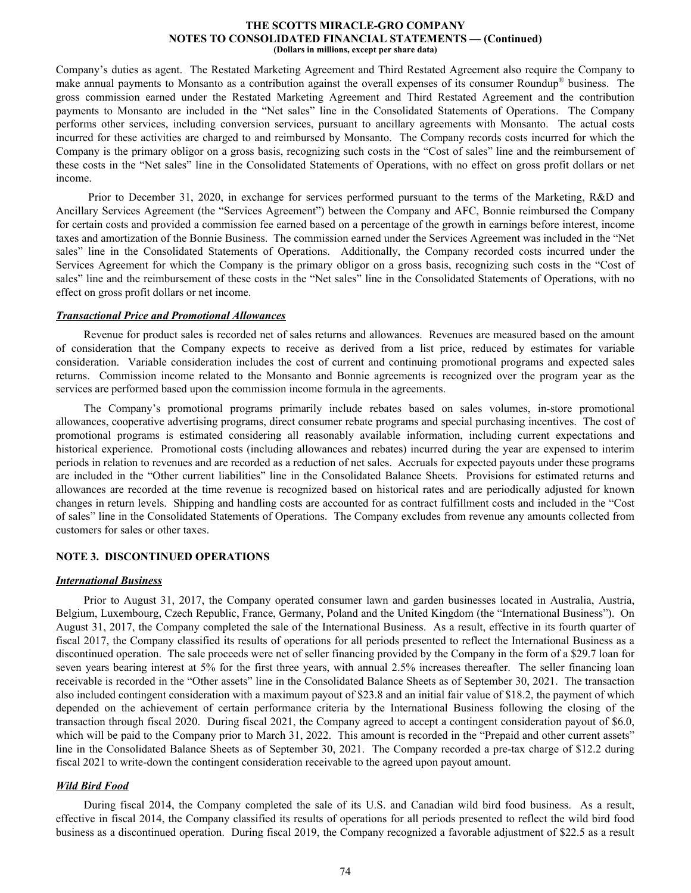Company's duties as agent. The Restated Marketing Agreement and Third Restated Agreement also require the Company to make annual payments to Monsanto as a contribution against the overall expenses of its consumer Roundup® business. The gross commission earned under the Restated Marketing Agreement and Third Restated Agreement and the contribution payments to Monsanto are included in the "Net sales" line in the Consolidated Statements of Operations. The Company performs other services, including conversion services, pursuant to ancillary agreements with Monsanto. The actual costs incurred for these activities are charged to and reimbursed by Monsanto. The Company records costs incurred for which the Company is the primary obligor on a gross basis, recognizing such costs in the "Cost of sales" line and the reimbursement of these costs in the "Net sales" line in the Consolidated Statements of Operations, with no effect on gross profit dollars or net income.

Prior to December 31, 2020, in exchange for services performed pursuant to the terms of the Marketing, R&D and Ancillary Services Agreement (the "Services Agreement") between the Company and AFC, Bonnie reimbursed the Company for certain costs and provided a commission fee earned based on a percentage of the growth in earnings before interest, income taxes and amortization of the Bonnie Business. The commission earned under the Services Agreement was included in the "Net sales" line in the Consolidated Statements of Operations. Additionally, the Company recorded costs incurred under the Services Agreement for which the Company is the primary obligor on a gross basis, recognizing such costs in the "Cost of sales" line and the reimbursement of these costs in the "Net sales" line in the Consolidated Statements of Operations, with no effect on gross profit dollars or net income.

***Transactional Price and Promotional Allowances***

Revenue for product sales is recorded net of sales returns and allowances. Revenues are measured based on the amount of consideration that the Company expects to receive as derived from a list price, reduced by estimates for variable consideration. Variable consideration includes the cost of current and continuing promotional programs and expected sales returns. Commission income related to the Monsanto and Bonnie agreements is recognized over the program year as the services are performed based upon the commission income formula in the agreements.

The Company's promotional programs primarily include rebates based on sales volumes, in-store promotional allowances, cooperative advertising programs, direct consumer rebate programs and special purchasing incentives. The cost of promotional programs is estimated considering all reasonably available information, including current expectations and historical experience. Promotional costs (including allowances and rebates) incurred during the year are expensed to interim periods in relation to revenues and are recorded as a reduction of net sales. Accruals for expected payouts under these programs are included in the "Other current liabilities" line in the Consolidated Balance Sheets. Provisions for estimated returns and allowances are recorded at the time revenue is recognized based on historical rates and are periodically adjusted for known changes in return levels. Shipping and handling costs are accounted for as contract fulfillment costs and included in the "Cost of sales" line in the Consolidated Statements of Operations. The Company excludes from revenue any amounts collected from customers for sales or other taxes.

## NOTE 3. DISCONTINUED OPERATIONS

***International Business***

Prior to August 31, 2017, the Company operated consumer lawn and garden businesses located in Australia, Austria, Belgium, Luxembourg, Czech Republic, France, Germany, Poland and the United Kingdom (the "International Business"). On August 31, 2017, the Company completed the sale of the International Business. As a result, effective in its fourth quarter of fiscal 2017, the Company classified its results of operations for all periods presented to reflect the International Business as a discontinued operation. The sale proceeds were net of seller financing provided by the Company in the form of a $29.7 loan for seven years bearing interest at 5% for the first three years, with annual 2.5% increases thereafter. The seller financing loan receivable is recorded in the "Other assets" line in the Consolidated Balance Sheets as of September 30, 2021. The transaction also included contingent consideration with a maximum payout of $23.8 and an initial fair value of $18.2, the payment of which depended on the achievement of certain performance criteria by the International Business following the closing of the transaction through fiscal 2020. During fiscal 2021, the Company agreed to accept a contingent consideration payout of $6.0, which will be paid to the Company prior to March 31, 2022. This amount is recorded in the "Prepaid and other current assets" line in the Consolidated Balance Sheets as of September 30, 2021. The Company recorded a pre-tax charge of $12.2 during fiscal 2021 to write-down the contingent consideration receivable to the agreed upon payout amount.

***Wild Bird Food***

During fiscal 2014, the Company completed the sale of its U.S. and Canadian wild bird food business. As a result, effective in fiscal 2014, the Company classified its results of operations for all periods presented to reflect the wild bird food business as a discontinued operation. During fiscal 2019, the Company recognized a favorable adjustment of $22.5 as a result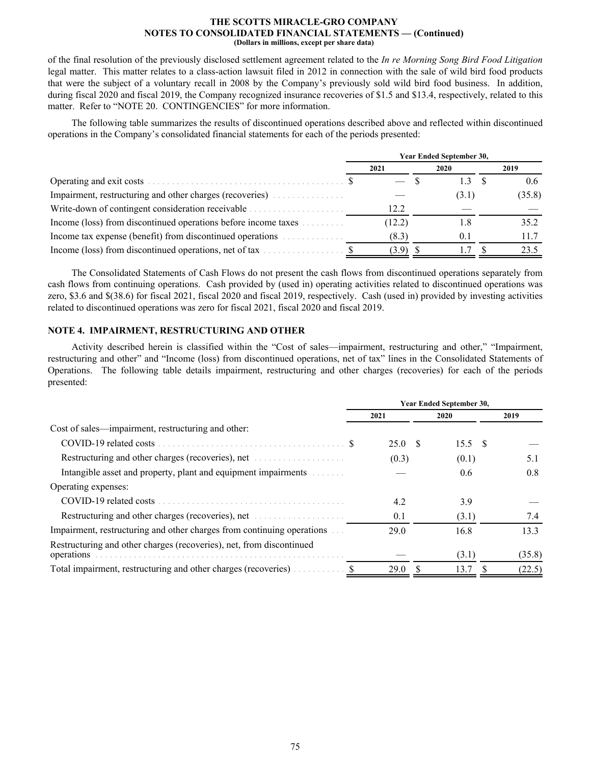of the final resolution of the previously disclosed settlement agreement related to the *In re Morning Song Bird Food Litigation* legal matter. This matter relates to a class-action lawsuit filed in 2012 in connection with the sale of wild bird food products that were the subject of a voluntary recall in 2008 by the Company's previously sold wild bird food business. In addition, during fiscal 2020 and fiscal 2019, the Company recognized insurance recoveries of $1.5 and $13.4, respectively, related to this matter. Refer to "NOTE 20. CONTINGENCIES" for more information.

The following table summarizes the results of discontinued operations described above and reflected within discontinued operations in the Company's consolidated financial statements for each of the periods presented:

| | Year Ended September 30, | | |
|---|---|---|---|
| | 2021 | 2020 | 2019 |
| Operating and exit costs | $ — | $ 1.3 | $ 0.6 |
| Impairment, restructuring and other charges (recoveries) | — | (3.1) | (35.8) |
| Write-down of contingent consideration receivable | 12.2 | — | — |
| Income (loss) from discontinued operations before income taxes | (12.2) | 1.8 | 35.2 |
| Income tax expense (benefit) from discontinued operations | (8.3) | 0.1 | 11.7 |
| Income (loss) from discontinued operations, net of tax | $ (3.9) | $ 1.7 | $ 23.5 |

The Consolidated Statements of Cash Flows do not present the cash flows from discontinued operations separately from cash flows from continuing operations. Cash provided by (used in) operating activities related to discontinued operations was zero, $3.6 and $(38.6) for fiscal 2021, fiscal 2020 and fiscal 2019, respectively. Cash (used in) provided by investing activities related to discontinued operations was zero for fiscal 2021, fiscal 2020 and fiscal 2019.

## NOTE 4. IMPAIRMENT, RESTRUCTURING AND OTHER

Activity described herein is classified within the "Cost of sales—impairment, restructuring and other," "Impairment, restructuring and other" and "Income (loss) from discontinued operations, net of tax" lines in the Consolidated Statements of Operations. The following table details impairment, restructuring and other charges (recoveries) for each of the periods presented:

| | Year Ended September 30, | | |
|---|---|---|---|
| | 2021 | 2020 | 2019 |
| Cost of sales—impairment, restructuring and other: | | | |
| COVID-19 related costs | $ 25.0 | $ 15.5 | $ — |
| Restructuring and other charges (recoveries), net | (0.3) | (0.1) | 5.1 |
| Intangible asset and property, plant and equipment impairments | — | 0.6 | 0.8 |
| Operating expenses: | | | |
| COVID-19 related costs | 4.2 | 3.9 | — |
| Restructuring and other charges (recoveries), net | 0.1 | (3.1) | 7.4 |
| Impairment, restructuring and other charges from continuing operations | 29.0 | 16.8 | 13.3 |
| Restructuring and other charges (recoveries), net, from discontinued operations | — | (3.1) | (35.8) |
| Total impairment, restructuring and other charges (recoveries) | $ 29.0 | $ 13.7 | $ (22.5) |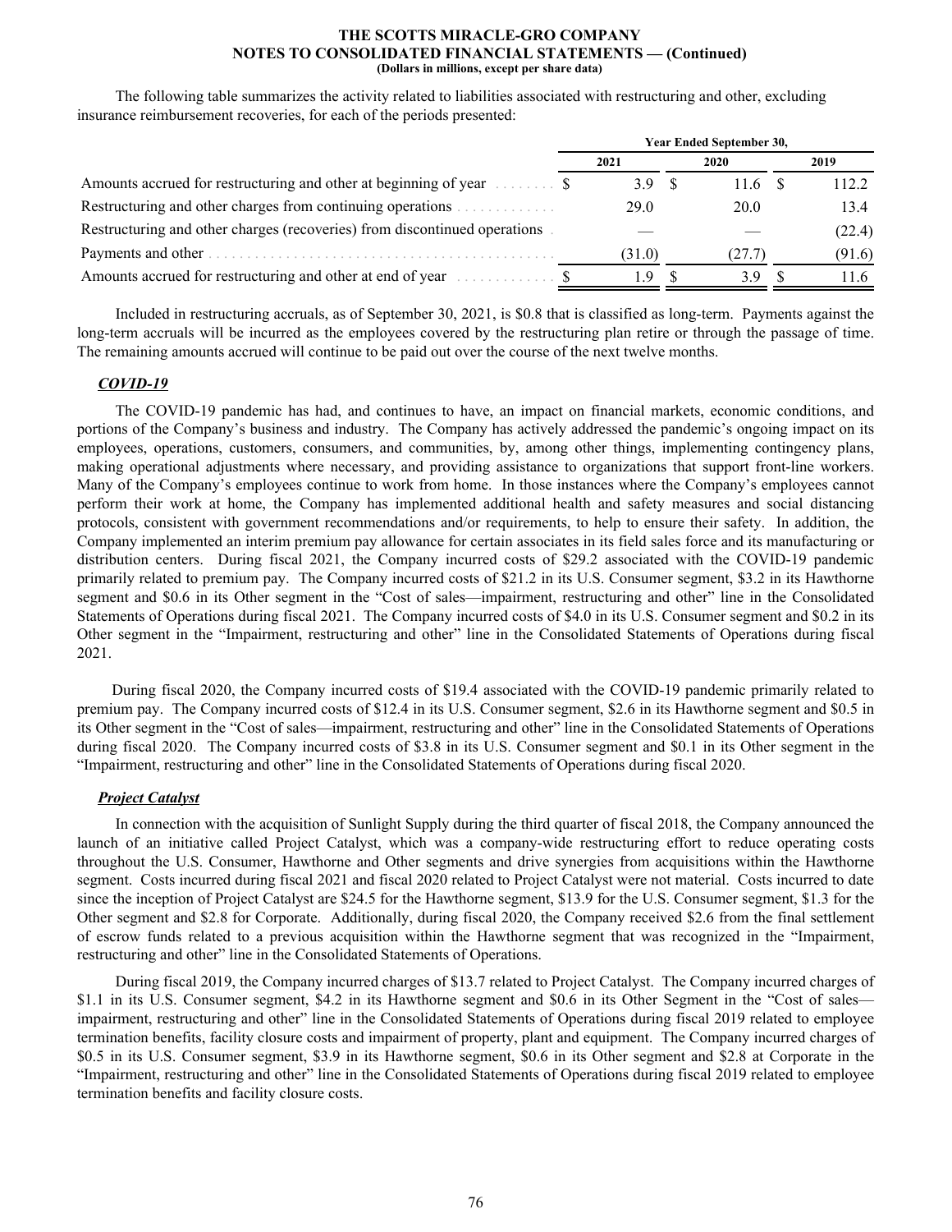The following table summarizes the activity related to liabilities associated with restructuring and other, excluding insurance reimbursement recoveries, for each of the periods presented:

| | Year Ended September 30, | | |
|---|---|---|---|
| | 2021 | 2020 | 2019 |
| Amounts accrued for restructuring and other at beginning of year | $ 3.9 | $ 11.6 | $ 112.2 |
| Restructuring and other charges from continuing operations | 29.0 | 20.0 | 13.4 |
| Restructuring and other charges (recoveries) from discontinued operations | — | — | (22.4) |
| Payments and other | (31.0) | (27.7) | (91.6) |
| Amounts accrued for restructuring and other at end of year | $ 1.9 | $ 3.9 | $ 11.6 |

Included in restructuring accruals, as of September 30, 2021, is $0.8 that is classified as long-term. Payments against the long-term accruals will be incurred as the employees covered by the restructuring plan retire or through the passage of time. The remaining amounts accrued will continue to be paid out over the course of the next twelve months.

***COVID-19***

The COVID-19 pandemic has had, and continues to have, an impact on financial markets, economic conditions, and portions of the Company's business and industry. The Company has actively addressed the pandemic's ongoing impact on its employees, operations, customers, consumers, and communities, by, among other things, implementing contingency plans, making operational adjustments where necessary, and providing assistance to organizations that support front-line workers. Many of the Company's employees continue to work from home. In those instances where the Company's employees cannot perform their work at home, the Company has implemented additional health and safety measures and social distancing protocols, consistent with government recommendations and/or requirements, to help to ensure their safety. In addition, the Company implemented an interim premium pay allowance for certain associates in its field sales force and its manufacturing or distribution centers. During fiscal 2021, the Company incurred costs of $29.2 associated with the COVID-19 pandemic primarily related to premium pay. The Company incurred costs of $21.2 in its U.S. Consumer segment, $3.2 in its Hawthorne segment and $0.6 in its Other segment in the "Cost of sales—impairment, restructuring and other" line in the Consolidated Statements of Operations during fiscal 2021. The Company incurred costs of $4.0 in its U.S. Consumer segment and $0.2 in its Other segment in the "Impairment, restructuring and other" line in the Consolidated Statements of Operations during fiscal 2021.

During fiscal 2020, the Company incurred costs of $19.4 associated with the COVID-19 pandemic primarily related to premium pay. The Company incurred costs of $12.4 in its U.S. Consumer segment, $2.6 in its Hawthorne segment and $0.5 in its Other segment in the "Cost of sales—impairment, restructuring and other" line in the Consolidated Statements of Operations during fiscal 2020. The Company incurred costs of $3.8 in its U.S. Consumer segment and $0.1 in its Other segment in the "Impairment, restructuring and other" line in the Consolidated Statements of Operations during fiscal 2020.

***Project Catalyst***

In connection with the acquisition of Sunlight Supply during the third quarter of fiscal 2018, the Company announced the launch of an initiative called Project Catalyst, which was a company-wide restructuring effort to reduce operating costs throughout the U.S. Consumer, Hawthorne and Other segments and drive synergies from acquisitions within the Hawthorne segment. Costs incurred during fiscal 2021 and fiscal 2020 related to Project Catalyst were not material. Costs incurred to date since the inception of Project Catalyst are $24.5 for the Hawthorne segment, $13.9 for the U.S. Consumer segment, $1.3 for the Other segment and $2.8 for Corporate. Additionally, during fiscal 2020, the Company received $2.6 from the final settlement of escrow funds related to a previous acquisition within the Hawthorne segment that was recognized in the "Impairment, restructuring and other" line in the Consolidated Statements of Operations.

During fiscal 2019, the Company incurred charges of $13.7 related to Project Catalyst. The Company incurred charges of $1.1 in its U.S. Consumer segment, $4.2 in its Hawthorne segment and $0.6 in its Other Segment in the "Cost of sales—impairment, restructuring and other" line in the Consolidated Statements of Operations during fiscal 2019 related to employee termination benefits, facility closure costs and impairment of property, plant and equipment. The Company incurred charges of $0.5 in its U.S. Consumer segment, $3.9 in its Hawthorne segment, $0.6 in its Other segment and $2.8 at Corporate in the "Impairment, restructuring and other" line in the Consolidated Statements of Operations during fiscal 2019 related to employee termination benefits and facility closure costs.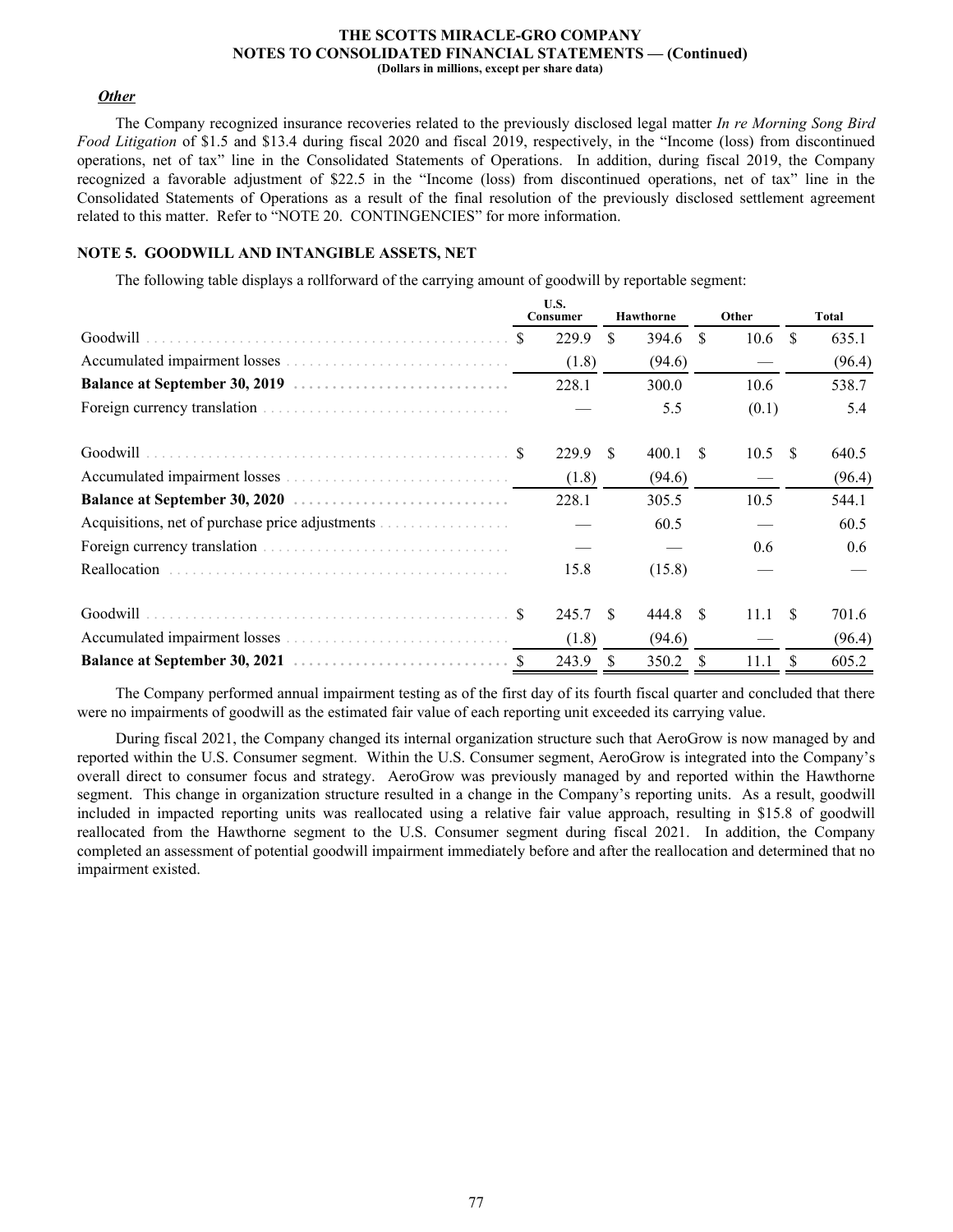### *Other*

The Company recognized insurance recoveries related to the previously disclosed legal matter *In re Morning Song Bird Food Litigation* of $1.5 and $13.4 during fiscal 2020 and fiscal 2019, respectively, in the "Income (loss) from discontinued operations, net of tax" line in the Consolidated Statements of Operations. In addition, during fiscal 2019, the Company recognized a favorable adjustment of $22.5 in the "Income (loss) from discontinued operations, net of tax" line in the Consolidated Statements of Operations as a result of the final resolution of the previously disclosed settlement agreement related to this matter. Refer to "NOTE 20. CONTINGENCIES" for more information.

## NOTE 5. GOODWILL AND INTANGIBLE ASSETS, NET

The following table displays a rollforward of the carrying amount of goodwill by reportable segment:

| | U.S. Consumer | Hawthorne | Other | Total |
|---|---|---|---|---|
| Goodwill | $ 229.9 | $ 394.6 | $ 10.6 | $ 635.1 |
| Accumulated impairment losses | (1.8) | (94.6) | — | (96.4) |
| **Balance at September 30, 2019** | 228.1 | 300.0 | 10.6 | 538.7 |
| Foreign currency translation | — | 5.5 | (0.1) | 5.4 |
| Goodwill | $ 229.9 | $ 400.1 | $ 10.5 | $ 640.5 |
| Accumulated impairment losses | (1.8) | (94.6) | — | (96.4) |
| **Balance at September 30, 2020** | 228.1 | 305.5 | 10.5 | 544.1 |
| Acquisitions, net of purchase price adjustments | — | 60.5 | — | 60.5 |
| Foreign currency translation | — | — | 0.6 | 0.6 |
| Reallocation | 15.8 | (15.8) | — | — |
| Goodwill | $ 245.7 | $ 444.8 | $ 11.1 | $ 701.6 |
| Accumulated impairment losses | (1.8) | (94.6) | — | (96.4) |
| **Balance at September 30, 2021** | $ 243.9 | $ 350.2 | $ 11.1 | $ 605.2 |

The Company performed annual impairment testing as of the first day of its fourth fiscal quarter and concluded that there were no impairments of goodwill as the estimated fair value of each reporting unit exceeded its carrying value.

During fiscal 2021, the Company changed its internal organization structure such that AeroGrow is now managed by and reported within the U.S. Consumer segment. Within the U.S. Consumer segment, AeroGrow is integrated into the Company's overall direct to consumer focus and strategy. AeroGrow was previously managed by and reported within the Hawthorne segment. This change in organization structure resulted in a change in the Company's reporting units. As a result, goodwill included in impacted reporting units was reallocated using a relative fair value approach, resulting in $15.8 of goodwill reallocated from the Hawthorne segment to the U.S. Consumer segment during fiscal 2021. In addition, the Company completed an assessment of potential goodwill impairment immediately before and after the reallocation and determined that no impairment existed.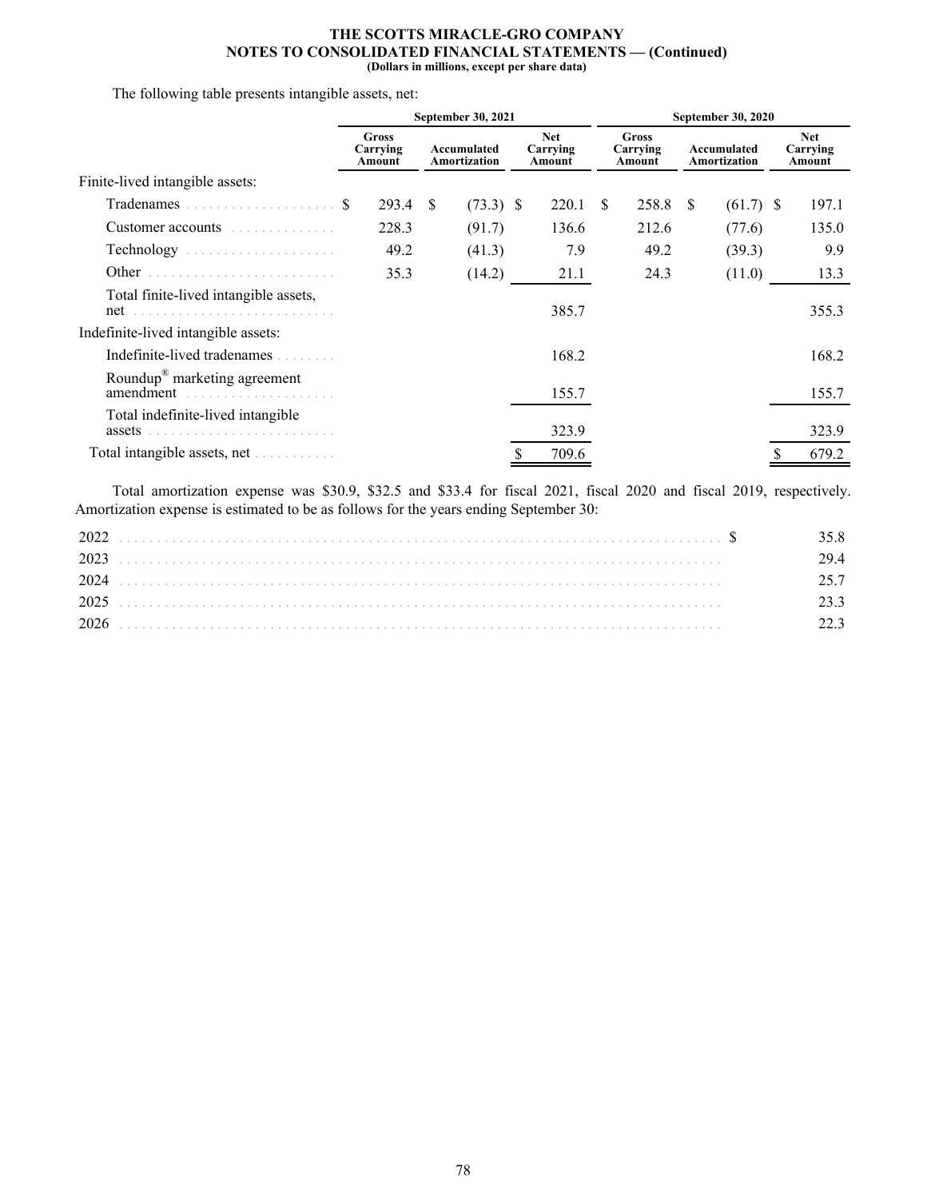The following table presents intangible assets, net:

| | September 30, 2021 | | | September 30, 2020 | | |
|---|---|---|---|---|---|---|
| | Gross Carrying Amount | Accumulated Amortization | Net Carrying Amount | Gross Carrying Amount | Accumulated Amortization | Net Carrying Amount |
| Finite-lived intangible assets: | | | | | | |
| Tradenames | $ 293.4 | $ (73.3) | $ 220.1 | $ 258.8 | $ (61.7) | $ 197.1 |
| Customer accounts | 228.3 | (91.7) | 136.6 | 212.6 | (77.6) | 135.0 |
| Technology | 49.2 | (41.3) | 7.9 | 49.2 | (39.3) | 9.9 |
| Other | 35.3 | (14.2) | 21.1 | 24.3 | (11.0) | 13.3 |
| Total finite-lived intangible assets, net | | | 385.7 | | | 355.3 |
| Indefinite-lived intangible assets: | | | | | | |
| Indefinite-lived tradenames | | | 168.2 | | | 168.2 |
| Roundup® marketing agreement amendment | | | 155.7 | | | 155.7 |
| Total indefinite-lived intangible assets | | | 323.9 | | | 323.9 |
| Total intangible assets, net | | | $ 709.6 | | | $ 679.2 |

Total amortization expense was $30.9, $32.5 and $33.4 for fiscal 2021, fiscal 2020 and fiscal 2019, respectively. Amortization expense is estimated to be as follows for the years ending September 30:

| | |
|---|---|
| 2022 | $ 35.8 |
| 2023 | 29.4 |
| 2024 | 25.7 |
| 2025 | 23.3 |
| 2026 | 22.3 |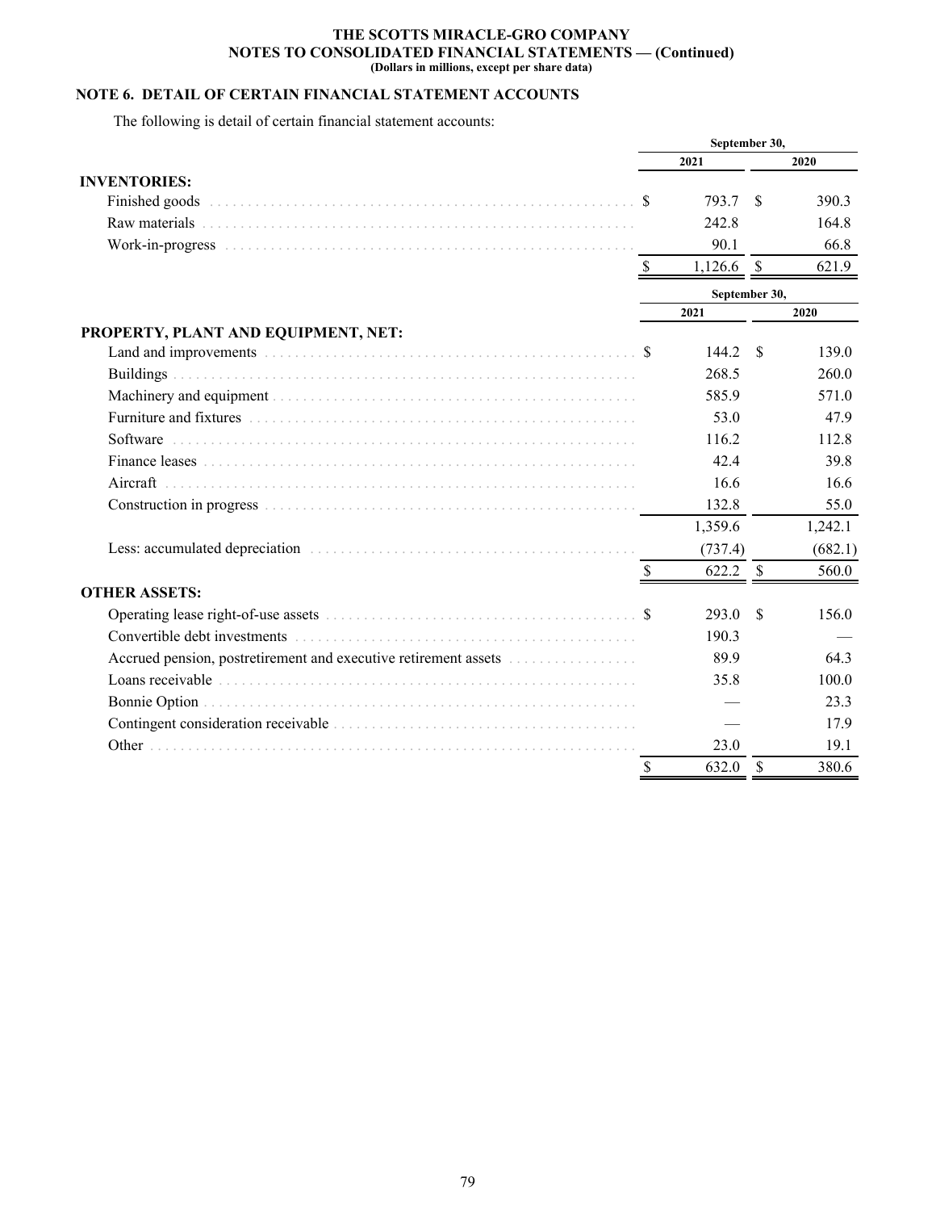THE SCOTTS MIRACLE-GRO COMPANY
NOTES TO CONSOLIDATED FINANCIAL STATEMENTS — (Continued)
(Dollars in millions, except per share data)

## NOTE 6. DETAIL OF CERTAIN FINANCIAL STATEMENT ACCOUNTS

The following is detail of certain financial statement accounts:

| | September 30, 2021 | September 30, 2020 |
|---|---|---|
| **INVENTORIES:** | | |
| Finished goods | $ 793.7 | $ 390.3 |
| Raw materials | 242.8 | 164.8 |
| Work-in-progress | 90.1 | 66.8 |
| | $ 1,126.6 | $ 621.9 |

| | September 30, 2021 | September 30, 2020 |
|---|---|---|
| **PROPERTY, PLANT AND EQUIPMENT, NET:** | | |
| Land and improvements | $ 144.2 | $ 139.0 |
| Buildings | 268.5 | 260.0 |
| Machinery and equipment | 585.9 | 571.0 |
| Furniture and fixtures | 53.0 | 47.9 |
| Software | 116.2 | 112.8 |
| Finance leases | 42.4 | 39.8 |
| Aircraft | 16.6 | 16.6 |
| Construction in progress | 132.8 | 55.0 |
| | 1,359.6 | 1,242.1 |
| Less: accumulated depreciation | (737.4) | (682.1) |
| | $ 622.2 | $ 560.0 |
| **OTHER ASSETS:** | | |
| Operating lease right-of-use assets | $ 293.0 | $ 156.0 |
| Convertible debt investments | 190.3 | — |
| Accrued pension, postretirement and executive retirement assets | 89.9 | 64.3 |
| Loans receivable | 35.8 | 100.0 |
| Bonnie Option | — | 23.3 |
| Contingent consideration receivable | — | 17.9 |
| Other | 23.0 | 19.1 |
| | $ 632.0 | $ 380.6 |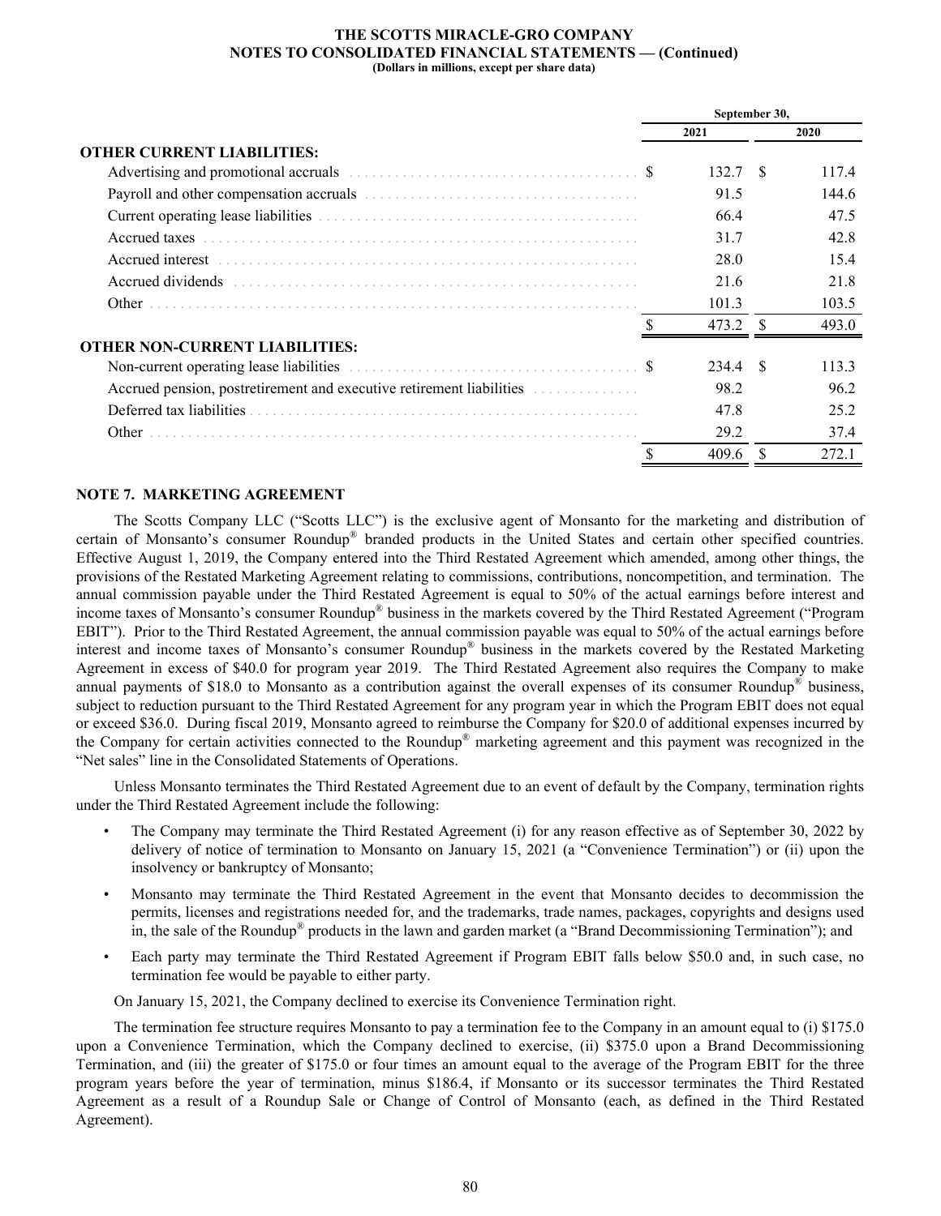|  | September 30, |  |
| --- | --- | --- |
|  | 2021 | 2020 |
| **OTHER CURRENT LIABILITIES:** |  |  |
| Advertising and promotional accruals | $ 132.7 | $ 117.4 |
| Payroll and other compensation accruals | 91.5 | 144.6 |
| Current operating lease liabilities | 66.4 | 47.5 |
| Accrued taxes | 31.7 | 42.8 |
| Accrued interest | 28.0 | 15.4 |
| Accrued dividends | 21.6 | 21.8 |
| Other | 101.3 | 103.5 |
|  | $ 473.2 | $ 493.0 |
| **OTHER NON-CURRENT LIABILITIES:** |  |  |
| Non-current operating lease liabilities | $ 234.4 | $ 113.3 |
| Accrued pension, postretirement and executive retirement liabilities | 98.2 | 96.2 |
| Deferred tax liabilities | 47.8 | 25.2 |
| Other | 29.2 | 37.4 |
|  | $ 409.6 | $ 272.1 |

## NOTE 7. MARKETING AGREEMENT

The Scotts Company LLC ("Scotts LLC") is the exclusive agent of Monsanto for the marketing and distribution of certain of Monsanto's consumer Roundup® branded products in the United States and certain other specified countries. Effective August 1, 2019, the Company entered into the Third Restated Agreement which amended, among other things, the provisions of the Restated Marketing Agreement relating to commissions, contributions, noncompetition, and termination. The annual commission payable under the Third Restated Agreement is equal to 50% of the actual earnings before interest and income taxes of Monsanto's consumer Roundup® business in the markets covered by the Third Restated Agreement ("Program EBIT"). Prior to the Third Restated Agreement, the annual commission payable was equal to 50% of the actual earnings before interest and income taxes of Monsanto's consumer Roundup® business in the markets covered by the Restated Marketing Agreement in excess of $40.0 for program year 2019. The Third Restated Agreement also requires the Company to make annual payments of $18.0 to Monsanto as a contribution against the overall expenses of its consumer Roundup® business, subject to reduction pursuant to the Third Restated Agreement for any program year in which the Program EBIT does not equal or exceed $36.0. During fiscal 2019, Monsanto agreed to reimburse the Company for $20.0 of additional expenses incurred by the Company for certain activities connected to the Roundup® marketing agreement and this payment was recognized in the "Net sales" line in the Consolidated Statements of Operations.

Unless Monsanto terminates the Third Restated Agreement due to an event of default by the Company, termination rights under the Third Restated Agreement include the following:

- The Company may terminate the Third Restated Agreement (i) for any reason effective as of September 30, 2022 by delivery of notice of termination to Monsanto on January 15, 2021 (a "Convenience Termination") or (ii) upon the insolvency or bankruptcy of Monsanto;
- Monsanto may terminate the Third Restated Agreement in the event that Monsanto decides to decommission the permits, licenses and registrations needed for, and the trademarks, trade names, packages, copyrights and designs used in, the sale of the Roundup® products in the lawn and garden market (a "Brand Decommissioning Termination"); and
- Each party may terminate the Third Restated Agreement if Program EBIT falls below $50.0 and, in such case, no termination fee would be payable to either party.

On January 15, 2021, the Company declined to exercise its Convenience Termination right.

The termination fee structure requires Monsanto to pay a termination fee to the Company in an amount equal to (i) $175.0 upon a Convenience Termination, which the Company declined to exercise, (ii) $375.0 upon a Brand Decommissioning Termination, and (iii) the greater of $175.0 or four times an amount equal to the average of the Program EBIT for the three program years before the year of termination, minus $186.4, if Monsanto or its successor terminates the Third Restated Agreement as a result of a Roundup Sale or Change of Control of Monsanto (each, as defined in the Third Restated Agreement).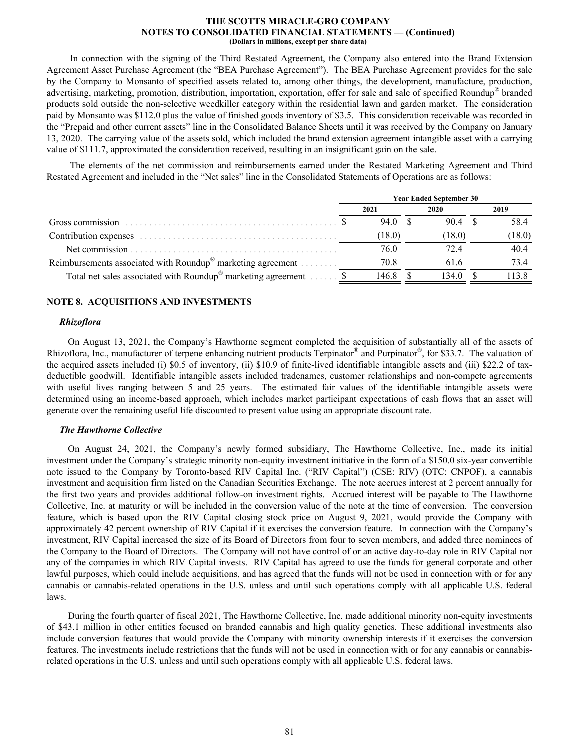In connection with the signing of the Third Restated Agreement, the Company also entered into the Brand Extension Agreement Asset Purchase Agreement (the "BEA Purchase Agreement"). The BEA Purchase Agreement provides for the sale by the Company to Monsanto of specified assets related to, among other things, the development, manufacture, production, advertising, marketing, promotion, distribution, importation, exportation, offer for sale and sale of specified Roundup® branded products sold outside the non-selective weedkiller category within the residential lawn and garden market. The consideration paid by Monsanto was $112.0 plus the value of finished goods inventory of $3.5. This consideration receivable was recorded in the "Prepaid and other current assets" line in the Consolidated Balance Sheets until it was received by the Company on January 13, 2020. The carrying value of the assets sold, which included the brand extension agreement intangible asset with a carrying value of $111.7, approximated the consideration received, resulting in an insignificant gain on the sale.

The elements of the net commission and reimbursements earned under the Restated Marketing Agreement and Third Restated Agreement and included in the "Net sales" line in the Consolidated Statements of Operations are as follows:

| | Year Ended September 30 | | |
|---|---|---|---|
| | 2021 | 2020 | 2019 |
| Gross commission | $ 94.0 | $ 90.4 | $ 58.4 |
| Contribution expenses | (18.0) | (18.0) | (18.0) |
| Net commission | 76.0 | 72.4 | 40.4 |
| Reimbursements associated with Roundup® marketing agreement | 70.8 | 61.6 | 73.4 |
| Total net sales associated with Roundup® marketing agreement | $ 146.8 | $ 134.0 | $ 113.8 |

## NOTE 8. ACQUISITIONS AND INVESTMENTS

***Rhizoflora***

On August 13, 2021, the Company's Hawthorne segment completed the acquisition of substantially all of the assets of Rhizoflora, Inc., manufacturer of terpene enhancing nutrient products Terpinator® and Purpinator®, for $33.7. The valuation of the acquired assets included (i) $0.5 of inventory, (ii) $10.9 of finite-lived identifiable intangible assets and (iii) $22.2 of tax-deductible goodwill. Identifiable intangible assets included tradenames, customer relationships and non-compete agreements with useful lives ranging between 5 and 25 years. The estimated fair values of the identifiable intangible assets were determined using an income-based approach, which includes market participant expectations of cash flows that an asset will generate over the remaining useful life discounted to present value using an appropriate discount rate.

***The Hawthorne Collective***

On August 24, 2021, the Company's newly formed subsidiary, The Hawthorne Collective, Inc., made its initial investment under the Company's strategic minority non-equity investment initiative in the form of a $150.0 six-year convertible note issued to the Company by Toronto-based RIV Capital Inc. ("RIV Capital") (CSE: RIV) (OTC: CNPOF), a cannabis investment and acquisition firm listed on the Canadian Securities Exchange. The note accrues interest at 2 percent annually for the first two years and provides additional follow-on investment rights. Accrued interest will be payable to The Hawthorne Collective, Inc. at maturity or will be included in the conversion value of the note at the time of conversion. The conversion feature, which is based upon the RIV Capital closing stock price on August 9, 2021, would provide the Company with approximately 42 percent ownership of RIV Capital if it exercises the conversion feature. In connection with the Company's investment, RIV Capital increased the size of its Board of Directors from four to seven members, and added three nominees of the Company to the Board of Directors. The Company will not have control of or an active day-to-day role in RIV Capital nor any of the companies in which RIV Capital invests. RIV Capital has agreed to use the funds for general corporate and other lawful purposes, which could include acquisitions, and has agreed that the funds will not be used in connection with or for any cannabis or cannabis-related operations in the U.S. unless and until such operations comply with all applicable U.S. federal laws.

During the fourth quarter of fiscal 2021, The Hawthorne Collective, Inc. made additional minority non-equity investments of $43.1 million in other entities focused on branded cannabis and high quality genetics. These additional investments also include conversion features that would provide the Company with minority ownership interests if it exercises the conversion features. The investments include restrictions that the funds will not be used in connection with or for any cannabis or cannabis-related operations in the U.S. unless and until such operations comply with all applicable U.S. federal laws.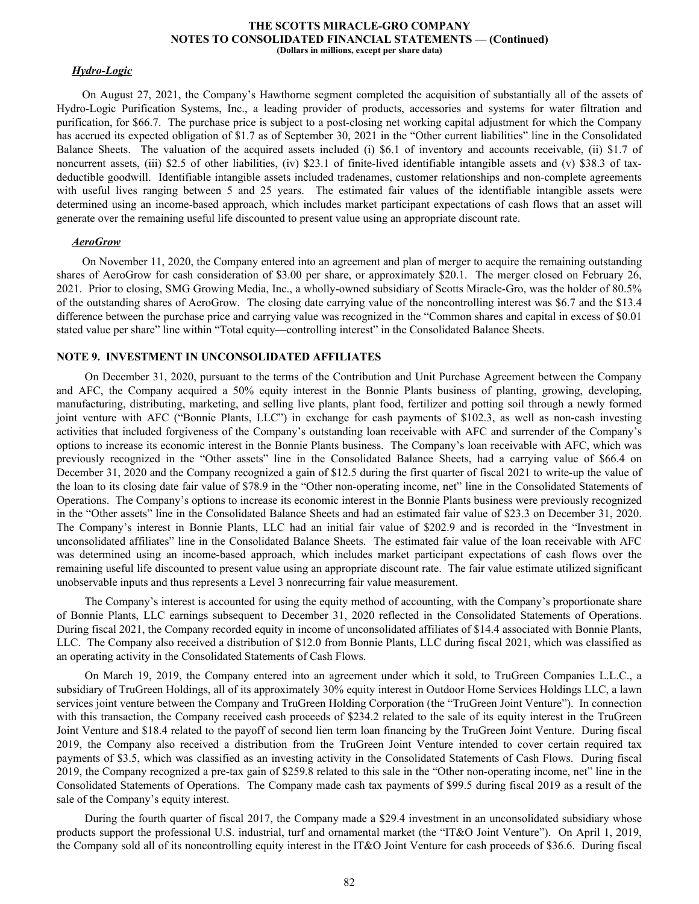***Hydro-Logic***

On August 27, 2021, the Company's Hawthorne segment completed the acquisition of substantially all of the assets of Hydro-Logic Purification Systems, Inc., a leading provider of products, accessories and systems for water filtration and purification, for $66.7. The purchase price is subject to a post-closing net working capital adjustment for which the Company has accrued its expected obligation of $1.7 as of September 30, 2021 in the "Other current liabilities" line in the Consolidated Balance Sheets. The valuation of the acquired assets included (i) $6.1 of inventory and accounts receivable, (ii) $1.7 of noncurrent assets, (iii) $2.5 of other liabilities, (iv) $23.1 of finite-lived identifiable intangible assets and (v) $38.3 of tax-deductible goodwill. Identifiable intangible assets included tradenames, customer relationships and non-complete agreements with useful lives ranging between 5 and 25 years. The estimated fair values of the identifiable intangible assets were determined using an income-based approach, which includes market participant expectations of cash flows that an asset will generate over the remaining useful life discounted to present value using an appropriate discount rate.

***AeroGrow***

On November 11, 2020, the Company entered into an agreement and plan of merger to acquire the remaining outstanding shares of AeroGrow for cash consideration of $3.00 per share, or approximately $20.1. The merger closed on February 26, 2021. Prior to closing, SMG Growing Media, Inc., a wholly-owned subsidiary of Scotts Miracle-Gro, was the holder of 80.5% of the outstanding shares of AeroGrow. The closing date carrying value of the noncontrolling interest was $6.7 and the $13.4 difference between the purchase price and carrying value was recognized in the "Common shares and capital in excess of $0.01 stated value per share" line within "Total equity—controlling interest" in the Consolidated Balance Sheets.

## NOTE 9. INVESTMENT IN UNCONSOLIDATED AFFILIATES

On December 31, 2020, pursuant to the terms of the Contribution and Unit Purchase Agreement between the Company and AFC, the Company acquired a 50% equity interest in the Bonnie Plants business of planting, growing, developing, manufacturing, distributing, marketing, and selling live plants, plant food, fertilizer and potting soil through a newly formed joint venture with AFC ("Bonnie Plants, LLC") in exchange for cash payments of $102.3, as well as non-cash investing activities that included forgiveness of the Company's outstanding loan receivable with AFC and surrender of the Company's options to increase its economic interest in the Bonnie Plants business. The Company's loan receivable with AFC, which was previously recognized in the "Other assets" line in the Consolidated Balance Sheets, had a carrying value of $66.4 on December 31, 2020 and the Company recognized a gain of $12.5 during the first quarter of fiscal 2021 to write-up the value of the loan to its closing date fair value of $78.9 in the "Other non-operating income, net" line in the Consolidated Statements of Operations. The Company's options to increase its economic interest in the Bonnie Plants business were previously recognized in the "Other assets" line in the Consolidated Balance Sheets and had an estimated fair value of $23.3 on December 31, 2020. The Company's interest in Bonnie Plants, LLC had an initial fair value of $202.9 and is recorded in the "Investment in unconsolidated affiliates" line in the Consolidated Balance Sheets. The estimated fair value of the loan receivable with AFC was determined using an income-based approach, which includes market participant expectations of cash flows over the remaining useful life discounted to present value using an appropriate discount rate. The fair value estimate utilized significant unobservable inputs and thus represents a Level 3 nonrecurring fair value measurement.

The Company's interest is accounted for using the equity method of accounting, with the Company's proportionate share of Bonnie Plants, LLC earnings subsequent to December 31, 2020 reflected in the Consolidated Statements of Operations. During fiscal 2021, the Company recorded equity in income of unconsolidated affiliates of $14.4 associated with Bonnie Plants, LLC. The Company also received a distribution of $12.0 from Bonnie Plants, LLC during fiscal 2021, which was classified as an operating activity in the Consolidated Statements of Cash Flows.

On March 19, 2019, the Company entered into an agreement under which it sold, to TruGreen Companies L.L.C., a subsidiary of TruGreen Holdings, all of its approximately 30% equity interest in Outdoor Home Services Holdings LLC, a lawn services joint venture between the Company and TruGreen Holding Corporation (the "TruGreen Joint Venture"). In connection with this transaction, the Company received cash proceeds of $234.2 related to the sale of its equity interest in the TruGreen Joint Venture and $18.4 related to the payoff of second lien term loan financing by the TruGreen Joint Venture. During fiscal 2019, the Company also received a distribution from the TruGreen Joint Venture intended to cover certain required tax payments of $3.5, which was classified as an investing activity in the Consolidated Statements of Cash Flows. During fiscal 2019, the Company recognized a pre-tax gain of $259.8 related to this sale in the "Other non-operating income, net" line in the Consolidated Statements of Operations. The Company made cash tax payments of $99.5 during fiscal 2019 as a result of the sale of the Company's equity interest.

During the fourth quarter of fiscal 2017, the Company made a $29.4 investment in an unconsolidated subsidiary whose products support the professional U.S. industrial, turf and ornamental market (the "IT&O Joint Venture"). On April 1, 2019, the Company sold all of its noncontrolling equity interest in the IT&O Joint Venture for cash proceeds of $36.6. During fiscal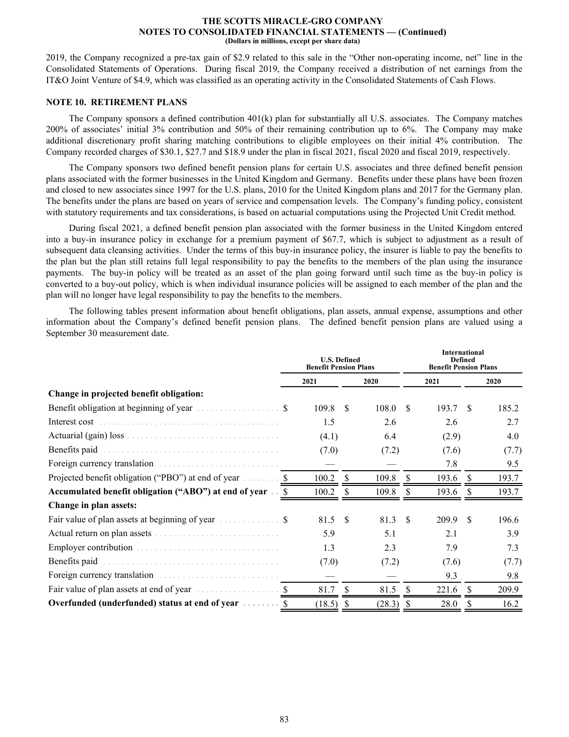2019, the Company recognized a pre-tax gain of $2.9 related to this sale in the "Other non-operating income, net" line in the Consolidated Statements of Operations. During fiscal 2019, the Company received a distribution of net earnings from the IT&O Joint Venture of $4.9, which was classified as an operating activity in the Consolidated Statements of Cash Flows.

## NOTE 10. RETIREMENT PLANS

The Company sponsors a defined contribution 401(k) plan for substantially all U.S. associates. The Company matches 200% of associates' initial 3% contribution and 50% of their remaining contribution up to 6%. The Company may make additional discretionary profit sharing matching contributions to eligible employees on their initial 4% contribution. The Company recorded charges of $30.1, $27.7 and $18.9 under the plan in fiscal 2021, fiscal 2020 and fiscal 2019, respectively.

The Company sponsors two defined benefit pension plans for certain U.S. associates and three defined benefit pension plans associated with the former businesses in the United Kingdom and Germany. Benefits under these plans have been frozen and closed to new associates since 1997 for the U.S. plans, 2010 for the United Kingdom plans and 2017 for the Germany plan. The benefits under the plans are based on years of service and compensation levels. The Company's funding policy, consistent with statutory requirements and tax considerations, is based on actuarial computations using the Projected Unit Credit method.

During fiscal 2021, a defined benefit pension plan associated with the former business in the United Kingdom entered into a buy-in insurance policy in exchange for a premium payment of $67.7, which is subject to adjustment as a result of subsequent data cleansing activities. Under the terms of this buy-in insurance policy, the insurer is liable to pay the benefits to the plan but the plan still retains full legal responsibility to pay the benefits to the members of the plan using the insurance payments. The buy-in policy will be treated as an asset of the plan going forward until such time as the buy-in policy is converted to a buy-out policy, which is when individual insurance policies will be assigned to each member of the plan and the plan will no longer have legal responsibility to pay the benefits to the members.

The following tables present information about benefit obligations, plan assets, annual expense, assumptions and other information about the Company's defined benefit pension plans. The defined benefit pension plans are valued using a September 30 measurement date.

| | U.S. Defined Benefit Pension Plans | | International Defined Benefit Pension Plans | |
|---|---|---|---|---|
| | 2021 | 2020 | 2021 | 2020 |
| **Change in projected benefit obligation:** | | | | |
| Benefit obligation at beginning of year | $ 109.8 | $ 108.0 | $ 193.7 | $ 185.2 |
| Interest cost | 1.5 | 2.6 | 2.6 | 2.7 |
| Actuarial (gain) loss | (4.1) | 6.4 | (2.9) | 4.0 |
| Benefits paid | (7.0) | (7.2) | (7.6) | (7.7) |
| Foreign currency translation | — | — | 7.8 | 9.5 |
| Projected benefit obligation ("PBO") at end of year | $ 100.2 | $ 109.8 | $ 193.6 | $ 193.7 |
| **Accumulated benefit obligation ("ABO") at end of year** | $ 100.2 | $ 109.8 | $ 193.6 | $ 193.7 |
| **Change in plan assets:** | | | | |
| Fair value of plan assets at beginning of year | $ 81.5 | $ 81.3 | $ 209.9 | $ 196.6 |
| Actual return on plan assets | 5.9 | 5.1 | 2.1 | 3.9 |
| Employer contribution | 1.3 | 2.3 | 7.9 | 7.3 |
| Benefits paid | (7.0) | (7.2) | (7.6) | (7.7) |
| Foreign currency translation | — | — | 9.3 | 9.8 |
| Fair value of plan assets at end of year | $ 81.7 | $ 81.5 | $ 221.6 | $ 209.9 |
| **Overfunded (underfunded) status at end of year** | $ (18.5) | $ (28.3) | $ 28.0 | $ 16.2 |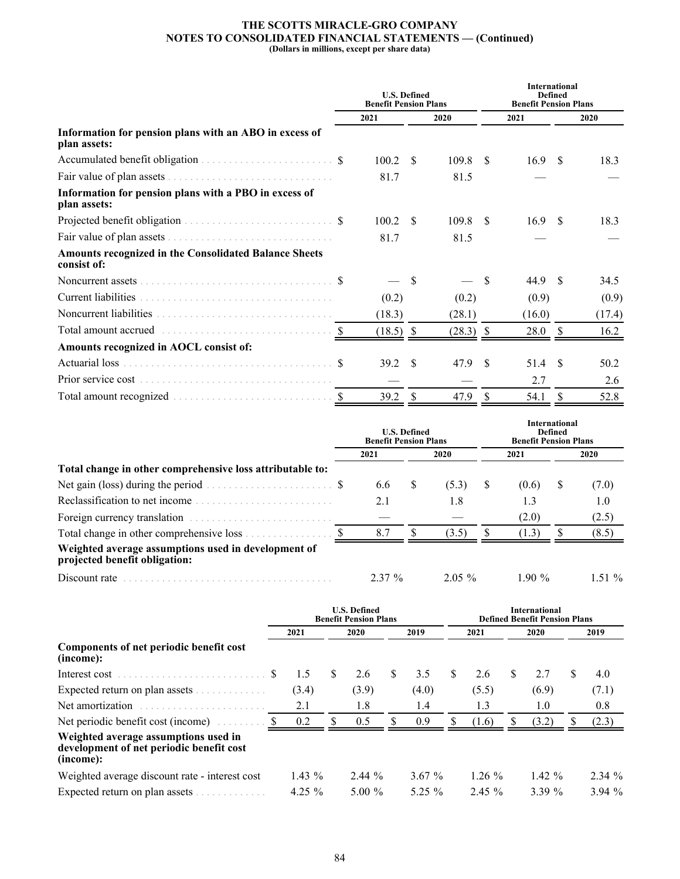**THE SCOTTS MIRACLE-GRO COMPANY**
**NOTES TO CONSOLIDATED FINANCIAL STATEMENTS — (Continued)**
**(Dollars in millions, except per share data)**

| | U.S. Defined Benefit Pension Plans | | International Defined Benefit Pension Plans | |
|---|---|---|---|---|
| | 2021 | 2020 | 2021 | 2020 |
| **Information for pension plans with an ABO in excess of plan assets:** | | | | |
| Accumulated benefit obligation | $ 100.2 | $ 109.8 | $ 16.9 | $ 18.3 |
| Fair value of plan assets | 81.7 | 81.5 | — | — |
| **Information for pension plans with a PBO in excess of plan assets:** | | | | |
| Projected benefit obligation | $ 100.2 | $ 109.8 | $ 16.9 | $ 18.3 |
| Fair value of plan assets | 81.7 | 81.5 | — | — |
| **Amounts recognized in the Consolidated Balance Sheets consist of:** | | | | |
| Noncurrent assets | $ — | $ — | $ 44.9 | $ 34.5 |
| Current liabilities | (0.2) | (0.2) | (0.9) | (0.9) |
| Noncurrent liabilities | (18.3) | (28.1) | (16.0) | (17.4) |
| Total amount accrued | $ (18.5) | $ (28.3) | $ 28.0 | $ 16.2 |
| **Amounts recognized in AOCL consist of:** | | | | |
| Actuarial loss | $ 39.2 | $ 47.9 | $ 51.4 | $ 50.2 |
| Prior service cost | — | — | 2.7 | 2.6 |
| Total amount recognized | $ 39.2 | $ 47.9 | $ 54.1 | $ 52.8 |

| | U.S. Defined Benefit Pension Plans | | International Defined Benefit Pension Plans | |
|---|---|---|---|---|
| | 2021 | 2020 | 2021 | 2020 |
| **Total change in other comprehensive loss attributable to:** | | | | |
| Net gain (loss) during the period | $ 6.6 | $ (5.3) | $ (0.6) | $ (7.0) |
| Reclassification to net income | 2.1 | 1.8 | 1.3 | 1.0 |
| Foreign currency translation | — | — | (2.0) | (2.5) |
| Total change in other comprehensive loss | $ 8.7 | $ (3.5) | $ (1.3) | $ (8.5) |
| **Weighted average assumptions used in development of projected benefit obligation:** | | | | |
| Discount rate | 2.37 % | 2.05 % | 1.90 % | 1.51 % |

| | U.S. Defined Benefit Pension Plans | | | International Defined Benefit Pension Plans | | |
|---|---|---|---|---|---|---|
| | 2021 | 2020 | 2019 | 2021 | 2020 | 2019 |
| **Components of net periodic benefit cost (income):** | | | | | | |
| Interest cost | $ 1.5 | $ 2.6 | $ 3.5 | $ 2.6 | $ 2.7 | $ 4.0 |
| Expected return on plan assets | (3.4) | (3.9) | (4.0) | (5.5) | (6.9) | (7.1) |
| Net amortization | 2.1 | 1.8 | 1.4 | 1.3 | 1.0 | 0.8 |
| Net periodic benefit cost (income) | $ 0.2 | $ 0.5 | $ 0.9 | $ (1.6) | $ (3.2) | $ (2.3) |
| **Weighted average assumptions used in development of net periodic benefit cost (income):** | | | | | | |
| Weighted average discount rate - interest cost | 1.43 % | 2.44 % | 3.67 % | 1.26 % | 1.42 % | 2.34 % |
| Expected return on plan assets | 4.25 % | 5.00 % | 5.25 % | 2.45 % | 3.39 % | 3.94 % |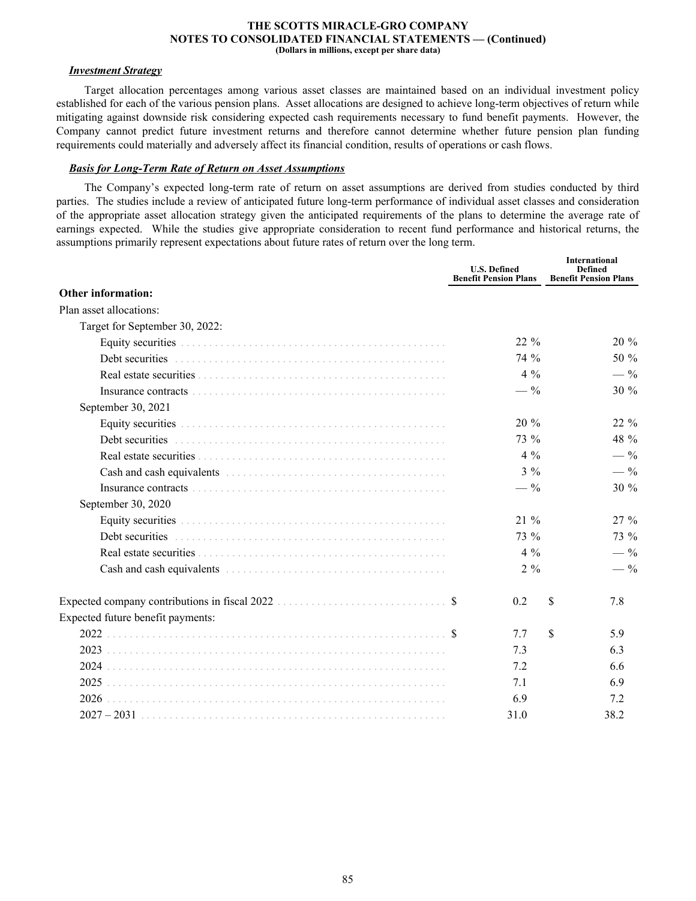### *Investment Strategy*

Target allocation percentages among various asset classes are maintained based on an individual investment policy established for each of the various pension plans. Asset allocations are designed to achieve long-term objectives of return while mitigating against downside risk considering expected cash requirements necessary to fund benefit payments. However, the Company cannot predict future investment returns and therefore cannot determine whether future pension plan funding requirements could materially and adversely affect its financial condition, results of operations or cash flows.

### *Basis for Long-Term Rate of Return on Asset Assumptions*

The Company's expected long-term rate of return on asset assumptions are derived from studies conducted by third parties. The studies include a review of anticipated future long-term performance of individual asset classes and consideration of the appropriate asset allocation strategy given the anticipated requirements of the plans to determine the average rate of earnings expected. While the studies give appropriate consideration to recent fund performance and historical returns, the assumptions primarily represent expectations about future rates of return over the long term.

| | U.S. Defined Benefit Pension Plans | International Defined Benefit Pension Plans |
|---|---|---|
| **Other information:** | | |
| Plan asset allocations: | | |
| Target for September 30, 2022: | | |
| Equity securities | 22 % | 20 % |
| Debt securities | 74 % | 50 % |
| Real estate securities | 4 % | — % |
| Insurance contracts | — % | 30 % |
| September 30, 2021 | | |
| Equity securities | 20 % | 22 % |
| Debt securities | 73 % | 48 % |
| Real estate securities | 4 % | — % |
| Cash and cash equivalents | 3 % | — % |
| Insurance contracts | — % | 30 % |
| September 30, 2020 | | |
| Equity securities | 21 % | 27 % |
| Debt securities | 73 % | 73 % |
| Real estate securities | 4 % | — % |
| Cash and cash equivalents | 2 % | — % |
| Expected company contributions in fiscal 2022 | $ 0.2 | $ 7.8 |
| Expected future benefit payments: | | |
| 2022 | $ 7.7 | $ 5.9 |
| 2023 | 7.3 | 6.3 |
| 2024 | 7.2 | 6.6 |
| 2025 | 7.1 | 6.9 |
| 2026 | 6.9 | 7.2 |
| 2027 – 2031 | 31.0 | 38.2 |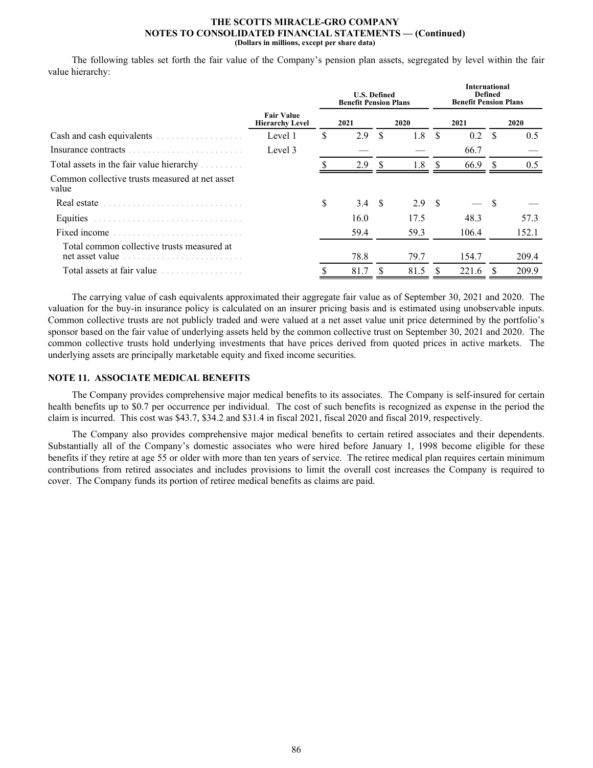The following tables set forth the fair value of the Company's pension plan assets, segregated by level within the fair value hierarchy:

| | Fair Value Hierarchy Level | U.S. Defined Benefit Pension Plans | | International Defined Benefit Pension Plans | |
|---|---|---|---|---|---|
| | | 2021 | 2020 | 2021 | 2020 |
| Cash and cash equivalents | Level 1 | $ 2.9 | $ 1.8 | $ 0.2 | $ 0.5 |
| Insurance contracts | Level 3 | — | — | 66.7 | — |
| Total assets in the fair value hierarchy | | $ 2.9 | $ 1.8 | $ 66.9 | $ 0.5 |
| Common collective trusts measured at net asset value | | | | | |
| Real estate | | $ 3.4 | $ 2.9 | $ — | $ — |
| Equities | | 16.0 | 17.5 | 48.3 | 57.3 |
| Fixed income | | 59.4 | 59.3 | 106.4 | 152.1 |
| Total common collective trusts measured at net asset value | | 78.8 | 79.7 | 154.7 | 209.4 |
| Total assets at fair value | | $ 81.7 | $ 81.5 | $ 221.6 | $ 209.9 |

The carrying value of cash equivalents approximated their aggregate fair value as of September 30, 2021 and 2020. The valuation for the buy-in insurance policy is calculated on an insurer pricing basis and is estimated using unobservable inputs. Common collective trusts are not publicly traded and were valued at a net asset value unit price determined by the portfolio's sponsor based on the fair value of underlying assets held by the common collective trust on September 30, 2021 and 2020. The common collective trusts hold underlying investments that have prices derived from quoted prices in active markets. The underlying assets are principally marketable equity and fixed income securities.

## NOTE 11. ASSOCIATE MEDICAL BENEFITS

The Company provides comprehensive major medical benefits to its associates. The Company is self-insured for certain health benefits up to $0.7 per occurrence per individual. The cost of such benefits is recognized as expense in the period the claim is incurred. This cost was $43.7, $34.2 and $31.4 in fiscal 2021, fiscal 2020 and fiscal 2019, respectively.

The Company also provides comprehensive major medical benefits to certain retired associates and their dependents. Substantially all of the Company's domestic associates who were hired before January 1, 1998 become eligible for these benefits if they retire at age 55 or older with more than ten years of service. The retiree medical plan requires certain minimum contributions from retired associates and includes provisions to limit the overall cost increases the Company is required to cover. The Company funds its portion of retiree medical benefits as claims are paid.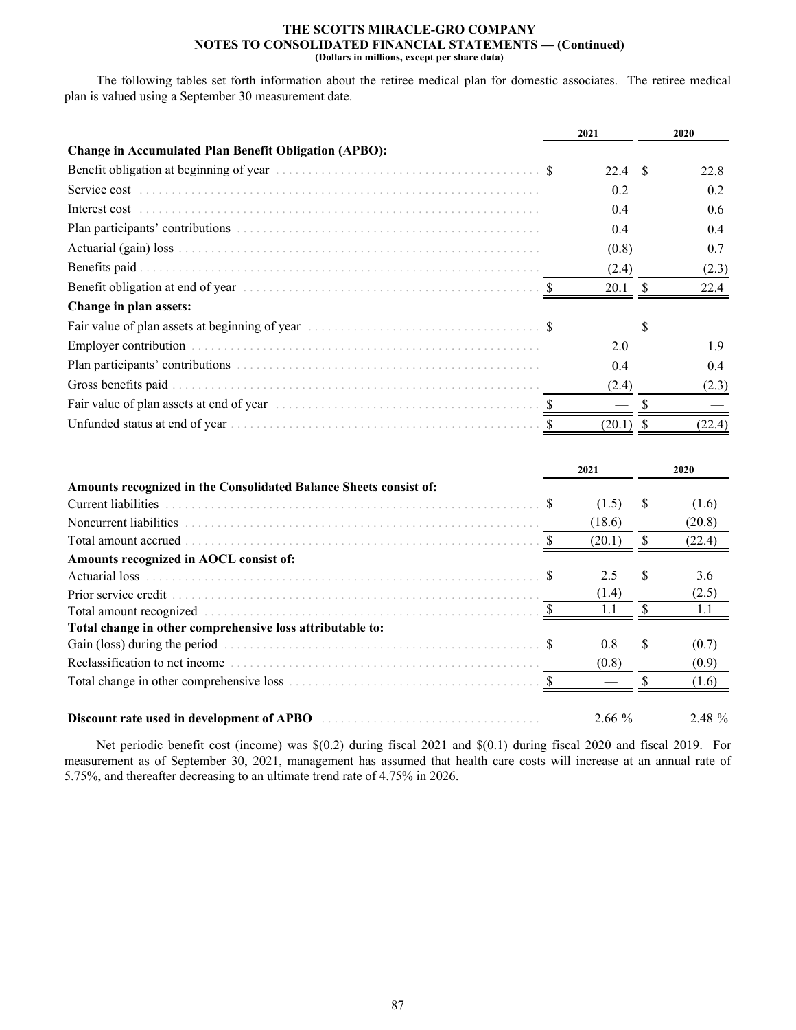The following tables set forth information about the retiree medical plan for domestic associates. The retiree medical plan is valued using a September 30 measurement date.

| | 2021 | 2020 |
|---|---|---|
| **Change in Accumulated Plan Benefit Obligation (APBO):** | | |
| Benefit obligation at beginning of year | $ 22.4 | $ 22.8 |
| Service cost | 0.2 | 0.2 |
| Interest cost | 0.4 | 0.6 |
| Plan participants' contributions | 0.4 | 0.4 |
| Actuarial (gain) loss | (0.8) | 0.7 |
| Benefits paid | (2.4) | (2.3) |
| Benefit obligation at end of year | $ 20.1 | $ 22.4 |
| **Change in plan assets:** | | |
| Fair value of plan assets at beginning of year | $ — | $ — |
| Employer contribution | 2.0 | 1.9 |
| Plan participants' contributions | 0.4 | 0.4 |
| Gross benefits paid | (2.4) | (2.3) |
| Fair value of plan assets at end of year | $ — | $ — |
| Unfunded status at end of year | $ (20.1) | $ (22.4) |

| | 2021 | 2020 |
|---|---|---|
| **Amounts recognized in the Consolidated Balance Sheets consist of:** | | |
| Current liabilities | $ (1.5) | $ (1.6) |
| Noncurrent liabilities | (18.6) | (20.8) |
| Total amount accrued | $ (20.1) | $ (22.4) |
| **Amounts recognized in AOCL consist of:** | | |
| Actuarial loss | $ 2.5 | $ 3.6 |
| Prior service credit | (1.4) | (2.5) |
| Total amount recognized | $ 1.1 | $ 1.1 |
| **Total change in other comprehensive loss attributable to:** | | |
| Gain (loss) during the period | $ 0.8 | $ (0.7) |
| Reclassification to net income | (0.8) | (0.9) |
| Total change in other comprehensive loss | $ — | $ (1.6) |
| | | |
| **Discount rate used in development of APBO** | 2.66 % | 2.48 % |

Net periodic benefit cost (income) was $(0.2) during fiscal 2021 and $(0.1) during fiscal 2020 and fiscal 2019. For measurement as of September 30, 2021, management has assumed that health care costs will increase at an annual rate of 5.75%, and thereafter decreasing to an ultimate trend rate of 4.75% in 2026.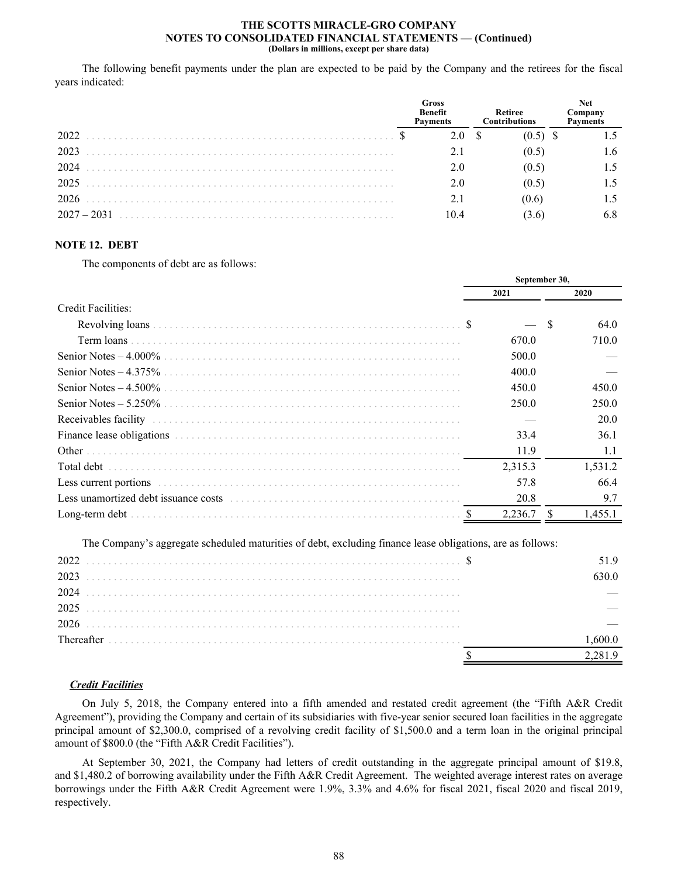The following benefit payments under the plan are expected to be paid by the Company and the retirees for the fiscal years indicated:

| | Gross Benefit Payments | Retiree Contributions | Net Company Payments |
|---|---|---|---|
| 2022 | $ 2.0 | $ (0.5) | $ 1.5 |
| 2023 | 2.1 | (0.5) | 1.6 |
| 2024 | 2.0 | (0.5) | 1.5 |
| 2025 | 2.0 | (0.5) | 1.5 |
| 2026 | 2.1 | (0.6) | 1.5 |
| 2027 – 2031 | 10.4 | (3.6) | 6.8 |

## NOTE 12. DEBT

The components of debt are as follows:

| | September 30, | |
|---|---|---|
| | 2021 | 2020 |
| Credit Facilities: | | |
| Revolving loans | $ — | $ 64.0 |
| Term loans | 670.0 | 710.0 |
| Senior Notes – 4.000% | 500.0 | — |
| Senior Notes – 4.375% | 400.0 | — |
| Senior Notes – 4.500% | 450.0 | 450.0 |
| Senior Notes – 5.250% | 250.0 | 250.0 |
| Receivables facility | — | 20.0 |
| Finance lease obligations | 33.4 | 36.1 |
| Other | 11.9 | 1.1 |
| Total debt | 2,315.3 | 1,531.2 |
| Less current portions | 57.8 | 66.4 |
| Less unamortized debt issuance costs | 20.8 | 9.7 |
| Long-term debt | $ 2,236.7 | $ 1,455.1 |

The Company's aggregate scheduled maturities of debt, excluding finance lease obligations, are as follows:

| | |
|---|---|
| 2022 | $ 51.9 |
| 2023 | 630.0 |
| 2024 | — |
| 2025 | — |
| 2026 | — |
| Thereafter | 1,600.0 |
| | $ 2,281.9 |

***Credit Facilities***

On July 5, 2018, the Company entered into a fifth amended and restated credit agreement (the "Fifth A&R Credit Agreement"), providing the Company and certain of its subsidiaries with five-year senior secured loan facilities in the aggregate principal amount of $2,300.0, comprised of a revolving credit facility of $1,500.0 and a term loan in the original principal amount of $800.0 (the "Fifth A&R Credit Facilities").

At September 30, 2021, the Company had letters of credit outstanding in the aggregate principal amount of $19.8, and $1,480.2 of borrowing availability under the Fifth A&R Credit Agreement. The weighted average interest rates on average borrowings under the Fifth A&R Credit Agreement were 1.9%, 3.3% and 4.6% for fiscal 2021, fiscal 2020 and fiscal 2019, respectively.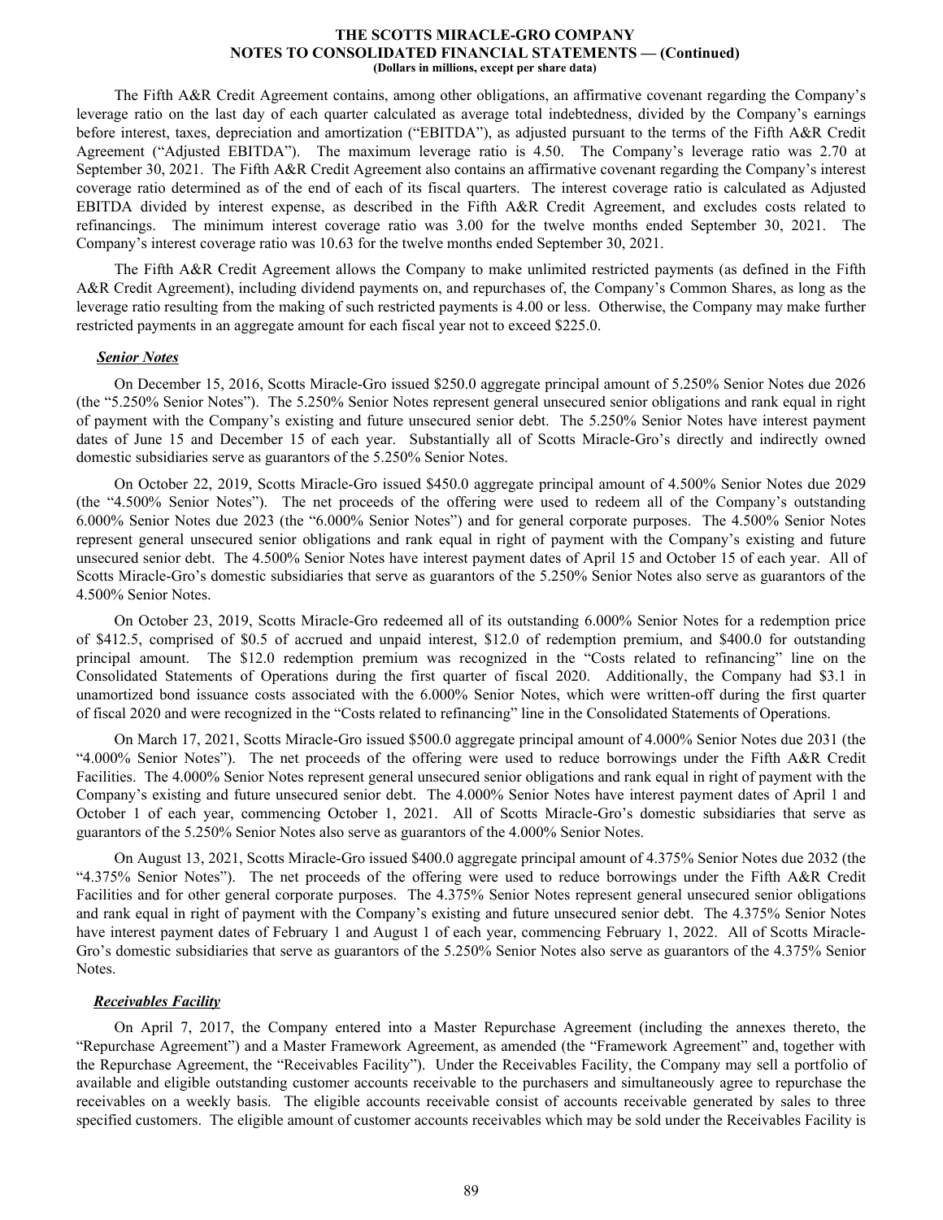The Fifth A&R Credit Agreement contains, among other obligations, an affirmative covenant regarding the Company's leverage ratio on the last day of each quarter calculated as average total indebtedness, divided by the Company's earnings before interest, taxes, depreciation and amortization ("EBITDA"), as adjusted pursuant to the terms of the Fifth A&R Credit Agreement ("Adjusted EBITDA"). The maximum leverage ratio is 4.50. The Company's leverage ratio was 2.70 at September 30, 2021. The Fifth A&R Credit Agreement also contains an affirmative covenant regarding the Company's interest coverage ratio determined as of the end of each of its fiscal quarters. The interest coverage ratio is calculated as Adjusted EBITDA divided by interest expense, as described in the Fifth A&R Credit Agreement, and excludes costs related to refinancings. The minimum interest coverage ratio was 3.00 for the twelve months ended September 30, 2021. The Company's interest coverage ratio was 10.63 for the twelve months ended September 30, 2021.

The Fifth A&R Credit Agreement allows the Company to make unlimited restricted payments (as defined in the Fifth A&R Credit Agreement), including dividend payments on, and repurchases of, the Company's Common Shares, as long as the leverage ratio resulting from the making of such restricted payments is 4.00 or less. Otherwise, the Company may make further restricted payments in an aggregate amount for each fiscal year not to exceed $225.0.

***Senior Notes***

On December 15, 2016, Scotts Miracle-Gro issued $250.0 aggregate principal amount of 5.250% Senior Notes due 2026 (the "5.250% Senior Notes"). The 5.250% Senior Notes represent general unsecured senior obligations and rank equal in right of payment with the Company's existing and future unsecured senior debt. The 5.250% Senior Notes have interest payment dates of June 15 and December 15 of each year. Substantially all of Scotts Miracle-Gro's directly and indirectly owned domestic subsidiaries serve as guarantors of the 5.250% Senior Notes.

On October 22, 2019, Scotts Miracle-Gro issued $450.0 aggregate principal amount of 4.500% Senior Notes due 2029 (the "4.500% Senior Notes"). The net proceeds of the offering were used to redeem all of the Company's outstanding 6.000% Senior Notes due 2023 (the "6.000% Senior Notes") and for general corporate purposes. The 4.500% Senior Notes represent general unsecured senior obligations and rank equal in right of payment with the Company's existing and future unsecured senior debt. The 4.500% Senior Notes have interest payment dates of April 15 and October 15 of each year. All of Scotts Miracle-Gro's domestic subsidiaries that serve as guarantors of the 5.250% Senior Notes also serve as guarantors of the 4.500% Senior Notes.

On October 23, 2019, Scotts Miracle-Gro redeemed all of its outstanding 6.000% Senior Notes for a redemption price of $412.5, comprised of $0.5 of accrued and unpaid interest, $12.0 of redemption premium, and $400.0 for outstanding principal amount. The $12.0 redemption premium was recognized in the "Costs related to refinancing" line on the Consolidated Statements of Operations during the first quarter of fiscal 2020. Additionally, the Company had $3.1 in unamortized bond issuance costs associated with the 6.000% Senior Notes, which were written-off during the first quarter of fiscal 2020 and were recognized in the "Costs related to refinancing" line in the Consolidated Statements of Operations.

On March 17, 2021, Scotts Miracle-Gro issued $500.0 aggregate principal amount of 4.000% Senior Notes due 2031 (the "4.000% Senior Notes"). The net proceeds of the offering were used to reduce borrowings under the Fifth A&R Credit Facilities. The 4.000% Senior Notes represent general unsecured senior obligations and rank equal in right of payment with the Company's existing and future unsecured senior debt. The 4.000% Senior Notes have interest payment dates of April 1 and October 1 of each year, commencing October 1, 2021. All of Scotts Miracle-Gro's domestic subsidiaries that serve as guarantors of the 5.250% Senior Notes also serve as guarantors of the 4.000% Senior Notes.

On August 13, 2021, Scotts Miracle-Gro issued $400.0 aggregate principal amount of 4.375% Senior Notes due 2032 (the "4.375% Senior Notes"). The net proceeds of the offering were used to reduce borrowings under the Fifth A&R Credit Facilities and for other general corporate purposes. The 4.375% Senior Notes represent general unsecured senior obligations and rank equal in right of payment with the Company's existing and future unsecured senior debt. The 4.375% Senior Notes have interest payment dates of February 1 and August 1 of each year, commencing February 1, 2022. All of Scotts Miracle-Gro's domestic subsidiaries that serve as guarantors of the 5.250% Senior Notes also serve as guarantors of the 4.375% Senior Notes.

***Receivables Facility***

On April 7, 2017, the Company entered into a Master Repurchase Agreement (including the annexes thereto, the "Repurchase Agreement") and a Master Framework Agreement, as amended (the "Framework Agreement" and, together with the Repurchase Agreement, the "Receivables Facility"). Under the Receivables Facility, the Company may sell a portfolio of available and eligible outstanding customer accounts receivable to the purchasers and simultaneously agree to repurchase the receivables on a weekly basis. The eligible accounts receivable consist of accounts receivable generated by sales to three specified customers. The eligible amount of customer accounts receivables which may be sold under the Receivables Facility is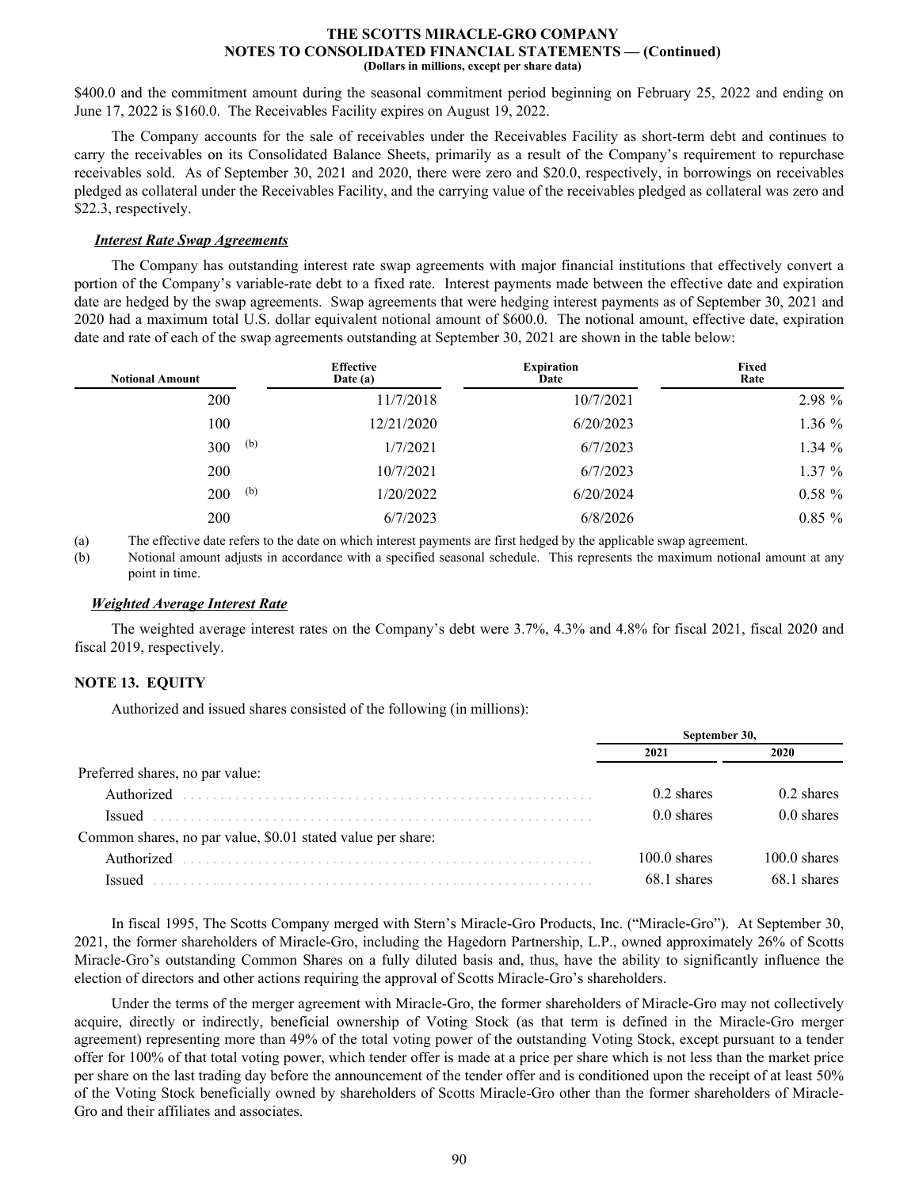$400.0 and the commitment amount during the seasonal commitment period beginning on February 25, 2022 and ending on June 17, 2022 is $160.0. The Receivables Facility expires on August 19, 2022.

The Company accounts for the sale of receivables under the Receivables Facility as short-term debt and continues to carry the receivables on its Consolidated Balance Sheets, primarily as a result of the Company's requirement to repurchase receivables sold. As of September 30, 2021 and 2020, there were zero and $20.0, respectively, in borrowings on receivables pledged as collateral under the Receivables Facility, and the carrying value of the receivables pledged as collateral was zero and $22.3, respectively.

***Interest Rate Swap Agreements***

The Company has outstanding interest rate swap agreements with major financial institutions that effectively convert a portion of the Company's variable-rate debt to a fixed rate. Interest payments made between the effective date and expiration date are hedged by the swap agreements. Swap agreements that were hedging interest payments as of September 30, 2021 and 2020 had a maximum total U.S. dollar equivalent notional amount of $600.0. The notional amount, effective date, expiration date and rate of each of the swap agreements outstanding at September 30, 2021 are shown in the table below:

| Notional Amount | Effective Date (a) | Expiration Date | Fixed Rate |
|---|---|---|---|
| 200 | 11/7/2018 | 10/7/2021 | 2.98 % |
| 100 | 12/21/2020 | 6/20/2023 | 1.36 % |
| 300 (b) | 1/7/2021 | 6/7/2023 | 1.34 % |
| 200 | 10/7/2021 | 6/7/2023 | 1.37 % |
| 200 (b) | 1/20/2022 | 6/20/2024 | 0.58 % |
| 200 | 6/7/2023 | 6/8/2026 | 0.85 % |

(a) The effective date refers to the date on which interest payments are first hedged by the applicable swap agreement.

(b) Notional amount adjusts in accordance with a specified seasonal schedule. This represents the maximum notional amount at any point in time.

***Weighted Average Interest Rate***

The weighted average interest rates on the Company's debt were 3.7%, 4.3% and 4.8% for fiscal 2021, fiscal 2020 and fiscal 2019, respectively.

## NOTE 13. EQUITY

Authorized and issued shares consisted of the following (in millions):

| | September 30, 2021 | September 30, 2020 |
|---|---|---|
| Preferred shares, no par value: | | |
| Authorized | 0.2 shares | 0.2 shares |
| Issued | 0.0 shares | 0.0 shares |
| Common shares, no par value, $0.01 stated value per share: | | |
| Authorized | 100.0 shares | 100.0 shares |
| Issued | 68.1 shares | 68.1 shares |

In fiscal 1995, The Scotts Company merged with Stern's Miracle-Gro Products, Inc. ("Miracle-Gro"). At September 30, 2021, the former shareholders of Miracle-Gro, including the Hagedorn Partnership, L.P., owned approximately 26% of Scotts Miracle-Gro's outstanding Common Shares on a fully diluted basis and, thus, have the ability to significantly influence the election of directors and other actions requiring the approval of Scotts Miracle-Gro's shareholders.

Under the terms of the merger agreement with Miracle-Gro, the former shareholders of Miracle-Gro may not collectively acquire, directly or indirectly, beneficial ownership of Voting Stock (as that term is defined in the Miracle-Gro merger agreement) representing more than 49% of the total voting power of the outstanding Voting Stock, except pursuant to a tender offer for 100% of that total voting power, which tender offer is made at a price per share which is not less than the market price per share on the last trading day before the announcement of the tender offer and is conditioned upon the receipt of at least 50% of the Voting Stock beneficially owned by shareholders of Scotts Miracle-Gro other than the former shareholders of Miracle-Gro and their affiliates and associates.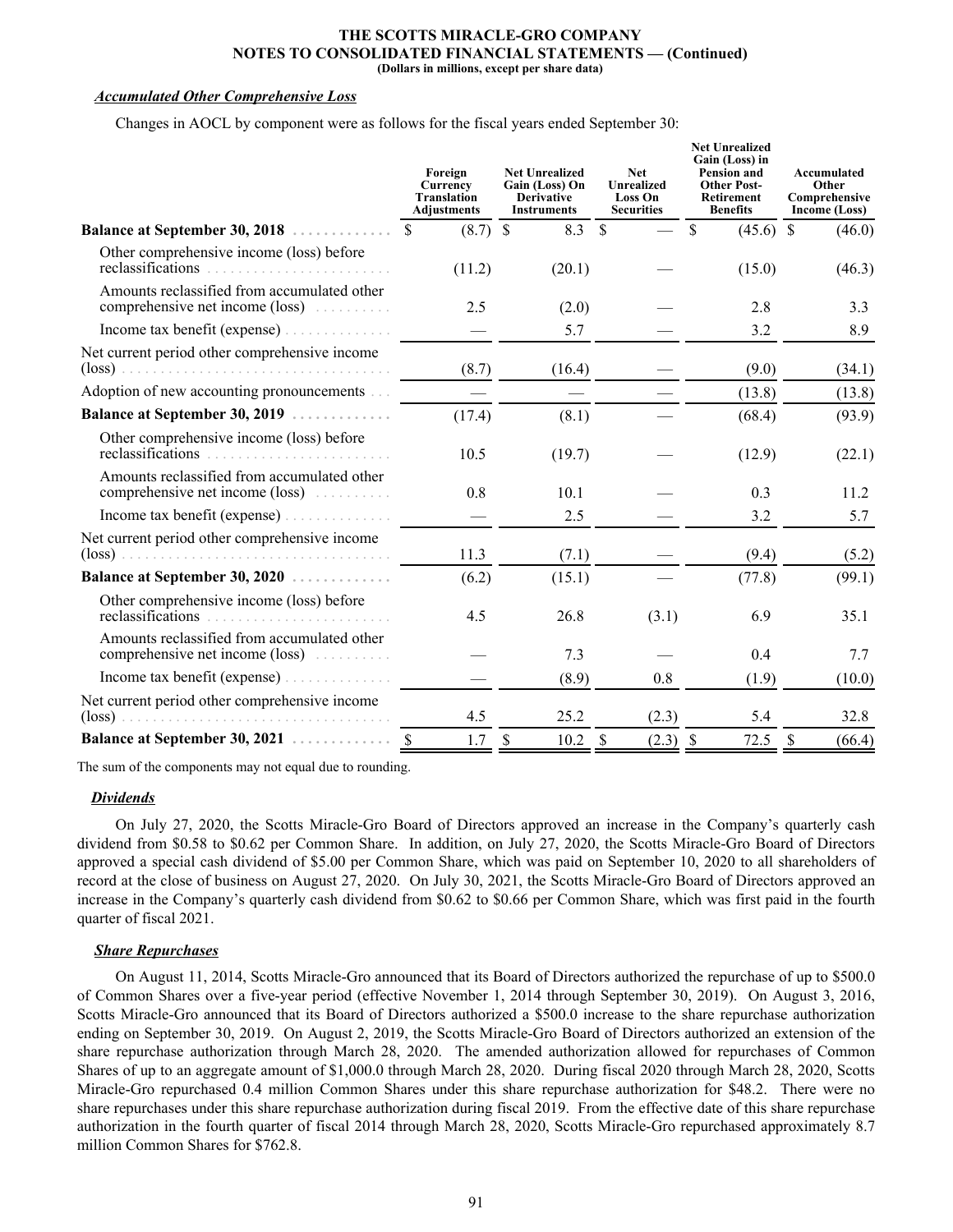### *Accumulated Other Comprehensive Loss*

Changes in AOCL by component were as follows for the fiscal years ended September 30:

| | Foreign Currency Translation Adjustments | Net Unrealized Gain (Loss) On Derivative Instruments | Net Unrealized Loss On Securities | Net Unrealized Gain (Loss) in Pension and Other Post-Retirement Benefits | Accumulated Other Comprehensive Income (Loss) |
|---|---|---|---|---|---|
| **Balance at September 30, 2018** | $ (8.7) | $ 8.3 | $ — | $ (45.6) | $ (46.0) |
| Other comprehensive income (loss) before reclassifications | (11.2) | (20.1) | — | (15.0) | (46.3) |
| Amounts reclassified from accumulated other comprehensive net income (loss) | 2.5 | (2.0) | — | 2.8 | 3.3 |
| Income tax benefit (expense) | — | 5.7 | — | 3.2 | 8.9 |
| Net current period other comprehensive income (loss) | (8.7) | (16.4) | — | (9.0) | (34.1) |
| Adoption of new accounting pronouncements | — | — | — | (13.8) | (13.8) |
| **Balance at September 30, 2019** | (17.4) | (8.1) | — | (68.4) | (93.9) |
| Other comprehensive income (loss) before reclassifications | 10.5 | (19.7) | — | (12.9) | (22.1) |
| Amounts reclassified from accumulated other comprehensive net income (loss) | 0.8 | 10.1 | — | 0.3 | 11.2 |
| Income tax benefit (expense) | — | 2.5 | — | 3.2 | 5.7 |
| Net current period other comprehensive income (loss) | 11.3 | (7.1) | — | (9.4) | (5.2) |
| **Balance at September 30, 2020** | (6.2) | (15.1) | — | (77.8) | (99.1) |
| Other comprehensive income (loss) before reclassifications | 4.5 | 26.8 | (3.1) | 6.9 | 35.1 |
| Amounts reclassified from accumulated other comprehensive net income (loss) | — | 7.3 | — | 0.4 | 7.7 |
| Income tax benefit (expense) | — | (8.9) | 0.8 | (1.9) | (10.0) |
| Net current period other comprehensive income (loss) | 4.5 | 25.2 | (2.3) | 5.4 | 32.8 |
| **Balance at September 30, 2021** | $ 1.7 | $ 10.2 | $ (2.3) | $ 72.5 | $ (66.4) |

The sum of the components may not equal due to rounding.

### *Dividends*

On July 27, 2020, the Scotts Miracle-Gro Board of Directors approved an increase in the Company's quarterly cash dividend from $0.58 to $0.62 per Common Share. In addition, on July 27, 2020, the Scotts Miracle-Gro Board of Directors approved a special cash dividend of $5.00 per Common Share, which was paid on September 10, 2020 to all shareholders of record at the close of business on August 27, 2020. On July 30, 2021, the Scotts Miracle-Gro Board of Directors approved an increase in the Company's quarterly cash dividend from $0.62 to $0.66 per Common Share, which was first paid in the fourth quarter of fiscal 2021.

### *Share Repurchases*

On August 11, 2014, Scotts Miracle-Gro announced that its Board of Directors authorized the repurchase of up to $500.0 of Common Shares over a five-year period (effective November 1, 2014 through September 30, 2019). On August 3, 2016, Scotts Miracle-Gro announced that its Board of Directors authorized a $500.0 increase to the share repurchase authorization ending on September 30, 2019. On August 2, 2019, the Scotts Miracle-Gro Board of Directors authorized an extension of the share repurchase authorization through March 28, 2020. The amended authorization allowed for repurchases of Common Shares of up to an aggregate amount of $1,000.0 through March 28, 2020. During fiscal 2020 through March 28, 2020, Scotts Miracle-Gro repurchased 0.4 million Common Shares under this share repurchase authorization for $48.2. There were no share repurchases under this share repurchase authorization during fiscal 2019. From the effective date of this share repurchase authorization in the fourth quarter of fiscal 2014 through March 28, 2020, Scotts Miracle-Gro repurchased approximately 8.7 million Common Shares for $762.8.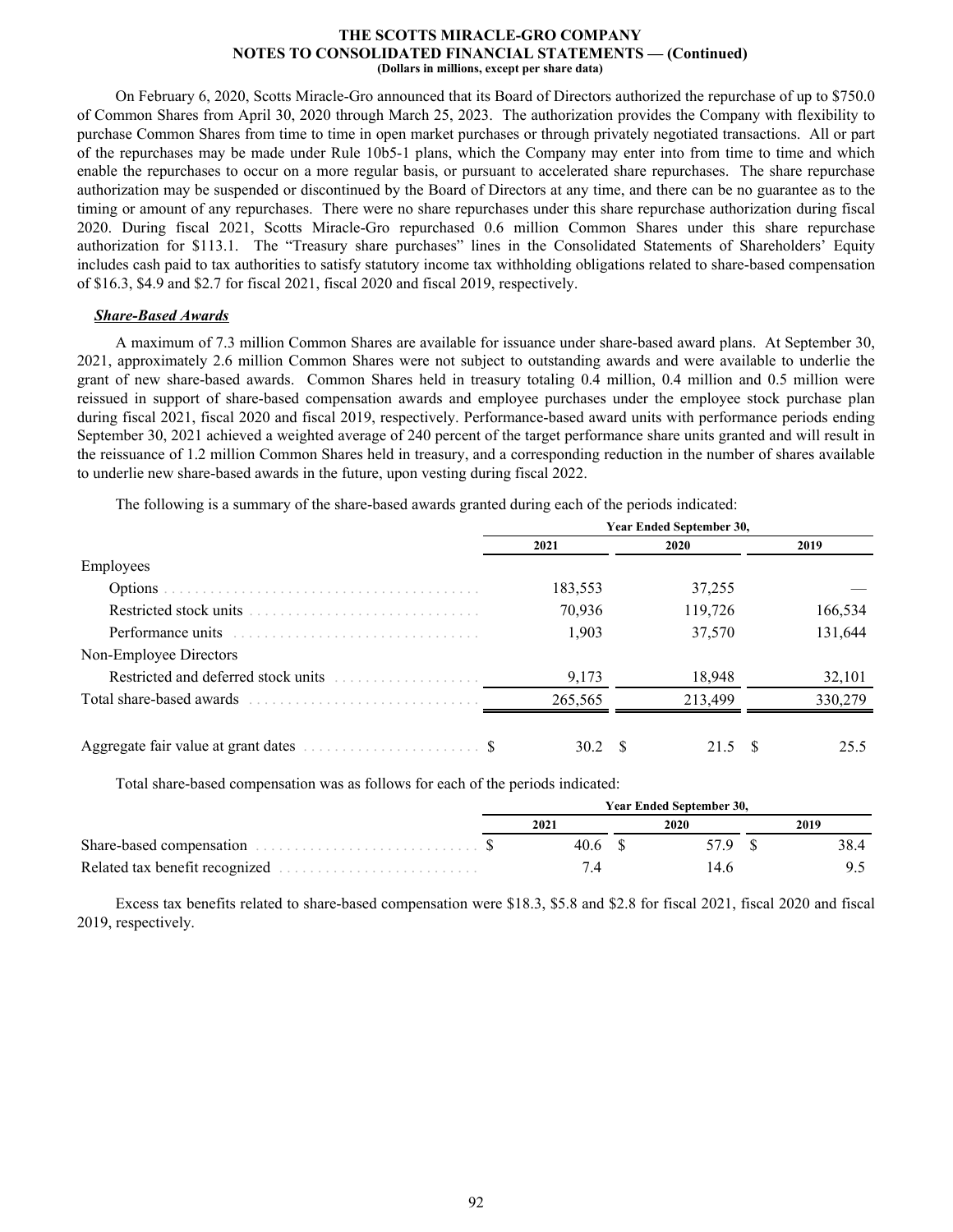On February 6, 2020, Scotts Miracle-Gro announced that its Board of Directors authorized the repurchase of up to $750.0 of Common Shares from April 30, 2020 through March 25, 2023. The authorization provides the Company with flexibility to purchase Common Shares from time to time in open market purchases or through privately negotiated transactions. All or part of the repurchases may be made under Rule 10b5-1 plans, which the Company may enter into from time to time and which enable the repurchases to occur on a more regular basis, or pursuant to accelerated share repurchases. The share repurchase authorization may be suspended or discontinued by the Board of Directors at any time, and there can be no guarantee as to the timing or amount of any repurchases. There were no share repurchases under this share repurchase authorization during fiscal 2020. During fiscal 2021, Scotts Miracle-Gro repurchased 0.6 million Common Shares under this share repurchase authorization for $113.1. The "Treasury share purchases" lines in the Consolidated Statements of Shareholders' Equity includes cash paid to tax authorities to satisfy statutory income tax withholding obligations related to share-based compensation of $16.3, $4.9 and $2.7 for fiscal 2021, fiscal 2020 and fiscal 2019, respectively.

### ***Share-Based Awards***

A maximum of 7.3 million Common Shares are available for issuance under share-based award plans. At September 30, 2021, approximately 2.6 million Common Shares were not subject to outstanding awards and were available to underlie the grant of new share-based awards. Common Shares held in treasury totaling 0.4 million, 0.4 million and 0.5 million were reissued in support of share-based compensation awards and employee purchases under the employee stock purchase plan during fiscal 2021, fiscal 2020 and fiscal 2019, respectively. Performance-based award units with performance periods ending September 30, 2021 achieved a weighted average of 240 percent of the target performance share units granted and will result in the reissuance of 1.2 million Common Shares held in treasury, and a corresponding reduction in the number of shares available to underlie new share-based awards in the future, upon vesting during fiscal 2022.

The following is a summary of the share-based awards granted during each of the periods indicated:

| | Year Ended September 30, | | |
|---|---|---|---|
| | 2021 | 2020 | 2019 |
| Employees | | | |
| Options | 183,553 | 37,255 | — |
| Restricted stock units | 70,936 | 119,726 | 166,534 |
| Performance units | 1,903 | 37,570 | 131,644 |
| Non-Employee Directors | | | |
| Restricted and deferred stock units | 9,173 | 18,948 | 32,101 |
| Total share-based awards | 265,565 | 213,499 | 330,279 |
| Aggregate fair value at grant dates | $ 30.2 | $ 21.5 | $ 25.5 |

Total share-based compensation was as follows for each of the periods indicated:

| | Year Ended September 30, | | |
|---|---|---|---|
| | 2021 | 2020 | 2019 |
| Share-based compensation | $ 40.6 | $ 57.9 | $ 38.4 |
| Related tax benefit recognized | 7.4 | 14.6 | 9.5 |

Excess tax benefits related to share-based compensation were $18.3, $5.8 and $2.8 for fiscal 2021, fiscal 2020 and fiscal 2019, respectively.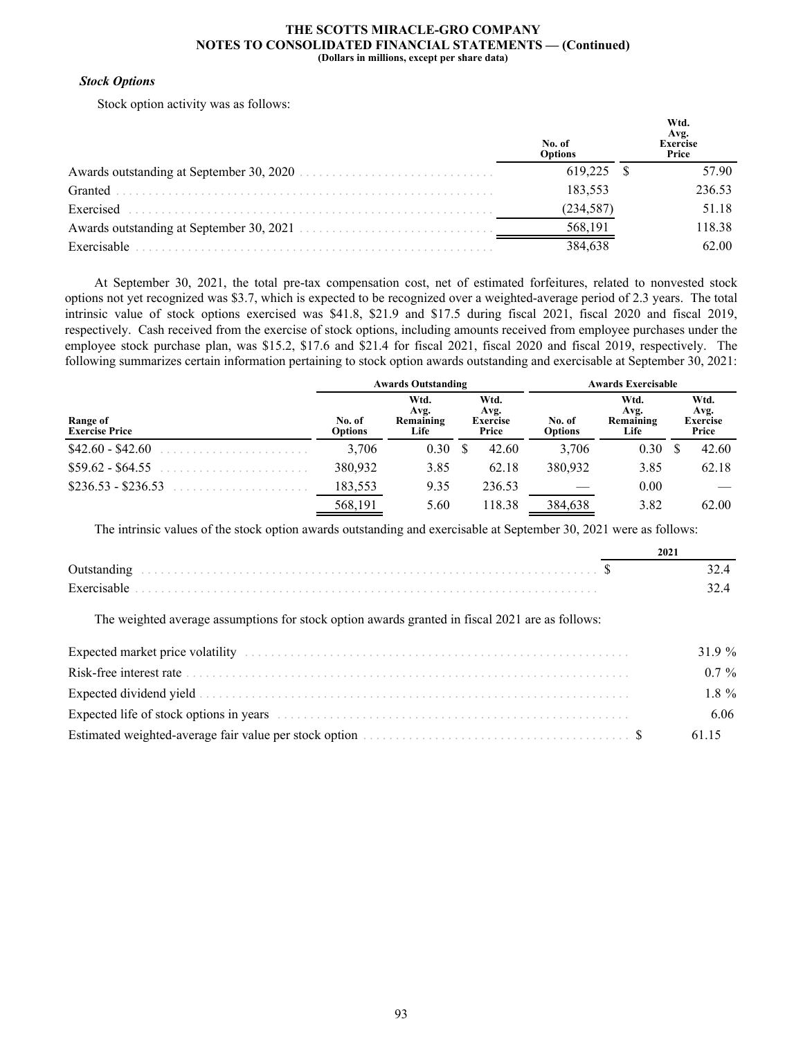### *Stock Options*

Stock option activity was as follows:

| | No. of Options | Wtd. Avg. Exercise Price |
|---|---|---|
| Awards outstanding at September 30, 2020 | 619,225 | $ 57.90 |
| Granted | 183,553 | 236.53 |
| Exercised | (234,587) | 51.18 |
| Awards outstanding at September 30, 2021 | 568,191 | 118.38 |
| Exercisable | 384,638 | 62.00 |

At September 30, 2021, the total pre-tax compensation cost, net of estimated forfeitures, related to nonvested stock options not yet recognized was $3.7, which is expected to be recognized over a weighted-average period of 2.3 years. The total intrinsic value of stock options exercised was $41.8, $21.9 and $17.5 during fiscal 2021, fiscal 2020 and fiscal 2019, respectively. Cash received from the exercise of stock options, including amounts received from employee purchases under the employee stock purchase plan, was $15.2, $17.6 and $21.4 for fiscal 2021, fiscal 2020 and fiscal 2019, respectively. The following summarizes certain information pertaining to stock option awards outstanding and exercisable at September 30, 2021:

| | Awards Outstanding | | | Awards Exercisable | | |
|---|---|---|---|---|---|---|
| Range of Exercise Price | No. of Options | Wtd. Avg. Remaining Life | Wtd. Avg. Exercise Price | No. of Options | Wtd. Avg. Remaining Life | Wtd. Avg. Exercise Price |
| $42.60 - $42.60 | 3,706 | 0.30 | $ 42.60 | 3,706 | 0.30 | $ 42.60 |
| $59.62 - $64.55 | 380,932 | 3.85 | 62.18 | 380,932 | 3.85 | 62.18 |
| $236.53 - $236.53 | 183,553 | 9.35 | 236.53 | — | 0.00 | — |
| | 568,191 | 5.60 | 118.38 | 384,638 | 3.82 | 62.00 |

The intrinsic values of the stock option awards outstanding and exercisable at September 30, 2021 were as follows:

| | 2021 |
|---|---|
| Outstanding | $ 32.4 |
| Exercisable | 32.4 |

The weighted average assumptions for stock option awards granted in fiscal 2021 are as follows:

| | |
|---|---|
| Expected market price volatility | 31.9 % |
| Risk-free interest rate | 0.7 % |
| Expected dividend yield | 1.8 % |
| Expected life of stock options in years | 6.06 |
| Estimated weighted-average fair value per stock option | $ 61.15 |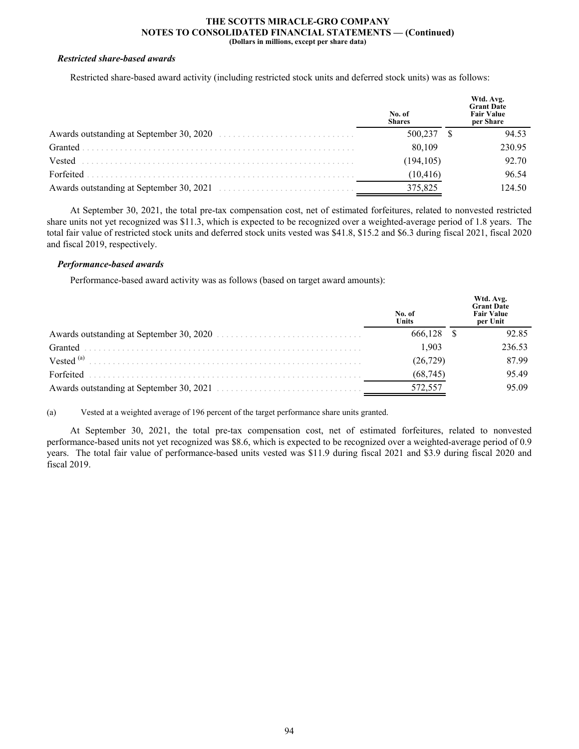***Restricted share-based awards***

Restricted share-based award activity (including restricted stock units and deferred stock units) was as follows:

| | No. of Shares | Wtd. Avg. Grant Date Fair Value per Share |
|---|---|---|
| Awards outstanding at September 30, 2020 | 500,237 | $ 94.53 |
| Granted | 80,109 | 230.95 |
| Vested | (194,105) | 92.70 |
| Forfeited | (10,416) | 96.54 |
| Awards outstanding at September 30, 2021 | 375,825 | 124.50 |

At September 30, 2021, the total pre-tax compensation cost, net of estimated forfeitures, related to nonvested restricted share units not yet recognized was $11.3, which is expected to be recognized over a weighted-average period of 1.8 years. The total fair value of restricted stock units and deferred stock units vested was $41.8, $15.2 and $6.3 during fiscal 2021, fiscal 2020 and fiscal 2019, respectively.

***Performance-based awards***

Performance-based award activity was as follows (based on target award amounts):

| | No. of Units | Wtd. Avg. Grant Date Fair Value per Unit |
|---|---|---|
| Awards outstanding at September 30, 2020 | 666,128 | $ 92.85 |
| Granted | 1,903 | 236.53 |
| Vested [(a)] | (26,729) | 87.99 |
| Forfeited | (68,745) | 95.49 |
| Awards outstanding at September 30, 2021 | 572,557 | 95.09 |

(a) Vested at a weighted average of 196 percent of the target performance share units granted.

At September 30, 2021, the total pre-tax compensation cost, net of estimated forfeitures, related to nonvested performance-based units not yet recognized was $8.6, which is expected to be recognized over a weighted-average period of 0.9 years. The total fair value of performance-based units vested was $11.9 during fiscal 2021 and $3.9 during fiscal 2020 and fiscal 2019.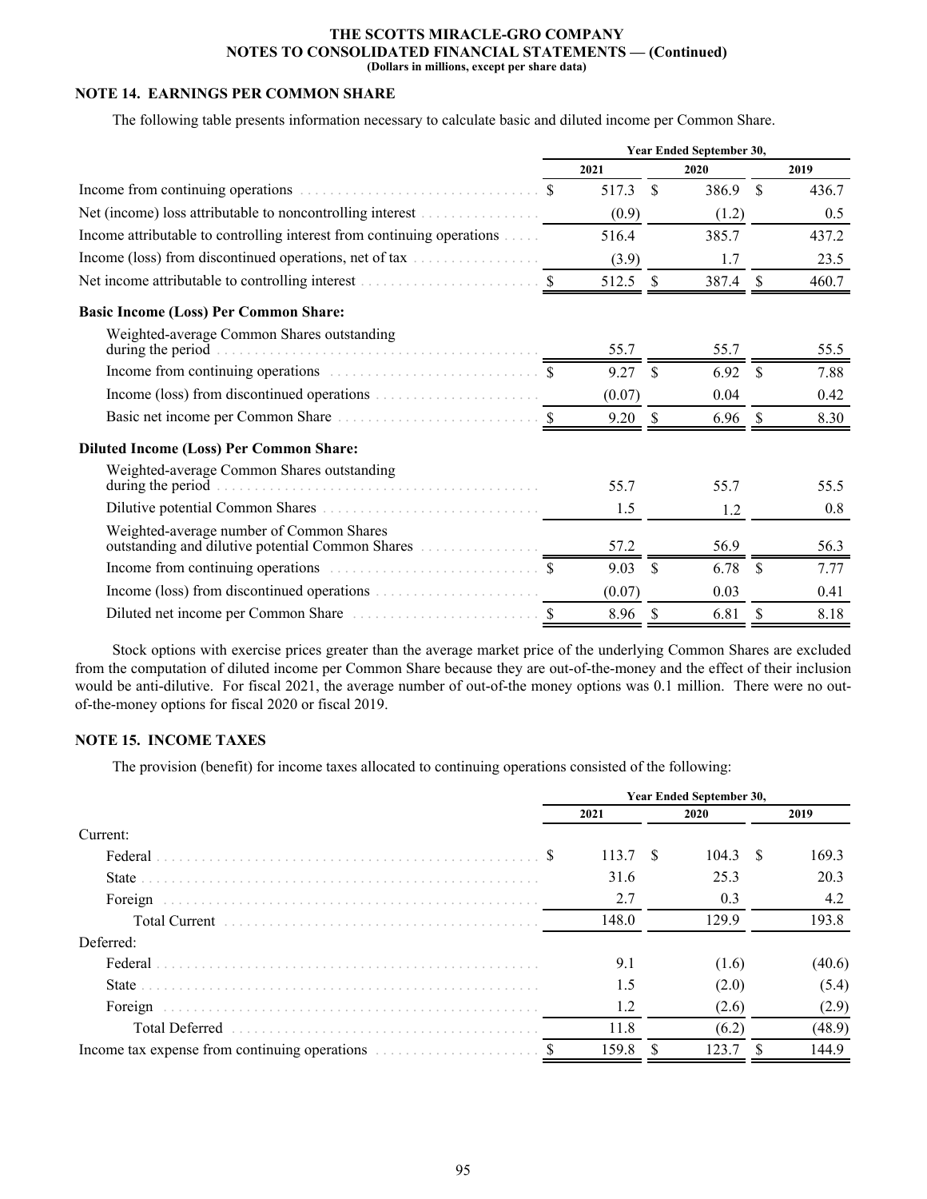## NOTE 14. EARNINGS PER COMMON SHARE

The following table presents information necessary to calculate basic and diluted income per Common Share.

| | Year Ended September 30, | | |
|---|---|---|---|
| | 2021 | 2020 | 2019 |
| Income from continuing operations | $ 517.3 | $ 386.9 | $ 436.7 |
| Net (income) loss attributable to noncontrolling interest | (0.9) | (1.2) | 0.5 |
| Income attributable to controlling interest from continuing operations | 516.4 | 385.7 | 437.2 |
| Income (loss) from discontinued operations, net of tax | (3.9) | 1.7 | 23.5 |
| Net income attributable to controlling interest | $ 512.5 | $ 387.4 | $ 460.7 |
| **Basic Income (Loss) Per Common Share:** | | | |
| Weighted-average Common Shares outstanding during the period | 55.7 | 55.7 | 55.5 |
| Income from continuing operations | $ 9.27 | $ 6.92 | $ 7.88 |
| Income (loss) from discontinued operations | (0.07) | 0.04 | 0.42 |
| Basic net income per Common Share | $ 9.20 | $ 6.96 | $ 8.30 |
| **Diluted Income (Loss) Per Common Share:** | | | |
| Weighted-average Common Shares outstanding during the period | 55.7 | 55.7 | 55.5 |
| Dilutive potential Common Shares | 1.5 | 1.2 | 0.8 |
| Weighted-average number of Common Shares outstanding and dilutive potential Common Shares | 57.2 | 56.9 | 56.3 |
| Income from continuing operations | $ 9.03 | $ 6.78 | $ 7.77 |
| Income (loss) from discontinued operations | (0.07) | 0.03 | 0.41 |
| Diluted net income per Common Share | $ 8.96 | $ 6.81 | $ 8.18 |

Stock options with exercise prices greater than the average market price of the underlying Common Shares are excluded from the computation of diluted income per Common Share because they are out-of-the-money and the effect of their inclusion would be anti-dilutive. For fiscal 2021, the average number of out-of-the money options was 0.1 million. There were no out-of-the-money options for fiscal 2020 or fiscal 2019.

## NOTE 15. INCOME TAXES

The provision (benefit) for income taxes allocated to continuing operations consisted of the following:

| | Year Ended September 30, | | |
|---|---|---|---|
| | 2021 | 2020 | 2019 |
| Current: | | | |
| Federal | $ 113.7 | $ 104.3 | $ 169.3 |
| State | 31.6 | 25.3 | 20.3 |
| Foreign | 2.7 | 0.3 | 4.2 |
| Total Current | 148.0 | 129.9 | 193.8 |
| Deferred: | | | |
| Federal | 9.1 | (1.6) | (40.6) |
| State | 1.5 | (2.0) | (5.4) |
| Foreign | 1.2 | (2.6) | (2.9) |
| Total Deferred | 11.8 | (6.2) | (48.9) |
| Income tax expense from continuing operations | $ 159.8 | $ 123.7 | $ 144.9 |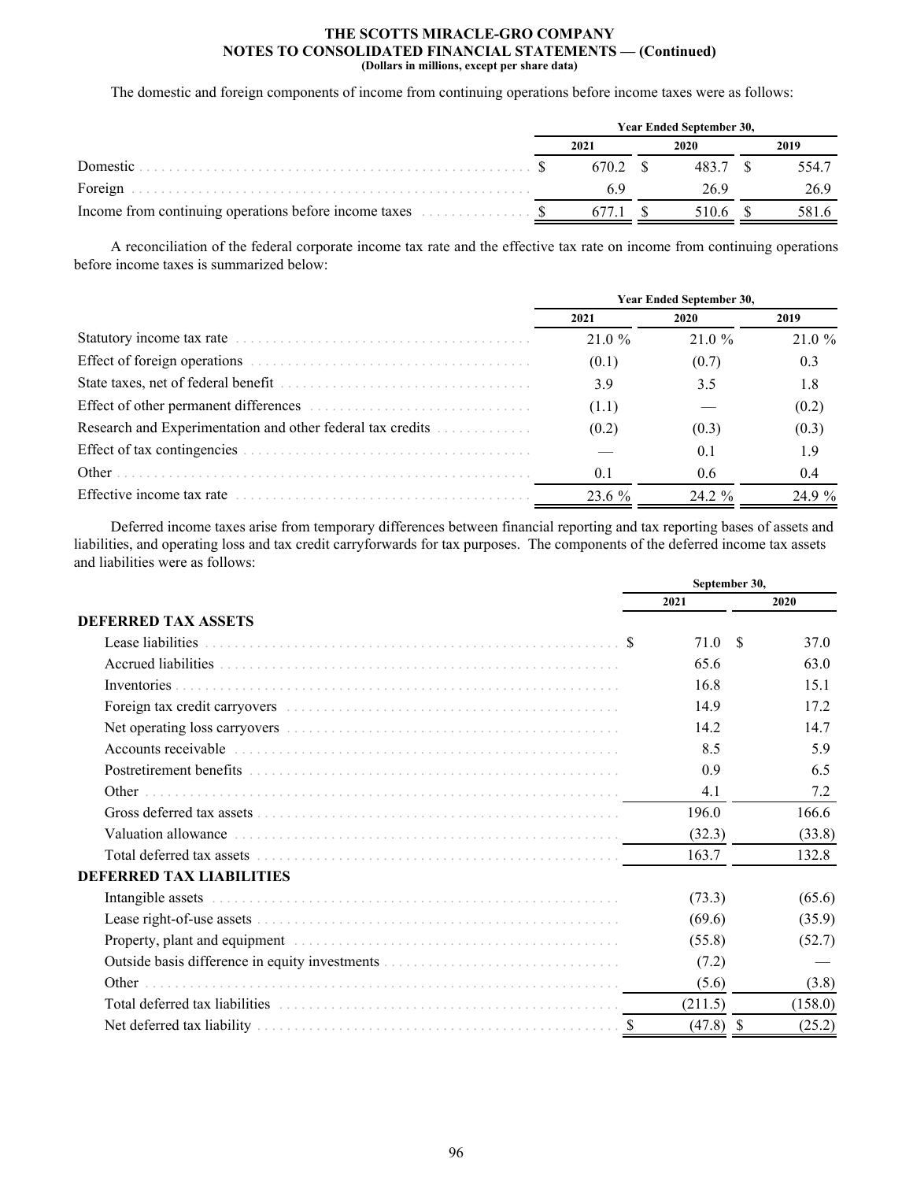The domestic and foreign components of income from continuing operations before income taxes were as follows:

| | Year Ended September 30, | | |
|---|---|---|---|
| | 2021 | 2020 | 2019 |
| Domestic | $ 670.2 | $ 483.7 | $ 554.7 |
| Foreign | 6.9 | 26.9 | 26.9 |
| Income from continuing operations before income taxes | $ 677.1 | $ 510.6 | $ 581.6 |

A reconciliation of the federal corporate income tax rate and the effective tax rate on income from continuing operations before income taxes is summarized below:

| | Year Ended September 30, | | |
|---|---|---|---|
| | 2021 | 2020 | 2019 |
| Statutory income tax rate | 21.0 % | 21.0 % | 21.0 % |
| Effect of foreign operations | (0.1) | (0.7) | 0.3 |
| State taxes, net of federal benefit | 3.9 | 3.5 | 1.8 |
| Effect of other permanent differences | (1.1) | — | (0.2) |
| Research and Experimentation and other federal tax credits | (0.2) | (0.3) | (0.3) |
| Effect of tax contingencies | — | 0.1 | 1.9 |
| Other | 0.1 | 0.6 | 0.4 |
| Effective income tax rate | 23.6 % | 24.2 % | 24.9 % |

Deferred income taxes arise from temporary differences between financial reporting and tax reporting bases of assets and liabilities, and operating loss and tax credit carryforwards for tax purposes. The components of the deferred income tax assets and liabilities were as follows:

| | September 30, | |
|---|---|---|
| | 2021 | 2020 |
| **DEFERRED TAX ASSETS** | | |
| Lease liabilities | $ 71.0 | $ 37.0 |
| Accrued liabilities | 65.6 | 63.0 |
| Inventories | 16.8 | 15.1 |
| Foreign tax credit carryovers | 14.9 | 17.2 |
| Net operating loss carryovers | 14.2 | 14.7 |
| Accounts receivable | 8.5 | 5.9 |
| Postretirement benefits | 0.9 | 6.5 |
| Other | 4.1 | 7.2 |
| Gross deferred tax assets | 196.0 | 166.6 |
| Valuation allowance | (32.3) | (33.8) |
| Total deferred tax assets | 163.7 | 132.8 |
| **DEFERRED TAX LIABILITIES** | | |
| Intangible assets | (73.3) | (65.6) |
| Lease right-of-use assets | (69.6) | (35.9) |
| Property, plant and equipment | (55.8) | (52.7) |
| Outside basis difference in equity investments | (7.2) | — |
| Other | (5.6) | (3.8) |
| Total deferred tax liabilities | (211.5) | (158.0) |
| Net deferred tax liability | $ (47.8) | $ (25.2) |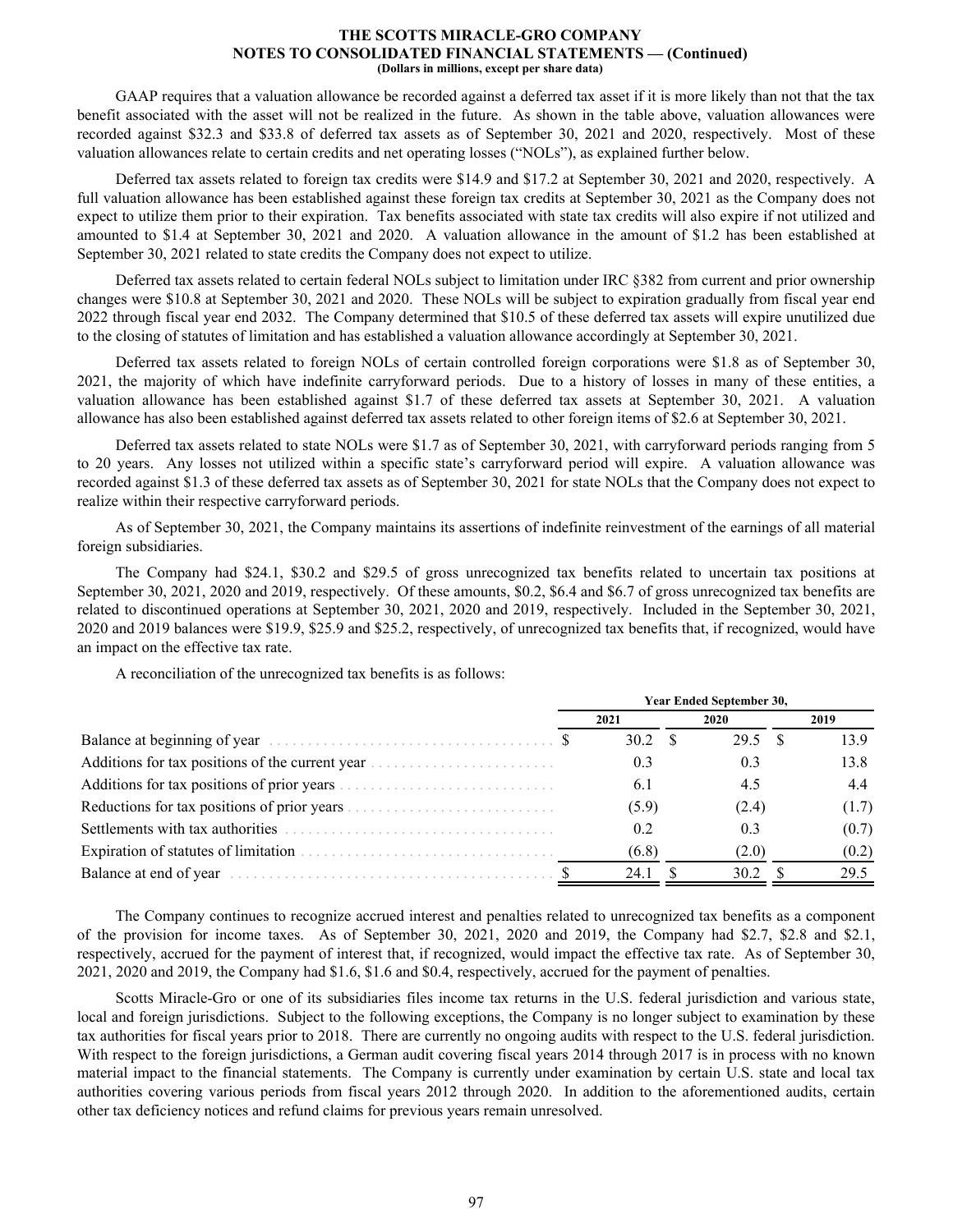GAAP requires that a valuation allowance be recorded against a deferred tax asset if it is more likely than not that the tax benefit associated with the asset will not be realized in the future. As shown in the table above, valuation allowances were recorded against $32.3 and $33.8 of deferred tax assets as of September 30, 2021 and 2020, respectively. Most of these valuation allowances relate to certain credits and net operating losses ("NOLs"), as explained further below.

Deferred tax assets related to foreign tax credits were $14.9 and $17.2 at September 30, 2021 and 2020, respectively. A full valuation allowance has been established against these foreign tax credits at September 30, 2021 as the Company does not expect to utilize them prior to their expiration. Tax benefits associated with state tax credits will also expire if not utilized and amounted to $1.4 at September 30, 2021 and 2020. A valuation allowance in the amount of $1.2 has been established at September 30, 2021 related to state credits the Company does not expect to utilize.

Deferred tax assets related to certain federal NOLs subject to limitation under IRC §382 from current and prior ownership changes were $10.8 at September 30, 2021 and 2020. These NOLs will be subject to expiration gradually from fiscal year end 2022 through fiscal year end 2032. The Company determined that $10.5 of these deferred tax assets will expire unutilized due to the closing of statutes of limitation and has established a valuation allowance accordingly at September 30, 2021.

Deferred tax assets related to foreign NOLs of certain controlled foreign corporations were $1.8 as of September 30, 2021, the majority of which have indefinite carryforward periods. Due to a history of losses in many of these entities, a valuation allowance has been established against $1.7 of these deferred tax assets at September 30, 2021. A valuation allowance has also been established against deferred tax assets related to other foreign items of $2.6 at September 30, 2021.

Deferred tax assets related to state NOLs were $1.7 as of September 30, 2021, with carryforward periods ranging from 5 to 20 years. Any losses not utilized within a specific state's carryforward period will expire. A valuation allowance was recorded against $1.3 of these deferred tax assets as of September 30, 2021 for state NOLs that the Company does not expect to realize within their respective carryforward periods.

As of September 30, 2021, the Company maintains its assertions of indefinite reinvestment of the earnings of all material foreign subsidiaries.

The Company had $24.1, $30.2 and $29.5 of gross unrecognized tax benefits related to uncertain tax positions at September 30, 2021, 2020 and 2019, respectively. Of these amounts, $0.2, $6.4 and $6.7 of gross unrecognized tax benefits are related to discontinued operations at September 30, 2021, 2020 and 2019, respectively. Included in the September 30, 2021, 2020 and 2019 balances were $19.9, $25.9 and $25.2, respectively, of unrecognized tax benefits that, if recognized, would have an impact on the effective tax rate.

A reconciliation of the unrecognized tax benefits is as follows:

| | Year Ended September 30, | | |
|---|---|---|---|
| | 2021 | 2020 | 2019 |
| Balance at beginning of year | $ 30.2 | $ 29.5 | $ 13.9 |
| Additions for tax positions of the current year | 0.3 | 0.3 | 13.8 |
| Additions for tax positions of prior years | 6.1 | 4.5 | 4.4 |
| Reductions for tax positions of prior years | (5.9) | (2.4) | (1.7) |
| Settlements with tax authorities | 0.2 | 0.3 | (0.7) |
| Expiration of statutes of limitation | (6.8) | (2.0) | (0.2) |
| Balance at end of year | $ 24.1 | $ 30.2 | $ 29.5 |

The Company continues to recognize accrued interest and penalties related to unrecognized tax benefits as a component of the provision for income taxes. As of September 30, 2021, 2020 and 2019, the Company had $2.7, $2.8 and $2.1, respectively, accrued for the payment of interest that, if recognized, would impact the effective tax rate. As of September 30, 2021, 2020 and 2019, the Company had $1.6, $1.6 and $0.4, respectively, accrued for the payment of penalties.

Scotts Miracle-Gro or one of its subsidiaries files income tax returns in the U.S. federal jurisdiction and various state, local and foreign jurisdictions. Subject to the following exceptions, the Company is no longer subject to examination by these tax authorities for fiscal years prior to 2018. There are currently no ongoing audits with respect to the U.S. federal jurisdiction. With respect to the foreign jurisdictions, a German audit covering fiscal years 2014 through 2017 is in process with no known material impact to the financial statements. The Company is currently under examination by certain U.S. state and local tax authorities covering various periods from fiscal years 2012 through 2020. In addition to the aforementioned audits, certain other tax deficiency notices and refund claims for previous years remain unresolved.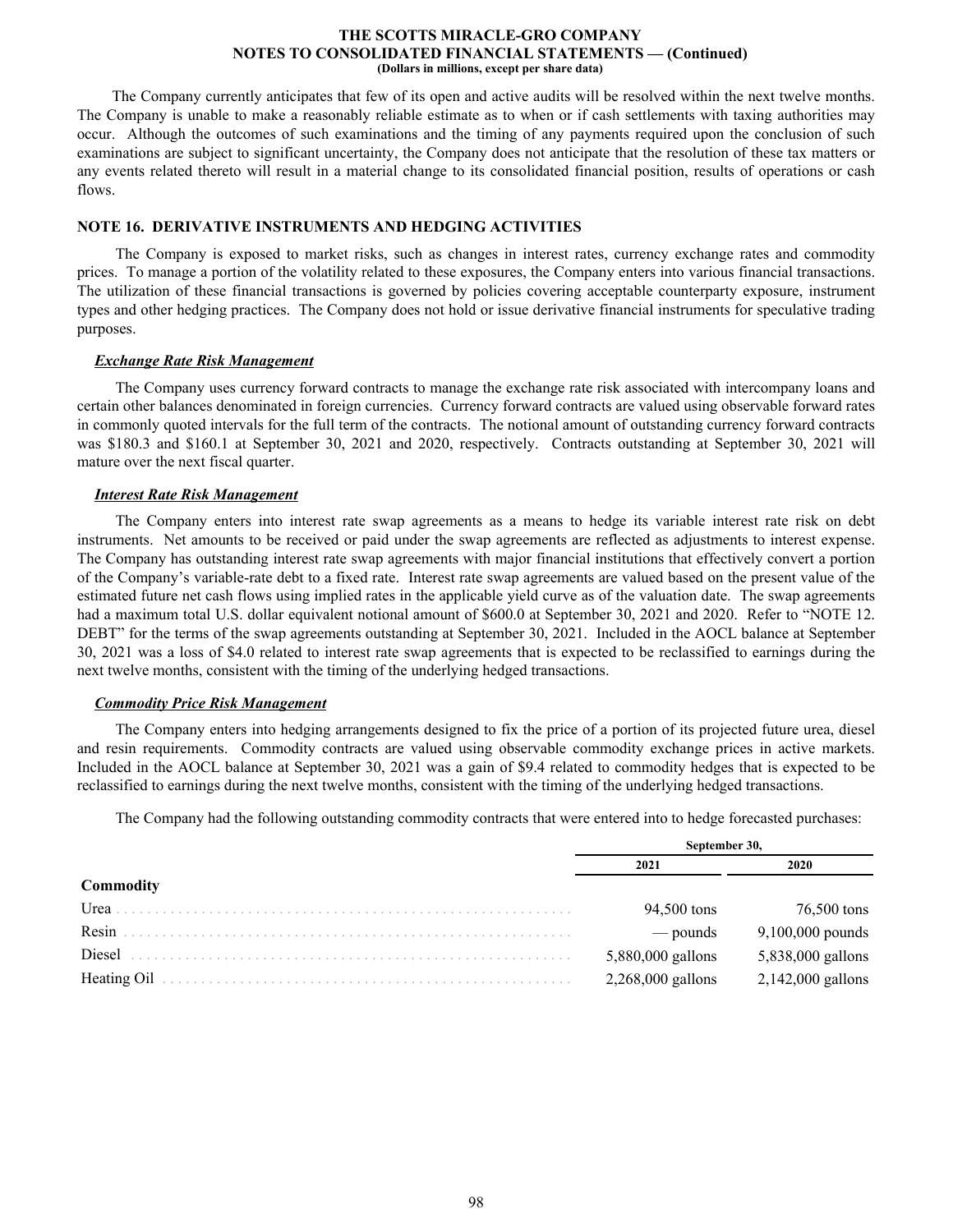The Company currently anticipates that few of its open and active audits will be resolved within the next twelve months. The Company is unable to make a reasonably reliable estimate as to when or if cash settlements with taxing authorities may occur. Although the outcomes of such examinations and the timing of any payments required upon the conclusion of such examinations are subject to significant uncertainty, the Company does not anticipate that the resolution of these tax matters or any events related thereto will result in a material change to its consolidated financial position, results of operations or cash flows.

## NOTE 16. DERIVATIVE INSTRUMENTS AND HEDGING ACTIVITIES

The Company is exposed to market risks, such as changes in interest rates, currency exchange rates and commodity prices. To manage a portion of the volatility related to these exposures, the Company enters into various financial transactions. The utilization of these financial transactions is governed by policies covering acceptable counterparty exposure, instrument types and other hedging practices. The Company does not hold or issue derivative financial instruments for speculative trading purposes.

***Exchange Rate Risk Management***

The Company uses currency forward contracts to manage the exchange rate risk associated with intercompany loans and certain other balances denominated in foreign currencies. Currency forward contracts are valued using observable forward rates in commonly quoted intervals for the full term of the contracts. The notional amount of outstanding currency forward contracts was $180.3 and $160.1 at September 30, 2021 and 2020, respectively. Contracts outstanding at September 30, 2021 will mature over the next fiscal quarter.

***Interest Rate Risk Management***

The Company enters into interest rate swap agreements as a means to hedge its variable interest rate risk on debt instruments. Net amounts to be received or paid under the swap agreements are reflected as adjustments to interest expense. The Company has outstanding interest rate swap agreements with major financial institutions that effectively convert a portion of the Company's variable-rate debt to a fixed rate. Interest rate swap agreements are valued based on the present value of the estimated future net cash flows using implied rates in the applicable yield curve as of the valuation date. The swap agreements had a maximum total U.S. dollar equivalent notional amount of $600.0 at September 30, 2021 and 2020. Refer to "NOTE 12. DEBT" for the terms of the swap agreements outstanding at September 30, 2021. Included in the AOCL balance at September 30, 2021 was a loss of $4.0 related to interest rate swap agreements that is expected to be reclassified to earnings during the next twelve months, consistent with the timing of the underlying hedged transactions.

***Commodity Price Risk Management***

The Company enters into hedging arrangements designed to fix the price of a portion of its projected future urea, diesel and resin requirements. Commodity contracts are valued using observable commodity exchange prices in active markets. Included in the AOCL balance at September 30, 2021 was a gain of $9.4 related to commodity hedges that is expected to be reclassified to earnings during the next twelve months, consistent with the timing of the underlying hedged transactions.

The Company had the following outstanding commodity contracts that were entered into to hedge forecasted purchases:

| | September 30, | |
|---|---|---|
| | 2021 | 2020 |
| **Commodity** | | |
| Urea | 94,500 tons | 76,500 tons |
| Resin | — pounds | 9,100,000 pounds |
| Diesel | 5,880,000 gallons | 5,838,000 gallons |
| Heating Oil | 2,268,000 gallons | 2,142,000 gallons |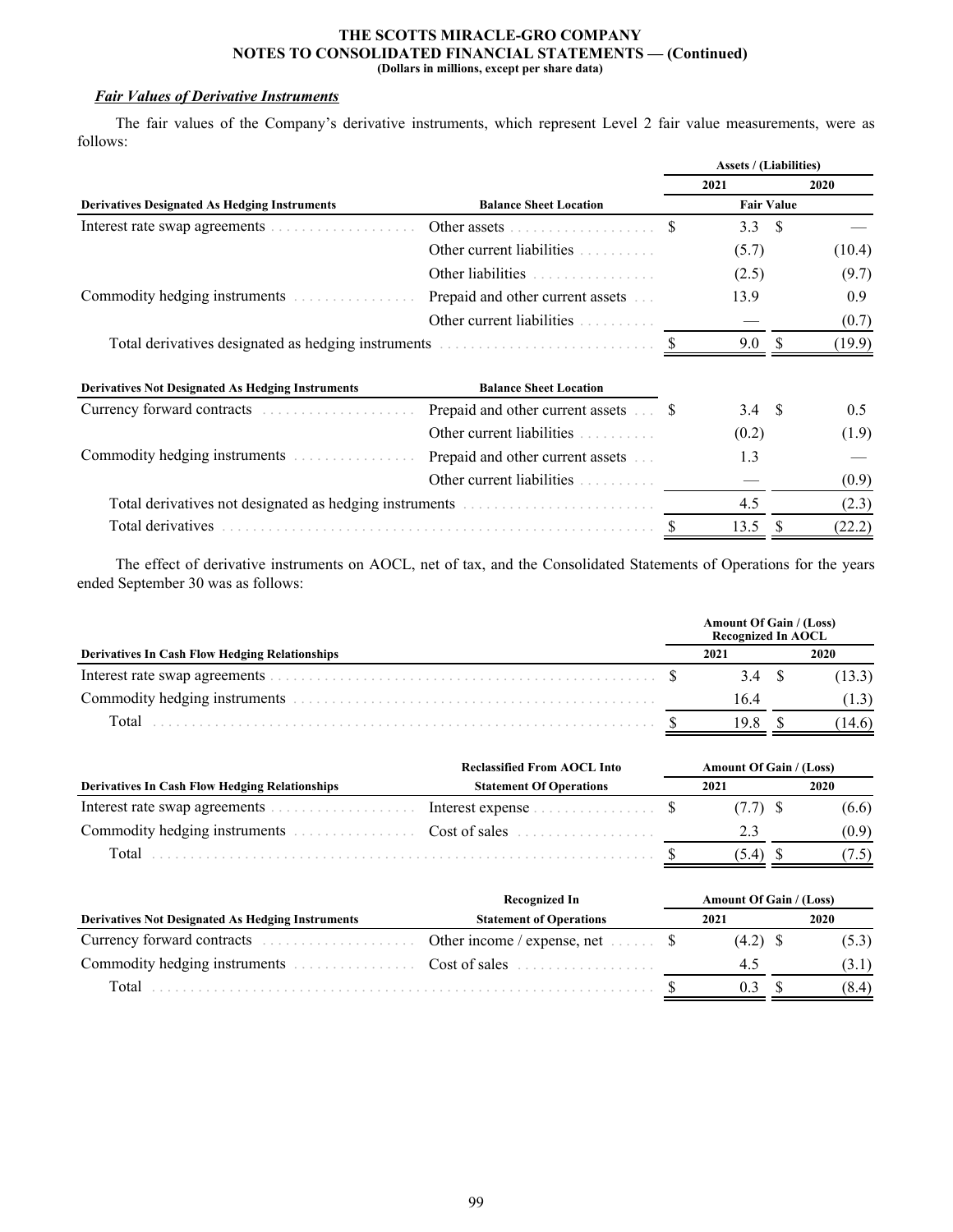***Fair Values of Derivative Instruments***

The fair values of the Company's derivative instruments, which represent Level 2 fair value measurements, were as follows:

| | | Assets / (Liabilities) | |
|---|---|---|---|
| | | 2021 | 2020 |
| **Derivatives Designated As Hedging Instruments** | **Balance Sheet Location** | **Fair Value** | |
| Interest rate swap agreements | Other assets | $ 3.3 | $ — |
| | Other current liabilities | (5.7) | (10.4) |
| | Other liabilities | (2.5) | (9.7) |
| Commodity hedging instruments | Prepaid and other current assets | 13.9 | 0.9 |
| | Other current liabilities | — | (0.7) |
| Total derivatives designated as hedging instruments | | $ 9.0 | $ (19.9) |
| **Derivatives Not Designated As Hedging Instruments** | **Balance Sheet Location** | | |
| Currency forward contracts | Prepaid and other current assets | $ 3.4 | $ 0.5 |
| | Other current liabilities | (0.2) | (1.9) |
| Commodity hedging instruments | Prepaid and other current assets | 1.3 | — |
| | Other current liabilities | — | (0.9) |
| Total derivatives not designated as hedging instruments | | 4.5 | (2.3) |
| Total derivatives | | $ 13.5 | $ (22.2) |

The effect of derivative instruments on AOCL, net of tax, and the Consolidated Statements of Operations for the years ended September 30 was as follows:

| | Amount Of Gain / (Loss) Recognized In AOCL | |
|---|---|---|
| **Derivatives In Cash Flow Hedging Relationships** | 2021 | 2020 |
| Interest rate swap agreements | $ 3.4 | $ (13.3) |
| Commodity hedging instruments | 16.4 | (1.3) |
| Total | $ 19.8 | $ (14.6) |

| | Reclassified From AOCL Into | Amount Of Gain / (Loss) | |
|---|---|---|---|
| **Derivatives In Cash Flow Hedging Relationships** | **Statement Of Operations** | 2021 | 2020 |
| Interest rate swap agreements | Interest expense | $ (7.7) | $ (6.6) |
| Commodity hedging instruments | Cost of sales | 2.3 | (0.9) |
| Total | | $ (5.4) | $ (7.5) |

| | Recognized In | Amount Of Gain / (Loss) | |
|---|---|---|---|
| **Derivatives Not Designated As Hedging Instruments** | **Statement of Operations** | 2021 | 2020 |
| Currency forward contracts | Other income / expense, net | $ (4.2) | $ (5.3) |
| Commodity hedging instruments | Cost of sales | 4.5 | (3.1) |
| Total | | $ 0.3 | $ (8.4) |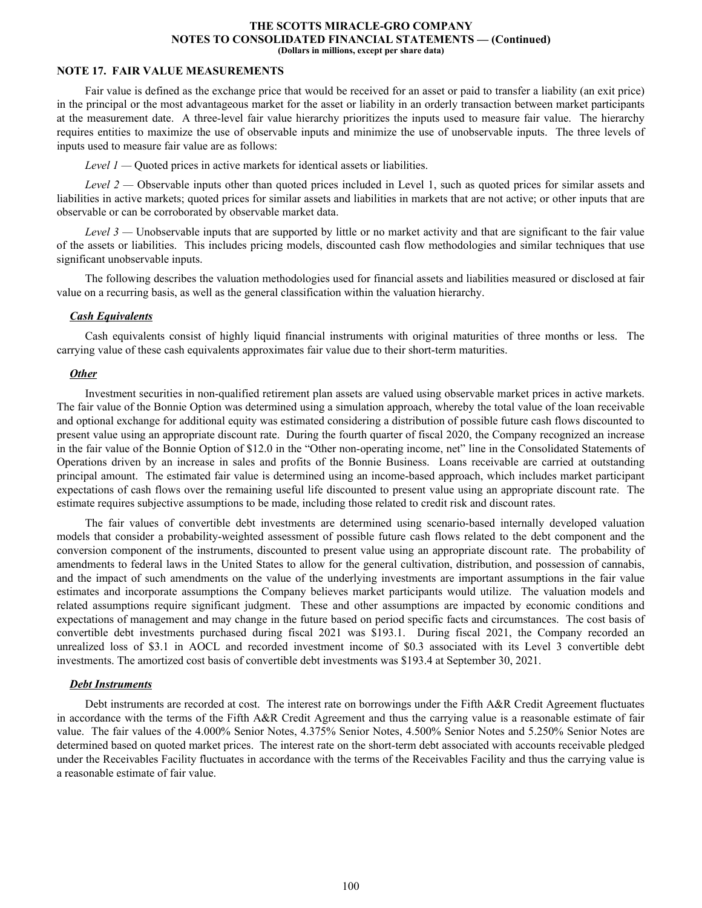## NOTE 17. FAIR VALUE MEASUREMENTS

Fair value is defined as the exchange price that would be received for an asset or paid to transfer a liability (an exit price) in the principal or the most advantageous market for the asset or liability in an orderly transaction between market participants at the measurement date. A three-level fair value hierarchy prioritizes the inputs used to measure fair value. The hierarchy requires entities to maximize the use of observable inputs and minimize the use of unobservable inputs. The three levels of inputs used to measure fair value are as follows:

*Level 1* — Quoted prices in active markets for identical assets or liabilities.

*Level 2* — Observable inputs other than quoted prices included in Level 1, such as quoted prices for similar assets and liabilities in active markets; quoted prices for similar assets and liabilities in markets that are not active; or other inputs that are observable or can be corroborated by observable market data.

*Level 3* — Unobservable inputs that are supported by little or no market activity and that are significant to the fair value of the assets or liabilities. This includes pricing models, discounted cash flow methodologies and similar techniques that use significant unobservable inputs.

The following describes the valuation methodologies used for financial assets and liabilities measured or disclosed at fair value on a recurring basis, as well as the general classification within the valuation hierarchy.

***Cash Equivalents***

Cash equivalents consist of highly liquid financial instruments with original maturities of three months or less. The carrying value of these cash equivalents approximates fair value due to their short-term maturities.

***Other***

Investment securities in non-qualified retirement plan assets are valued using observable market prices in active markets. The fair value of the Bonnie Option was determined using a simulation approach, whereby the total value of the loan receivable and optional exchange for additional equity was estimated considering a distribution of possible future cash flows discounted to present value using an appropriate discount rate. During the fourth quarter of fiscal 2020, the Company recognized an increase in the fair value of the Bonnie Option of $12.0 in the "Other non-operating income, net" line in the Consolidated Statements of Operations driven by an increase in sales and profits of the Bonnie Business. Loans receivable are carried at outstanding principal amount. The estimated fair value is determined using an income-based approach, which includes market participant expectations of cash flows over the remaining useful life discounted to present value using an appropriate discount rate. The estimate requires subjective assumptions to be made, including those related to credit risk and discount rates.

The fair values of convertible debt investments are determined using scenario-based internally developed valuation models that consider a probability-weighted assessment of possible future cash flows related to the debt component and the conversion component of the instruments, discounted to present value using an appropriate discount rate. The probability of amendments to federal laws in the United States to allow for the general cultivation, distribution, and possession of cannabis, and the impact of such amendments on the value of the underlying investments are important assumptions in the fair value estimates and incorporate assumptions the Company believes market participants would utilize. The valuation models and related assumptions require significant judgment. These and other assumptions are impacted by economic conditions and expectations of management and may change in the future based on period specific facts and circumstances. The cost basis of convertible debt investments purchased during fiscal 2021 was $193.1. During fiscal 2021, the Company recorded an unrealized loss of $3.1 in AOCL and recorded investment income of $0.3 associated with its Level 3 convertible debt investments. The amortized cost basis of convertible debt investments was $193.4 at September 30, 2021.

***Debt Instruments***

Debt instruments are recorded at cost. The interest rate on borrowings under the Fifth A&R Credit Agreement fluctuates in accordance with the terms of the Fifth A&R Credit Agreement and thus the carrying value is a reasonable estimate of fair value. The fair values of the 4.000% Senior Notes, 4.375% Senior Notes, 4.500% Senior Notes and 5.250% Senior Notes are determined based on quoted market prices. The interest rate on the short-term debt associated with accounts receivable pledged under the Receivables Facility fluctuates in accordance with the terms of the Receivables Facility and thus the carrying value is a reasonable estimate of fair value.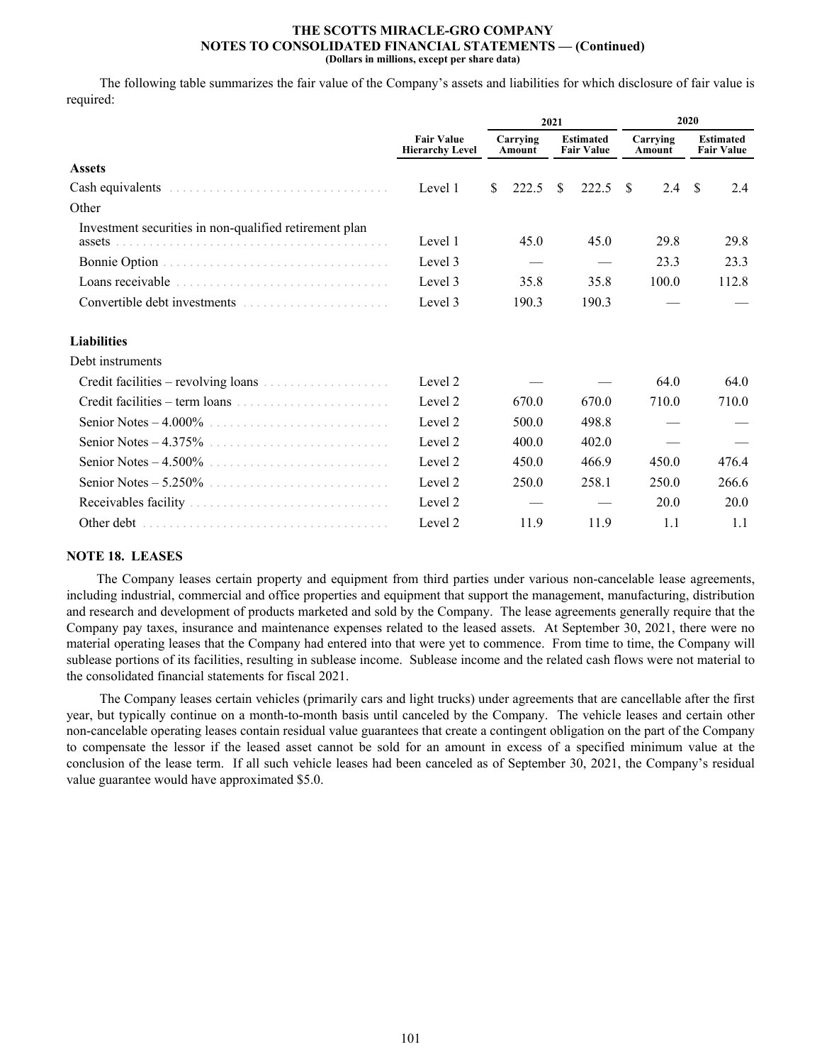The following table summarizes the fair value of the Company's assets and liabilities for which disclosure of fair value is required:

| | Fair Value Hierarchy Level | 2021 Carrying Amount | 2021 Estimated Fair Value | 2020 Carrying Amount | 2020 Estimated Fair Value |
|---|---|---|---|---|---|
| **Assets** | | | | | |
| Cash equivalents | Level 1 | $ 222.5 | $ 222.5 | $ 2.4 | $ 2.4 |
| Other | | | | | |
| Investment securities in non-qualified retirement plan assets | Level 1 | 45.0 | 45.0 | 29.8 | 29.8 |
| Bonnie Option | Level 3 | — | — | 23.3 | 23.3 |
| Loans receivable | Level 3 | 35.8 | 35.8 | 100.0 | 112.8 |
| Convertible debt investments | Level 3 | 190.3 | 190.3 | — | — |
| **Liabilities** | | | | | |
| Debt instruments | | | | | |
| Credit facilities – revolving loans | Level 2 | — | — | 64.0 | 64.0 |
| Credit facilities – term loans | Level 2 | 670.0 | 670.0 | 710.0 | 710.0 |
| Senior Notes – 4.000% | Level 2 | 500.0 | 498.8 | — | — |
| Senior Notes – 4.375% | Level 2 | 400.0 | 402.0 | — | — |
| Senior Notes – 4.500% | Level 2 | 450.0 | 466.9 | 450.0 | 476.4 |
| Senior Notes – 5.250% | Level 2 | 250.0 | 258.1 | 250.0 | 266.6 |
| Receivables facility | Level 2 | — | — | 20.0 | 20.0 |
| Other debt | Level 2 | 11.9 | 11.9 | 1.1 | 1.1 |

## NOTE 18. LEASES

The Company leases certain property and equipment from third parties under various non-cancelable lease agreements, including industrial, commercial and office properties and equipment that support the management, manufacturing, distribution and research and development of products marketed and sold by the Company. The lease agreements generally require that the Company pay taxes, insurance and maintenance expenses related to the leased assets. At September 30, 2021, there were no material operating leases that the Company had entered into that were yet to commence. From time to time, the Company will sublease portions of its facilities, resulting in sublease income. Sublease income and the related cash flows were not material to the consolidated financial statements for fiscal 2021.

The Company leases certain vehicles (primarily cars and light trucks) under agreements that are cancellable after the first year, but typically continue on a month-to-month basis until canceled by the Company. The vehicle leases and certain other non-cancelable operating leases contain residual value guarantees that create a contingent obligation on the part of the Company to compensate the lessor if the leased asset cannot be sold for an amount in excess of a specified minimum value at the conclusion of the lease term. If all such vehicle leases had been canceled as of September 30, 2021, the Company's residual value guarantee would have approximated $5.0.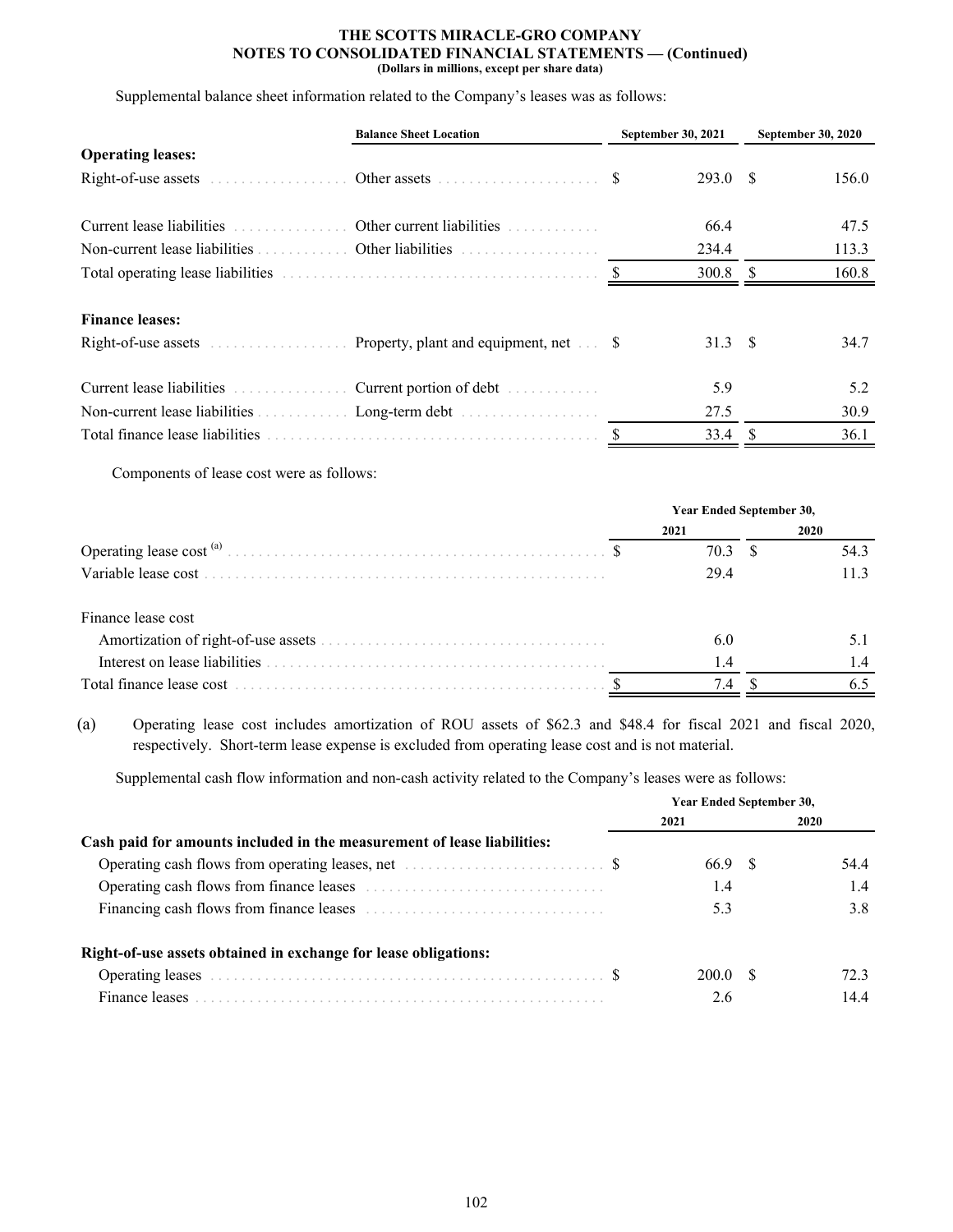Supplemental balance sheet information related to the Company's leases was as follows:

| | Balance Sheet Location | September 30, 2021 | September 30, 2020 |
|---|---|---|---|
| **Operating leases:** | | | |
| Right-of-use assets | Other assets | $ 293.0 | $ 156.0 |
| Current lease liabilities | Other current liabilities | 66.4 | 47.5 |
| Non-current lease liabilities | Other liabilities | 234.4 | 113.3 |
| Total operating lease liabilities | | $ 300.8 | $ 160.8 |
| **Finance leases:** | | | |
| Right-of-use assets | Property, plant and equipment, net | $ 31.3 | $ 34.7 |
| Current lease liabilities | Current portion of debt | 5.9 | 5.2 |
| Non-current lease liabilities | Long-term debt | 27.5 | 30.9 |
| Total finance lease liabilities | | $ 33.4 | $ 36.1 |

Components of lease cost were as follows:

| | Year Ended September 30, | |
|---|---|---|
| | 2021 | 2020 |
| Operating lease cost [(a)] | $ 70.3 | $ 54.3 |
| Variable lease cost | 29.4 | 11.3 |
| Finance lease cost | | |
| Amortization of right-of-use assets | 6.0 | 5.1 |
| Interest on lease liabilities | 1.4 | 1.4 |
| Total finance lease cost | $ 7.4 | $ 6.5 |

(a) Operating lease cost includes amortization of ROU assets of $62.3 and $48.4 for fiscal 2021 and fiscal 2020, respectively. Short-term lease expense is excluded from operating lease cost and is not material.

Supplemental cash flow information and non-cash activity related to the Company's leases were as follows:

| | Year Ended September 30, | |
|---|---|---|
| | 2021 | 2020 |
| **Cash paid for amounts included in the measurement of lease liabilities:** | | |
| Operating cash flows from operating leases, net | $ 66.9 | $ 54.4 |
| Operating cash flows from finance leases | 1.4 | 1.4 |
| Financing cash flows from finance leases | 5.3 | 3.8 |
| **Right-of-use assets obtained in exchange for lease obligations:** | | |
| Operating leases | $ 200.0 | $ 72.3 |
| Finance leases | 2.6 | 14.4 |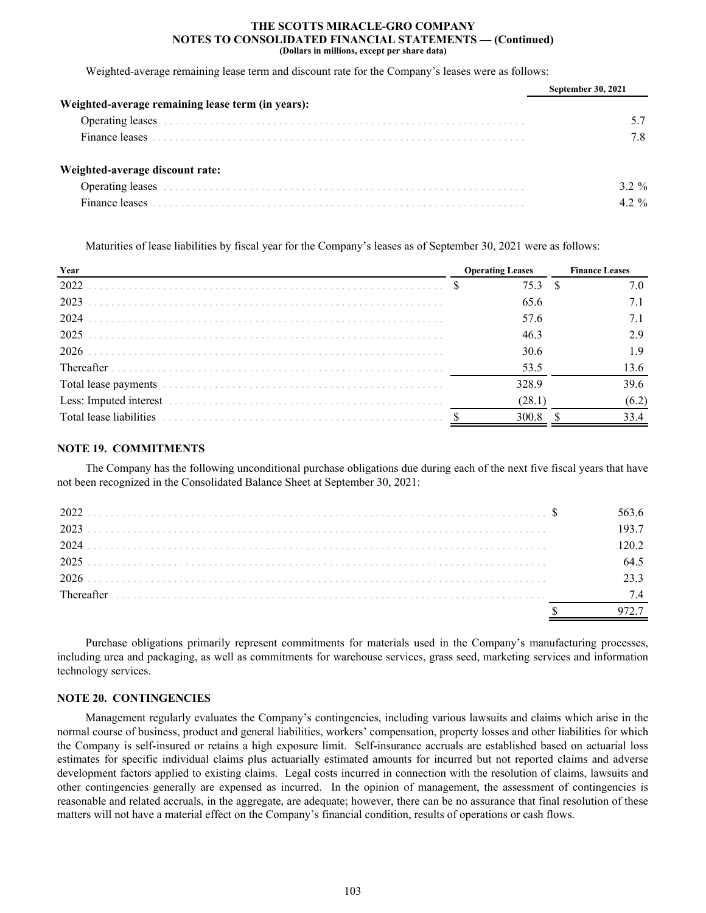Weighted-average remaining lease term and discount rate for the Company's leases were as follows:

| | September 30, 2021 |
|---|---|
| **Weighted-average remaining lease term (in years):** | |
| Operating leases | 5.7 |
| Finance leases | 7.8 |
| **Weighted-average discount rate:** | |
| Operating leases | 3.2 % |
| Finance leases | 4.2 % |

Maturities of lease liabilities by fiscal year for the Company's leases as of September 30, 2021 were as follows:

| Year | Operating Leases | Finance Leases |
|---|---|---|
| 2022 | $ 75.3 | $ 7.0 |
| 2023 | 65.6 | 7.1 |
| 2024 | 57.6 | 7.1 |
| 2025 | 46.3 | 2.9 |
| 2026 | 30.6 | 1.9 |
| Thereafter | 53.5 | 13.6 |
| Total lease payments | 328.9 | 39.6 |
| Less: Imputed interest | (28.1) | (6.2) |
| Total lease liabilities | $ 300.8 | $ 33.4 |

## NOTE 19. COMMITMENTS

The Company has the following unconditional purchase obligations due during each of the next five fiscal years that have not been recognized in the Consolidated Balance Sheet at September 30, 2021:

| | |
|---|---|
| 2022 | $ 563.6 |
| 2023 | 193.7 |
| 2024 | 120.2 |
| 2025 | 64.5 |
| 2026 | 23.3 |
| Thereafter | 7.4 |
| | $ 972.7 |

Purchase obligations primarily represent commitments for materials used in the Company's manufacturing processes, including urea and packaging, as well as commitments for warehouse services, grass seed, marketing services and information technology services.

## NOTE 20. CONTINGENCIES

Management regularly evaluates the Company's contingencies, including various lawsuits and claims which arise in the normal course of business, product and general liabilities, workers' compensation, property losses and other liabilities for which the Company is self-insured or retains a high exposure limit. Self-insurance accruals are established based on actuarial loss estimates for specific individual claims plus actuarially estimated amounts for incurred but not reported claims and adverse development factors applied to existing claims. Legal costs incurred in connection with the resolution of claims, lawsuits and other contingencies generally are expensed as incurred. In the opinion of management, the assessment of contingencies is reasonable and related accruals, in the aggregate, are adequate; however, there can be no assurance that final resolution of these matters will not have a material effect on the Company's financial condition, results of operations or cash flows.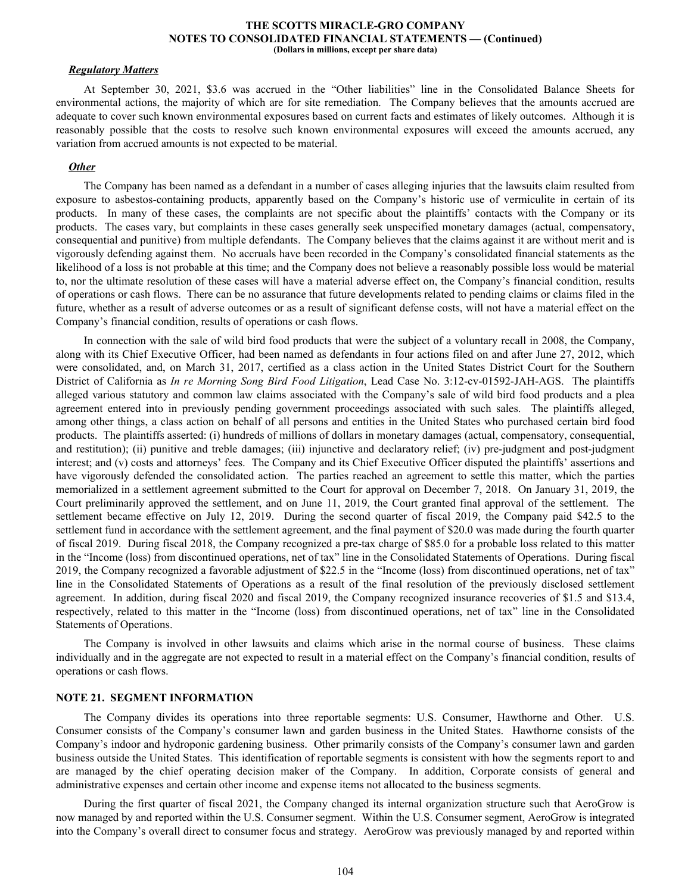***Regulatory Matters***

At September 30, 2021, \$3.6 was accrued in the "Other liabilities" line in the Consolidated Balance Sheets for environmental actions, the majority of which are for site remediation. The Company believes that the amounts accrued are adequate to cover such known environmental exposures based on current facts and estimates of likely outcomes. Although it is reasonably possible that the costs to resolve such known environmental exposures will exceed the amounts accrued, any variation from accrued amounts is not expected to be material.

***Other***

The Company has been named as a defendant in a number of cases alleging injuries that the lawsuits claim resulted from exposure to asbestos-containing products, apparently based on the Company's historic use of vermiculite in certain of its products. In many of these cases, the complaints are not specific about the plaintiffs' contacts with the Company or its products. The cases vary, but complaints in these cases generally seek unspecified monetary damages (actual, compensatory, consequential and punitive) from multiple defendants. The Company believes that the claims against it are without merit and is vigorously defending against them. No accruals have been recorded in the Company's consolidated financial statements as the likelihood of a loss is not probable at this time; and the Company does not believe a reasonably possible loss would be material to, nor the ultimate resolution of these cases will have a material adverse effect on, the Company's financial condition, results of operations or cash flows. There can be no assurance that future developments related to pending claims or claims filed in the future, whether as a result of adverse outcomes or as a result of significant defense costs, will not have a material effect on the Company's financial condition, results of operations or cash flows.

In connection with the sale of wild bird food products that were the subject of a voluntary recall in 2008, the Company, along with its Chief Executive Officer, had been named as defendants in four actions filed on and after June 27, 2012, which were consolidated, and, on March 31, 2017, certified as a class action in the United States District Court for the Southern District of California as *In re Morning Song Bird Food Litigation*, Lead Case No. 3:12-cv-01592-JAH-AGS. The plaintiffs alleged various statutory and common law claims associated with the Company's sale of wild bird food products and a plea agreement entered into in previously pending government proceedings associated with such sales. The plaintiffs alleged, among other things, a class action on behalf of all persons and entities in the United States who purchased certain bird food products. The plaintiffs asserted: (i) hundreds of millions of dollars in monetary damages (actual, compensatory, consequential, and restitution); (ii) punitive and treble damages; (iii) injunctive and declaratory relief; (iv) pre-judgment and post-judgment interest; and (v) costs and attorneys' fees. The Company and its Chief Executive Officer disputed the plaintiffs' assertions and have vigorously defended the consolidated action. The parties reached an agreement to settle this matter, which the parties memorialized in a settlement agreement submitted to the Court for approval on December 7, 2018. On January 31, 2019, the Court preliminarily approved the settlement, and on June 11, 2019, the Court granted final approval of the settlement. The settlement became effective on July 12, 2019. During the second quarter of fiscal 2019, the Company paid \$42.5 to the settlement fund in accordance with the settlement agreement, and the final payment of \$20.0 was made during the fourth quarter of fiscal 2019. During fiscal 2018, the Company recognized a pre-tax charge of \$85.0 for a probable loss related to this matter in the "Income (loss) from discontinued operations, net of tax" line in the Consolidated Statements of Operations. During fiscal 2019, the Company recognized a favorable adjustment of \$22.5 in the "Income (loss) from discontinued operations, net of tax" line in the Consolidated Statements of Operations as a result of the final resolution of the previously disclosed settlement agreement. In addition, during fiscal 2020 and fiscal 2019, the Company recognized insurance recoveries of \$1.5 and \$13.4, respectively, related to this matter in the "Income (loss) from discontinued operations, net of tax" line in the Consolidated Statements of Operations.

The Company is involved in other lawsuits and claims which arise in the normal course of business. These claims individually and in the aggregate are not expected to result in a material effect on the Company's financial condition, results of operations or cash flows.

## NOTE 21. SEGMENT INFORMATION

The Company divides its operations into three reportable segments: U.S. Consumer, Hawthorne and Other. U.S. Consumer consists of the Company's consumer lawn and garden business in the United States. Hawthorne consists of the Company's indoor and hydroponic gardening business. Other primarily consists of the Company's consumer lawn and garden business outside the United States. This identification of reportable segments is consistent with how the segments report to and are managed by the chief operating decision maker of the Company. In addition, Corporate consists of general and administrative expenses and certain other income and expense items not allocated to the business segments.

During the first quarter of fiscal 2021, the Company changed its internal organization structure such that AeroGrow is now managed by and reported within the U.S. Consumer segment. Within the U.S. Consumer segment, AeroGrow is integrated into the Company's overall direct to consumer focus and strategy. AeroGrow was previously managed by and reported within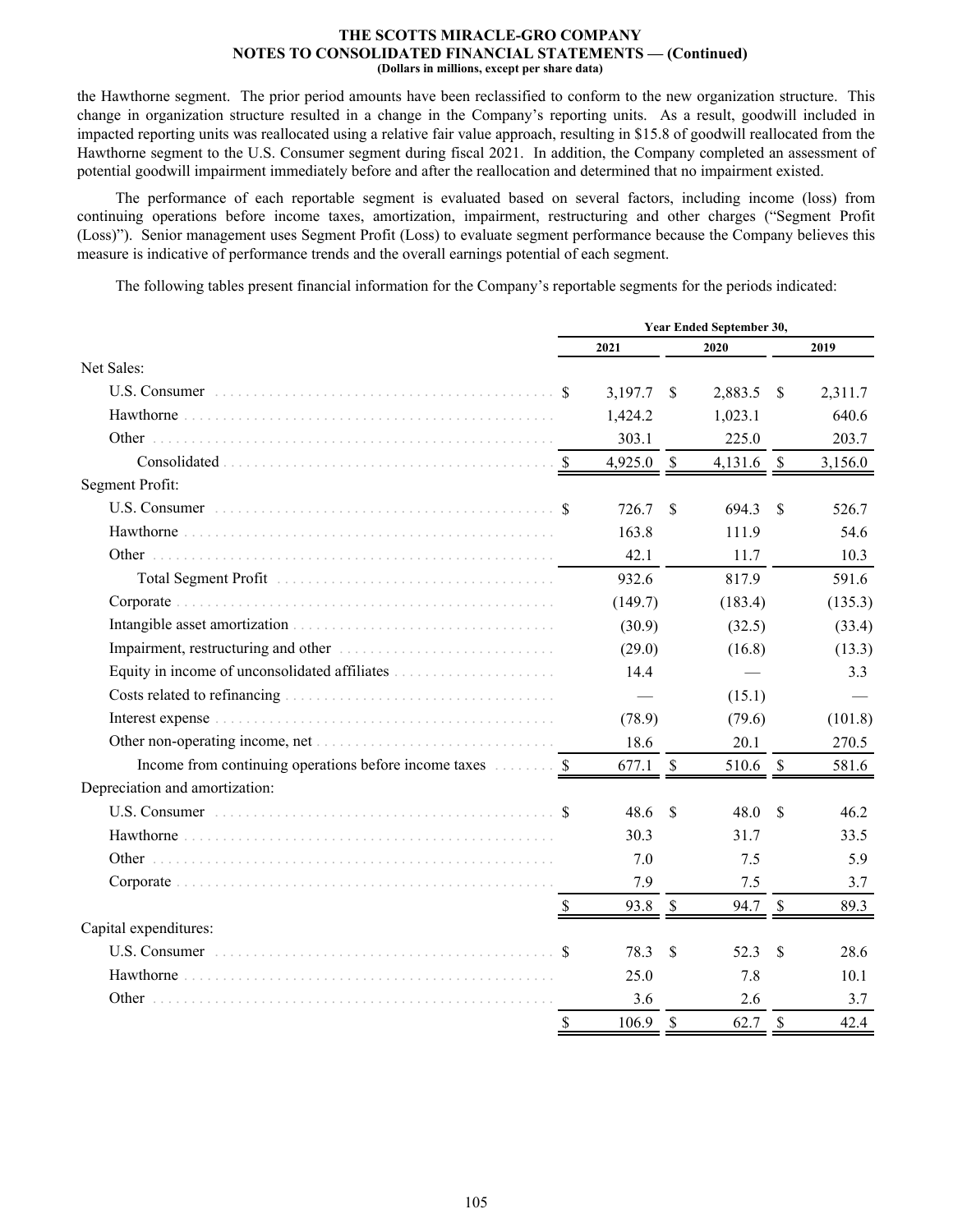the Hawthorne segment. The prior period amounts have been reclassified to conform to the new organization structure. This change in organization structure resulted in a change in the Company's reporting units. As a result, goodwill included in impacted reporting units was reallocated using a relative fair value approach, resulting in $15.8 of goodwill reallocated from the Hawthorne segment to the U.S. Consumer segment during fiscal 2021. In addition, the Company completed an assessment of potential goodwill impairment immediately before and after the reallocation and determined that no impairment existed.

The performance of each reportable segment is evaluated based on several factors, including income (loss) from continuing operations before income taxes, amortization, impairment, restructuring and other charges ("Segment Profit (Loss)"). Senior management uses Segment Profit (Loss) to evaluate segment performance because the Company believes this measure is indicative of performance trends and the overall earnings potential of each segment.

The following tables present financial information for the Company's reportable segments for the periods indicated:

| | Year Ended September 30, | | |
|---|---|---|---|
| | 2021 | 2020 | 2019 |
| Net Sales: | | | |
| U.S. Consumer | $ 3,197.7 | $ 2,883.5 | $ 2,311.7 |
| Hawthorne | 1,424.2 | 1,023.1 | 640.6 |
| Other | 303.1 | 225.0 | 203.7 |
| Consolidated | $ 4,925.0 | $ 4,131.6 | $ 3,156.0 |
| Segment Profit: | | | |
| U.S. Consumer | $ 726.7 | $ 694.3 | $ 526.7 |
| Hawthorne | 163.8 | 111.9 | 54.6 |
| Other | 42.1 | 11.7 | 10.3 |
| Total Segment Profit | 932.6 | 817.9 | 591.6 |
| Corporate | (149.7) | (183.4) | (135.3) |
| Intangible asset amortization | (30.9) | (32.5) | (33.4) |
| Impairment, restructuring and other | (29.0) | (16.8) | (13.3) |
| Equity in income of unconsolidated affiliates | 14.4 | — | 3.3 |
| Costs related to refinancing | — | (15.1) | — |
| Interest expense | (78.9) | (79.6) | (101.8) |
| Other non-operating income, net | 18.6 | 20.1 | 270.5 |
| Income from continuing operations before income taxes | $ 677.1 | $ 510.6 | $ 581.6 |
| Depreciation and amortization: | | | |
| U.S. Consumer | $ 48.6 | $ 48.0 | $ 46.2 |
| Hawthorne | 30.3 | 31.7 | 33.5 |
| Other | 7.0 | 7.5 | 5.9 |
| Corporate | 7.9 | 7.5 | 3.7 |
| | $ 93.8 | $ 94.7 | $ 89.3 |
| Capital expenditures: | | | |
| U.S. Consumer | $ 78.3 | $ 52.3 | $ 28.6 |
| Hawthorne | 25.0 | 7.8 | 10.1 |
| Other | 3.6 | 2.6 | 3.7 |
| | $ 106.9 | $ 62.7 | $ 42.4 |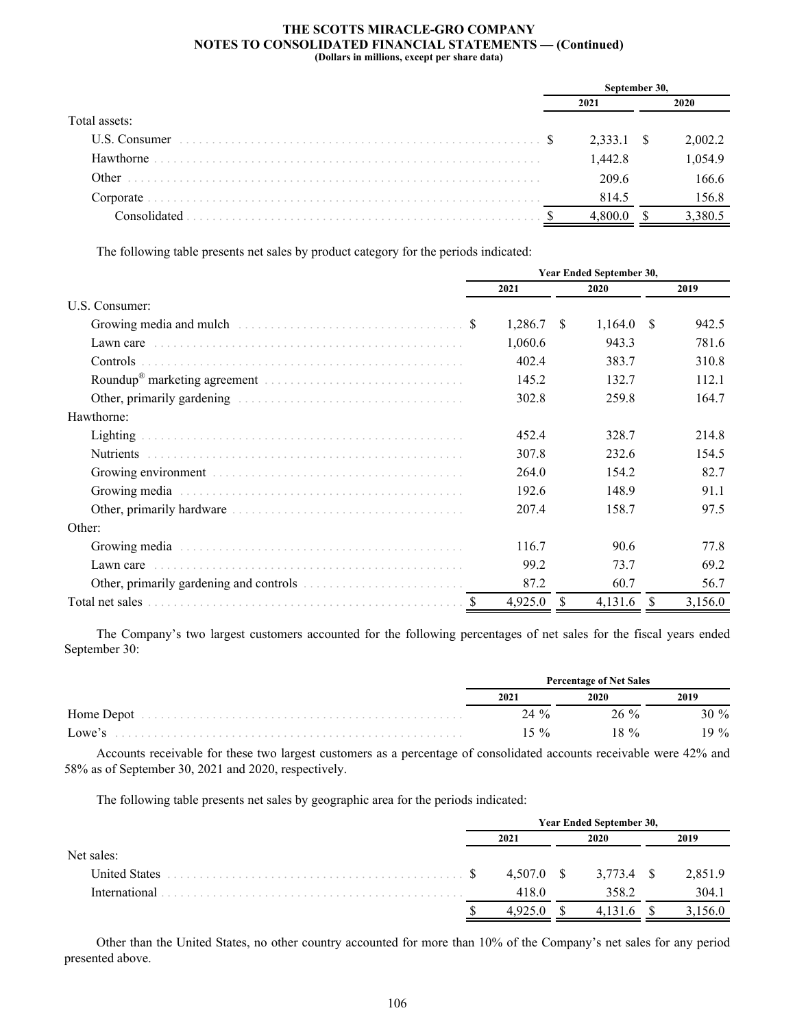THE SCOTTS MIRACLE-GRO COMPANY
NOTES TO CONSOLIDATED FINANCIAL STATEMENTS — (Continued)
(Dollars in millions, except per share data)

| | September 30, | |
|---|---|---|
| | 2021 | 2020 |
| Total assets: | | |
| U.S. Consumer | $ 2,333.1 | $ 2,002.2 |
| Hawthorne | 1,442.8 | 1,054.9 |
| Other | 209.6 | 166.6 |
| Corporate | 814.5 | 156.8 |
| Consolidated | $ 4,800.0 | $ 3,380.5 |

The following table presents net sales by product category for the periods indicated:

| | Year Ended September 30, | | |
|---|---|---|---|
| | 2021 | 2020 | 2019 |
| U.S. Consumer: | | | |
| Growing media and mulch | $ 1,286.7 | $ 1,164.0 | $ 942.5 |
| Lawn care | 1,060.6 | 943.3 | 781.6 |
| Controls | 402.4 | 383.7 | 310.8 |
| Roundup® marketing agreement | 145.2 | 132.7 | 112.1 |
| Other, primarily gardening | 302.8 | 259.8 | 164.7 |
| Hawthorne: | | | |
| Lighting | 452.4 | 328.7 | 214.8 |
| Nutrients | 307.8 | 232.6 | 154.5 |
| Growing environment | 264.0 | 154.2 | 82.7 |
| Growing media | 192.6 | 148.9 | 91.1 |
| Other, primarily hardware | 207.4 | 158.7 | 97.5 |
| Other: | | | |
| Growing media | 116.7 | 90.6 | 77.8 |
| Lawn care | 99.2 | 73.7 | 69.2 |
| Other, primarily gardening and controls | 87.2 | 60.7 | 56.7 |
| Total net sales | $ 4,925.0 | $ 4,131.6 | $ 3,156.0 |

The Company's two largest customers accounted for the following percentages of net sales for the fiscal years ended September 30:

| | Percentage of Net Sales | | |
|---|---|---|---|
| | 2021 | 2020 | 2019 |
| Home Depot | 24 % | 26 % | 30 % |
| Lowe's | 15 % | 18 % | 19 % |

Accounts receivable for these two largest customers as a percentage of consolidated accounts receivable were 42% and 58% as of September 30, 2021 and 2020, respectively.

The following table presents net sales by geographic area for the periods indicated:

| | Year Ended September 30, | | |
|---|---|---|---|
| | 2021 | 2020 | 2019 |
| Net sales: | | | |
| United States | $ 4,507.0 | $ 3,773.4 | $ 2,851.9 |
| International | 418.0 | 358.2 | 304.1 |
| | $ 4,925.0 | $ 4,131.6 | $ 3,156.0 |

Other than the United States, no other country accounted for more than 10% of the Company's net sales for any period presented above.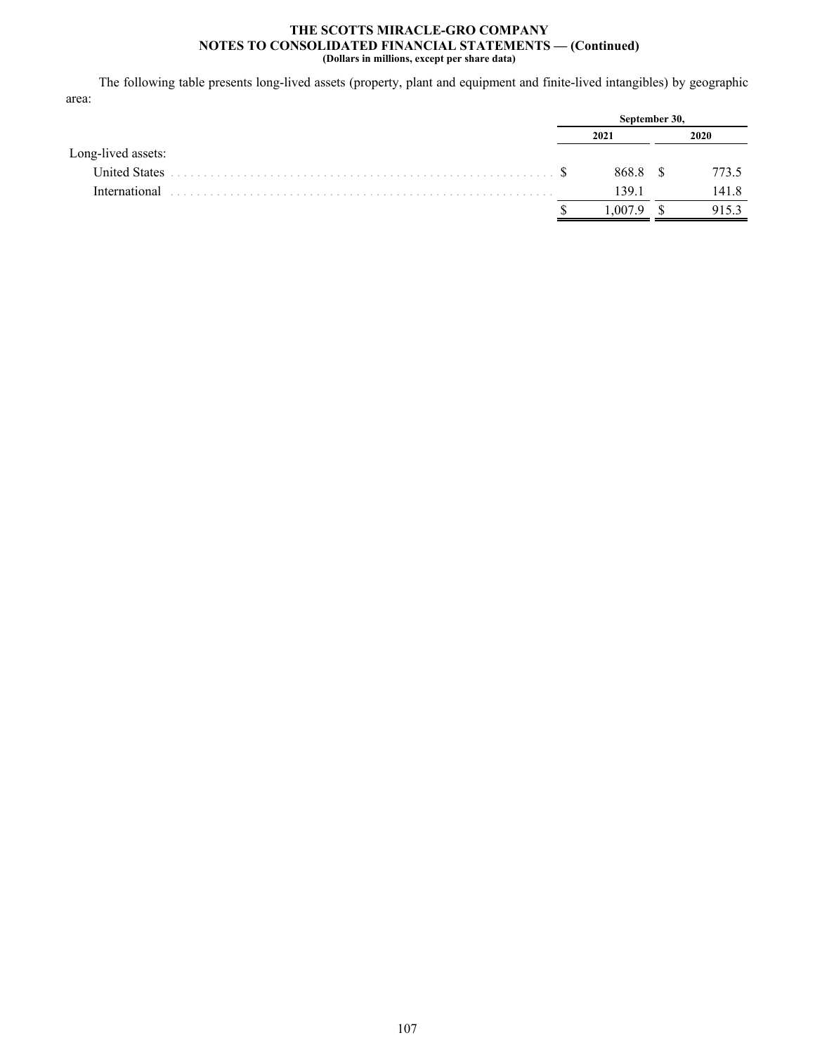The following table presents long-lived assets (property, plant and equipment and finite-lived intangibles) by geographic area:

| | September 30, | |
|---|---|---|
| | 2021 | 2020 |
| Long-lived assets: | | |
| United States | $ 868.8 | $ 773.5 |
| International | 139.1 | 141.8 |
| | $ 1,007.9 | $ 915.3 |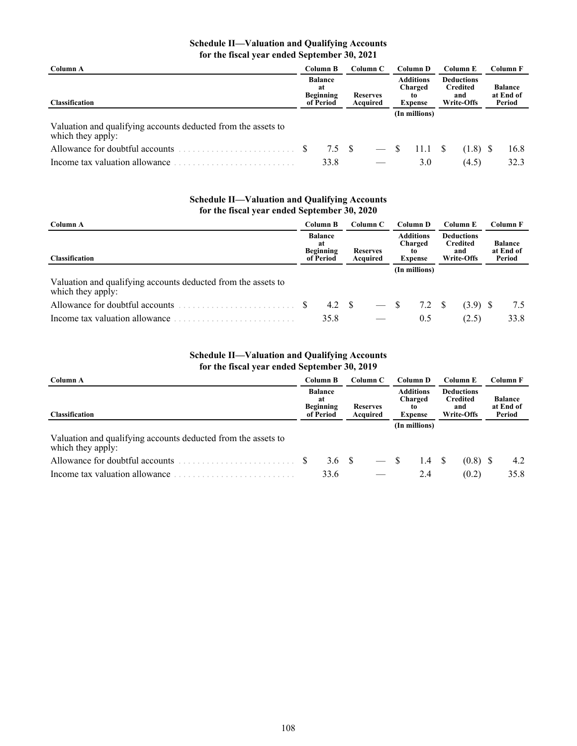**Schedule II—Valuation and Qualifying Accounts**
**for the fiscal year ended September 30, 2021**

| Column A | Column B | Column C | Column D | Column E | Column F |
|---|---|---|---|---|---|
| Classification | Balance at Beginning of Period | Reserves Acquired | Additions Charged to Expense | Deductions Credited and Write-Offs | Balance at End of Period |
| | | | (In millions) | | |
| Valuation and qualifying accounts deducted from the assets to which they apply: | | | | | |
| Allowance for doubtful accounts | $ 7.5 | $ — | $ 11.1 | $ (1.8) | $ 16.8 |
| Income tax valuation allowance | 33.8 | — | 3.0 | (4.5) | 32.3 |

**Schedule II—Valuation and Qualifying Accounts**
**for the fiscal year ended September 30, 2020**

| Column A | Column B | Column C | Column D | Column E | Column F |
|---|---|---|---|---|---|
| Classification | Balance at Beginning of Period | Reserves Acquired | Additions Charged to Expense | Deductions Credited and Write-Offs | Balance at End of Period |
| | | | (In millions) | | |
| Valuation and qualifying accounts deducted from the assets to which they apply: | | | | | |
| Allowance for doubtful accounts | $ 4.2 | $ — | $ 7.2 | $ (3.9) | $ 7.5 |
| Income tax valuation allowance | 35.8 | — | 0.5 | (2.5) | 33.8 |

**Schedule II—Valuation and Qualifying Accounts**
**for the fiscal year ended September 30, 2019**

| Column A | Column B | Column C | Column D | Column E | Column F |
|---|---|---|---|---|---|
| Classification | Balance at Beginning of Period | Reserves Acquired | Additions Charged to Expense | Deductions Credited and Write-Offs | Balance at End of Period |
| | | | (In millions) | | |
| Valuation and qualifying accounts deducted from the assets to which they apply: | | | | | |
| Allowance for doubtful accounts | $ 3.6 | $ — | $ 1.4 | $ (0.8) | $ 4.2 |
| Income tax valuation allowance | 33.6 | — | 2.4 | (0.2) | 35.8 |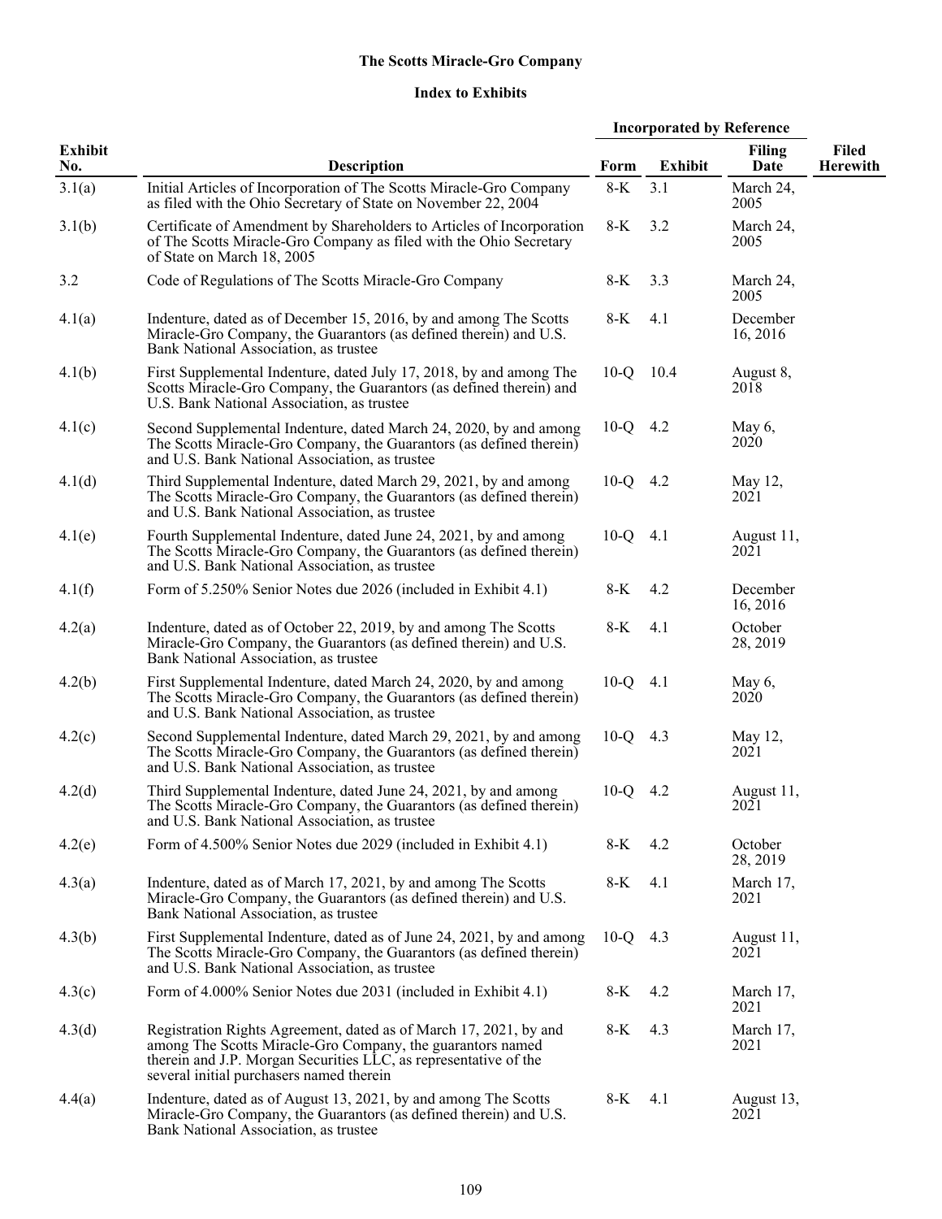**The Scotts Miracle-Gro Company**

**Index to Exhibits**

| Exhibit No. | Description | Incorporated by Reference | | | Filed Herewith |
|---|---|---|---|---|---|
| | | Form | Exhibit | Filing Date | |
| 3.1(a) | Initial Articles of Incorporation of The Scotts Miracle-Gro Company as filed with the Ohio Secretary of State on November 22, 2004 | 8-K | 3.1 | March 24, 2005 | |
| 3.1(b) | Certificate of Amendment by Shareholders to Articles of Incorporation of The Scotts Miracle-Gro Company as filed with the Ohio Secretary of State on March 18, 2005 | 8-K | 3.2 | March 24, 2005 | |
| 3.2 | Code of Regulations of The Scotts Miracle-Gro Company | 8-K | 3.3 | March 24, 2005 | |
| 4.1(a) | Indenture, dated as of December 15, 2016, by and among The Scotts Miracle-Gro Company, the Guarantors (as defined therein) and U.S. Bank National Association, as trustee | 8-K | 4.1 | December 16, 2016 | |
| 4.1(b) | First Supplemental Indenture, dated July 17, 2018, by and among The Scotts Miracle-Gro Company, the Guarantors (as defined therein) and U.S. Bank National Association, as trustee | 10-Q | 10.4 | August 8, 2018 | |
| 4.1(c) | Second Supplemental Indenture, dated March 24, 2020, by and among The Scotts Miracle-Gro Company, the Guarantors (as defined therein) and U.S. Bank National Association, as trustee | 10-Q | 4.2 | May 6, 2020 | |
| 4.1(d) | Third Supplemental Indenture, dated March 29, 2021, by and among The Scotts Miracle-Gro Company, the Guarantors (as defined therein) and U.S. Bank National Association, as trustee | 10-Q | 4.2 | May 12, 2021 | |
| 4.1(e) | Fourth Supplemental Indenture, dated June 24, 2021, by and among The Scotts Miracle-Gro Company, the Guarantors (as defined therein) and U.S. Bank National Association, as trustee | 10-Q | 4.1 | August 11, 2021 | |
| 4.1(f) | Form of 5.250% Senior Notes due 2026 (included in Exhibit 4.1) | 8-K | 4.2 | December 16, 2016 | |
| 4.2(a) | Indenture, dated as of October 22, 2019, by and among The Scotts Miracle-Gro Company, the Guarantors (as defined therein) and U.S. Bank National Association, as trustee | 8-K | 4.1 | October 28, 2019 | |
| 4.2(b) | First Supplemental Indenture, dated March 24, 2020, by and among The Scotts Miracle-Gro Company, the Guarantors (as defined therein) and U.S. Bank National Association, as trustee | 10-Q | 4.1 | May 6, 2020 | |
| 4.2(c) | Second Supplemental Indenture, dated March 29, 2021, by and among The Scotts Miracle-Gro Company, the Guarantors (as defined therein) and U.S. Bank National Association, as trustee | 10-Q | 4.3 | May 12, 2021 | |
| 4.2(d) | Third Supplemental Indenture, dated June 24, 2021, by and among The Scotts Miracle-Gro Company, the Guarantors (as defined therein) and U.S. Bank National Association, as trustee | 10-Q | 4.2 | August 11, 2021 | |
| 4.2(e) | Form of 4.500% Senior Notes due 2029 (included in Exhibit 4.1) | 8-K | 4.2 | October 28, 2019 | |
| 4.3(a) | Indenture, dated as of March 17, 2021, by and among The Scotts Miracle-Gro Company, the Guarantors (as defined therein) and U.S. Bank National Association, as trustee | 8-K | 4.1 | March 17, 2021 | |
| 4.3(b) | First Supplemental Indenture, dated as of June 24, 2021, by and among The Scotts Miracle-Gro Company, the Guarantors (as defined therein) and U.S. Bank National Association, as trustee | 10-Q | 4.3 | August 11, 2021 | |
| 4.3(c) | Form of 4.000% Senior Notes due 2031 (included in Exhibit 4.1) | 8-K | 4.2 | March 17, 2021 | |
| 4.3(d) | Registration Rights Agreement, dated as of March 17, 2021, by and among The Scotts Miracle-Gro Company, the guarantors named therein and J.P. Morgan Securities LLC, as representative of the several initial purchasers named therein | 8-K | 4.3 | March 17, 2021 | |
| 4.4(a) | Indenture, dated as of August 13, 2021, by and among The Scotts Miracle-Gro Company, the Guarantors (as defined therein) and U.S. Bank National Association, as trustee | 8-K | 4.1 | August 13, 2021 | |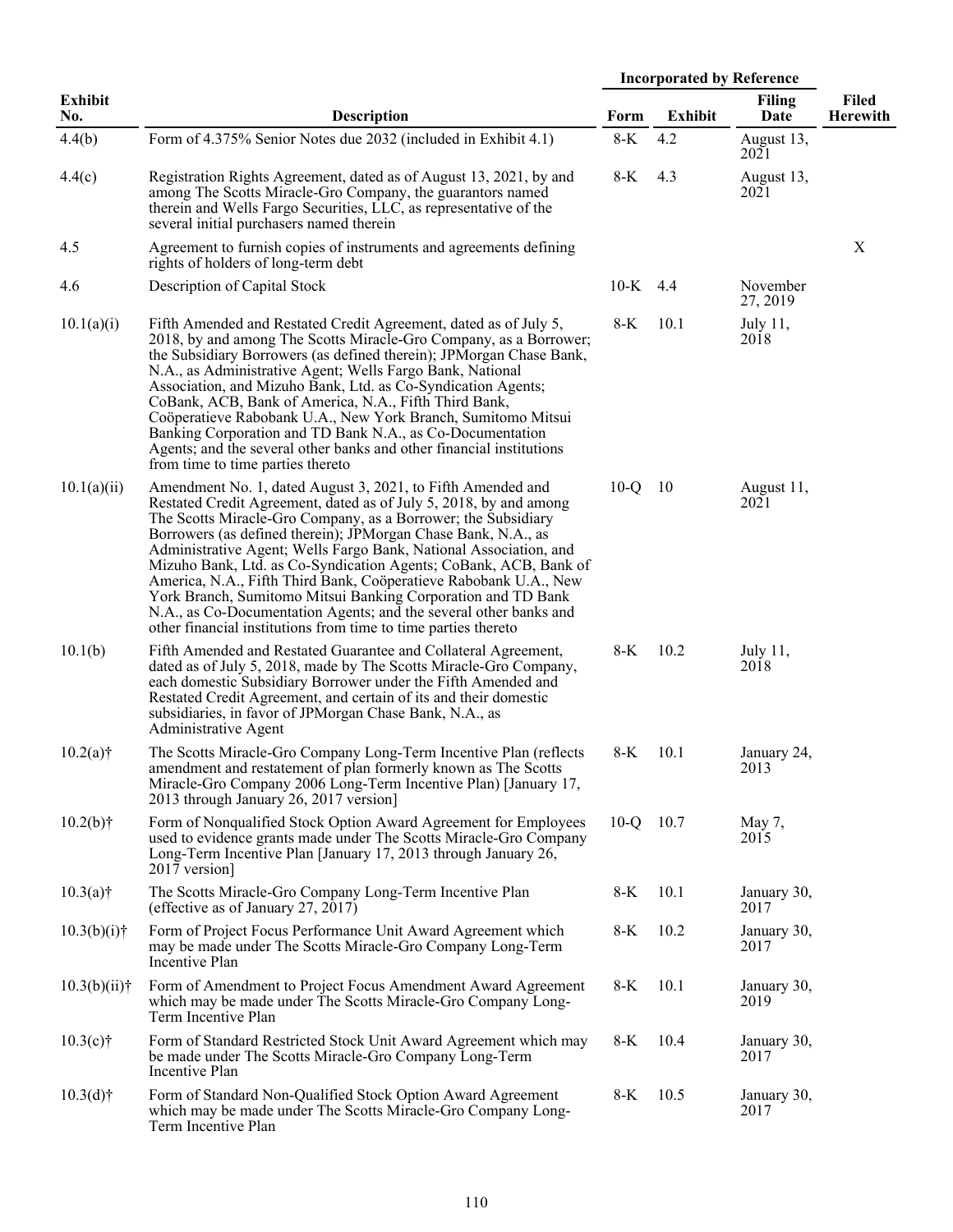| Exhibit No. | Description | Incorporated by Reference | | | Filed Herewith |
|---|---|---|---|---|---|
| | | Form | Exhibit | Filing Date | |
| 4.4(b) | Form of 4.375% Senior Notes due 2032 (included in Exhibit 4.1) | 8-K | 4.2 | August 13, 2021 | |
| 4.4(c) | Registration Rights Agreement, dated as of August 13, 2021, by and among The Scotts Miracle-Gro Company, the guarantors named therein and Wells Fargo Securities, LLC, as representative of the several initial purchasers named therein | 8-K | 4.3 | August 13, 2021 | |
| 4.5 | Agreement to furnish copies of instruments and agreements defining rights of holders of long-term debt | | | | X |
| 4.6 | Description of Capital Stock | 10-K | 4.4 | November 27, 2019 | |
| 10.1(a)(i) | Fifth Amended and Restated Credit Agreement, dated as of July 5, 2018, by and among The Scotts Miracle-Gro Company, as a Borrower; the Subsidiary Borrowers (as defined therein); JPMorgan Chase Bank, N.A., as Administrative Agent; Wells Fargo Bank, National Association, and Mizuho Bank, Ltd. as Co-Syndication Agents; CoBank, ACB, Bank of America, N.A., Fifth Third Bank, Coöperatieve Rabobank U.A., New York Branch, Sumitomo Mitsui Banking Corporation and TD Bank N.A., as Co-Documentation Agents; and the several other banks and other financial institutions from time to time parties thereto | 8-K | 10.1 | July 11, 2018 | |
| 10.1(a)(ii) | Amendment No. 1, dated August 3, 2021, to Fifth Amended and Restated Credit Agreement, dated as of July 5, 2018, by and among The Scotts Miracle-Gro Company, as a Borrower; the Subsidiary Borrowers (as defined therein); JPMorgan Chase Bank, N.A., as Administrative Agent; Wells Fargo Bank, National Association, and Mizuho Bank, Ltd. as Co-Syndication Agents; CoBank, ACB, Bank of America, N.A., Fifth Third Bank, Coöperatieve Rabobank U.A., New York Branch, Sumitomo Mitsui Banking Corporation and TD Bank N.A., as Co-Documentation Agents; and the several other banks and other financial institutions from time to time parties thereto | 10-Q | 10 | August 11, 2021 | |
| 10.1(b) | Fifth Amended and Restated Guarantee and Collateral Agreement, dated as of July 5, 2018, made by The Scotts Miracle-Gro Company, each domestic Subsidiary Borrower under the Fifth Amended and Restated Credit Agreement, and certain of its and their domestic subsidiaries, in favor of JPMorgan Chase Bank, N.A., as Administrative Agent | 8-K | 10.2 | July 11, 2018 | |
| 10.2(a)† | The Scotts Miracle-Gro Company Long-Term Incentive Plan (reflects amendment and restatement of plan formerly known as The Scotts Miracle-Gro Company 2006 Long-Term Incentive Plan) [January 17, 2013 through January 26, 2017 version] | 8-K | 10.1 | January 24, 2013 | |
| 10.2(b)† | Form of Nonqualified Stock Option Award Agreement for Employees used to evidence grants made under The Scotts Miracle-Gro Company Long-Term Incentive Plan [January 17, 2013 through January 26, 2017 version] | 10-Q | 10.7 | May 7, 2015 | |
| 10.3(a)† | The Scotts Miracle-Gro Company Long-Term Incentive Plan (effective as of January 27, 2017) | 8-K | 10.1 | January 30, 2017 | |
| 10.3(b)(i)† | Form of Project Focus Performance Unit Award Agreement which may be made under The Scotts Miracle-Gro Company Long-Term Incentive Plan | 8-K | 10.2 | January 30, 2017 | |
| 10.3(b)(ii)† | Form of Amendment to Project Focus Amendment Award Agreement which may be made under The Scotts Miracle-Gro Company Long-Term Incentive Plan | 8-K | 10.1 | January 30, 2019 | |
| 10.3(c)† | Form of Standard Restricted Stock Unit Award Agreement which may be made under The Scotts Miracle-Gro Company Long-Term Incentive Plan | 8-K | 10.4 | January 30, 2017 | |
| 10.3(d)† | Form of Standard Non-Qualified Stock Option Award Agreement which may be made under The Scotts Miracle-Gro Company Long-Term Incentive Plan | 8-K | 10.5 | January 30, 2017 | |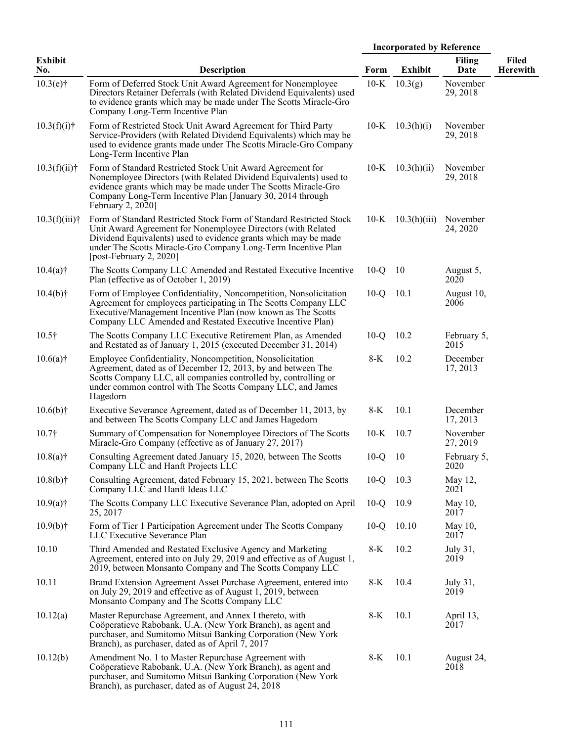| Exhibit No. | Description | Incorporated by Reference | | | Filed Herewith |
|---|---|---|---|---|---|
| | | Form | Exhibit | Filing Date | |
| 10.3(e)† | Form of Deferred Stock Unit Award Agreement for Nonemployee Directors Retainer Deferrals (with Related Dividend Equivalents) used to evidence grants which may be made under The Scotts Miracle-Gro Company Long-Term Incentive Plan | 10-K | 10.3(g) | November 29, 2018 | |
| 10.3(f)(i)† | Form of Restricted Stock Unit Award Agreement for Third Party Service-Providers (with Related Dividend Equivalents) which may be used to evidence grants made under The Scotts Miracle-Gro Company Long-Term Incentive Plan | 10-K | 10.3(h)(i) | November 29, 2018 | |
| 10.3(f)(ii)† | Form of Standard Restricted Stock Unit Award Agreement for Nonemployee Directors (with Related Dividend Equivalents) used to evidence grants which may be made under The Scotts Miracle-Gro Company Long-Term Incentive Plan [January 30, 2014 through February 2, 2020] | 10-K | 10.3(h)(ii) | November 29, 2018 | |
| 10.3(f)(iii)† | Form of Standard Restricted Stock Form of Standard Restricted Stock Unit Award Agreement for Nonemployee Directors (with Related Dividend Equivalents) used to evidence grants which may be made under The Scotts Miracle-Gro Company Long-Term Incentive Plan [post-February 2, 2020] | 10-K | 10.3(h)(iii) | November 24, 2020 | |
| 10.4(a)† | The Scotts Company LLC Amended and Restated Executive Incentive Plan (effective as of October 1, 2019) | 10-Q | 10 | August 5, 2020 | |
| 10.4(b)† | Form of Employee Confidentiality, Noncompetition, Nonsolicitation Agreement for employees participating in The Scotts Company LLC Executive/Management Incentive Plan (now known as The Scotts Company LLC Amended and Restated Executive Incentive Plan) | 10-Q | 10.1 | August 10, 2006 | |
| 10.5† | The Scotts Company LLC Executive Retirement Plan, as Amended and Restated as of January 1, 2015 (executed December 31, 2014) | 10-Q | 10.2 | February 5, 2015 | |
| 10.6(a)† | Employee Confidentiality, Noncompetition, Nonsolicitation Agreement, dated as of December 12, 2013, by and between The Scotts Company LLC, all companies controlled by, controlling or under common control with The Scotts Company LLC, and James Hagedorn | 8-K | 10.2 | December 17, 2013 | |
| 10.6(b)† | Executive Severance Agreement, dated as of December 11, 2013, by and between The Scotts Company LLC and James Hagedorn | 8-K | 10.1 | December 17, 2013 | |
| 10.7† | Summary of Compensation for Nonemployee Directors of The Scotts Miracle-Gro Company (effective as of January 27, 2017) | 10-K | 10.7 | November 27, 2019 | |
| 10.8(a)† | Consulting Agreement dated January 15, 2020, between The Scotts Company LLC and Hanft Projects LLC | 10-Q | 10 | February 5, 2020 | |
| 10.8(b)† | Consulting Agreement, dated February 15, 2021, between The Scotts Company LLC and Hanft Ideas LLC | 10-Q | 10.3 | May 12, 2021 | |
| 10.9(a)† | The Scotts Company LLC Executive Severance Plan, adopted on April 25, 2017 | 10-Q | 10.9 | May 10, 2017 | |
| 10.9(b)† | Form of Tier 1 Participation Agreement under The Scotts Company LLC Executive Severance Plan | 10-Q | 10.10 | May 10, 2017 | |
| 10.10 | Third Amended and Restated Exclusive Agency and Marketing Agreement, entered into on July 29, 2019 and effective as of August 1, 2019, between Monsanto Company and The Scotts Company LLC | 8-K | 10.2 | July 31, 2019 | |
| 10.11 | Brand Extension Agreement Asset Purchase Agreement, entered into on July 29, 2019 and effective as of August 1, 2019, between Monsanto Company and The Scotts Company LLC | 8-K | 10.4 | July 31, 2019 | |
| 10.12(a) | Master Repurchase Agreement, and Annex I thereto, with Coöperatieve Rabobank, U.A. (New York Branch), as agent and purchaser, and Sumitomo Mitsui Banking Corporation (New York Branch), as purchaser, dated as of April 7, 2017 | 8-K | 10.1 | April 13, 2017 | |
| 10.12(b) | Amendment No. 1 to Master Repurchase Agreement with Coöperatieve Rabobank, U.A. (New York Branch), as agent and purchaser, and Sumitomo Mitsui Banking Corporation (New York Branch), as purchaser, dated as of August 24, 2018 | 8-K | 10.1 | August 24, 2018 | |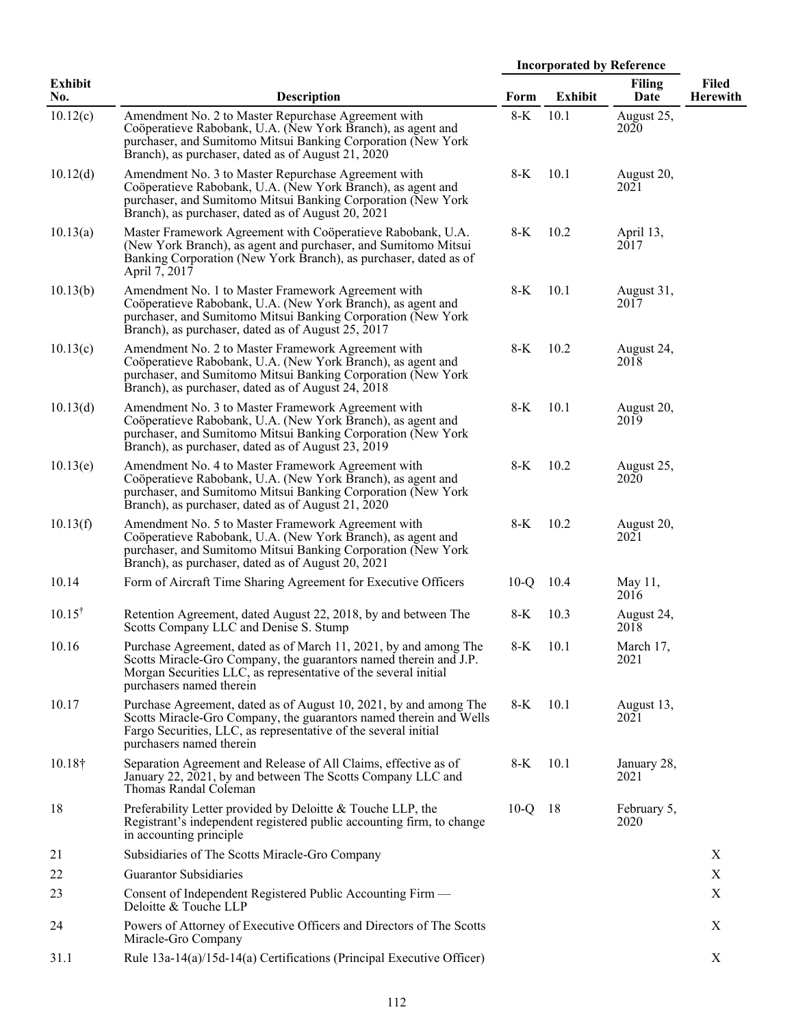| Exhibit No. | Description | Incorporated by Reference | | | Filed Herewith |
|---|---|---|---|---|---|
| | | Form | Exhibit | Filing Date | |
| 10.12(c) | Amendment No. 2 to Master Repurchase Agreement with Coöperatieve Rabobank, U.A. (New York Branch), as agent and purchaser, and Sumitomo Mitsui Banking Corporation (New York Branch), as purchaser, dated as of August 21, 2020 | 8-K | 10.1 | August 25, 2020 | |
| 10.12(d) | Amendment No. 3 to Master Repurchase Agreement with Coöperatieve Rabobank, U.A. (New York Branch), as agent and purchaser, and Sumitomo Mitsui Banking Corporation (New York Branch), as purchaser, dated as of August 20, 2021 | 8-K | 10.1 | August 20, 2021 | |
| 10.13(a) | Master Framework Agreement with Coöperatieve Rabobank, U.A. (New York Branch), as agent and purchaser, and Sumitomo Mitsui Banking Corporation (New York Branch), as purchaser, dated as of April 7, 2017 | 8-K | 10.2 | April 13, 2017 | |
| 10.13(b) | Amendment No. 1 to Master Framework Agreement with Coöperatieve Rabobank, U.A. (New York Branch), as agent and purchaser, and Sumitomo Mitsui Banking Corporation (New York Branch), as purchaser, dated as of August 25, 2017 | 8-K | 10.1 | August 31, 2017 | |
| 10.13(c) | Amendment No. 2 to Master Framework Agreement with Coöperatieve Rabobank, U.A. (New York Branch), as agent and purchaser, and Sumitomo Mitsui Banking Corporation (New York Branch), as purchaser, dated as of August 24, 2018 | 8-K | 10.2 | August 24, 2018 | |
| 10.13(d) | Amendment No. 3 to Master Framework Agreement with Coöperatieve Rabobank, U.A. (New York Branch), as agent and purchaser, and Sumitomo Mitsui Banking Corporation (New York Branch), as purchaser, dated as of August 23, 2019 | 8-K | 10.1 | August 20, 2019 | |
| 10.13(e) | Amendment No. 4 to Master Framework Agreement with Coöperatieve Rabobank, U.A. (New York Branch), as agent and purchaser, and Sumitomo Mitsui Banking Corporation (New York Branch), as purchaser, dated as of August 21, 2020 | 8-K | 10.2 | August 25, 2020 | |
| 10.13(f) | Amendment No. 5 to Master Framework Agreement with Coöperatieve Rabobank, U.A. (New York Branch), as agent and purchaser, and Sumitomo Mitsui Banking Corporation (New York Branch), as purchaser, dated as of August 20, 2021 | 8-K | 10.2 | August 20, 2021 | |
| 10.14 | Form of Aircraft Time Sharing Agreement for Executive Officers | 10-Q | 10.4 | May 11, 2016 | |
| 10.15† | Retention Agreement, dated August 22, 2018, by and between The Scotts Company LLC and Denise S. Stump | 8-K | 10.3 | August 24, 2018 | |
| 10.16 | Purchase Agreement, dated as of March 11, 2021, by and among The Scotts Miracle-Gro Company, the guarantors named therein and J.P. Morgan Securities LLC, as representative of the several initial purchasers named therein | 8-K | 10.1 | March 17, 2021 | |
| 10.17 | Purchase Agreement, dated as of August 10, 2021, by and among The Scotts Miracle-Gro Company, the guarantors named therein and Wells Fargo Securities, LLC, as representative of the several initial purchasers named therein | 8-K | 10.1 | August 13, 2021 | |
| 10.18† | Separation Agreement and Release of All Claims, effective as of January 22, 2021, by and between The Scotts Company LLC and Thomas Randal Coleman | 8-K | 10.1 | January 28, 2021 | |
| 18 | Preferability Letter provided by Deloitte & Touche LLP, the Registrant's independent registered public accounting firm, to change in accounting principle | 10-Q | 18 | February 5, 2020 | |
| 21 | Subsidiaries of The Scotts Miracle-Gro Company | | | | X |
| 22 | Guarantor Subsidiaries | | | | X |
| 23 | Consent of Independent Registered Public Accounting Firm — Deloitte & Touche LLP | | | | X |
| 24 | Powers of Attorney of Executive Officers and Directors of The Scotts Miracle-Gro Company | | | | X |
| 31.1 | Rule 13a-14(a)/15d-14(a) Certifications (Principal Executive Officer) | | | | X |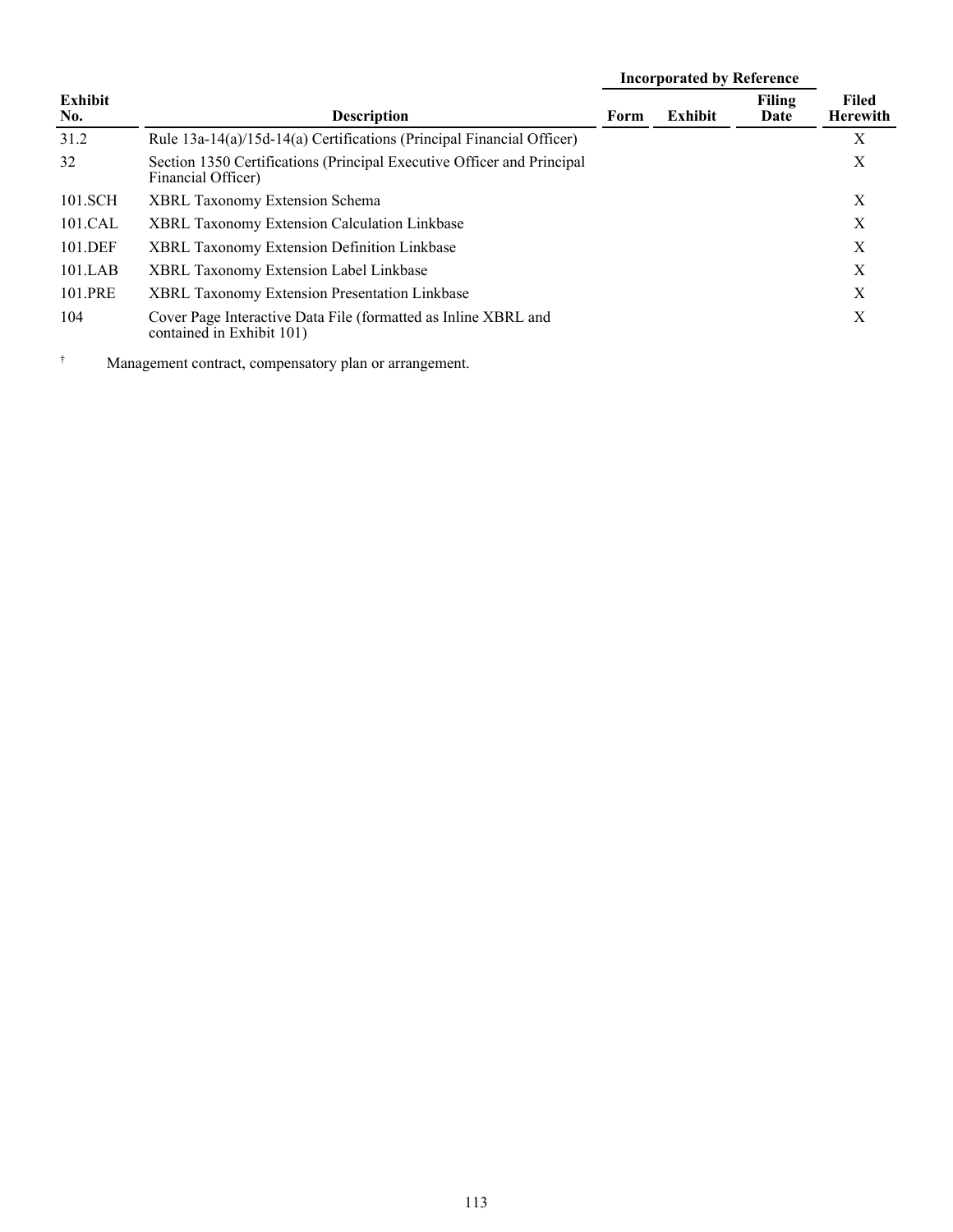| Exhibit No. | Description | Incorporated by Reference | | | Filed Herewith |
|---|---|---|---|---|---|
| | | Form | Exhibit | Filing Date | |
| 31.2 | Rule 13a-14(a)/15d-14(a) Certifications (Principal Financial Officer) | | | | X |
| 32 | Section 1350 Certifications (Principal Executive Officer and Principal Financial Officer) | | | | X |
| 101.SCH | XBRL Taxonomy Extension Schema | | | | X |
| 101.CAL | XBRL Taxonomy Extension Calculation Linkbase | | | | X |
| 101.DEF | XBRL Taxonomy Extension Definition Linkbase | | | | X |
| 101.LAB | XBRL Taxonomy Extension Label Linkbase | | | | X |
| 101.PRE | XBRL Taxonomy Extension Presentation Linkbase | | | | X |
| 104 | Cover Page Interactive Data File (formatted as Inline XBRL and contained in Exhibit 101) | | | | X |

† Management contract, compensatory plan or arrangement.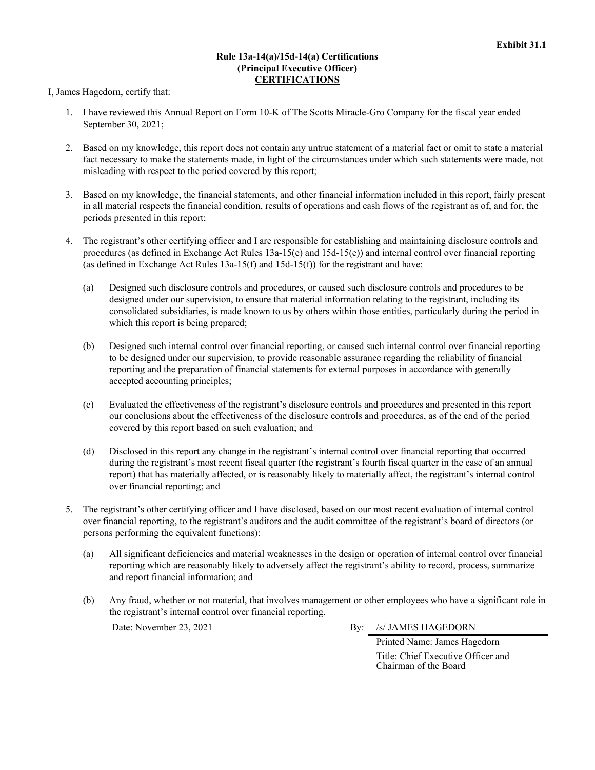**Exhibit 31.1**

**Rule 13a-14(a)/15d-14(a) Certifications**
**(Principal Executive Officer)**
**CERTIFICATIONS**

I, James Hagedorn, certify that:

1. I have reviewed this Annual Report on Form 10-K of The Scotts Miracle-Gro Company for the fiscal year ended September 30, 2021;

2. Based on my knowledge, this report does not contain any untrue statement of a material fact or omit to state a material fact necessary to make the statements made, in light of the circumstances under which such statements were made, not misleading with respect to the period covered by this report;

3. Based on my knowledge, the financial statements, and other financial information included in this report, fairly present in all material respects the financial condition, results of operations and cash flows of the registrant as of, and for, the periods presented in this report;

4. The registrant's other certifying officer and I are responsible for establishing and maintaining disclosure controls and procedures (as defined in Exchange Act Rules 13a-15(e) and 15d-15(e)) and internal control over financial reporting (as defined in Exchange Act Rules 13a-15(f) and 15d-15(f)) for the registrant and have:

   (a) Designed such disclosure controls and procedures, or caused such disclosure controls and procedures to be designed under our supervision, to ensure that material information relating to the registrant, including its consolidated subsidiaries, is made known to us by others within those entities, particularly during the period in which this report is being prepared;

   (b) Designed such internal control over financial reporting, or caused such internal control over financial reporting to be designed under our supervision, to provide reasonable assurance regarding the reliability of financial reporting and the preparation of financial statements for external purposes in accordance with generally accepted accounting principles;

   (c) Evaluated the effectiveness of the registrant's disclosure controls and procedures and presented in this report our conclusions about the effectiveness of the disclosure controls and procedures, as of the end of the period covered by this report based on such evaluation; and

   (d) Disclosed in this report any change in the registrant's internal control over financial reporting that occurred during the registrant's most recent fiscal quarter (the registrant's fourth fiscal quarter in the case of an annual report) that has materially affected, or is reasonably likely to materially affect, the registrant's internal control over financial reporting; and

5. The registrant's other certifying officer and I have disclosed, based on our most recent evaluation of internal control over financial reporting, to the registrant's auditors and the audit committee of the registrant's board of directors (or persons performing the equivalent functions):

   (a) All significant deficiencies and material weaknesses in the design or operation of internal control over financial reporting which are reasonably likely to adversely affect the registrant's ability to record, process, summarize and report financial information; and

   (b) Any fraud, whether or not material, that involves management or other employees who have a significant role in the registrant's internal control over financial reporting.

Date: November 23, 2021

By: /s/ JAMES HAGEDORN

Printed Name: James Hagedorn

Title: Chief Executive Officer and Chairman of the Board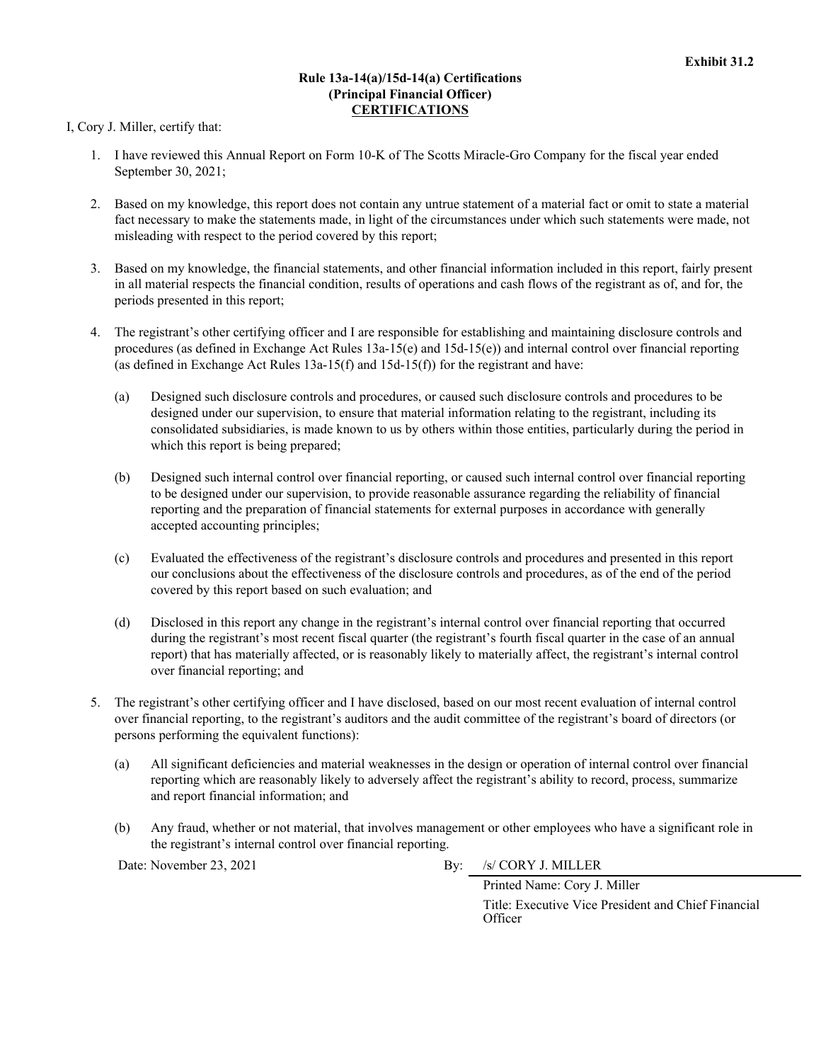**Exhibit 31.2**

**Rule 13a-14(a)/15d-14(a) Certifications**
**(Principal Financial Officer)**
**CERTIFICATIONS**

I, Cory J. Miller, certify that:

1. I have reviewed this Annual Report on Form 10-K of The Scotts Miracle-Gro Company for the fiscal year ended September 30, 2021;

2. Based on my knowledge, this report does not contain any untrue statement of a material fact or omit to state a material fact necessary to make the statements made, in light of the circumstances under which such statements were made, not misleading with respect to the period covered by this report;

3. Based on my knowledge, the financial statements, and other financial information included in this report, fairly present in all material respects the financial condition, results of operations and cash flows of the registrant as of, and for, the periods presented in this report;

4. The registrant's other certifying officer and I are responsible for establishing and maintaining disclosure controls and procedures (as defined in Exchange Act Rules 13a-15(e) and 15d-15(e)) and internal control over financial reporting (as defined in Exchange Act Rules 13a-15(f) and 15d-15(f)) for the registrant and have:

   (a) Designed such disclosure controls and procedures, or caused such disclosure controls and procedures to be designed under our supervision, to ensure that material information relating to the registrant, including its consolidated subsidiaries, is made known to us by others within those entities, particularly during the period in which this report is being prepared;

   (b) Designed such internal control over financial reporting, or caused such internal control over financial reporting to be designed under our supervision, to provide reasonable assurance regarding the reliability of financial reporting and the preparation of financial statements for external purposes in accordance with generally accepted accounting principles;

   (c) Evaluated the effectiveness of the registrant's disclosure controls and procedures and presented in this report our conclusions about the effectiveness of the disclosure controls and procedures, as of the end of the period covered by this report based on such evaluation; and

   (d) Disclosed in this report any change in the registrant's internal control over financial reporting that occurred during the registrant's most recent fiscal quarter (the registrant's fourth fiscal quarter in the case of an annual report) that has materially affected, or is reasonably likely to materially affect, the registrant's internal control over financial reporting; and

5. The registrant's other certifying officer and I have disclosed, based on our most recent evaluation of internal control over financial reporting, to the registrant's auditors and the audit committee of the registrant's board of directors (or persons performing the equivalent functions):

   (a) All significant deficiencies and material weaknesses in the design or operation of internal control over financial reporting which are reasonably likely to adversely affect the registrant's ability to record, process, summarize and report financial information; and

   (b) Any fraud, whether or not material, that involves management or other employees who have a significant role in the registrant's internal control over financial reporting.

Date: November 23, 2021

By: /s/ CORY J. MILLER

Printed Name: Cory J. Miller

Title: Executive Vice President and Chief Financial Officer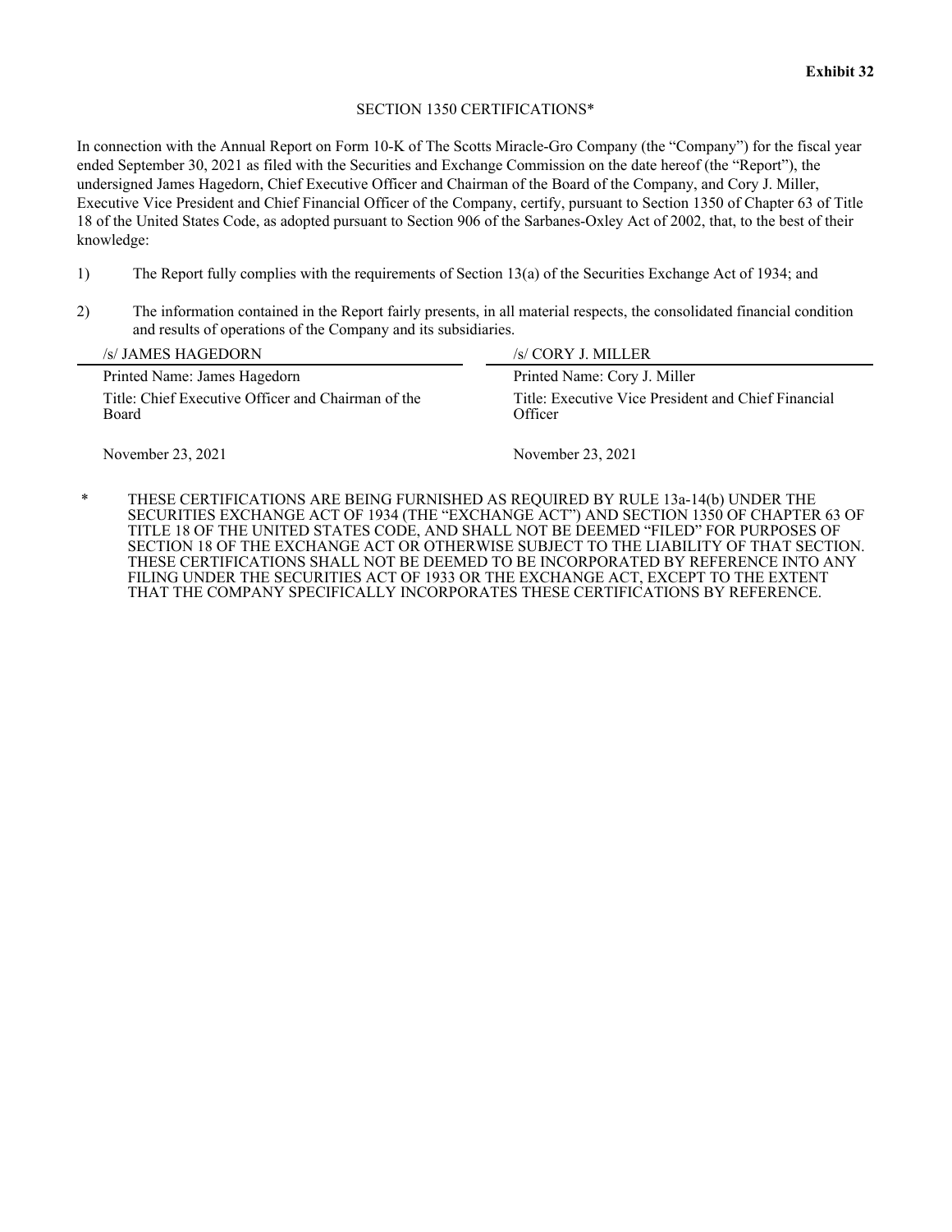**Exhibit 32**

SECTION 1350 CERTIFICATIONS*

In connection with the Annual Report on Form 10-K of The Scotts Miracle-Gro Company (the "Company") for the fiscal year ended September 30, 2021 as filed with the Securities and Exchange Commission on the date hereof (the "Report"), the undersigned James Hagedorn, Chief Executive Officer and Chairman of the Board of the Company, and Cory J. Miller, Executive Vice President and Chief Financial Officer of the Company, certify, pursuant to Section 1350 of Chapter 63 of Title 18 of the United States Code, as adopted pursuant to Section 906 of the Sarbanes-Oxley Act of 2002, that, to the best of their knowledge:

1) The Report fully complies with the requirements of Section 13(a) of the Securities Exchange Act of 1934; and

2) The information contained in the Report fairly presents, in all material respects, the consolidated financial condition and results of operations of the Company and its subsidiaries.

| | |
|---|---|
| /s/ JAMES HAGEDORN | /s/ CORY J. MILLER |
| Printed Name: James Hagedorn | Printed Name: Cory J. Miller |
| Title: Chief Executive Officer and Chairman of the Board | Title: Executive Vice President and Chief Financial Officer |
| November 23, 2021 | November 23, 2021 |

\* THESE CERTIFICATIONS ARE BEING FURNISHED AS REQUIRED BY RULE 13a-14(b) UNDER THE SECURITIES EXCHANGE ACT OF 1934 (THE "EXCHANGE ACT") AND SECTION 1350 OF CHAPTER 63 OF TITLE 18 OF THE UNITED STATES CODE, AND SHALL NOT BE DEEMED "FILED" FOR PURPOSES OF SECTION 18 OF THE EXCHANGE ACT OR OTHERWISE SUBJECT TO THE LIABILITY OF THAT SECTION. THESE CERTIFICATIONS SHALL NOT BE DEEMED TO BE INCORPORATED BY REFERENCE INTO ANY FILING UNDER THE SECURITIES ACT OF 1933 OR THE EXCHANGE ACT, EXCEPT TO THE EXTENT THAT THE COMPANY SPECIFICALLY INCORPORATES THESE CERTIFICATIONS BY REFERENCE.